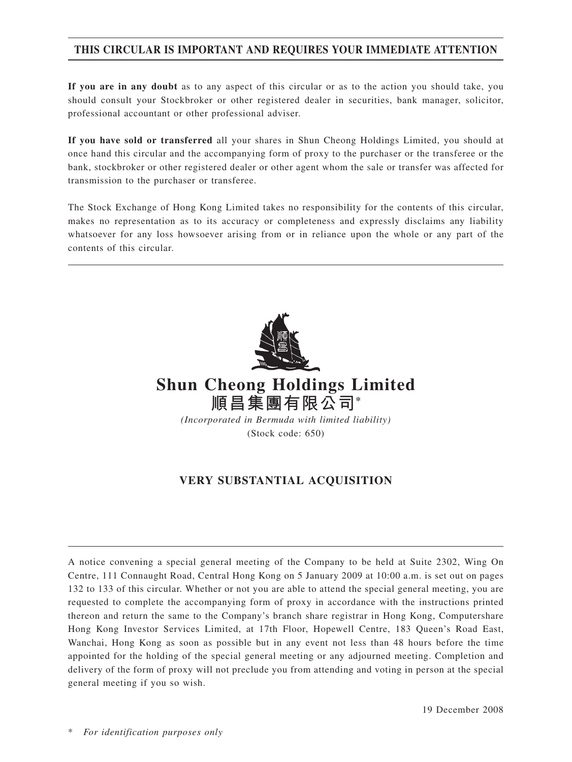**THIS CIRCULAR IS IMPORTANT AND REQUIRES YOUR IMMEDIATE ATTENTION**

**If you are in any doubt** as to any aspect of this circular or as to the action you should take, you should consult your Stockbroker or other registered dealer in securities, bank manager, solicitor, professional accountant or other professional adviser.

**If you have sold or transferred** all your shares in Shun Cheong Holdings Limited, you should at once hand this circular and the accompanying form of proxy to the purchaser or the transferee or the bank, stockbroker or other registered dealer or other agent whom the sale or transfer was affected for transmission to the purchaser or transferee.

The Stock Exchange of Hong Kong Limited takes no responsibility for the contents of this circular, makes no representation as to its accuracy or completeness and expressly disclaims any liability whatsoever for any loss howsoever arising from or in reliance upon the whole or any part of the contents of this circular.

# Shun Cheong Holdings Limited
# 順昌集團有限公司*

*(Incorporated in Bermuda with limited liability)*

(Stock code: 650)

## VERY SUBSTANTIAL ACQUISITION

A notice convening a special general meeting of the Company to be held at Suite 2302, Wing On Centre, 111 Connaught Road, Central Hong Kong on 5 January 2009 at 10:00 a.m. is set out on pages 132 to 133 of this circular. Whether or not you are able to attend the special general meeting, you are requested to complete the accompanying form of proxy in accordance with the instructions printed thereon and return the same to the Company's branch share registrar in Hong Kong, Computershare Hong Kong Investor Services Limited, at 17th Floor, Hopewell Centre, 183 Queen's Road East, Wanchai, Hong Kong as soon as possible but in any event not less than 48 hours before the time appointed for the holding of the special general meeting or any adjourned meeting. Completion and delivery of the form of proxy will not preclude you from attending and voting in person at the special general meeting if you so wish.

19 December 2008

\* *For identification purposes only*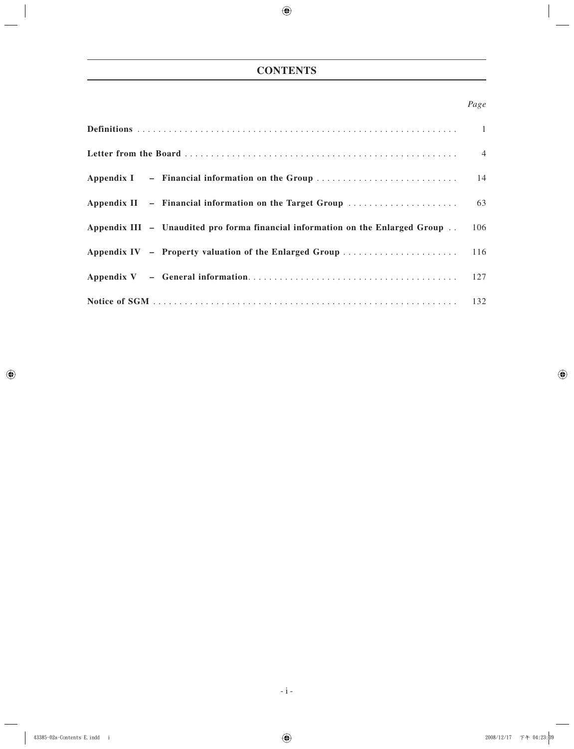# CONTENTS

| | *Page* |
|---|---|
| **Definitions** | 1 |
| **Letter from the Board** | 4 |
| **Appendix I – Financial information on the Group** | 14 |
| **Appendix II – Financial information on the Target Group** | 63 |
| **Appendix III – Unaudited pro forma financial information on the Enlarged Group** | 106 |
| **Appendix IV – Property valuation of the Enlarged Group** | 116 |
| **Appendix V – General information** | 127 |
| **Notice of SGM** | 132 |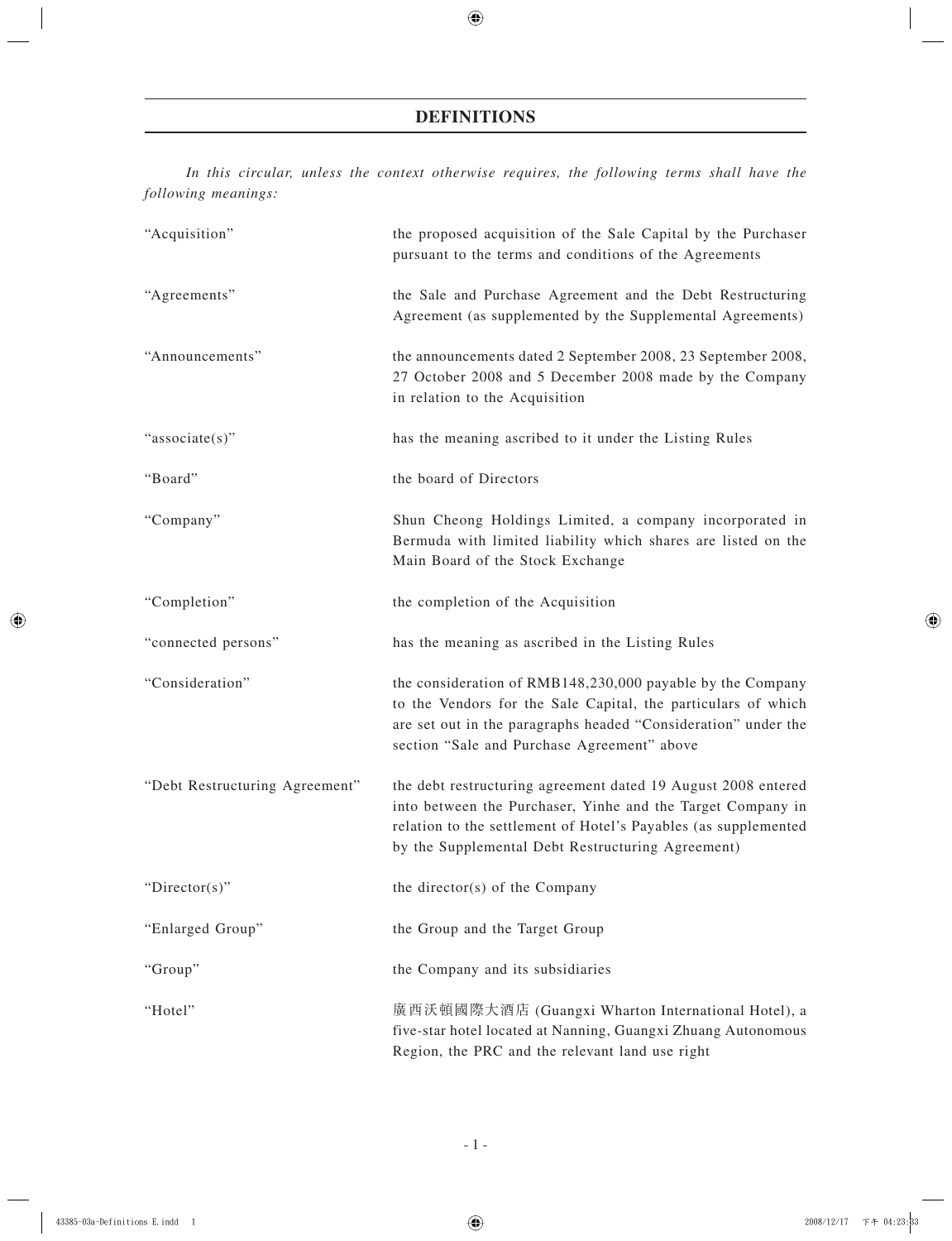# DEFINITIONS

*In this circular, unless the context otherwise requires, the following terms shall have the following meanings:*

| | |
|---|---|
| "Acquisition" | the proposed acquisition of the Sale Capital by the Purchaser pursuant to the terms and conditions of the Agreements |
| "Agreements" | the Sale and Purchase Agreement and the Debt Restructuring Agreement (as supplemented by the Supplemental Agreements) |
| "Announcements" | the announcements dated 2 September 2008, 23 September 2008, 27 October 2008 and 5 December 2008 made by the Company in relation to the Acquisition |
| "associate(s)" | has the meaning ascribed to it under the Listing Rules |
| "Board" | the board of Directors |
| "Company" | Shun Cheong Holdings Limited, a company incorporated in Bermuda with limited liability which shares are listed on the Main Board of the Stock Exchange |
| "Completion" | the completion of the Acquisition |
| "connected persons" | has the meaning as ascribed in the Listing Rules |
| "Consideration" | the consideration of RMB148,230,000 payable by the Company to the Vendors for the Sale Capital, the particulars of which are set out in the paragraphs headed "Consideration" under the section "Sale and Purchase Agreement" above |
| "Debt Restructuring Agreement" | the debt restructuring agreement dated 19 August 2008 entered into between the Purchaser, Yinhe and the Target Company in relation to the settlement of Hotel's Payables (as supplemented by the Supplemental Debt Restructuring Agreement) |
| "Director(s)" | the director(s) of the Company |
| "Enlarged Group" | the Group and the Target Group |
| "Group" | the Company and its subsidiaries |
| "Hotel" | 廣西沃頓國際大酒店 (Guangxi Wharton International Hotel), a five-star hotel located at Nanning, Guangxi Zhuang Autonomous Region, the PRC and the relevant land use right |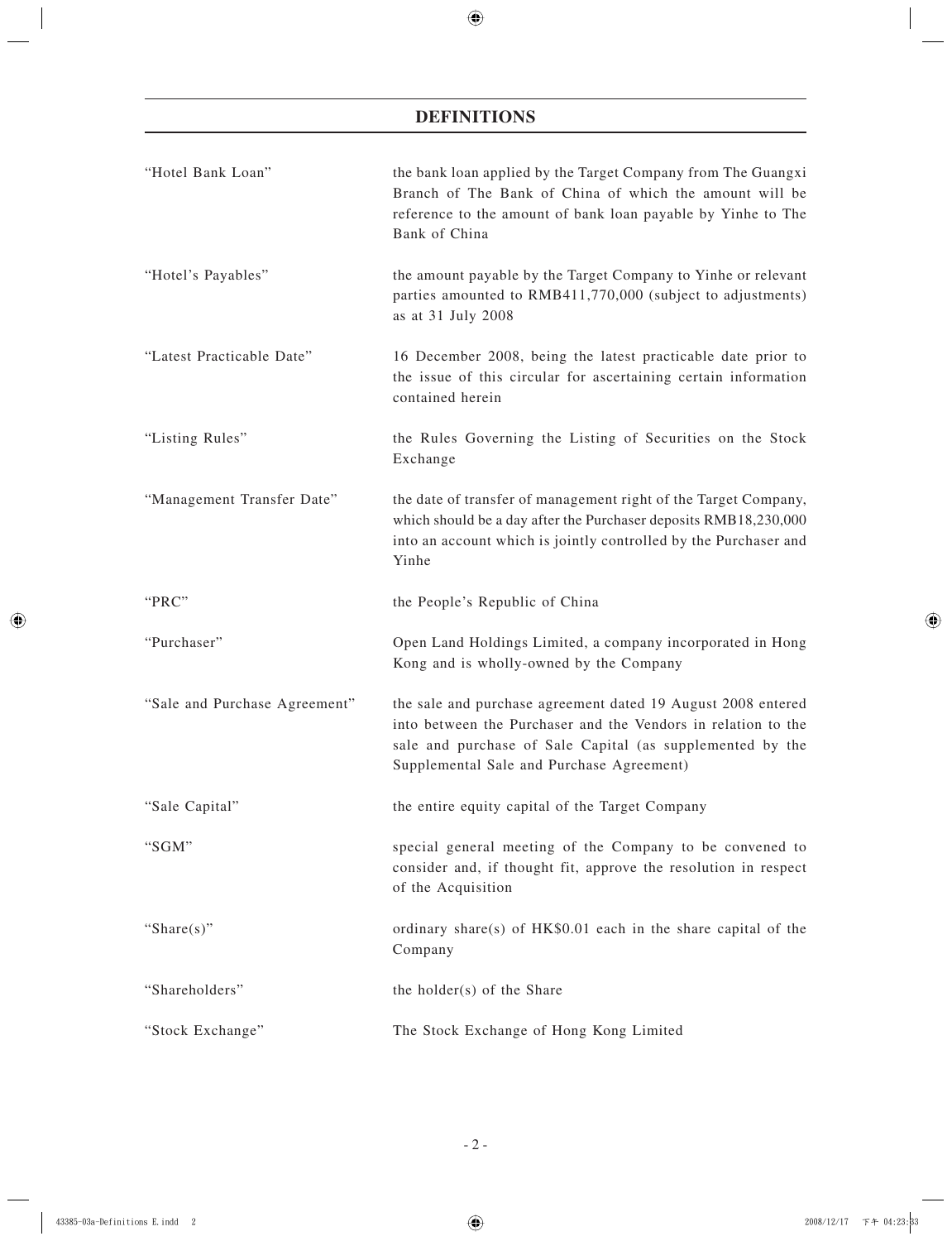# DEFINITIONS

| | |
|---|---|
| "Hotel Bank Loan" | the bank loan applied by the Target Company from The Guangxi Branch of The Bank of China of which the amount will be reference to the amount of bank loan payable by Yinhe to The Bank of China |
| "Hotel's Payables" | the amount payable by the Target Company to Yinhe or relevant parties amounted to RMB411,770,000 (subject to adjustments) as at 31 July 2008 |
| "Latest Practicable Date" | 16 December 2008, being the latest practicable date prior to the issue of this circular for ascertaining certain information contained herein |
| "Listing Rules" | the Rules Governing the Listing of Securities on the Stock Exchange |
| "Management Transfer Date" | the date of transfer of management right of the Target Company, which should be a day after the Purchaser deposits RMB18,230,000 into an account which is jointly controlled by the Purchaser and Yinhe |
| "PRC" | the People's Republic of China |
| "Purchaser" | Open Land Holdings Limited, a company incorporated in Hong Kong and is wholly-owned by the Company |
| "Sale and Purchase Agreement" | the sale and purchase agreement dated 19 August 2008 entered into between the Purchaser and the Vendors in relation to the sale and purchase of Sale Capital (as supplemented by the Supplemental Sale and Purchase Agreement) |
| "Sale Capital" | the entire equity capital of the Target Company |
| "SGM" | special general meeting of the Company to be convened to consider and, if thought fit, approve the resolution in respect of the Acquisition |
| "Share(s)" | ordinary share(s) of HK$0.01 each in the share capital of the Company |
| "Shareholders" | the holder(s) of the Share |
| "Stock Exchange" | The Stock Exchange of Hong Kong Limited |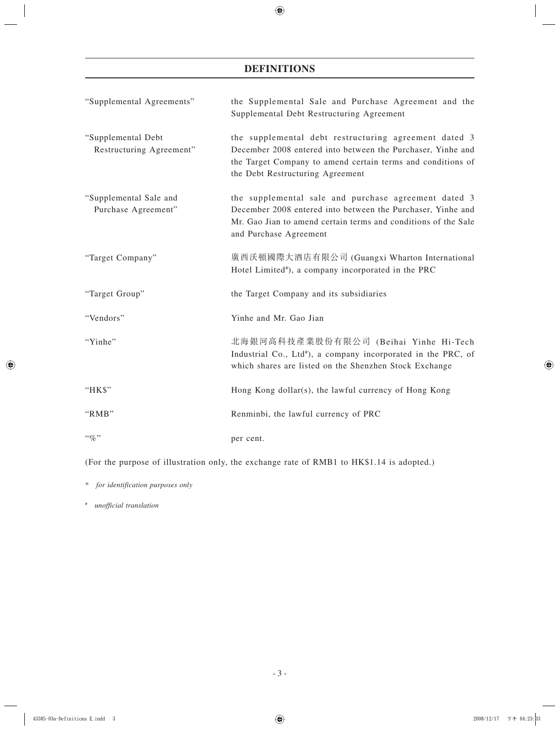## DEFINITIONS

| | |
|---|---|
| "Supplemental Agreements" | the Supplemental Sale and Purchase Agreement and the Supplemental Debt Restructuring Agreement |
| "Supplemental Debt Restructuring Agreement" | the supplemental debt restructuring agreement dated 3 December 2008 entered into between the Purchaser, Yinhe and the Target Company to amend certain terms and conditions of the Debt Restructuring Agreement |
| "Supplemental Sale and Purchase Agreement" | the supplemental sale and purchase agreement dated 3 December 2008 entered into between the Purchaser, Yinhe and Mr. Gao Jian to amend certain terms and conditions of the Sale and Purchase Agreement |
| "Target Company" | 廣西沃頓國際大酒店有限公司 (Guangxi Wharton International Hotel Limited#), a company incorporated in the PRC |
| "Target Group" | the Target Company and its subsidiaries |
| "Vendors" | Yinhe and Mr. Gao Jian |
| "Yinhe" | 北海銀河高科技產業股份有限公司 (Beihai Yinhe Hi-Tech Industrial Co., Ltd#), a company incorporated in the PRC, of which shares are listed on the Shenzhen Stock Exchange |
| "HK$" | Hong Kong dollar(s), the lawful currency of Hong Kong |
| "RMB" | Renminbi, the lawful currency of PRC |
| "%" | per cent. |

(For the purpose of illustration only, the exchange rate of RMB1 to HK$1.14 is adopted.)

\* *for identification purposes only*

# *unofficial translation*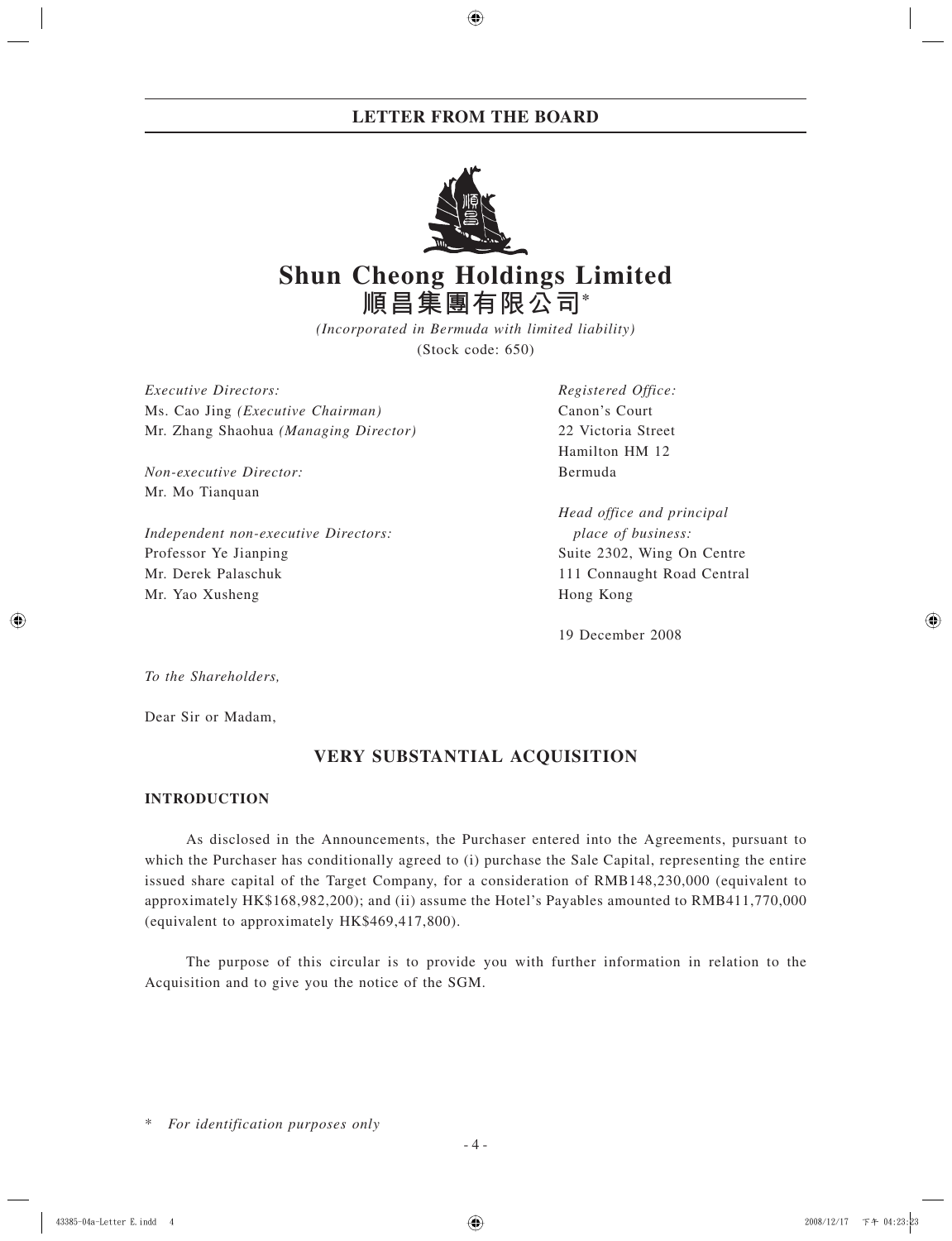# LETTER FROM THE BOARD

# Shun Cheong Holdings Limited
# 順昌集團有限公司*

*(Incorporated in Bermuda with limited liability)*
(Stock code: 650)

*Executive Directors:*
Ms. Cao Jing *(Executive Chairman)*
Mr. Zhang Shaohua *(Managing Director)*

*Non-executive Director:*
Mr. Mo Tianquan

*Independent non-executive Directors:*
Professor Ye Jianping
Mr. Derek Palaschuk
Mr. Yao Xusheng

*Registered Office:*
Canon's Court
22 Victoria Street
Hamilton HM 12
Bermuda

*Head office and principal place of business:*
Suite 2302, Wing On Centre
111 Connaught Road Central
Hong Kong

19 December 2008

*To the Shareholders,*

Dear Sir or Madam,

## VERY SUBSTANTIAL ACQUISITION

### INTRODUCTION

As disclosed in the Announcements, the Purchaser entered into the Agreements, pursuant to which the Purchaser has conditionally agreed to (i) purchase the Sale Capital, representing the entire issued share capital of the Target Company, for a consideration of RMB148,230,000 (equivalent to approximately HK$168,982,200); and (ii) assume the Hotel's Payables amounted to RMB411,770,000 (equivalent to approximately HK$469,417,800).

The purpose of this circular is to provide you with further information in relation to the Acquisition and to give you the notice of the SGM.

\* *For identification purposes only*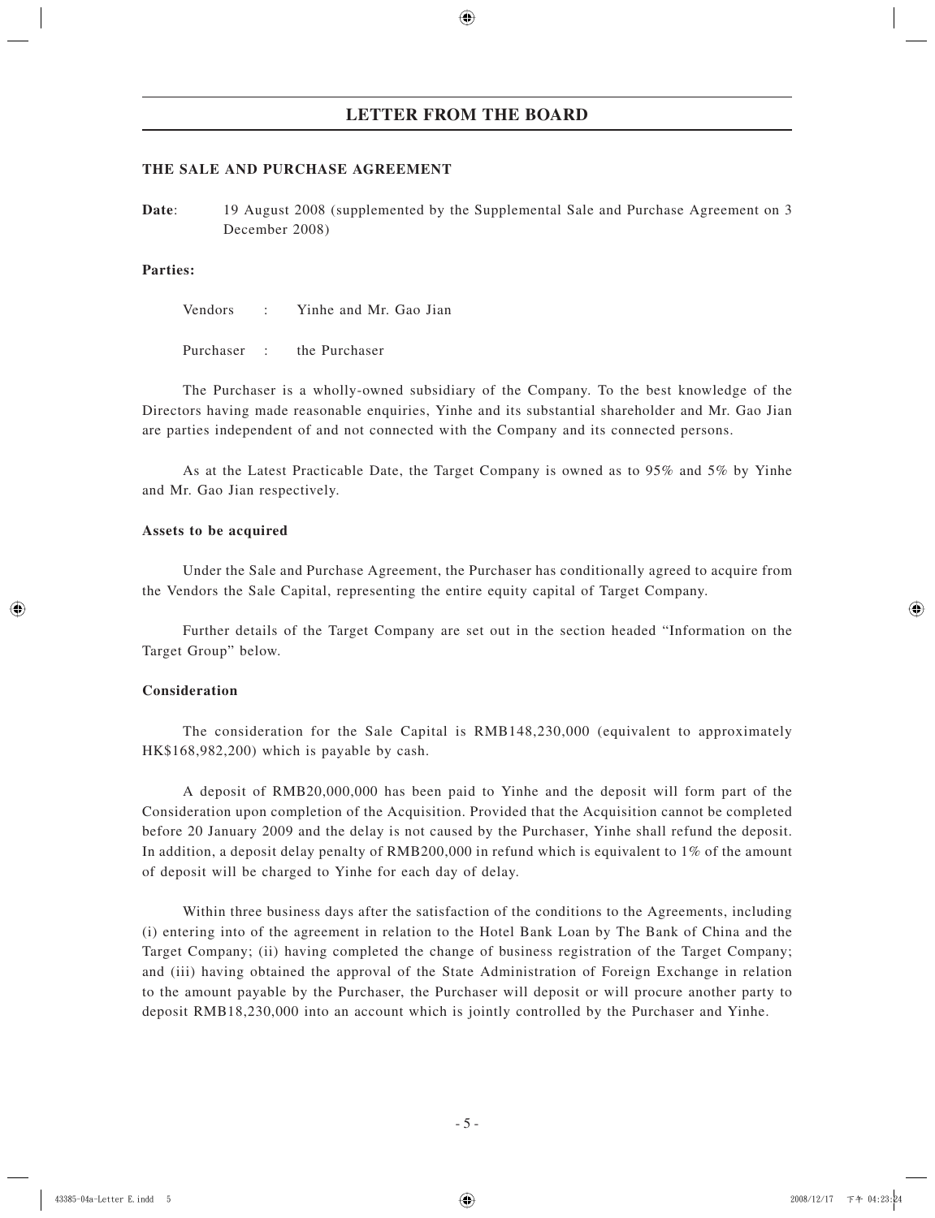## LETTER FROM THE BOARD

**THE SALE AND PURCHASE AGREEMENT**

**Date**: 19 August 2008 (supplemented by the Supplemental Sale and Purchase Agreement on 3 December 2008)

**Parties:**

Vendors : Yinhe and Mr. Gao Jian

Purchaser : the Purchaser

The Purchaser is a wholly-owned subsidiary of the Company. To the best knowledge of the Directors having made reasonable enquiries, Yinhe and its substantial shareholder and Mr. Gao Jian are parties independent of and not connected with the Company and its connected persons.

As at the Latest Practicable Date, the Target Company is owned as to 95% and 5% by Yinhe and Mr. Gao Jian respectively.

**Assets to be acquired**

Under the Sale and Purchase Agreement, the Purchaser has conditionally agreed to acquire from the Vendors the Sale Capital, representing the entire equity capital of Target Company.

Further details of the Target Company are set out in the section headed "Information on the Target Group" below.

**Consideration**

The consideration for the Sale Capital is RMB148,230,000 (equivalent to approximately HK$168,982,200) which is payable by cash.

A deposit of RMB20,000,000 has been paid to Yinhe and the deposit will form part of the Consideration upon completion of the Acquisition. Provided that the Acquisition cannot be completed before 20 January 2009 and the delay is not caused by the Purchaser, Yinhe shall refund the deposit. In addition, a deposit delay penalty of RMB200,000 in refund which is equivalent to 1% of the amount of deposit will be charged to Yinhe for each day of delay.

Within three business days after the satisfaction of the conditions to the Agreements, including (i) entering into of the agreement in relation to the Hotel Bank Loan by The Bank of China and the Target Company; (ii) having completed the change of business registration of the Target Company; and (iii) having obtained the approval of the State Administration of Foreign Exchange in relation to the amount payable by the Purchaser, the Purchaser will deposit or will procure another party to deposit RMB18,230,000 into an account which is jointly controlled by the Purchaser and Yinhe.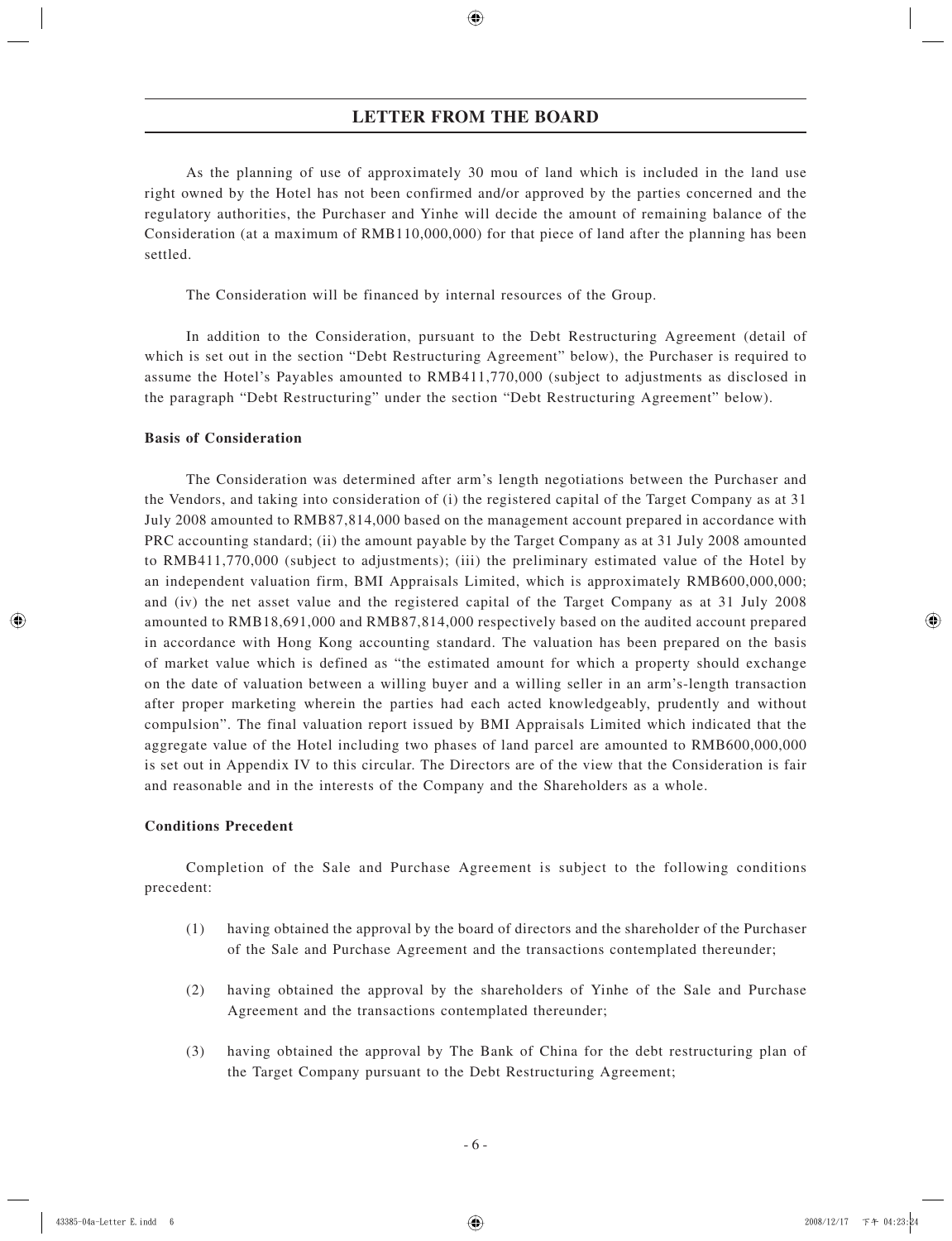As the planning of use of approximately 30 mou of land which is included in the land use right owned by the Hotel has not been confirmed and/or approved by the parties concerned and the regulatory authorities, the Purchaser and Yinhe will decide the amount of remaining balance of the Consideration (at a maximum of RMB110,000,000) for that piece of land after the planning has been settled.

The Consideration will be financed by internal resources of the Group.

In addition to the Consideration, pursuant to the Debt Restructuring Agreement (detail of which is set out in the section "Debt Restructuring Agreement" below), the Purchaser is required to assume the Hotel's Payables amounted to RMB411,770,000 (subject to adjustments as disclosed in the paragraph "Debt Restructuring" under the section "Debt Restructuring Agreement" below).

**Basis of Consideration**

The Consideration was determined after arm's length negotiations between the Purchaser and the Vendors, and taking into consideration of (i) the registered capital of the Target Company as at 31 July 2008 amounted to RMB87,814,000 based on the management account prepared in accordance with PRC accounting standard; (ii) the amount payable by the Target Company as at 31 July 2008 amounted to RMB411,770,000 (subject to adjustments); (iii) the preliminary estimated value of the Hotel by an independent valuation firm, BMI Appraisals Limited, which is approximately RMB600,000,000; and (iv) the net asset value and the registered capital of the Target Company as at 31 July 2008 amounted to RMB18,691,000 and RMB87,814,000 respectively based on the audited account prepared in accordance with Hong Kong accounting standard. The valuation has been prepared on the basis of market value which is defined as "the estimated amount for which a property should exchange on the date of valuation between a willing buyer and a willing seller in an arm's-length transaction after proper marketing wherein the parties had each acted knowledgeably, prudently and without compulsion". The final valuation report issued by BMI Appraisals Limited which indicated that the aggregate value of the Hotel including two phases of land parcel are amounted to RMB600,000,000 is set out in Appendix IV to this circular. The Directors are of the view that the Consideration is fair and reasonable and in the interests of the Company and the Shareholders as a whole.

**Conditions Precedent**

Completion of the Sale and Purchase Agreement is subject to the following conditions precedent:

(1) having obtained the approval by the board of directors and the shareholder of the Purchaser of the Sale and Purchase Agreement and the transactions contemplated thereunder;

(2) having obtained the approval by the shareholders of Yinhe of the Sale and Purchase Agreement and the transactions contemplated thereunder;

(3) having obtained the approval by The Bank of China for the debt restructuring plan of the Target Company pursuant to the Debt Restructuring Agreement;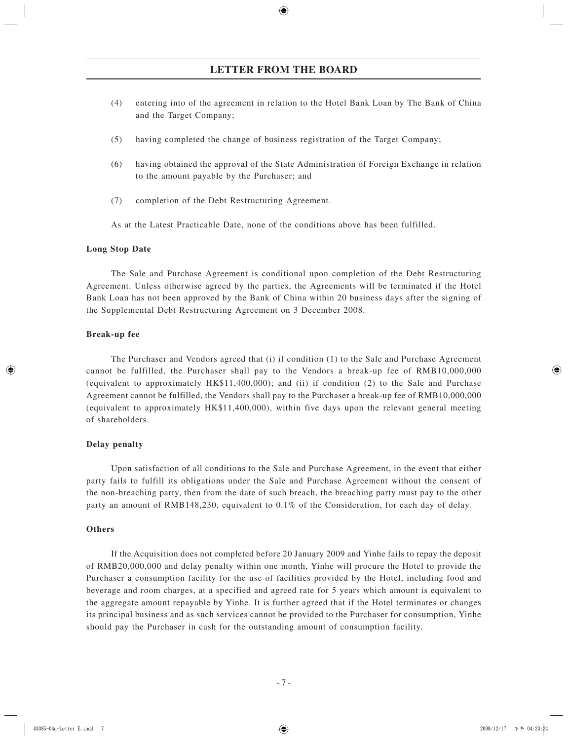(4) entering into of the agreement in relation to the Hotel Bank Loan by The Bank of China and the Target Company;

(5) having completed the change of business registration of the Target Company;

(6) having obtained the approval of the State Administration of Foreign Exchange in relation to the amount payable by the Purchaser; and

(7) completion of the Debt Restructuring Agreement.

As at the Latest Practicable Date, none of the conditions above has been fulfilled.

**Long Stop Date**

The Sale and Purchase Agreement is conditional upon completion of the Debt Restructuring Agreement. Unless otherwise agreed by the parties, the Agreements will be terminated if the Hotel Bank Loan has not been approved by the Bank of China within 20 business days after the signing of the Supplemental Debt Restructuring Agreement on 3 December 2008.

**Break-up fee**

The Purchaser and Vendors agreed that (i) if condition (1) to the Sale and Purchase Agreement cannot be fulfilled, the Purchaser shall pay to the Vendors a break-up fee of RMB10,000,000 (equivalent to approximately HK$11,400,000); and (ii) if condition (2) to the Sale and Purchase Agreement cannot be fulfilled, the Vendors shall pay to the Purchaser a break-up fee of RMB10,000,000 (equivalent to approximately HK$11,400,000), within five days upon the relevant general meeting of shareholders.

**Delay penalty**

Upon satisfaction of all conditions to the Sale and Purchase Agreement, in the event that either party fails to fulfill its obligations under the Sale and Purchase Agreement without the consent of the non-breaching party, then from the date of such breach, the breaching party must pay to the other party an amount of RMB148,230, equivalent to 0.1% of the Consideration, for each day of delay.

**Others**

If the Acquisition does not completed before 20 January 2009 and Yinhe fails to repay the deposit of RMB20,000,000 and delay penalty within one month, Yinhe will procure the Hotel to provide the Purchaser a consumption facility for the use of facilities provided by the Hotel, including food and beverage and room charges, at a specified and agreed rate for 5 years which amount is equivalent to the aggregate amount repayable by Yinhe. It is further agreed that if the Hotel terminates or changes its principal business and as such services cannot be provided to the Purchaser for consumption, Yinhe should pay the Purchaser in cash for the outstanding amount of consumption facility.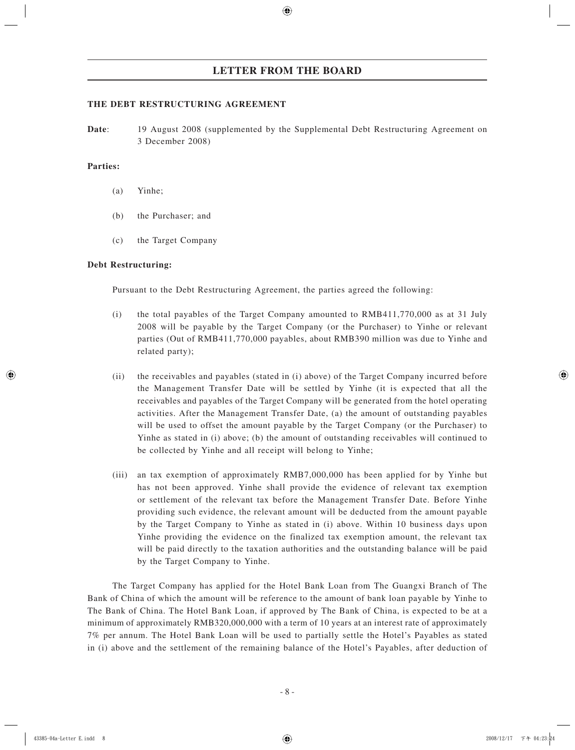## THE DEBT RESTRUCTURING AGREEMENT

**Date**: 19 August 2008 (supplemented by the Supplemental Debt Restructuring Agreement on 3 December 2008)

**Parties:**

(a) Yinhe;

(b) the Purchaser; and

(c) the Target Company

**Debt Restructuring:**

Pursuant to the Debt Restructuring Agreement, the parties agreed the following:

(i) the total payables of the Target Company amounted to RMB411,770,000 as at 31 July 2008 will be payable by the Target Company (or the Purchaser) to Yinhe or relevant parties (Out of RMB411,770,000 payables, about RMB390 million was due to Yinhe and related party);

(ii) the receivables and payables (stated in (i) above) of the Target Company incurred before the Management Transfer Date will be settled by Yinhe (it is expected that all the receivables and payables of the Target Company will be generated from the hotel operating activities. After the Management Transfer Date, (a) the amount of outstanding payables will be used to offset the amount payable by the Target Company (or the Purchaser) to Yinhe as stated in (i) above; (b) the amount of outstanding receivables will continued to be collected by Yinhe and all receipt will belong to Yinhe;

(iii) an tax exemption of approximately RMB7,000,000 has been applied for by Yinhe but has not been approved. Yinhe shall provide the evidence of relevant tax exemption or settlement of the relevant tax before the Management Transfer Date. Before Yinhe providing such evidence, the relevant amount will be deducted from the amount payable by the Target Company to Yinhe as stated in (i) above. Within 10 business days upon Yinhe providing the evidence on the finalized tax exemption amount, the relevant tax will be paid directly to the taxation authorities and the outstanding balance will be paid by the Target Company to Yinhe.

The Target Company has applied for the Hotel Bank Loan from The Guangxi Branch of The Bank of China of which the amount will be reference to the amount of bank loan payable by Yinhe to The Bank of China. The Hotel Bank Loan, if approved by The Bank of China, is expected to be at a minimum of approximately RMB320,000,000 with a term of 10 years at an interest rate of approximately 7% per annum. The Hotel Bank Loan will be used to partially settle the Hotel's Payables as stated in (i) above and the settlement of the remaining balance of the Hotel's Payables, after deduction of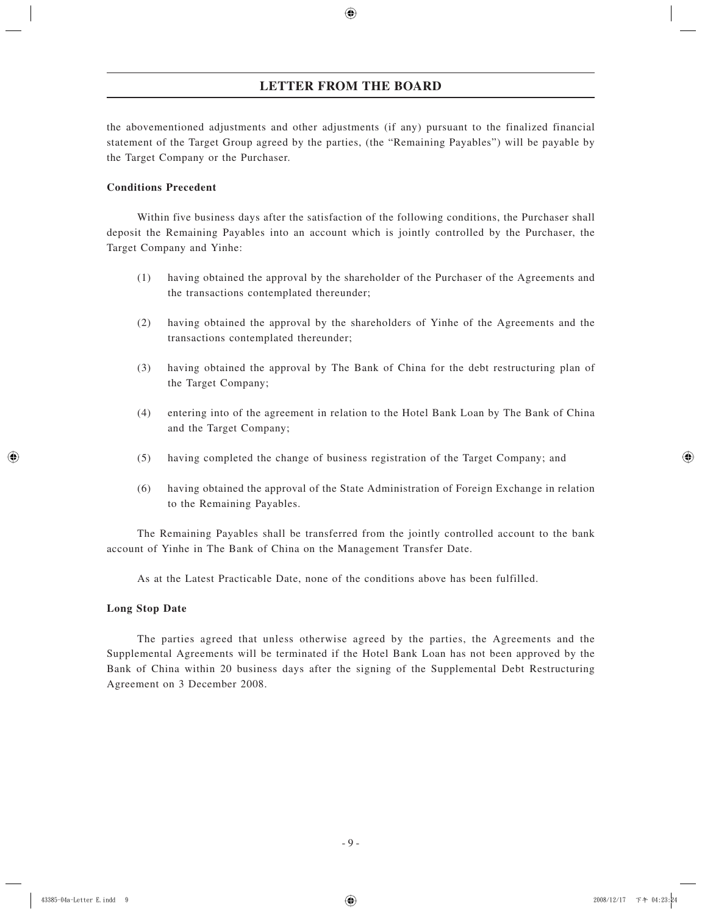the abovementioned adjustments and other adjustments (if any) pursuant to the finalized financial statement of the Target Group agreed by the parties, (the "Remaining Payables") will be payable by the Target Company or the Purchaser.

**Conditions Precedent**

Within five business days after the satisfaction of the following conditions, the Purchaser shall deposit the Remaining Payables into an account which is jointly controlled by the Purchaser, the Target Company and Yinhe:

(1) having obtained the approval by the shareholder of the Purchaser of the Agreements and the transactions contemplated thereunder;

(2) having obtained the approval by the shareholders of Yinhe of the Agreements and the transactions contemplated thereunder;

(3) having obtained the approval by The Bank of China for the debt restructuring plan of the Target Company;

(4) entering into of the agreement in relation to the Hotel Bank Loan by The Bank of China and the Target Company;

(5) having completed the change of business registration of the Target Company; and

(6) having obtained the approval of the State Administration of Foreign Exchange in relation to the Remaining Payables.

The Remaining Payables shall be transferred from the jointly controlled account to the bank account of Yinhe in The Bank of China on the Management Transfer Date.

As at the Latest Practicable Date, none of the conditions above has been fulfilled.

**Long Stop Date**

The parties agreed that unless otherwise agreed by the parties, the Agreements and the Supplemental Agreements will be terminated if the Hotel Bank Loan has not been approved by the Bank of China within 20 business days after the signing of the Supplemental Debt Restructuring Agreement on 3 December 2008.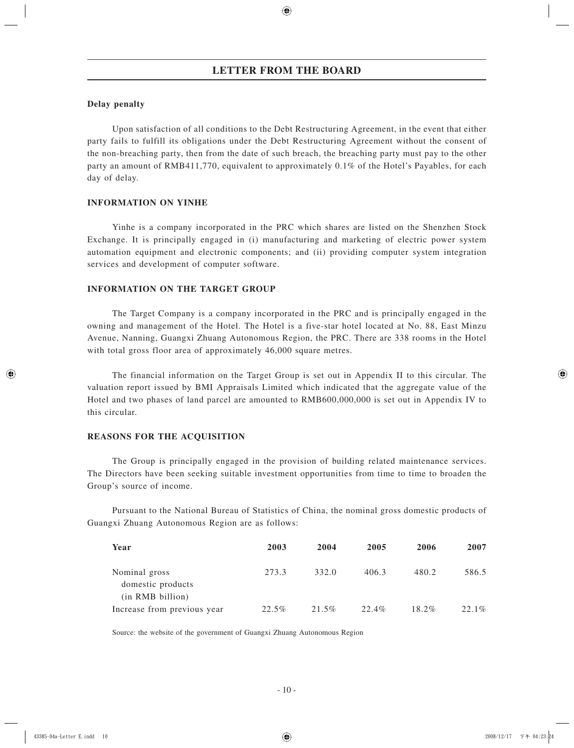### Delay penalty

Upon satisfaction of all conditions to the Debt Restructuring Agreement, in the event that either party fails to fulfill its obligations under the Debt Restructuring Agreement without the consent of the non-breaching party, then from the date of such breach, the breaching party must pay to the other party an amount of RMB411,770, equivalent to approximately 0.1% of the Hotel's Payables, for each day of delay.

## INFORMATION ON YINHE

Yinhe is a company incorporated in the PRC which shares are listed on the Shenzhen Stock Exchange. It is principally engaged in (i) manufacturing and marketing of electric power system automation equipment and electronic components; and (ii) providing computer system integration services and development of computer software.

## INFORMATION ON THE TARGET GROUP

The Target Company is a company incorporated in the PRC and is principally engaged in the owning and management of the Hotel. The Hotel is a five-star hotel located at No. 88, East Minzu Avenue, Nanning, Guangxi Zhuang Autonomous Region, the PRC. There are 338 rooms in the Hotel with total gross floor area of approximately 46,000 square metres.

The financial information on the Target Group is set out in Appendix II to this circular. The valuation report issued by BMI Appraisals Limited which indicated that the aggregate value of the Hotel and two phases of land parcel are amounted to RMB600,000,000 is set out in Appendix IV to this circular.

## REASONS FOR THE ACQUISITION

The Group is principally engaged in the provision of building related maintenance services. The Directors have been seeking suitable investment opportunities from time to time to broaden the Group's source of income.

Pursuant to the National Bureau of Statistics of China, the nominal gross domestic products of Guangxi Zhuang Autonomous Region are as follows:

| Year | 2003 | 2004 | 2005 | 2006 | 2007 |
|---|---|---|---|---|---|
| Nominal gross domestic products (in RMB billion) | 273.3 | 332.0 | 406.3 | 480.2 | 586.5 |
| Increase from previous year | 22.5% | 21.5% | 22.4% | 18.2% | 22.1% |

Source: the website of the government of Guangxi Zhuang Autonomous Region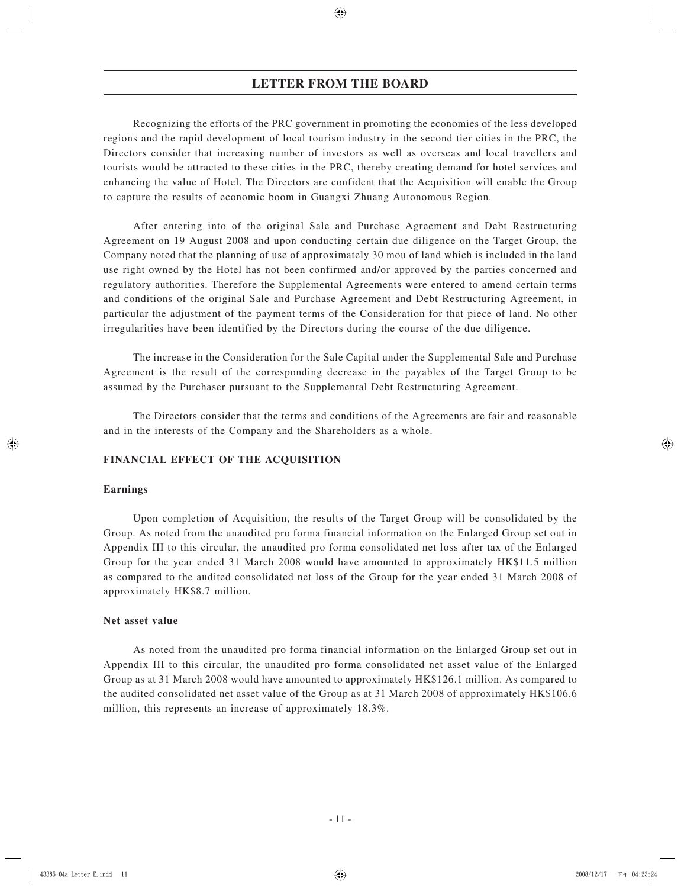Recognizing the efforts of the PRC government in promoting the economies of the less developed regions and the rapid development of local tourism industry in the second tier cities in the PRC, the Directors consider that increasing number of investors as well as overseas and local travellers and tourists would be attracted to these cities in the PRC, thereby creating demand for hotel services and enhancing the value of Hotel. The Directors are confident that the Acquisition will enable the Group to capture the results of economic boom in Guangxi Zhuang Autonomous Region.

After entering into of the original Sale and Purchase Agreement and Debt Restructuring Agreement on 19 August 2008 and upon conducting certain due diligence on the Target Group, the Company noted that the planning of use of approximately 30 mou of land which is included in the land use right owned by the Hotel has not been confirmed and/or approved by the parties concerned and regulatory authorities. Therefore the Supplemental Agreements were entered to amend certain terms and conditions of the original Sale and Purchase Agreement and Debt Restructuring Agreement, in particular the adjustment of the payment terms of the Consideration for that piece of land. No other irregularities have been identified by the Directors during the course of the due diligence.

The increase in the Consideration for the Sale Capital under the Supplemental Sale and Purchase Agreement is the result of the corresponding decrease in the payables of the Target Group to be assumed by the Purchaser pursuant to the Supplemental Debt Restructuring Agreement.

The Directors consider that the terms and conditions of the Agreements are fair and reasonable and in the interests of the Company and the Shareholders as a whole.

## FINANCIAL EFFECT OF THE ACQUISITION

### Earnings

Upon completion of Acquisition, the results of the Target Group will be consolidated by the Group. As noted from the unaudited pro forma financial information on the Enlarged Group set out in Appendix III to this circular, the unaudited pro forma consolidated net loss after tax of the Enlarged Group for the year ended 31 March 2008 would have amounted to approximately HK$11.5 million as compared to the audited consolidated net loss of the Group for the year ended 31 March 2008 of approximately HK$8.7 million.

### Net asset value

As noted from the unaudited pro forma financial information on the Enlarged Group set out in Appendix III to this circular, the unaudited pro forma consolidated net asset value of the Enlarged Group as at 31 March 2008 would have amounted to approximately HK$126.1 million. As compared to the audited consolidated net asset value of the Group as at 31 March 2008 of approximately HK$106.6 million, this represents an increase of approximately 18.3%.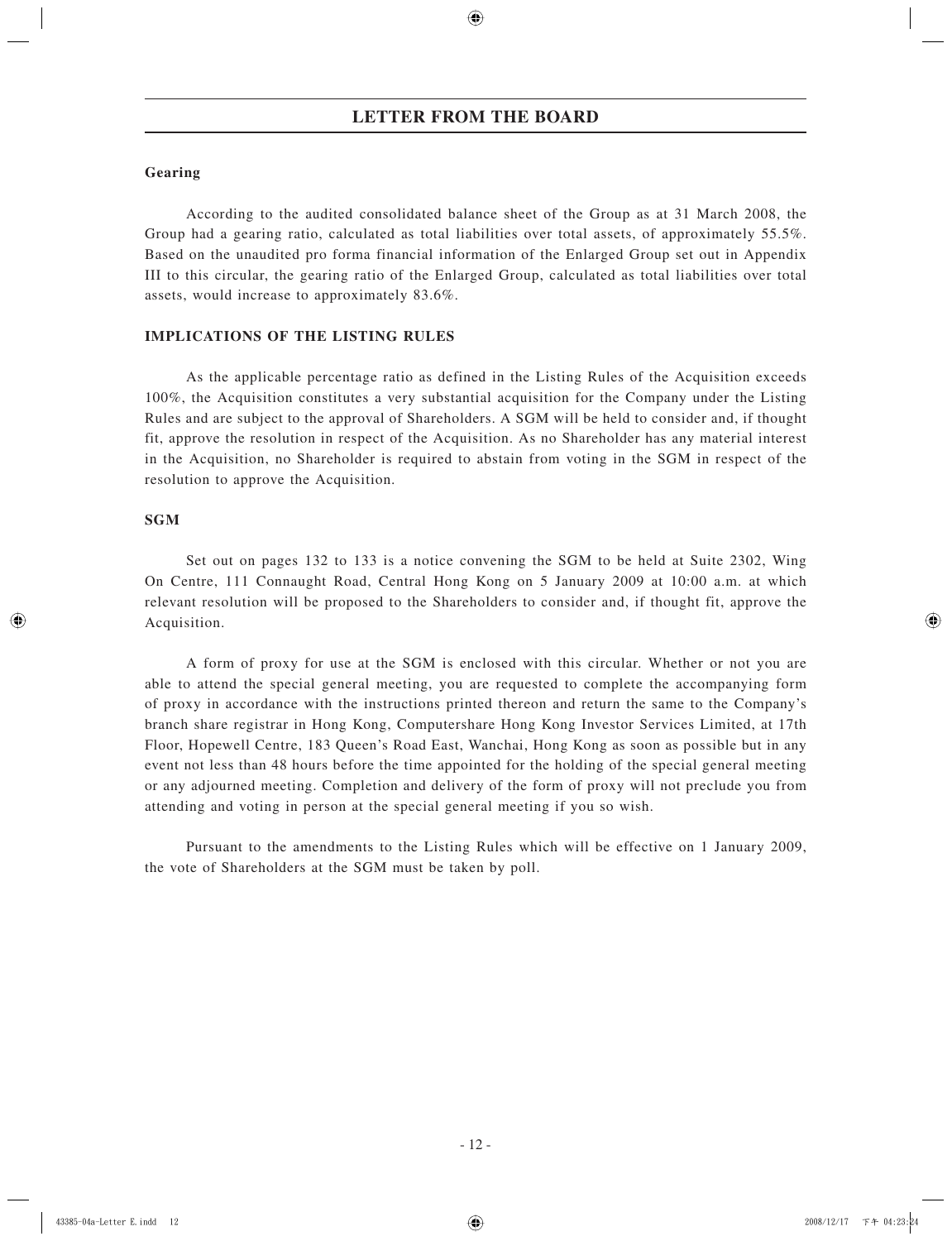# LETTER FROM THE BOARD

### Gearing

According to the audited consolidated balance sheet of the Group as at 31 March 2008, the Group had a gearing ratio, calculated as total liabilities over total assets, of approximately 55.5%. Based on the unaudited pro forma financial information of the Enlarged Group set out in Appendix III to this circular, the gearing ratio of the Enlarged Group, calculated as total liabilities over total assets, would increase to approximately 83.6%.

## IMPLICATIONS OF THE LISTING RULES

As the applicable percentage ratio as defined in the Listing Rules of the Acquisition exceeds 100%, the Acquisition constitutes a very substantial acquisition for the Company under the Listing Rules and are subject to the approval of Shareholders. A SGM will be held to consider and, if thought fit, approve the resolution in respect of the Acquisition. As no Shareholder has any material interest in the Acquisition, no Shareholder is required to abstain from voting in the SGM in respect of the resolution to approve the Acquisition.

## SGM

Set out on pages 132 to 133 is a notice convening the SGM to be held at Suite 2302, Wing On Centre, 111 Connaught Road, Central Hong Kong on 5 January 2009 at 10:00 a.m. at which relevant resolution will be proposed to the Shareholders to consider and, if thought fit, approve the Acquisition.

A form of proxy for use at the SGM is enclosed with this circular. Whether or not you are able to attend the special general meeting, you are requested to complete the accompanying form of proxy in accordance with the instructions printed thereon and return the same to the Company's branch share registrar in Hong Kong, Computershare Hong Kong Investor Services Limited, at 17th Floor, Hopewell Centre, 183 Queen's Road East, Wanchai, Hong Kong as soon as possible but in any event not less than 48 hours before the time appointed for the holding of the special general meeting or any adjourned meeting. Completion and delivery of the form of proxy will not preclude you from attending and voting in person at the special general meeting if you so wish.

Pursuant to the amendments to the Listing Rules which will be effective on 1 January 2009, the vote of Shareholders at the SGM must be taken by poll.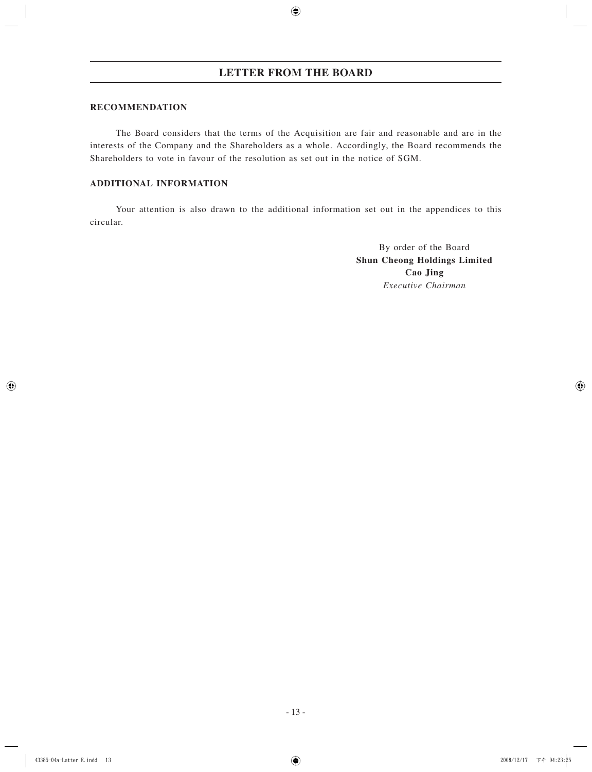## LETTER FROM THE BOARD

### RECOMMENDATION

The Board considers that the terms of the Acquisition are fair and reasonable and are in the interests of the Company and the Shareholders as a whole. Accordingly, the Board recommends the Shareholders to vote in favour of the resolution as set out in the notice of SGM.

### ADDITIONAL INFORMATION

Your attention is also drawn to the additional information set out in the appendices to this circular.

By order of the Board
**Shun Cheong Holdings Limited**
**Cao Jing**
*Executive Chairman*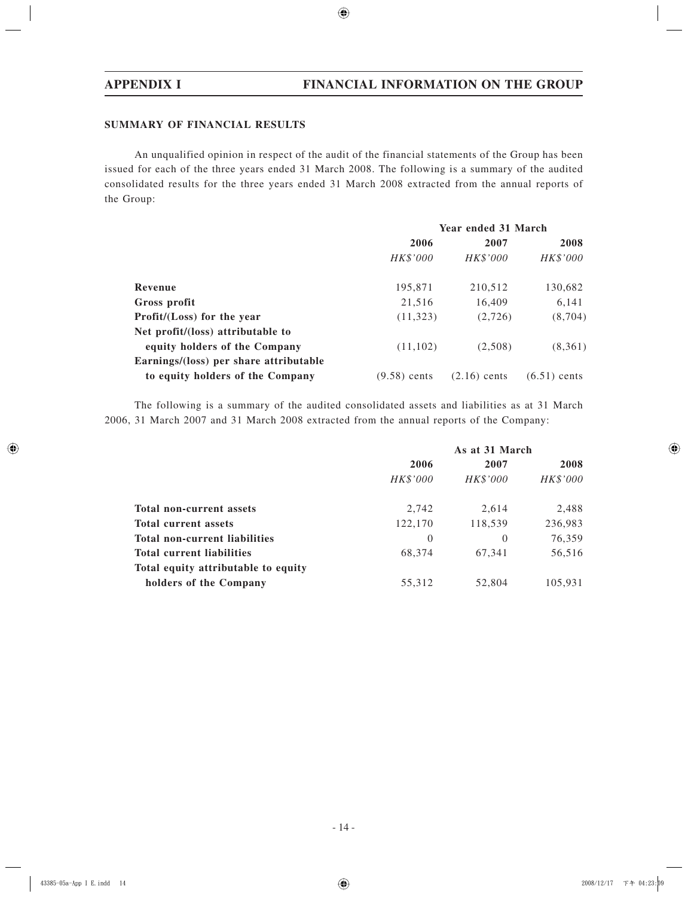## SUMMARY OF FINANCIAL RESULTS

An unqualified opinion in respect of the audit of the financial statements of the Group has been issued for each of the three years ended 31 March 2008. The following is a summary of the audited consolidated results for the three years ended 31 March 2008 extracted from the annual reports of the Group:

| | Year ended 31 March | | |
|---|---|---|---|
| | **2006** | **2007** | **2008** |
| | *HK$'000* | *HK$'000* | *HK$'000* |
| **Revenue** | 195,871 | 210,512 | 130,682 |
| **Gross profit** | 21,516 | 16,409 | 6,141 |
| **Profit/(Loss) for the year** | (11,323) | (2,726) | (8,704) |
| **Net profit/(loss) attributable to equity holders of the Company** | (11,102) | (2,508) | (8,361) |
| **Earnings/(loss) per share attributable to equity holders of the Company** | (9.58) cents | (2.16) cents | (6.51) cents |

The following is a summary of the audited consolidated assets and liabilities as at 31 March 2006, 31 March 2007 and 31 March 2008 extracted from the annual reports of the Company:

| | As at 31 March | | |
|---|---|---|---|
| | **2006** | **2007** | **2008** |
| | *HK$'000* | *HK$'000* | *HK$'000* |
| **Total non-current assets** | 2,742 | 2,614 | 2,488 |
| **Total current assets** | 122,170 | 118,539 | 236,983 |
| **Total non-current liabilities** | 0 | 0 | 76,359 |
| **Total current liabilities** | 68,374 | 67,341 | 56,516 |
| **Total equity attributable to equity holders of the Company** | 55,312 | 52,804 | 105,931 |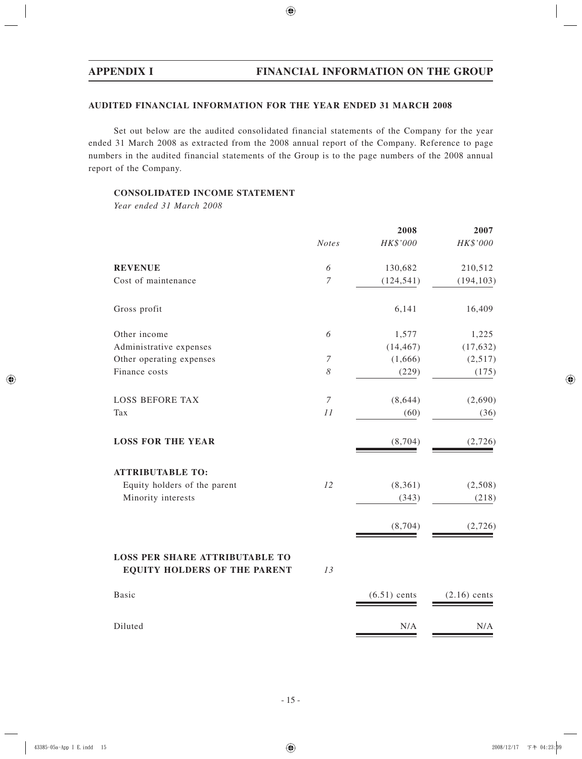## AUDITED FINANCIAL INFORMATION FOR THE YEAR ENDED 31 MARCH 2008

Set out below are the audited consolidated financial statements of the Company for the year ended 31 March 2008 as extracted from the 2008 annual report of the Company. Reference to page numbers in the audited financial statements of the Group is to the page numbers of the 2008 annual report of the Company.

### CONSOLIDATED INCOME STATEMENT

*Year ended 31 March 2008*

| | *Notes* | **2008** *HK$'000* | **2007** *HK$'000* |
|---|---|---|---|
| **REVENUE** | *6* | 130,682 | 210,512 |
| Cost of maintenance | *7* | (124,541) | (194,103) |
| Gross profit | | 6,141 | 16,409 |
| Other income | *6* | 1,577 | 1,225 |
| Administrative expenses | | (14,467) | (17,632) |
| Other operating expenses | *7* | (1,666) | (2,517) |
| Finance costs | *8* | (229) | (175) |
| LOSS BEFORE TAX | *7* | (8,644) | (2,690) |
| Tax | *11* | (60) | (36) |
| **LOSS FOR THE YEAR** | | (8,704) | (2,726) |
| **ATTRIBUTABLE TO:** | | | |
| Equity holders of the parent | *12* | (8,361) | (2,508) |
| Minority interests | | (343) | (218) |
| | | (8,704) | (2,726) |
| **LOSS PER SHARE ATTRIBUTABLE TO EQUITY HOLDERS OF THE PARENT** | *13* | | |
| Basic | | (6.51) cents | (2.16) cents |
| Diluted | | N/A | N/A |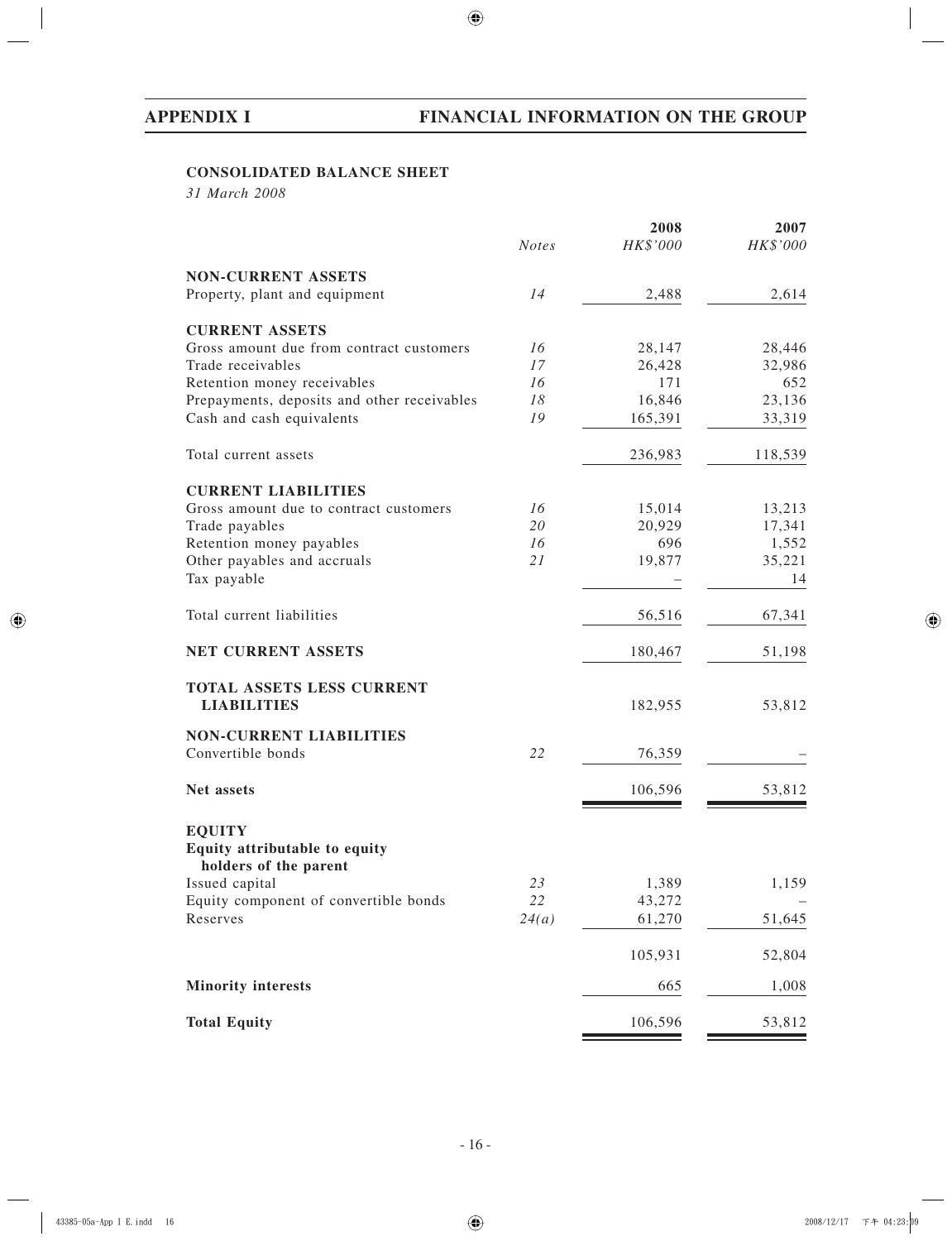## CONSOLIDATED BALANCE SHEET

*31 March 2008*

| | *Notes* | 2008 *HK$'000* | 2007 *HK$'000* |
|---|---|---|---|
| **NON-CURRENT ASSETS** | | | |
| Property, plant and equipment | *14* | 2,488 | 2,614 |
| **CURRENT ASSETS** | | | |
| Gross amount due from contract customers | *16* | 28,147 | 28,446 |
| Trade receivables | *17* | 26,428 | 32,986 |
| Retention money receivables | *16* | 171 | 652 |
| Prepayments, deposits and other receivables | *18* | 16,846 | 23,136 |
| Cash and cash equivalents | *19* | 165,391 | 33,319 |
| Total current assets | | 236,983 | 118,539 |
| **CURRENT LIABILITIES** | | | |
| Gross amount due to contract customers | *16* | 15,014 | 13,213 |
| Trade payables | *20* | 20,929 | 17,341 |
| Retention money payables | *16* | 696 | 1,552 |
| Other payables and accruals | *21* | 19,877 | 35,221 |
| Tax payable | | – | 14 |
| Total current liabilities | | 56,516 | 67,341 |
| **NET CURRENT ASSETS** | | 180,467 | 51,198 |
| **TOTAL ASSETS LESS CURRENT LIABILITIES** | | 182,955 | 53,812 |
| **NON-CURRENT LIABILITIES** | | | |
| Convertible bonds | *22* | 76,359 | – |
| **Net assets** | | 106,596 | 53,812 |
| **EQUITY** | | | |
| **Equity attributable to equity holders of the parent** | | | |
| Issued capital | *23* | 1,389 | 1,159 |
| Equity component of convertible bonds | *22* | 43,272 | – |
| Reserves | *24(a)* | 61,270 | 51,645 |
| | | 105,931 | 52,804 |
| **Minority interests** | | 665 | 1,008 |
| **Total Equity** | | 106,596 | 53,812 |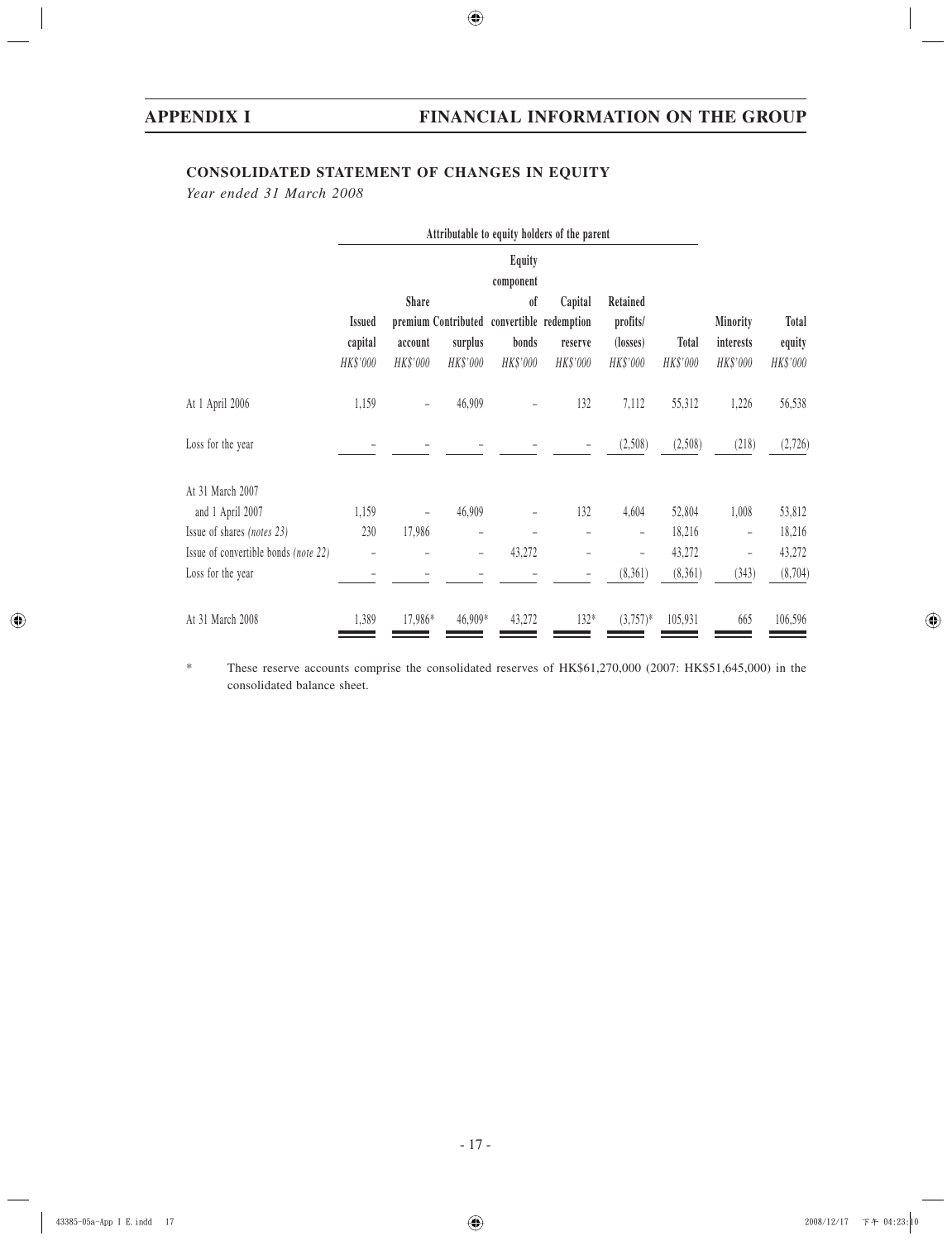## CONSOLIDATED STATEMENT OF CHANGES IN EQUITY

*Year ended 31 March 2008*

| | Attributable to equity holders of the parent | | | | | | | | |
|---|---|---|---|---|---|---|---|---|---|
| | Issued capital | Share premium account | Contributed surplus | Equity component of convertible bonds | Capital redemption reserve | Retained profits/ (losses) | Total | Minority interests | Total equity |
| | *HK$'000* | *HK$'000* | *HK$'000* | *HK$'000* | *HK$'000* | *HK$'000* | *HK$'000* | *HK$'000* | *HK$'000* |
| At 1 April 2006 | 1,159 | – | 46,909 | – | 132 | 7,112 | 55,312 | 1,226 | 56,538 |
| Loss for the year | – | – | – | – | – | (2,508) | (2,508) | (218) | (2,726) |
| At 31 March 2007 and 1 April 2007 | 1,159 | – | 46,909 | – | 132 | 4,604 | 52,804 | 1,008 | 53,812 |
| Issue of shares *(notes 23)* | 230 | 17,986 | – | – | – | – | 18,216 | – | 18,216 |
| Issue of convertible bonds *(note 22)* | – | – | – | 43,272 | – | – | 43,272 | – | 43,272 |
| Loss for the year | – | – | – | – | – | (8,361) | (8,361) | (343) | (8,704) |
| At 31 March 2008 | 1,389 | 17,986* | 46,909* | 43,272 | 132* | (3,757)* | 105,931 | 665 | 106,596 |

\* These reserve accounts comprise the consolidated reserves of HK$61,270,000 (2007: HK$51,645,000) in the consolidated balance sheet.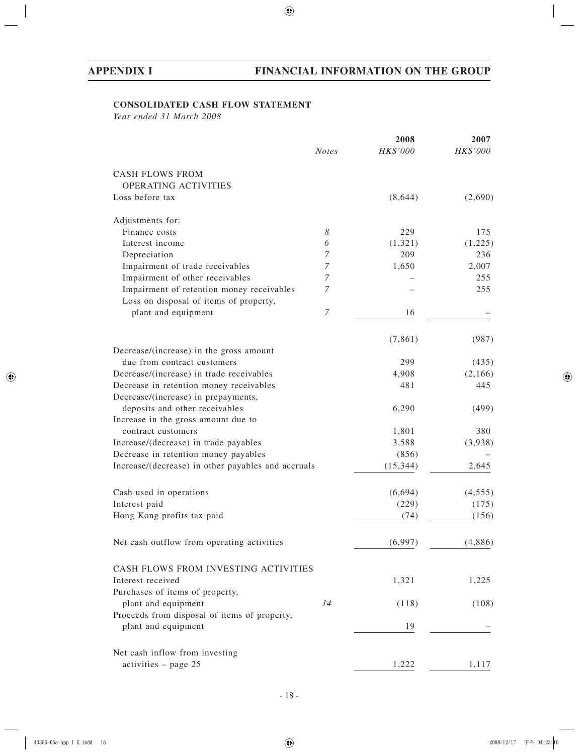## APPENDIX I FINANCIAL INFORMATION ON THE GROUP

**CONSOLIDATED CASH FLOW STATEMENT**

*Year ended 31 March 2008*

| | *Notes* | **2008** *HK$'000* | **2007** *HK$'000* |
|---|---|---|---|
| CASH FLOWS FROM OPERATING ACTIVITIES | | | |
| Loss before tax | | (8,644) | (2,690) |
| Adjustments for: | | | |
| Finance costs | *8* | 229 | 175 |
| Interest income | *6* | (1,321) | (1,225) |
| Depreciation | *7* | 209 | 236 |
| Impairment of trade receivables | *7* | 1,650 | 2,007 |
| Impairment of other receivables | *7* | – | 255 |
| Impairment of retention money receivables | *7* | – | 255 |
| Loss on disposal of items of property, plant and equipment | *7* | 16 | – |
| | | (7,861) | (987) |
| Decrease/(increase) in the gross amount due from contract customers | | 299 | (435) |
| Decrease/(increase) in trade receivables | | 4,908 | (2,166) |
| Decrease in retention money receivables | | 481 | 445 |
| Decrease/(increase) in prepayments, deposits and other receivables | | 6,290 | (499) |
| Increase in the gross amount due to contract customers | | 1,801 | 380 |
| Increase/(decrease) in trade payables | | 3,588 | (3,938) |
| Decrease in retention money payables | | (856) | – |
| Increase/(decrease) in other payables and accruals | | (15,344) | 2,645 |
| Cash used in operations | | (6,694) | (4,555) |
| Interest paid | | (229) | (175) |
| Hong Kong profits tax paid | | (74) | (156) |
| Net cash outflow from operating activities | | (6,997) | (4,886) |
| CASH FLOWS FROM INVESTING ACTIVITIES | | | |
| Interest received | | 1,321 | 1,225 |
| Purchases of items of property, plant and equipment | *14* | (118) | (108) |
| Proceeds from disposal of items of property, plant and equipment | | 19 | – |
| Net cash inflow from investing activities – page 25 | | 1,222 | 1,117 |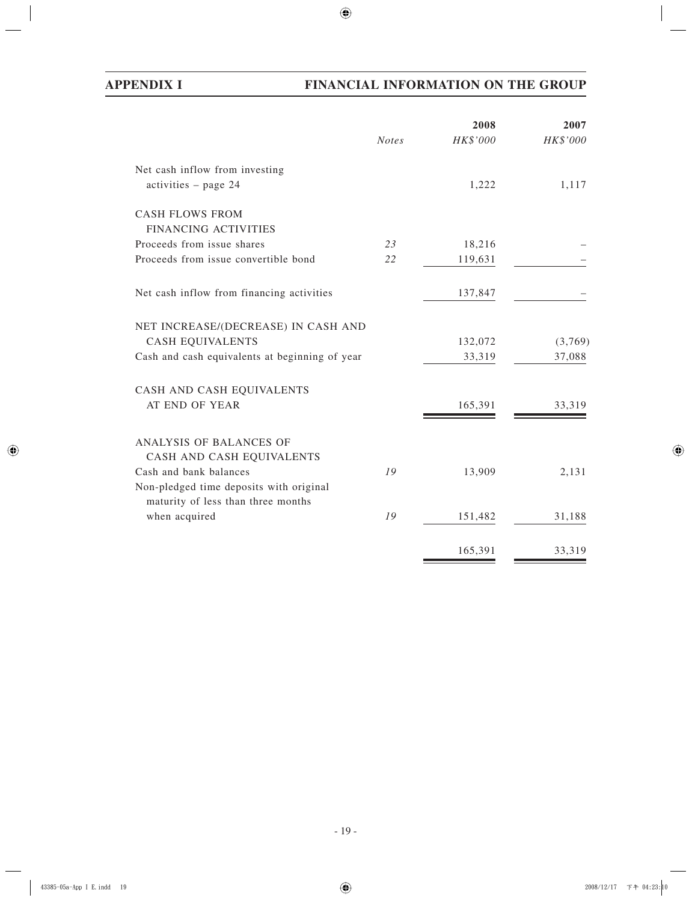## APPENDIX I FINANCIAL INFORMATION ON THE GROUP

| | *Notes* | **2008** *HK$'000* | **2007** *HK$'000* |
|---|---|---|---|
| Net cash inflow from investing activities – page 24 | | 1,222 | 1,117 |
| CASH FLOWS FROM FINANCING ACTIVITIES | | | |
| Proceeds from issue shares | *23* | 18,216 | – |
| Proceeds from issue convertible bond | *22* | 119,631 | – |
| Net cash inflow from financing activities | | 137,847 | – |
| NET INCREASE/(DECREASE) IN CASH AND CASH EQUIVALENTS | | 132,072 | (3,769) |
| Cash and cash equivalents at beginning of year | | 33,319 | 37,088 |
| CASH AND CASH EQUIVALENTS AT END OF YEAR | | 165,391 | 33,319 |
| ANALYSIS OF BALANCES OF CASH AND CASH EQUIVALENTS | | | |
| Cash and bank balances | *19* | 13,909 | 2,131 |
| Non-pledged time deposits with original maturity of less than three months when acquired | *19* | 151,482 | 31,188 |
| | | 165,391 | 33,319 |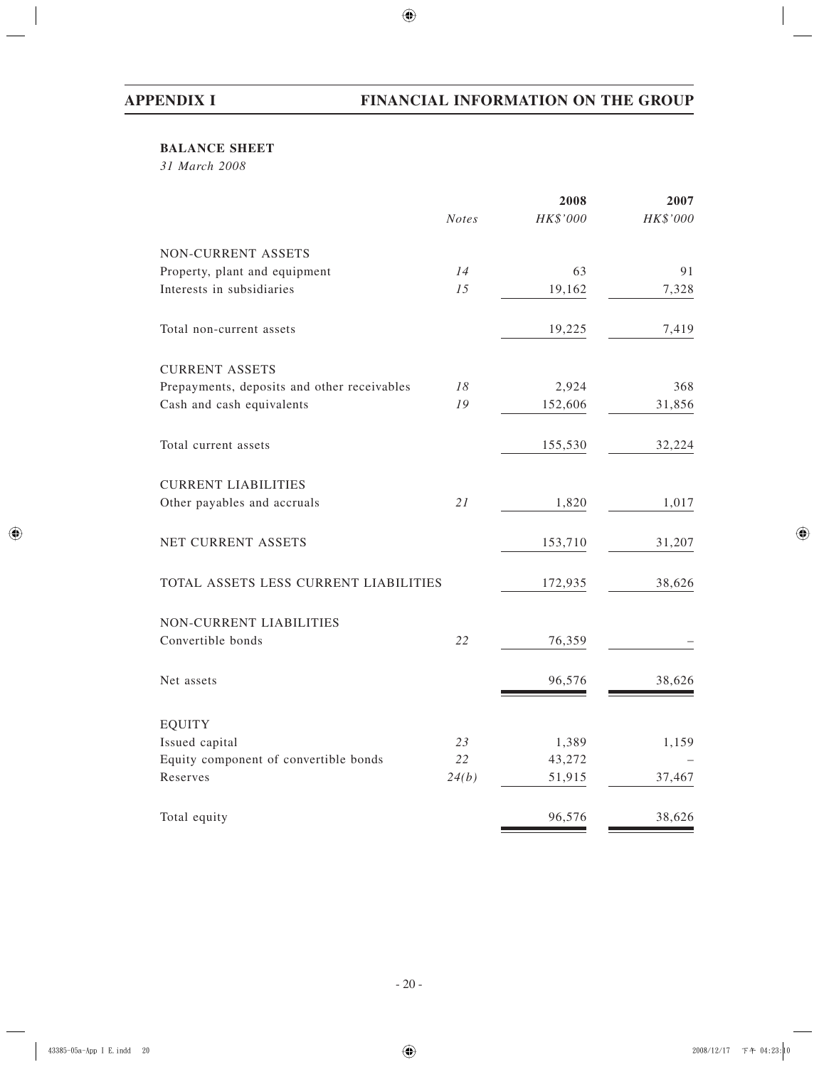## BALANCE SHEET

*31 March 2008*

| | *Notes* | 2008 *HK$'000* | 2007 *HK$'000* |
|---|---|---|---|
| NON-CURRENT ASSETS | | | |
| Property, plant and equipment | *14* | 63 | 91 |
| Interests in subsidiaries | *15* | 19,162 | 7,328 |
| Total non-current assets | | 19,225 | 7,419 |
| CURRENT ASSETS | | | |
| Prepayments, deposits and other receivables | *18* | 2,924 | 368 |
| Cash and cash equivalents | *19* | 152,606 | 31,856 |
| Total current assets | | 155,530 | 32,224 |
| CURRENT LIABILITIES | | | |
| Other payables and accruals | *21* | 1,820 | 1,017 |
| NET CURRENT ASSETS | | 153,710 | 31,207 |
| TOTAL ASSETS LESS CURRENT LIABILITIES | | 172,935 | 38,626 |
| NON-CURRENT LIABILITIES | | | |
| Convertible bonds | *22* | 76,359 | – |
| Net assets | | 96,576 | 38,626 |
| EQUITY | | | |
| Issued capital | *23* | 1,389 | 1,159 |
| Equity component of convertible bonds | *22* | 43,272 | – |
| Reserves | *24(b)* | 51,915 | 37,467 |
| Total equity | | 96,576 | 38,626 |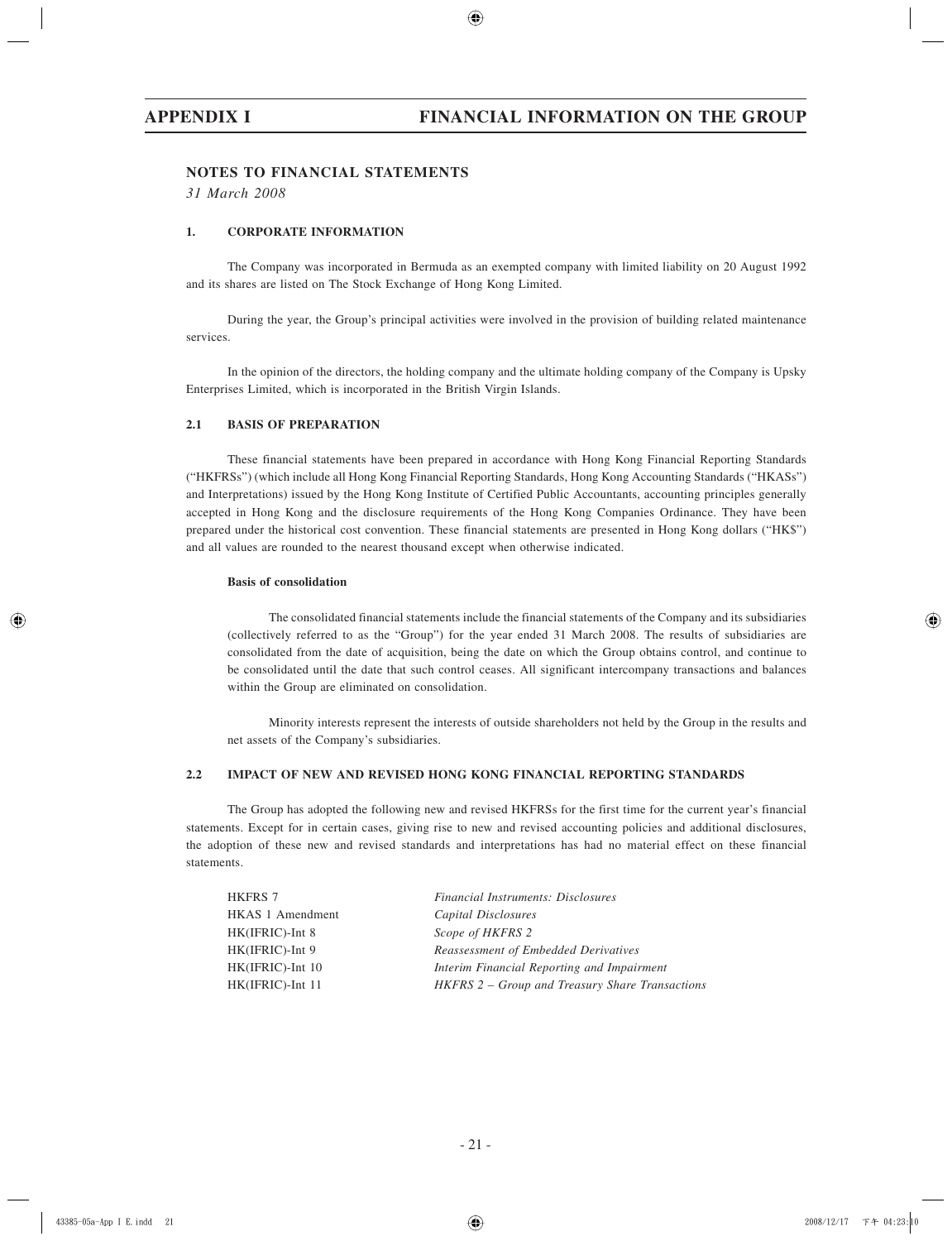## NOTES TO FINANCIAL STATEMENTS

*31 March 2008*

### 1. CORPORATE INFORMATION

The Company was incorporated in Bermuda as an exempted company with limited liability on 20 August 1992 and its shares are listed on The Stock Exchange of Hong Kong Limited.

During the year, the Group's principal activities were involved in the provision of building related maintenance services.

In the opinion of the directors, the holding company and the ultimate holding company of the Company is Upsky Enterprises Limited, which is incorporated in the British Virgin Islands.

### 2.1 BASIS OF PREPARATION

These financial statements have been prepared in accordance with Hong Kong Financial Reporting Standards ("HKFRSs") (which include all Hong Kong Financial Reporting Standards, Hong Kong Accounting Standards ("HKASs") and Interpretations) issued by the Hong Kong Institute of Certified Public Accountants, accounting principles generally accepted in Hong Kong and the disclosure requirements of the Hong Kong Companies Ordinance. They have been prepared under the historical cost convention. These financial statements are presented in Hong Kong dollars ("HK$") and all values are rounded to the nearest thousand except when otherwise indicated.

**Basis of consolidation**

The consolidated financial statements include the financial statements of the Company and its subsidiaries (collectively referred to as the "Group") for the year ended 31 March 2008. The results of subsidiaries are consolidated from the date of acquisition, being the date on which the Group obtains control, and continue to be consolidated until the date that such control ceases. All significant intercompany transactions and balances within the Group are eliminated on consolidation.

Minority interests represent the interests of outside shareholders not held by the Group in the results and net assets of the Company's subsidiaries.

### 2.2 IMPACT OF NEW AND REVISED HONG KONG FINANCIAL REPORTING STANDARDS

The Group has adopted the following new and revised HKFRSs for the first time for the current year's financial statements. Except for in certain cases, giving rise to new and revised accounting policies and additional disclosures, the adoption of these new and revised standards and interpretations has had no material effect on these financial statements.

| | |
|---|---|
| HKFRS 7 | *Financial Instruments: Disclosures* |
| HKAS 1 Amendment | *Capital Disclosures* |
| HK(IFRIC)-Int 8 | *Scope of HKFRS 2* |
| HK(IFRIC)-Int 9 | *Reassessment of Embedded Derivatives* |
| HK(IFRIC)-Int 10 | *Interim Financial Reporting and Impairment* |
| HK(IFRIC)-Int 11 | *HKFRS 2 – Group and Treasury Share Transactions* |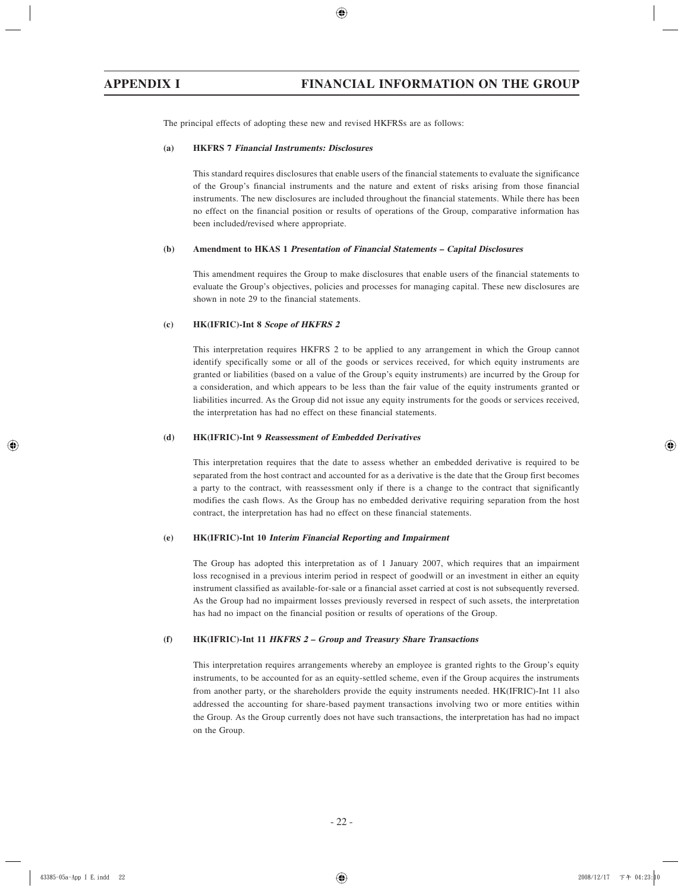The principal effects of adopting these new and revised HKFRSs are as follows:

**(a) HKFRS 7 *Financial Instruments: Disclosures***

This standard requires disclosures that enable users of the financial statements to evaluate the significance of the Group's financial instruments and the nature and extent of risks arising from those financial instruments. The new disclosures are included throughout the financial statements. While there has been no effect on the financial position or results of operations of the Group, comparative information has been included/revised where appropriate.

**(b) Amendment to HKAS 1 *Presentation of Financial Statements – Capital Disclosures***

This amendment requires the Group to make disclosures that enable users of the financial statements to evaluate the Group's objectives, policies and processes for managing capital. These new disclosures are shown in note 29 to the financial statements.

**(c) HK(IFRIC)-Int 8 *Scope of HKFRS 2***

This interpretation requires HKFRS 2 to be applied to any arrangement in which the Group cannot identify specifically some or all of the goods or services received, for which equity instruments are granted or liabilities (based on a value of the Group's equity instruments) are incurred by the Group for a consideration, and which appears to be less than the fair value of the equity instruments granted or liabilities incurred. As the Group did not issue any equity instruments for the goods or services received, the interpretation has had no effect on these financial statements.

**(d) HK(IFRIC)-Int 9 *Reassessment of Embedded Derivatives***

This interpretation requires that the date to assess whether an embedded derivative is required to be separated from the host contract and accounted for as a derivative is the date that the Group first becomes a party to the contract, with reassessment only if there is a change to the contract that significantly modifies the cash flows. As the Group has no embedded derivative requiring separation from the host contract, the interpretation has had no effect on these financial statements.

**(e) HK(IFRIC)-Int 10 *Interim Financial Reporting and Impairment***

The Group has adopted this interpretation as of 1 January 2007, which requires that an impairment loss recognised in a previous interim period in respect of goodwill or an investment in either an equity instrument classified as available-for-sale or a financial asset carried at cost is not subsequently reversed. As the Group had no impairment losses previously reversed in respect of such assets, the interpretation has had no impact on the financial position or results of operations of the Group.

**(f) HK(IFRIC)-Int 11 *HKFRS 2 – Group and Treasury Share Transactions***

This interpretation requires arrangements whereby an employee is granted rights to the Group's equity instruments, to be accounted for as an equity-settled scheme, even if the Group acquires the instruments from another party, or the shareholders provide the equity instruments needed. HK(IFRIC)-Int 11 also addressed the accounting for share-based payment transactions involving two or more entities within the Group. As the Group currently does not have such transactions, the interpretation has had no impact on the Group.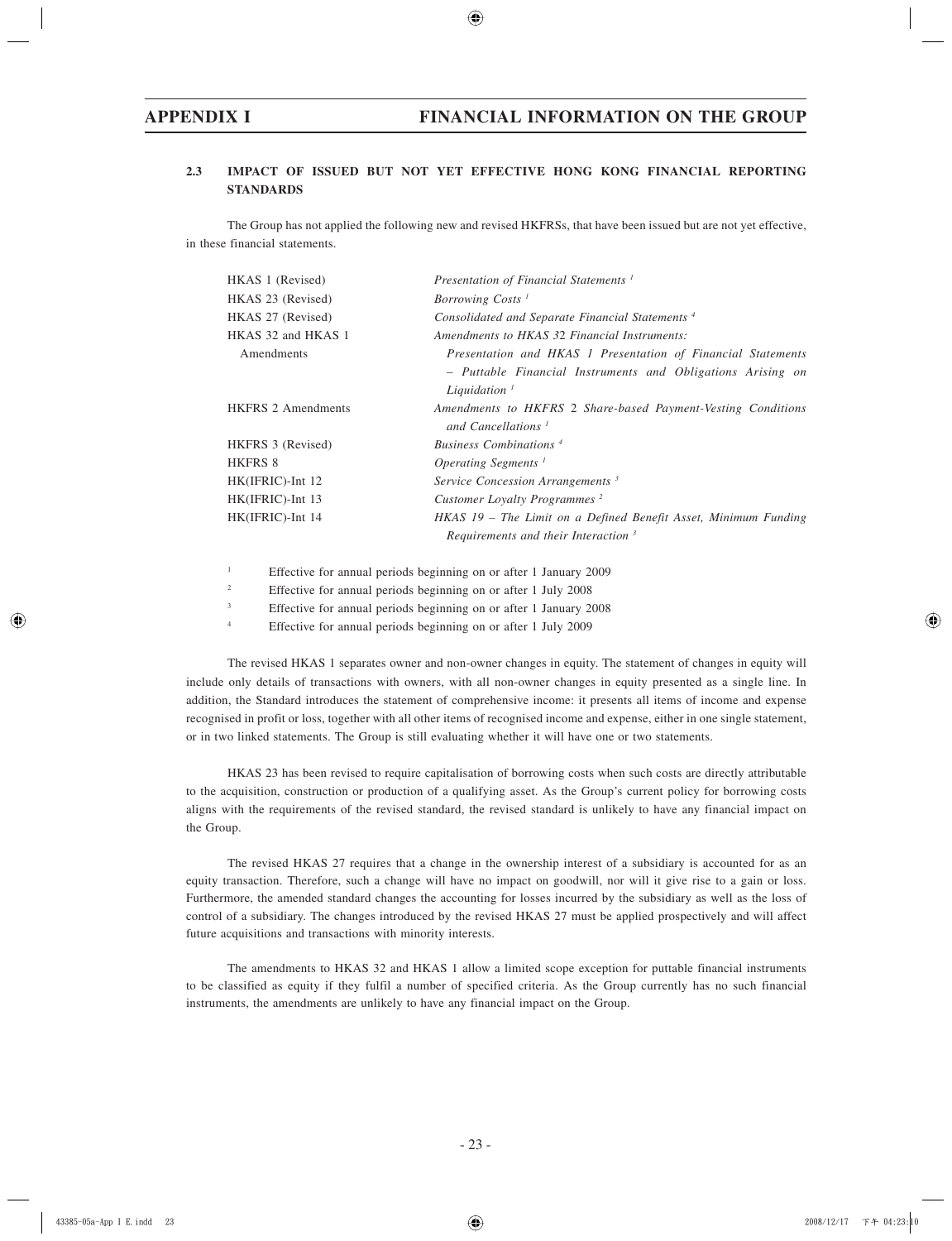## 2.3 IMPACT OF ISSUED BUT NOT YET EFFECTIVE HONG KONG FINANCIAL REPORTING STANDARDS

The Group has not applied the following new and revised HKFRSs, that have been issued but are not yet effective, in these financial statements.

| | |
|---|---|
| HKAS 1 (Revised) | *Presentation of Financial Statements* [1] |
| HKAS 23 (Revised) | *Borrowing Costs* [1] |
| HKAS 27 (Revised) | *Consolidated and Separate Financial Statements* [4] |
| HKAS 32 and HKAS 1 Amendments | *Amendments to HKAS 32 Financial Instruments: Presentation and HKAS 1 Presentation of Financial Statements – Puttable Financial Instruments and Obligations Arising on Liquidation* [1] |
| HKFRS 2 Amendments | *Amendments to HKFRS 2 Share-based Payment-Vesting Conditions and Cancellations* [1] |
| HKFRS 3 (Revised) | *Business Combinations* [4] |
| HKFRS 8 | *Operating Segments* [1] |
| HK(IFRIC)-Int 12 | *Service Concession Arrangements* [3] |
| HK(IFRIC)-Int 13 | *Customer Loyalty Programmes* [2] |
| HK(IFRIC)-Int 14 | *HKAS 19 – The Limit on a Defined Benefit Asset, Minimum Funding Requirements and their Interaction* [3] |

[1] Effective for annual periods beginning on or after 1 January 2009

[2] Effective for annual periods beginning on or after 1 July 2008

[3] Effective for annual periods beginning on or after 1 January 2008

[4] Effective for annual periods beginning on or after 1 July 2009

The revised HKAS 1 separates owner and non-owner changes in equity. The statement of changes in equity will include only details of transactions with owners, with all non-owner changes in equity presented as a single line. In addition, the Standard introduces the statement of comprehensive income: it presents all items of income and expense recognised in profit or loss, together with all other items of recognised income and expense, either in one single statement, or in two linked statements. The Group is still evaluating whether it will have one or two statements.

HKAS 23 has been revised to require capitalisation of borrowing costs when such costs are directly attributable to the acquisition, construction or production of a qualifying asset. As the Group's current policy for borrowing costs aligns with the requirements of the revised standard, the revised standard is unlikely to have any financial impact on the Group.

The revised HKAS 27 requires that a change in the ownership interest of a subsidiary is accounted for as an equity transaction. Therefore, such a change will have no impact on goodwill, nor will it give rise to a gain or loss. Furthermore, the amended standard changes the accounting for losses incurred by the subsidiary as well as the loss of control of a subsidiary. The changes introduced by the revised HKAS 27 must be applied prospectively and will affect future acquisitions and transactions with minority interests.

The amendments to HKAS 32 and HKAS 1 allow a limited scope exception for puttable financial instruments to be classified as equity if they fulfil a number of specified criteria. As the Group currently has no such financial instruments, the amendments are unlikely to have any financial impact on the Group.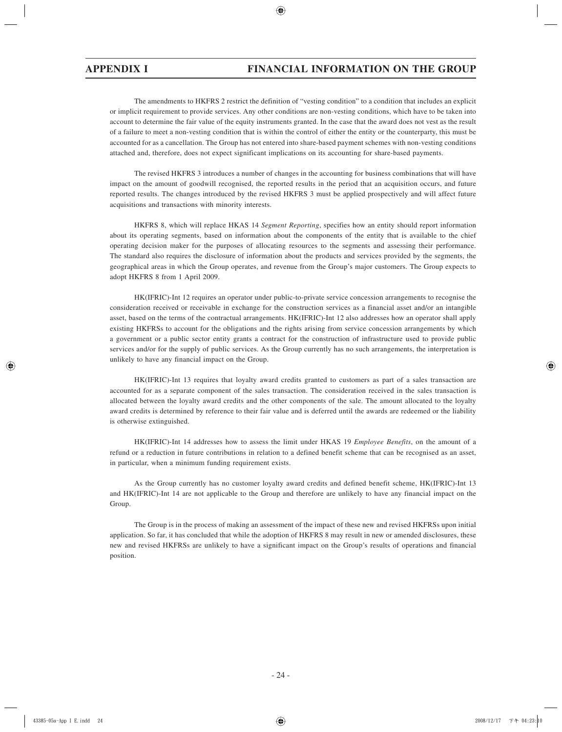The amendments to HKFRS 2 restrict the definition of "vesting condition" to a condition that includes an explicit or implicit requirement to provide services. Any other conditions are non-vesting conditions, which have to be taken into account to determine the fair value of the equity instruments granted. In the case that the award does not vest as the result of a failure to meet a non-vesting condition that is within the control of either the entity or the counterparty, this must be accounted for as a cancellation. The Group has not entered into share-based payment schemes with non-vesting conditions attached and, therefore, does not expect significant implications on its accounting for share-based payments.

The revised HKFRS 3 introduces a number of changes in the accounting for business combinations that will have impact on the amount of goodwill recognised, the reported results in the period that an acquisition occurs, and future reported results. The changes introduced by the revised HKFRS 3 must be applied prospectively and will affect future acquisitions and transactions with minority interests.

HKFRS 8, which will replace HKAS 14 *Segment Reporting*, specifies how an entity should report information about its operating segments, based on information about the components of the entity that is available to the chief operating decision maker for the purposes of allocating resources to the segments and assessing their performance. The standard also requires the disclosure of information about the products and services provided by the segments, the geographical areas in which the Group operates, and revenue from the Group's major customers. The Group expects to adopt HKFRS 8 from 1 April 2009.

HK(IFRIC)-Int 12 requires an operator under public-to-private service concession arrangements to recognise the consideration received or receivable in exchange for the construction services as a financial asset and/or an intangible asset, based on the terms of the contractual arrangements. HK(IFRIC)-Int 12 also addresses how an operator shall apply existing HKFRSs to account for the obligations and the rights arising from service concession arrangements by which a government or a public sector entity grants a contract for the construction of infrastructure used to provide public services and/or for the supply of public services. As the Group currently has no such arrangements, the interpretation is unlikely to have any financial impact on the Group.

HK(IFRIC)-Int 13 requires that loyalty award credits granted to customers as part of a sales transaction are accounted for as a separate component of the sales transaction. The consideration received in the sales transaction is allocated between the loyalty award credits and the other components of the sale. The amount allocated to the loyalty award credits is determined by reference to their fair value and is deferred until the awards are redeemed or the liability is otherwise extinguished.

HK(IFRIC)-Int 14 addresses how to assess the limit under HKAS 19 *Employee Benefits*, on the amount of a refund or a reduction in future contributions in relation to a defined benefit scheme that can be recognised as an asset, in particular, when a minimum funding requirement exists.

As the Group currently has no customer loyalty award credits and defined benefit scheme, HK(IFRIC)-Int 13 and HK(IFRIC)-Int 14 are not applicable to the Group and therefore are unlikely to have any financial impact on the Group.

The Group is in the process of making an assessment of the impact of these new and revised HKFRSs upon initial application. So far, it has concluded that while the adoption of HKFRS 8 may result in new or amended disclosures, these new and revised HKFRSs are unlikely to have a significant impact on the Group's results of operations and financial position.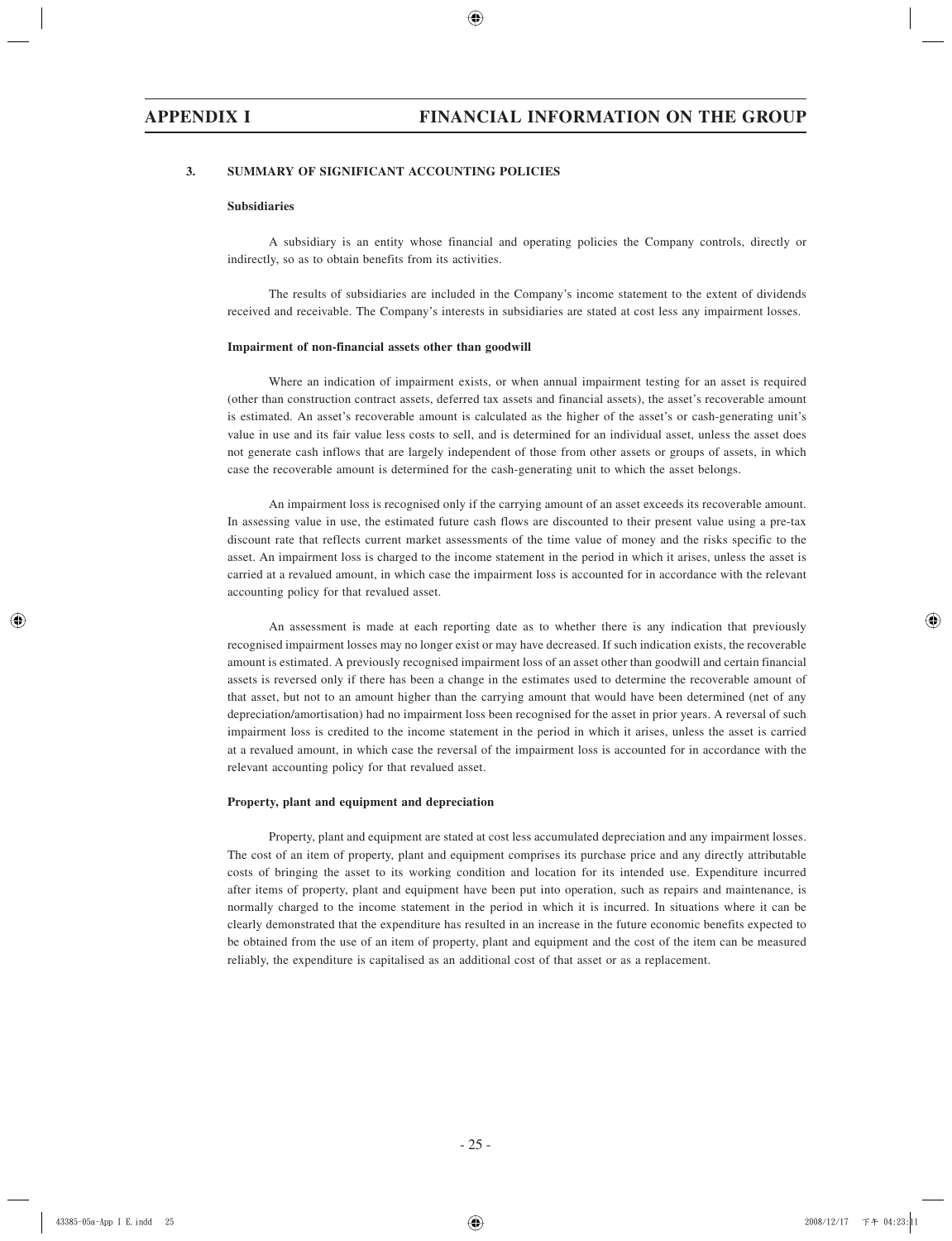### 3. SUMMARY OF SIGNIFICANT ACCOUNTING POLICIES

**Subsidiaries**

A subsidiary is an entity whose financial and operating policies the Company controls, directly or indirectly, so as to obtain benefits from its activities.

The results of subsidiaries are included in the Company's income statement to the extent of dividends received and receivable. The Company's interests in subsidiaries are stated at cost less any impairment losses.

**Impairment of non-financial assets other than goodwill**

Where an indication of impairment exists, or when annual impairment testing for an asset is required (other than construction contract assets, deferred tax assets and financial assets), the asset's recoverable amount is estimated. An asset's recoverable amount is calculated as the higher of the asset's or cash-generating unit's value in use and its fair value less costs to sell, and is determined for an individual asset, unless the asset does not generate cash inflows that are largely independent of those from other assets or groups of assets, in which case the recoverable amount is determined for the cash-generating unit to which the asset belongs.

An impairment loss is recognised only if the carrying amount of an asset exceeds its recoverable amount. In assessing value in use, the estimated future cash flows are discounted to their present value using a pre-tax discount rate that reflects current market assessments of the time value of money and the risks specific to the asset. An impairment loss is charged to the income statement in the period in which it arises, unless the asset is carried at a revalued amount, in which case the impairment loss is accounted for in accordance with the relevant accounting policy for that revalued asset.

An assessment is made at each reporting date as to whether there is any indication that previously recognised impairment losses may no longer exist or may have decreased. If such indication exists, the recoverable amount is estimated. A previously recognised impairment loss of an asset other than goodwill and certain financial assets is reversed only if there has been a change in the estimates used to determine the recoverable amount of that asset, but not to an amount higher than the carrying amount that would have been determined (net of any depreciation/amortisation) had no impairment loss been recognised for the asset in prior years. A reversal of such impairment loss is credited to the income statement in the period in which it arises, unless the asset is carried at a revalued amount, in which case the reversal of the impairment loss is accounted for in accordance with the relevant accounting policy for that revalued asset.

**Property, plant and equipment and depreciation**

Property, plant and equipment are stated at cost less accumulated depreciation and any impairment losses. The cost of an item of property, plant and equipment comprises its purchase price and any directly attributable costs of bringing the asset to its working condition and location for its intended use. Expenditure incurred after items of property, plant and equipment have been put into operation, such as repairs and maintenance, is normally charged to the income statement in the period in which it is incurred. In situations where it can be clearly demonstrated that the expenditure has resulted in an increase in the future economic benefits expected to be obtained from the use of an item of property, plant and equipment and the cost of the item can be measured reliably, the expenditure is capitalised as an additional cost of that asset or as a replacement.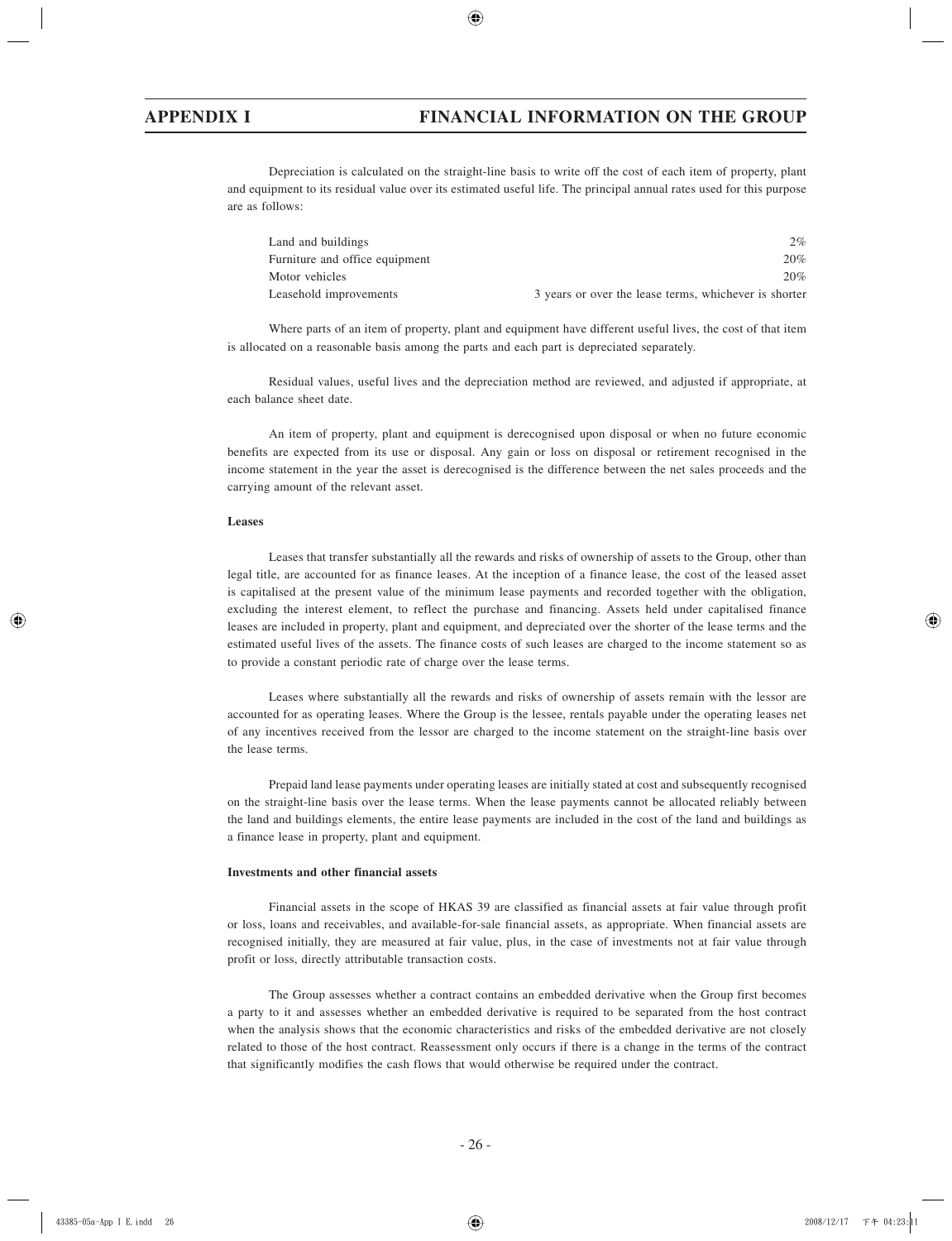Depreciation is calculated on the straight-line basis to write off the cost of each item of property, plant and equipment to its residual value over its estimated useful life. The principal annual rates used for this purpose are as follows:

| | |
|---|---|
| Land and buildings | 2% |
| Furniture and office equipment | 20% |
| Motor vehicles | 20% |
| Leasehold improvements | 3 years or over the lease terms, whichever is shorter |

Where parts of an item of property, plant and equipment have different useful lives, the cost of that item is allocated on a reasonable basis among the parts and each part is depreciated separately.

Residual values, useful lives and the depreciation method are reviewed, and adjusted if appropriate, at each balance sheet date.

An item of property, plant and equipment is derecognised upon disposal or when no future economic benefits are expected from its use or disposal. Any gain or loss on disposal or retirement recognised in the income statement in the year the asset is derecognised is the difference between the net sales proceeds and the carrying amount of the relevant asset.

**Leases**

Leases that transfer substantially all the rewards and risks of ownership of assets to the Group, other than legal title, are accounted for as finance leases. At the inception of a finance lease, the cost of the leased asset is capitalised at the present value of the minimum lease payments and recorded together with the obligation, excluding the interest element, to reflect the purchase and financing. Assets held under capitalised finance leases are included in property, plant and equipment, and depreciated over the shorter of the lease terms and the estimated useful lives of the assets. The finance costs of such leases are charged to the income statement so as to provide a constant periodic rate of charge over the lease terms.

Leases where substantially all the rewards and risks of ownership of assets remain with the lessor are accounted for as operating leases. Where the Group is the lessee, rentals payable under the operating leases net of any incentives received from the lessor are charged to the income statement on the straight-line basis over the lease terms.

Prepaid land lease payments under operating leases are initially stated at cost and subsequently recognised on the straight-line basis over the lease terms. When the lease payments cannot be allocated reliably between the land and buildings elements, the entire lease payments are included in the cost of the land and buildings as a finance lease in property, plant and equipment.

**Investments and other financial assets**

Financial assets in the scope of HKAS 39 are classified as financial assets at fair value through profit or loss, loans and receivables, and available-for-sale financial assets, as appropriate. When financial assets are recognised initially, they are measured at fair value, plus, in the case of investments not at fair value through profit or loss, directly attributable transaction costs.

The Group assesses whether a contract contains an embedded derivative when the Group first becomes a party to it and assesses whether an embedded derivative is required to be separated from the host contract when the analysis shows that the economic characteristics and risks of the embedded derivative are not closely related to those of the host contract. Reassessment only occurs if there is a change in the terms of the contract that significantly modifies the cash flows that would otherwise be required under the contract.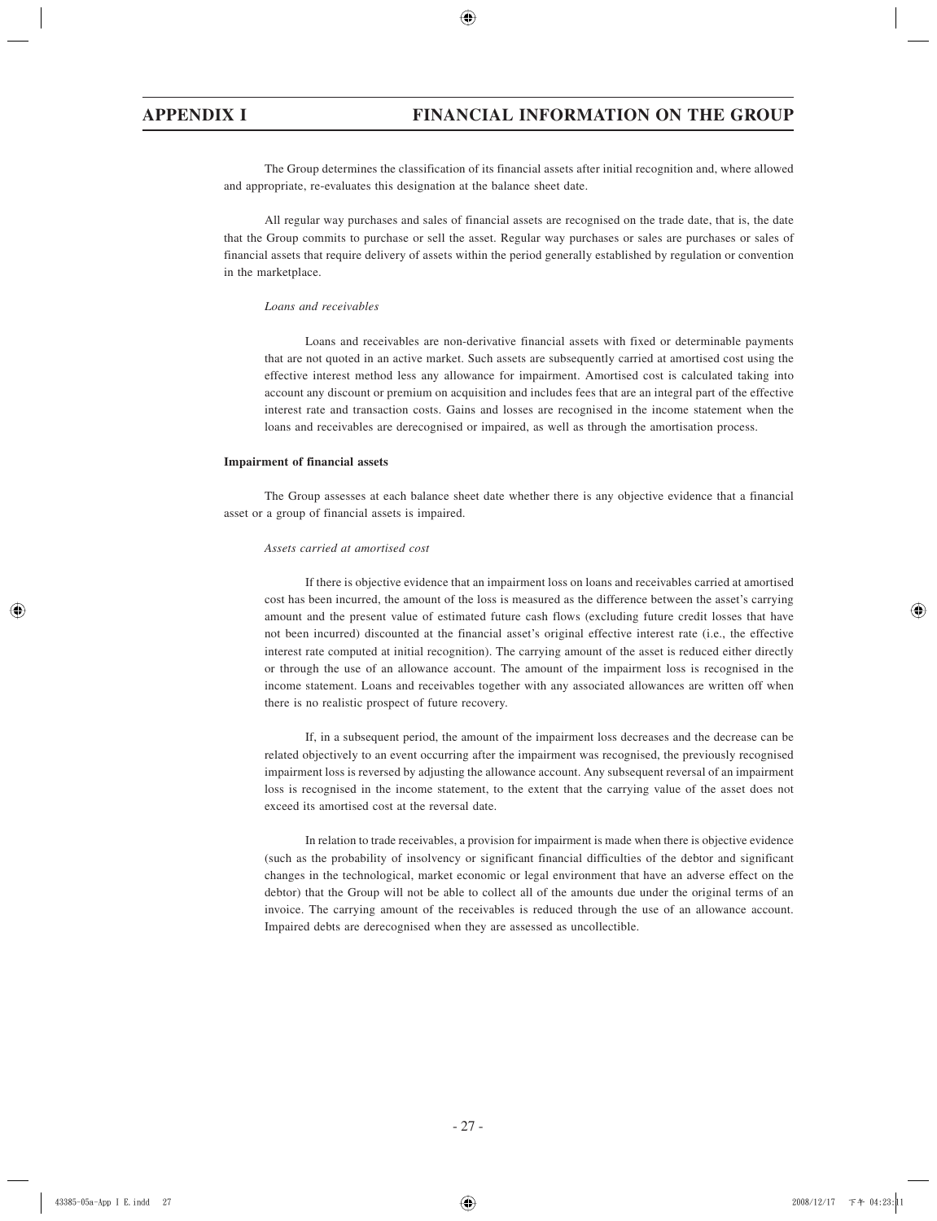The Group determines the classification of its financial assets after initial recognition and, where allowed and appropriate, re-evaluates this designation at the balance sheet date.

All regular way purchases and sales of financial assets are recognised on the trade date, that is, the date that the Group commits to purchase or sell the asset. Regular way purchases or sales are purchases or sales of financial assets that require delivery of assets within the period generally established by regulation or convention in the marketplace.

*Loans and receivables*

Loans and receivables are non-derivative financial assets with fixed or determinable payments that are not quoted in an active market. Such assets are subsequently carried at amortised cost using the effective interest method less any allowance for impairment. Amortised cost is calculated taking into account any discount or premium on acquisition and includes fees that are an integral part of the effective interest rate and transaction costs. Gains and losses are recognised in the income statement when the loans and receivables are derecognised or impaired, as well as through the amortisation process.

**Impairment of financial assets**

The Group assesses at each balance sheet date whether there is any objective evidence that a financial asset or a group of financial assets is impaired.

*Assets carried at amortised cost*

If there is objective evidence that an impairment loss on loans and receivables carried at amortised cost has been incurred, the amount of the loss is measured as the difference between the asset's carrying amount and the present value of estimated future cash flows (excluding future credit losses that have not been incurred) discounted at the financial asset's original effective interest rate (i.e., the effective interest rate computed at initial recognition). The carrying amount of the asset is reduced either directly or through the use of an allowance account. The amount of the impairment loss is recognised in the income statement. Loans and receivables together with any associated allowances are written off when there is no realistic prospect of future recovery.

If, in a subsequent period, the amount of the impairment loss decreases and the decrease can be related objectively to an event occurring after the impairment was recognised, the previously recognised impairment loss is reversed by adjusting the allowance account. Any subsequent reversal of an impairment loss is recognised in the income statement, to the extent that the carrying value of the asset does not exceed its amortised cost at the reversal date.

In relation to trade receivables, a provision for impairment is made when there is objective evidence (such as the probability of insolvency or significant financial difficulties of the debtor and significant changes in the technological, market economic or legal environment that have an adverse effect on the debtor) that the Group will not be able to collect all of the amounts due under the original terms of an invoice. The carrying amount of the receivables is reduced through the use of an allowance account. Impaired debts are derecognised when they are assessed as uncollectible.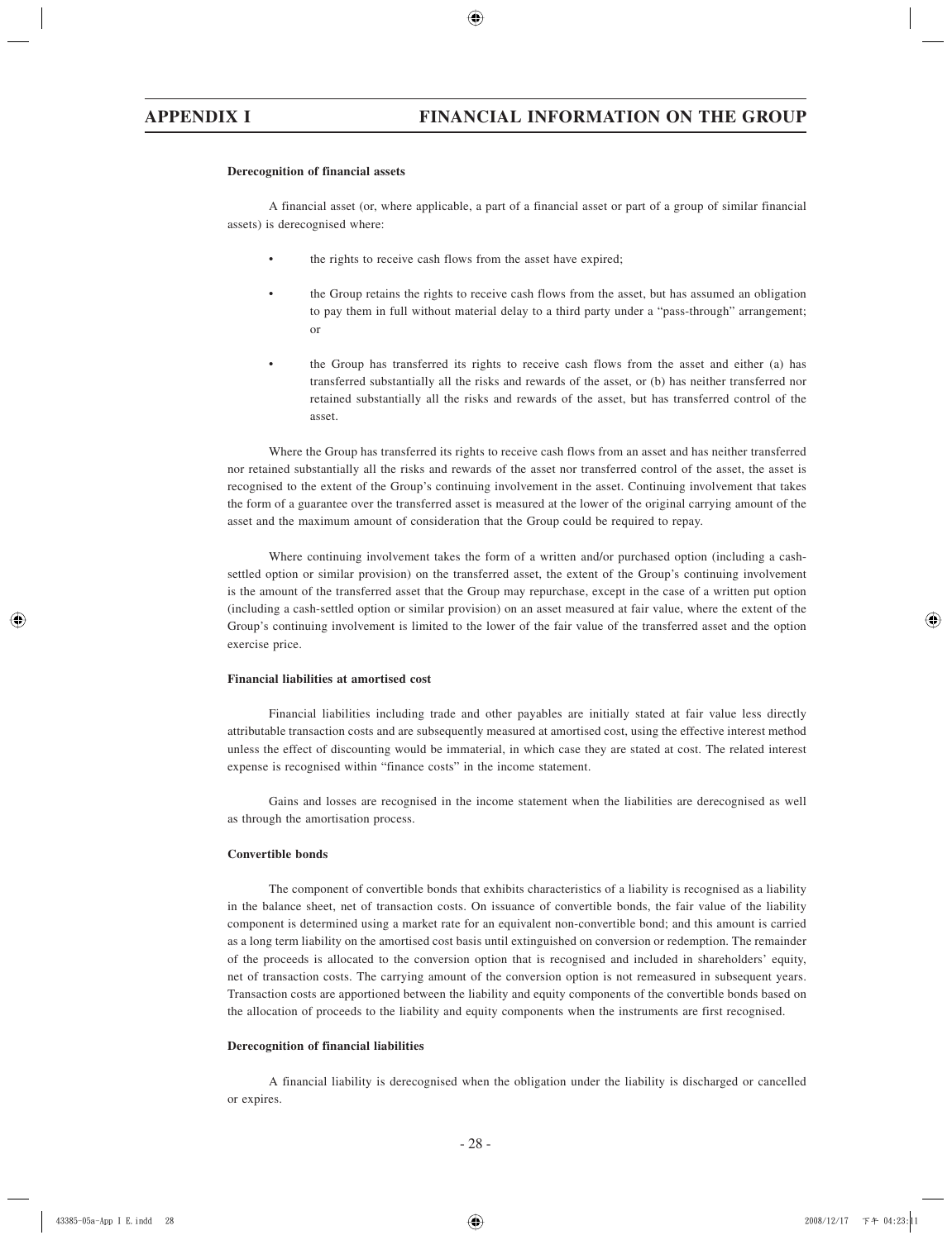#### Derecognition of financial assets

A financial asset (or, where applicable, a part of a financial asset or part of a group of similar financial assets) is derecognised where:

- the rights to receive cash flows from the asset have expired;
- the Group retains the rights to receive cash flows from the asset, but has assumed an obligation to pay them in full without material delay to a third party under a "pass-through" arrangement; or
- the Group has transferred its rights to receive cash flows from the asset and either (a) has transferred substantially all the risks and rewards of the asset, or (b) has neither transferred nor retained substantially all the risks and rewards of the asset, but has transferred control of the asset.

Where the Group has transferred its rights to receive cash flows from an asset and has neither transferred nor retained substantially all the risks and rewards of the asset nor transferred control of the asset, the asset is recognised to the extent of the Group's continuing involvement in the asset. Continuing involvement that takes the form of a guarantee over the transferred asset is measured at the lower of the original carrying amount of the asset and the maximum amount of consideration that the Group could be required to repay.

Where continuing involvement takes the form of a written and/or purchased option (including a cash-settled option or similar provision) on the transferred asset, the extent of the Group's continuing involvement is the amount of the transferred asset that the Group may repurchase, except in the case of a written put option (including a cash-settled option or similar provision) on an asset measured at fair value, where the extent of the Group's continuing involvement is limited to the lower of the fair value of the transferred asset and the option exercise price.

#### Financial liabilities at amortised cost

Financial liabilities including trade and other payables are initially stated at fair value less directly attributable transaction costs and are subsequently measured at amortised cost, using the effective interest method unless the effect of discounting would be immaterial, in which case they are stated at cost. The related interest expense is recognised within "finance costs" in the income statement.

Gains and losses are recognised in the income statement when the liabilities are derecognised as well as through the amortisation process.

#### Convertible bonds

The component of convertible bonds that exhibits characteristics of a liability is recognised as a liability in the balance sheet, net of transaction costs. On issuance of convertible bonds, the fair value of the liability component is determined using a market rate for an equivalent non-convertible bond; and this amount is carried as a long term liability on the amortised cost basis until extinguished on conversion or redemption. The remainder of the proceeds is allocated to the conversion option that is recognised and included in shareholders' equity, net of transaction costs. The carrying amount of the conversion option is not remeasured in subsequent years. Transaction costs are apportioned between the liability and equity components of the convertible bonds based on the allocation of proceeds to the liability and equity components when the instruments are first recognised.

#### Derecognition of financial liabilities

A financial liability is derecognised when the obligation under the liability is discharged or cancelled or expires.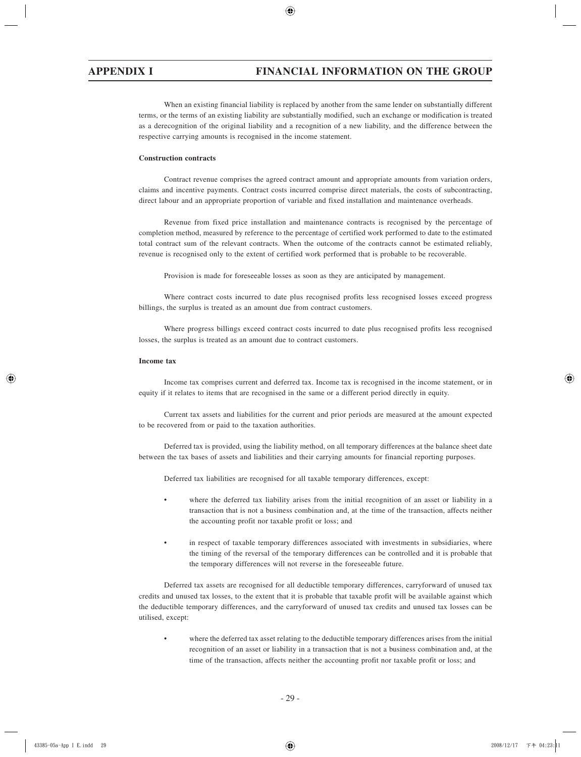When an existing financial liability is replaced by another from the same lender on substantially different terms, or the terms of an existing liability are substantially modified, such an exchange or modification is treated as a derecognition of the original liability and a recognition of a new liability, and the difference between the respective carrying amounts is recognised in the income statement.

**Construction contracts**

Contract revenue comprises the agreed contract amount and appropriate amounts from variation orders, claims and incentive payments. Contract costs incurred comprise direct materials, the costs of subcontracting, direct labour and an appropriate proportion of variable and fixed installation and maintenance overheads.

Revenue from fixed price installation and maintenance contracts is recognised by the percentage of completion method, measured by reference to the percentage of certified work performed to date to the estimated total contract sum of the relevant contracts. When the outcome of the contracts cannot be estimated reliably, revenue is recognised only to the extent of certified work performed that is probable to be recoverable.

Provision is made for foreseeable losses as soon as they are anticipated by management.

Where contract costs incurred to date plus recognised profits less recognised losses exceed progress billings, the surplus is treated as an amount due from contract customers.

Where progress billings exceed contract costs incurred to date plus recognised profits less recognised losses, the surplus is treated as an amount due to contract customers.

**Income tax**

Income tax comprises current and deferred tax. Income tax is recognised in the income statement, or in equity if it relates to items that are recognised in the same or a different period directly in equity.

Current tax assets and liabilities for the current and prior periods are measured at the amount expected to be recovered from or paid to the taxation authorities.

Deferred tax is provided, using the liability method, on all temporary differences at the balance sheet date between the tax bases of assets and liabilities and their carrying amounts for financial reporting purposes.

Deferred tax liabilities are recognised for all taxable temporary differences, except:

- where the deferred tax liability arises from the initial recognition of an asset or liability in a transaction that is not a business combination and, at the time of the transaction, affects neither the accounting profit nor taxable profit or loss; and

- in respect of taxable temporary differences associated with investments in subsidiaries, where the timing of the reversal of the temporary differences can be controlled and it is probable that the temporary differences will not reverse in the foreseeable future.

Deferred tax assets are recognised for all deductible temporary differences, carryforward of unused tax credits and unused tax losses, to the extent that it is probable that taxable profit will be available against which the deductible temporary differences, and the carryforward of unused tax credits and unused tax losses can be utilised, except:

- where the deferred tax asset relating to the deductible temporary differences arises from the initial recognition of an asset or liability in a transaction that is not a business combination and, at the time of the transaction, affects neither the accounting profit nor taxable profit or loss; and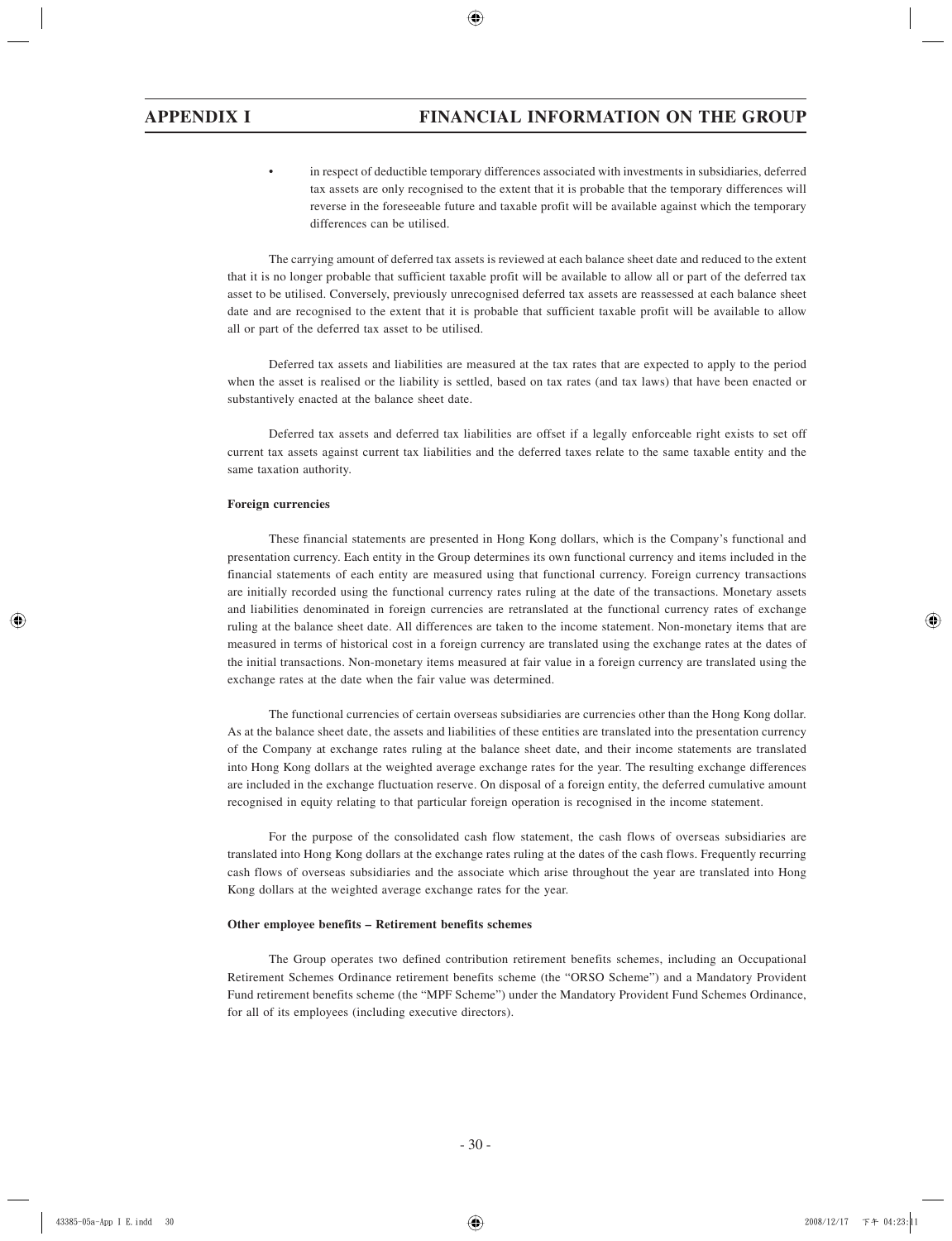- in respect of deductible temporary differences associated with investments in subsidiaries, deferred tax assets are only recognised to the extent that it is probable that the temporary differences will reverse in the foreseeable future and taxable profit will be available against which the temporary differences can be utilised.

The carrying amount of deferred tax assets is reviewed at each balance sheet date and reduced to the extent that it is no longer probable that sufficient taxable profit will be available to allow all or part of the deferred tax asset to be utilised. Conversely, previously unrecognised deferred tax assets are reassessed at each balance sheet date and are recognised to the extent that it is probable that sufficient taxable profit will be available to allow all or part of the deferred tax asset to be utilised.

Deferred tax assets and liabilities are measured at the tax rates that are expected to apply to the period when the asset is realised or the liability is settled, based on tax rates (and tax laws) that have been enacted or substantively enacted at the balance sheet date.

Deferred tax assets and deferred tax liabilities are offset if a legally enforceable right exists to set off current tax assets against current tax liabilities and the deferred taxes relate to the same taxable entity and the same taxation authority.

**Foreign currencies**

These financial statements are presented in Hong Kong dollars, which is the Company's functional and presentation currency. Each entity in the Group determines its own functional currency and items included in the financial statements of each entity are measured using that functional currency. Foreign currency transactions are initially recorded using the functional currency rates ruling at the date of the transactions. Monetary assets and liabilities denominated in foreign currencies are retranslated at the functional currency rates of exchange ruling at the balance sheet date. All differences are taken to the income statement. Non-monetary items that are measured in terms of historical cost in a foreign currency are translated using the exchange rates at the dates of the initial transactions. Non-monetary items measured at fair value in a foreign currency are translated using the exchange rates at the date when the fair value was determined.

The functional currencies of certain overseas subsidiaries are currencies other than the Hong Kong dollar. As at the balance sheet date, the assets and liabilities of these entities are translated into the presentation currency of the Company at exchange rates ruling at the balance sheet date, and their income statements are translated into Hong Kong dollars at the weighted average exchange rates for the year. The resulting exchange differences are included in the exchange fluctuation reserve. On disposal of a foreign entity, the deferred cumulative amount recognised in equity relating to that particular foreign operation is recognised in the income statement.

For the purpose of the consolidated cash flow statement, the cash flows of overseas subsidiaries are translated into Hong Kong dollars at the exchange rates ruling at the dates of the cash flows. Frequently recurring cash flows of overseas subsidiaries and the associate which arise throughout the year are translated into Hong Kong dollars at the weighted average exchange rates for the year.

**Other employee benefits – Retirement benefits schemes**

The Group operates two defined contribution retirement benefits schemes, including an Occupational Retirement Schemes Ordinance retirement benefits scheme (the "ORSO Scheme") and a Mandatory Provident Fund retirement benefits scheme (the "MPF Scheme") under the Mandatory Provident Fund Schemes Ordinance, for all of its employees (including executive directors).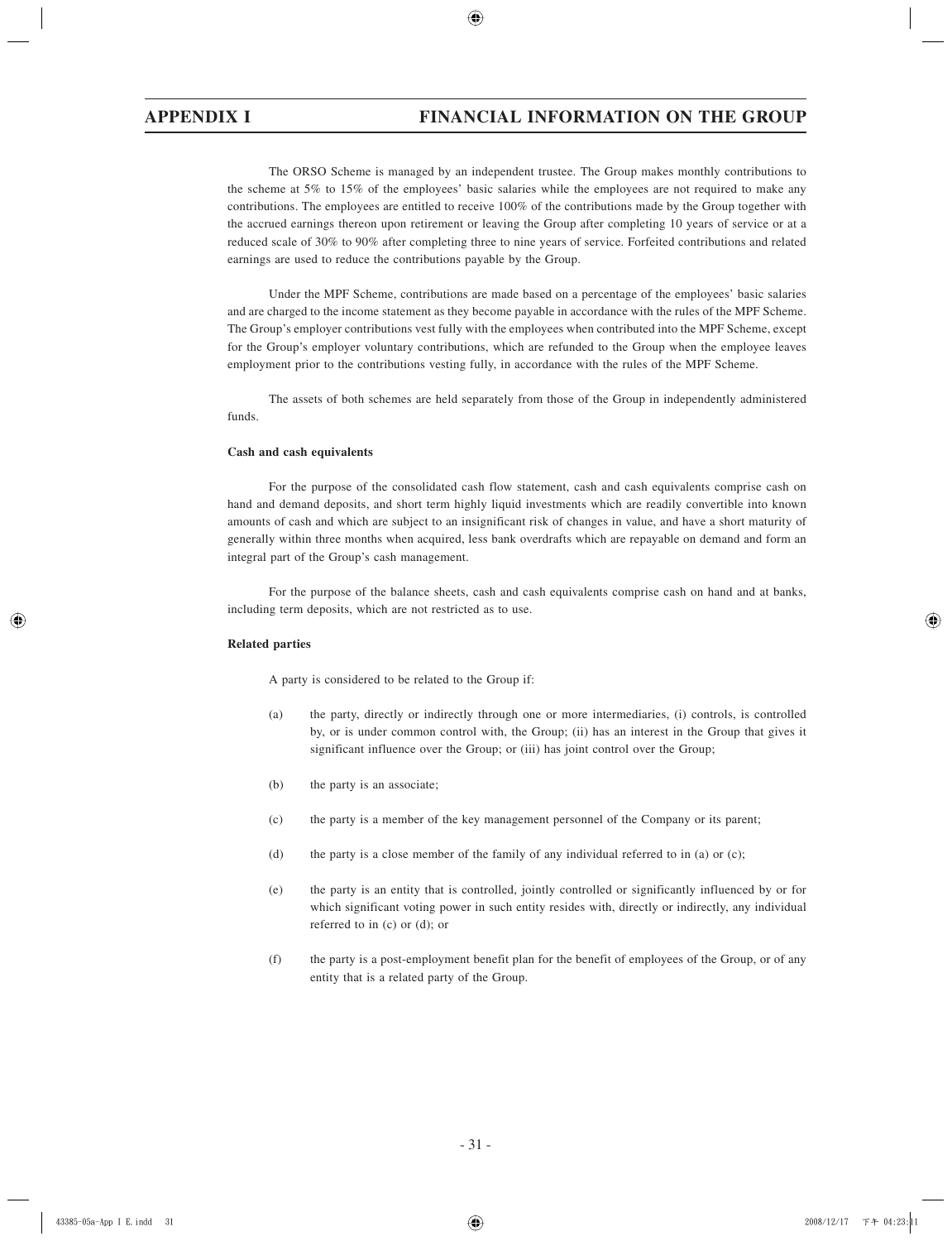The ORSO Scheme is managed by an independent trustee. The Group makes monthly contributions to the scheme at 5% to 15% of the employees' basic salaries while the employees are not required to make any contributions. The employees are entitled to receive 100% of the contributions made by the Group together with the accrued earnings thereon upon retirement or leaving the Group after completing 10 years of service or at a reduced scale of 30% to 90% after completing three to nine years of service. Forfeited contributions and related earnings are used to reduce the contributions payable by the Group.

Under the MPF Scheme, contributions are made based on a percentage of the employees' basic salaries and are charged to the income statement as they become payable in accordance with the rules of the MPF Scheme. The Group's employer contributions vest fully with the employees when contributed into the MPF Scheme, except for the Group's employer voluntary contributions, which are refunded to the Group when the employee leaves employment prior to the contributions vesting fully, in accordance with the rules of the MPF Scheme.

The assets of both schemes are held separately from those of the Group in independently administered funds.

**Cash and cash equivalents**

For the purpose of the consolidated cash flow statement, cash and cash equivalents comprise cash on hand and demand deposits, and short term highly liquid investments which are readily convertible into known amounts of cash and which are subject to an insignificant risk of changes in value, and have a short maturity of generally within three months when acquired, less bank overdrafts which are repayable on demand and form an integral part of the Group's cash management.

For the purpose of the balance sheets, cash and cash equivalents comprise cash on hand and at banks, including term deposits, which are not restricted as to use.

**Related parties**

A party is considered to be related to the Group if:

(a) the party, directly or indirectly through one or more intermediaries, (i) controls, is controlled by, or is under common control with, the Group; (ii) has an interest in the Group that gives it significant influence over the Group; or (iii) has joint control over the Group;

(b) the party is an associate;

(c) the party is a member of the key management personnel of the Company or its parent;

(d) the party is a close member of the family of any individual referred to in (a) or (c);

(e) the party is an entity that is controlled, jointly controlled or significantly influenced by or for which significant voting power in such entity resides with, directly or indirectly, any individual referred to in (c) or (d); or

(f) the party is a post-employment benefit plan for the benefit of employees of the Group, or of any entity that is a related party of the Group.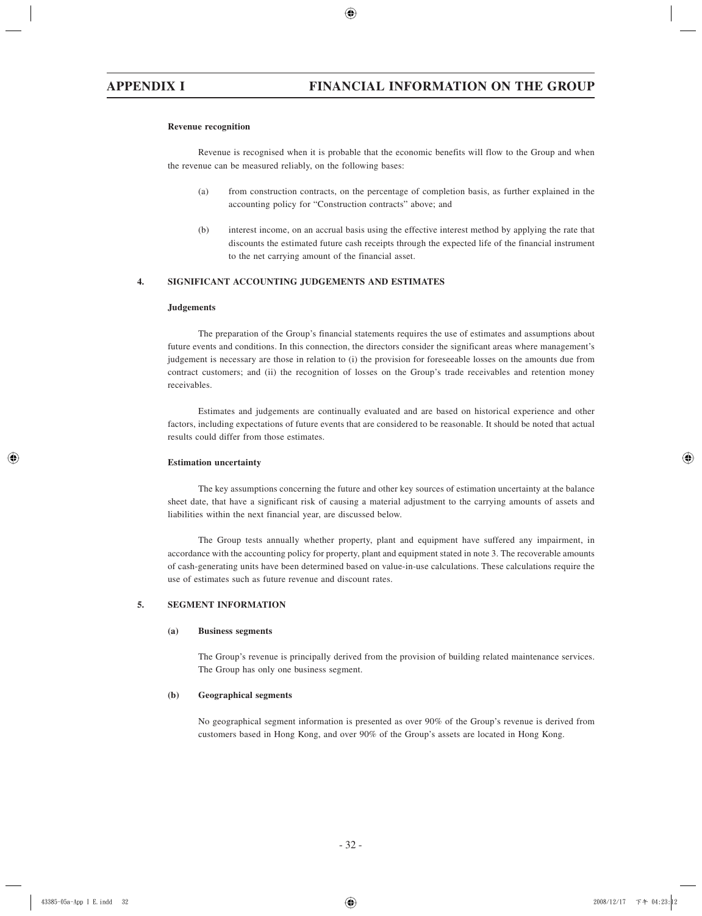**Revenue recognition**

Revenue is recognised when it is probable that the economic benefits will flow to the Group and when the revenue can be measured reliably, on the following bases:

(a) from construction contracts, on the percentage of completion basis, as further explained in the accounting policy for "Construction contracts" above; and

(b) interest income, on an accrual basis using the effective interest method by applying the rate that discounts the estimated future cash receipts through the expected life of the financial instrument to the net carrying amount of the financial asset.

## 4. SIGNIFICANT ACCOUNTING JUDGEMENTS AND ESTIMATES

**Judgements**

The preparation of the Group's financial statements requires the use of estimates and assumptions about future events and conditions. In this connection, the directors consider the significant areas where management's judgement is necessary are those in relation to (i) the provision for foreseeable losses on the amounts due from contract customers; and (ii) the recognition of losses on the Group's trade receivables and retention money receivables.

Estimates and judgements are continually evaluated and are based on historical experience and other factors, including expectations of future events that are considered to be reasonable. It should be noted that actual results could differ from those estimates.

**Estimation uncertainty**

The key assumptions concerning the future and other key sources of estimation uncertainty at the balance sheet date, that have a significant risk of causing a material adjustment to the carrying amounts of assets and liabilities within the next financial year, are discussed below.

The Group tests annually whether property, plant and equipment have suffered any impairment, in accordance with the accounting policy for property, plant and equipment stated in note 3. The recoverable amounts of cash-generating units have been determined based on value-in-use calculations. These calculations require the use of estimates such as future revenue and discount rates.

## 5. SEGMENT INFORMATION

**(a) Business segments**

The Group's revenue is principally derived from the provision of building related maintenance services. The Group has only one business segment.

**(b) Geographical segments**

No geographical segment information is presented as over 90% of the Group's revenue is derived from customers based in Hong Kong, and over 90% of the Group's assets are located in Hong Kong.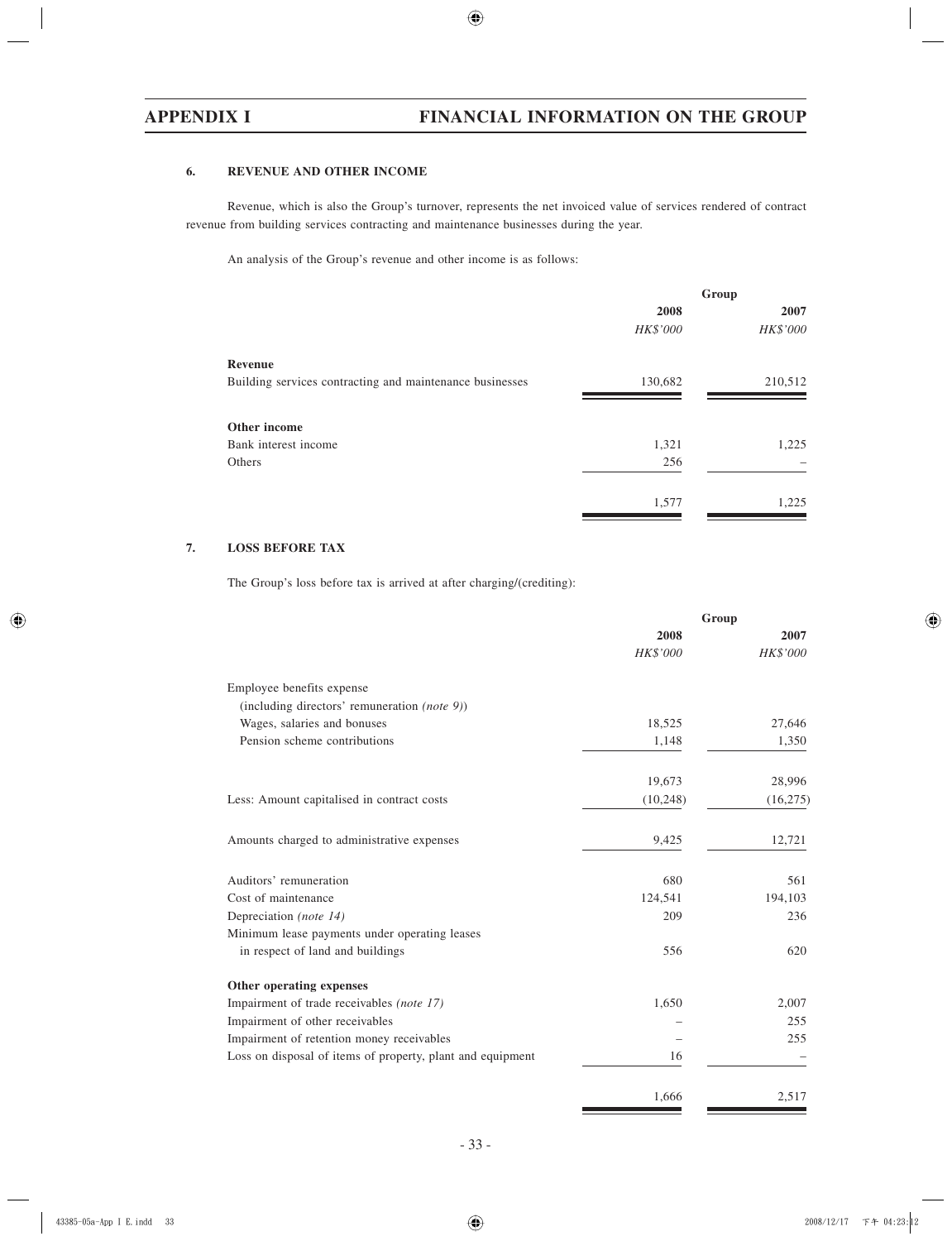### 6. REVENUE AND OTHER INCOME

Revenue, which is also the Group's turnover, represents the net invoiced value of services rendered of contract revenue from building services contracting and maintenance businesses during the year.

An analysis of the Group's revenue and other income is as follows:

| | Group | |
|---|---|---|
| | 2008 | 2007 |
| | *HK$'000* | *HK$'000* |
| **Revenue** | | |
| Building services contracting and maintenance businesses | 130,682 | 210,512 |
| **Other income** | | |
| Bank interest income | 1,321 | 1,225 |
| Others | 256 | – |
| | 1,577 | 1,225 |

### 7. LOSS BEFORE TAX

The Group's loss before tax is arrived at after charging/(crediting):

| | Group | |
|---|---|---|
| | 2008 | 2007 |
| | *HK$'000* | *HK$'000* |
| Employee benefits expense (including directors' remuneration *(note 9)*) | | |
| Wages, salaries and bonuses | 18,525 | 27,646 |
| Pension scheme contributions | 1,148 | 1,350 |
| | 19,673 | 28,996 |
| Less: Amount capitalised in contract costs | (10,248) | (16,275) |
| Amounts charged to administrative expenses | 9,425 | 12,721 |
| Auditors' remuneration | 680 | 561 |
| Cost of maintenance | 124,541 | 194,103 |
| Depreciation *(note 14)* | 209 | 236 |
| Minimum lease payments under operating leases in respect of land and buildings | 556 | 620 |
| **Other operating expenses** | | |
| Impairment of trade receivables *(note 17)* | 1,650 | 2,007 |
| Impairment of other receivables | – | 255 |
| Impairment of retention money receivables | – | 255 |
| Loss on disposal of items of property, plant and equipment | 16 | – |
| | 1,666 | 2,517 |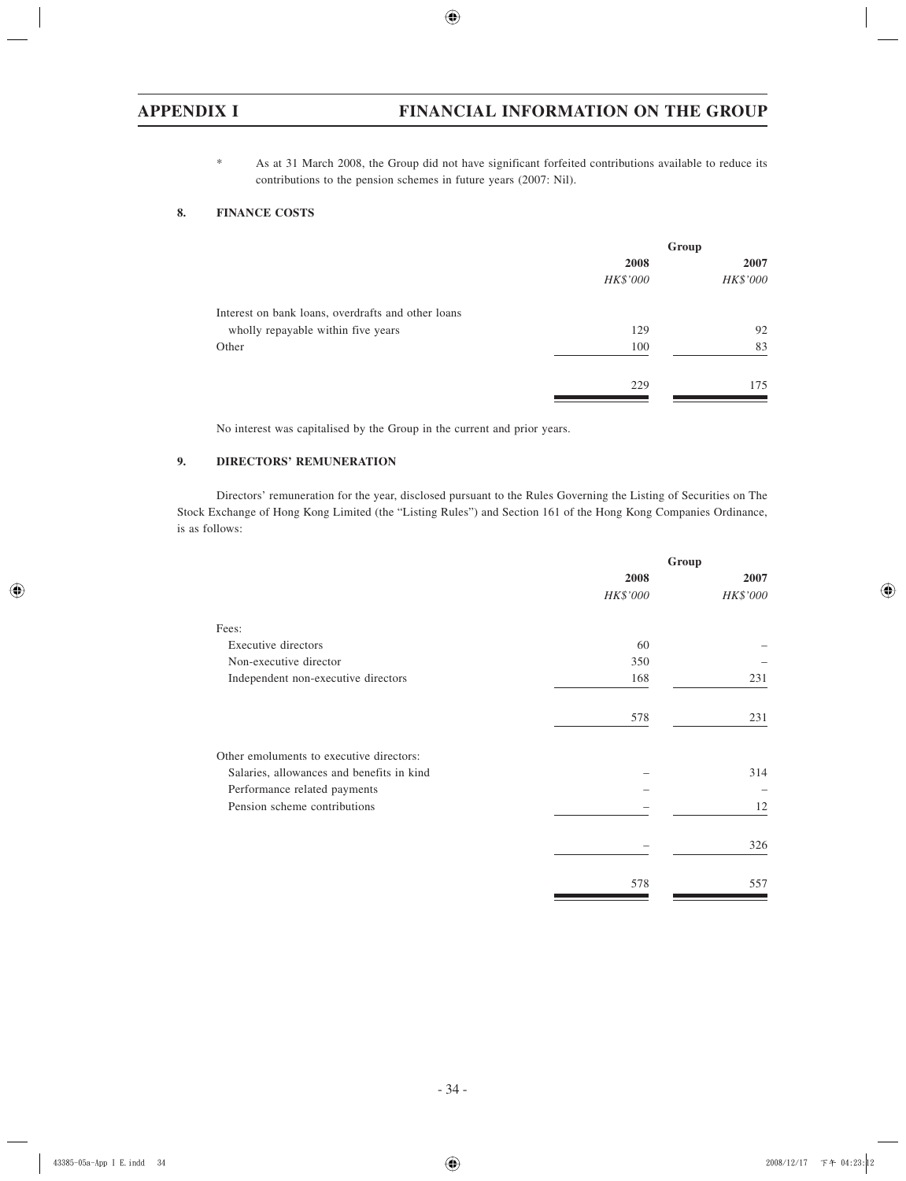\* As at 31 March 2008, the Group did not have significant forfeited contributions available to reduce its contributions to the pension schemes in future years (2007: Nil).

## 8. FINANCE COSTS

| | Group | |
|---|---|---|
| | 2008 | 2007 |
| | *HK$'000* | *HK$'000* |
| Interest on bank loans, overdrafts and other loans wholly repayable within five years | 129 | 92 |
| Other | 100 | 83 |
| | 229 | 175 |

No interest was capitalised by the Group in the current and prior years.

## 9. DIRECTORS' REMUNERATION

Directors' remuneration for the year, disclosed pursuant to the Rules Governing the Listing of Securities on The Stock Exchange of Hong Kong Limited (the "Listing Rules") and Section 161 of the Hong Kong Companies Ordinance, is as follows:

| | Group | |
|---|---|---|
| | 2008 | 2007 |
| | *HK$'000* | *HK$'000* |
| Fees: | | |
| Executive directors | 60 | – |
| Non-executive director | 350 | – |
| Independent non-executive directors | 168 | 231 |
| | 578 | 231 |
| Other emoluments to executive directors: | | |
| Salaries, allowances and benefits in kind | – | 314 |
| Performance related payments | – | – |
| Pension scheme contributions | – | 12 |
| | – | 326 |
| | 578 | 557 |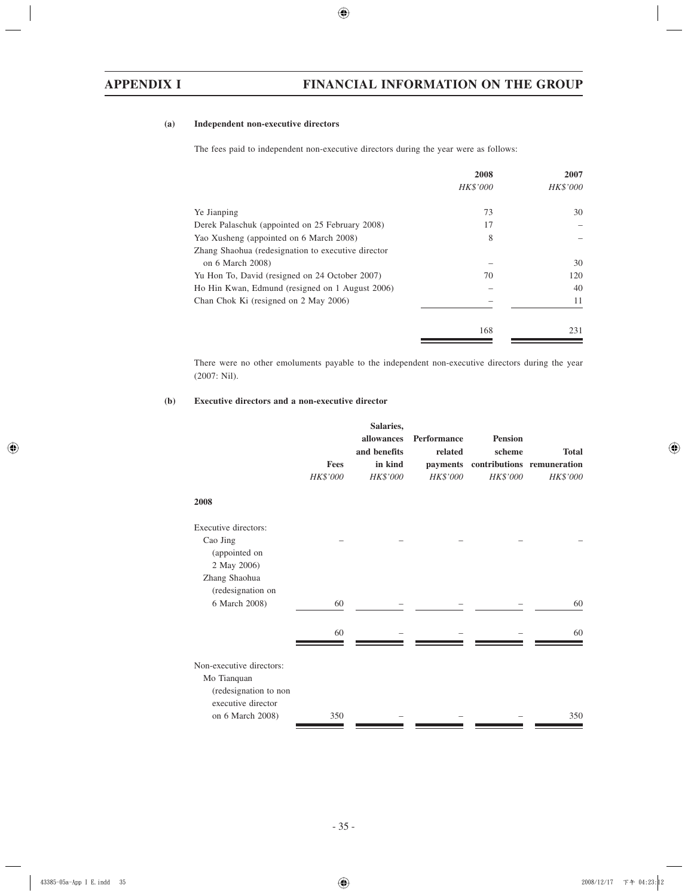#### (a) Independent non-executive directors

The fees paid to independent non-executive directors during the year were as follows:

| | 2008 | 2007 |
|---|---|---|
| | *HK$'000* | *HK$'000* |
| Ye Jianping | 73 | 30 |
| Derek Palaschuk (appointed on 25 February 2008) | 17 | – |
| Yao Xusheng (appointed on 6 March 2008) | 8 | – |
| Zhang Shaohua (redesignation to executive director on 6 March 2008) | – | 30 |
| Yu Hon To, David (resigned on 24 October 2007) | 70 | 120 |
| Ho Hin Kwan, Edmund (resigned on 1 August 2006) | – | 40 |
| Chan Chok Ki (resigned on 2 May 2006) | – | 11 |
| | 168 | 231 |

There were no other emoluments payable to the independent non-executive directors during the year (2007: Nil).

#### (b) Executive directors and a non-executive director

| | Fees | Salaries, allowances and benefits in kind | Performance related payments | Pension scheme contributions | Total remuneration |
|---|---|---|---|---|---|
| | *HK$'000* | *HK$'000* | *HK$'000* | *HK$'000* | *HK$'000* |
| **2008** | | | | | |
| Executive directors: | | | | | |
| Cao Jing (appointed on 2 May 2006) | – | – | – | – | – |
| Zhang Shaohua (redesignation on 6 March 2008) | 60 | – | – | – | 60 |
| | 60 | – | – | – | 60 |
| Non-executive directors: | | | | | |
| Mo Tianquan (redesignation to non executive director on 6 March 2008) | 350 | – | – | – | 350 |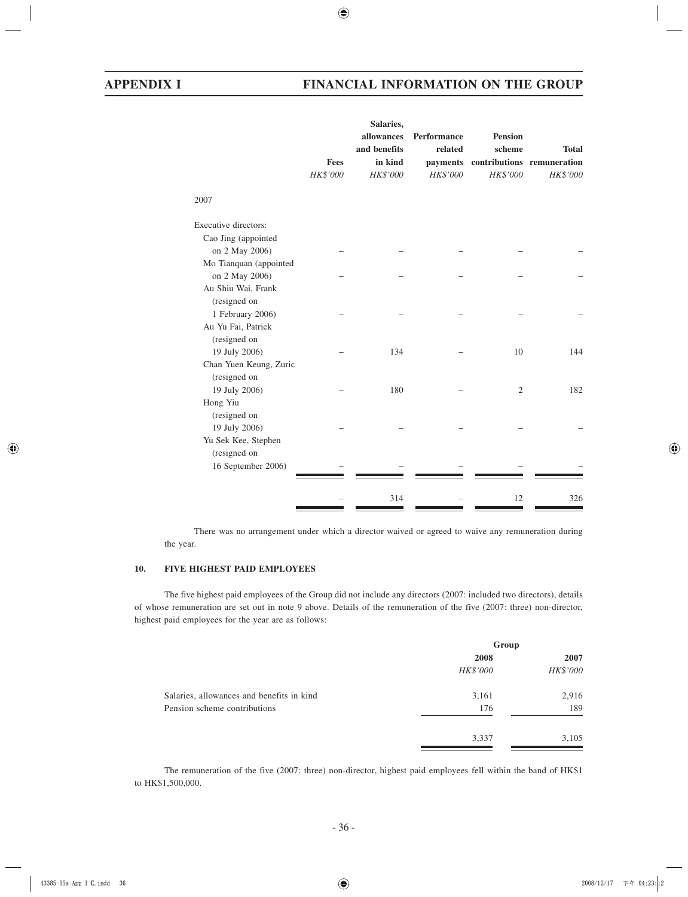| | Fees | Salaries, allowances and benefits in kind | Performance related payments | Pension scheme contributions | Total remuneration |
|---|---|---|---|---|---|
| | *HK$'000* | *HK$'000* | *HK$'000* | *HK$'000* | *HK$'000* |
| 2007 | | | | | |
| Executive directors: | | | | | |
| Cao Jing (appointed on 2 May 2006) | – | – | – | – | – |
| Mo Tianquan (appointed on 2 May 2006) | – | – | – | – | – |
| Au Shiu Wai, Frank (resigned on 1 February 2006) | – | – | – | – | – |
| Au Yu Fai, Patrick (resigned on 19 July 2006) | – | 134 | – | 10 | 144 |
| Chan Yuen Keung, Zuric (resigned on 19 July 2006) | – | 180 | – | 2 | 182 |
| Hong Yiu (resigned on 19 July 2006) | – | – | – | – | – |
| Yu Sek Kee, Stephen (resigned on 16 September 2006) | – | – | – | – | – |
| | – | 314 | – | 12 | 326 |

There was no arrangement under which a director waived or agreed to waive any remuneration during the year.

## 10. FIVE HIGHEST PAID EMPLOYEES

The five highest paid employees of the Group did not include any directors (2007: included two directors), details of whose remuneration are set out in note 9 above. Details of the remuneration of the five (2007: three) non-director, highest paid employees for the year are as follows:

| | Group | |
|---|---|---|
| | 2008 | 2007 |
| | *HK$'000* | *HK$'000* |
| Salaries, allowances and benefits in kind | 3,161 | 2,916 |
| Pension scheme contributions | 176 | 189 |
| | 3,337 | 3,105 |

The remuneration of the five (2007: three) non-director, highest paid employees fell within the band of HK$1 to HK$1,500,000.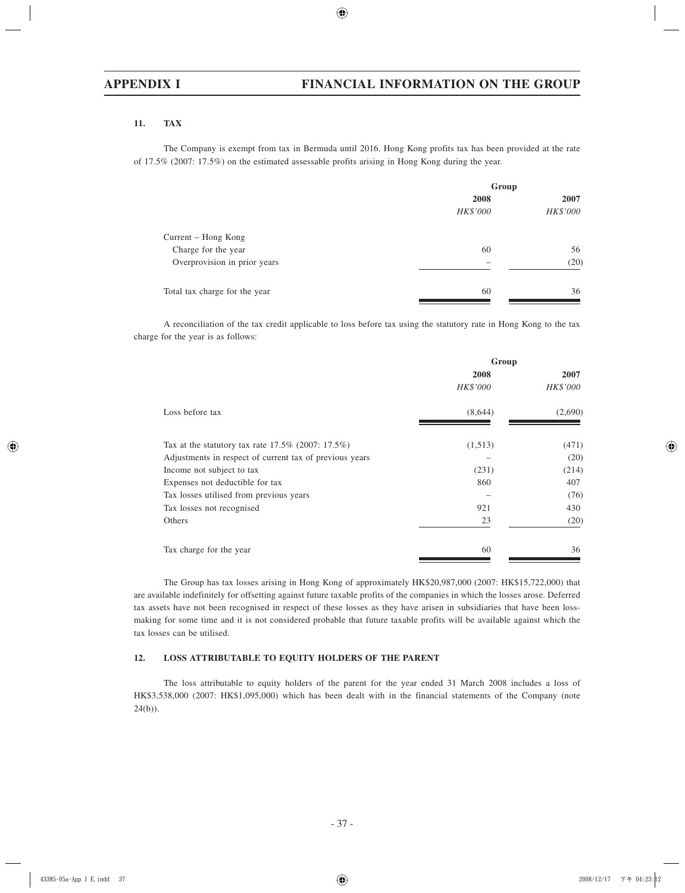## 11. TAX

The Company is exempt from tax in Bermuda until 2016. Hong Kong profits tax has been provided at the rate of 17.5% (2007: 17.5%) on the estimated assessable profits arising in Hong Kong during the year.

| | Group | |
|---|---|---|
| | 2008 | 2007 |
| | *HK$'000* | *HK$'000* |
| Current – Hong Kong | | |
| Charge for the year | 60 | 56 |
| Overprovision in prior years | – | (20) |
| Total tax charge for the year | 60 | 36 |

A reconciliation of the tax credit applicable to loss before tax using the statutory rate in Hong Kong to the tax charge for the year is as follows:

| | Group | |
|---|---|---|
| | 2008 | 2007 |
| | *HK$'000* | *HK$'000* |
| Loss before tax | (8,644) | (2,690) |
| Tax at the statutory tax rate 17.5% (2007: 17.5%) | (1,513) | (471) |
| Adjustments in respect of current tax of previous years | – | (20) |
| Income not subject to tax | (231) | (214) |
| Expenses not deductible for tax | 860 | 407 |
| Tax losses utilised from previous years | – | (76) |
| Tax losses not recognised | 921 | 430 |
| Others | 23 | (20) |
| Tax charge for the year | 60 | 36 |

The Group has tax losses arising in Hong Kong of approximately HK$20,987,000 (2007: HK$15,722,000) that are available indefinitely for offsetting against future taxable profits of the companies in which the losses arose. Deferred tax assets have not been recognised in respect of these losses as they have arisen in subsidiaries that have been loss-making for some time and it is not considered probable that future taxable profits will be available against which the tax losses can be utilised.

## 12. LOSS ATTRIBUTABLE TO EQUITY HOLDERS OF THE PARENT

The loss attributable to equity holders of the parent for the year ended 31 March 2008 includes a loss of HK$3,538,000 (2007: HK$1,095,000) which has been dealt with in the financial statements of the Company (note 24(b)).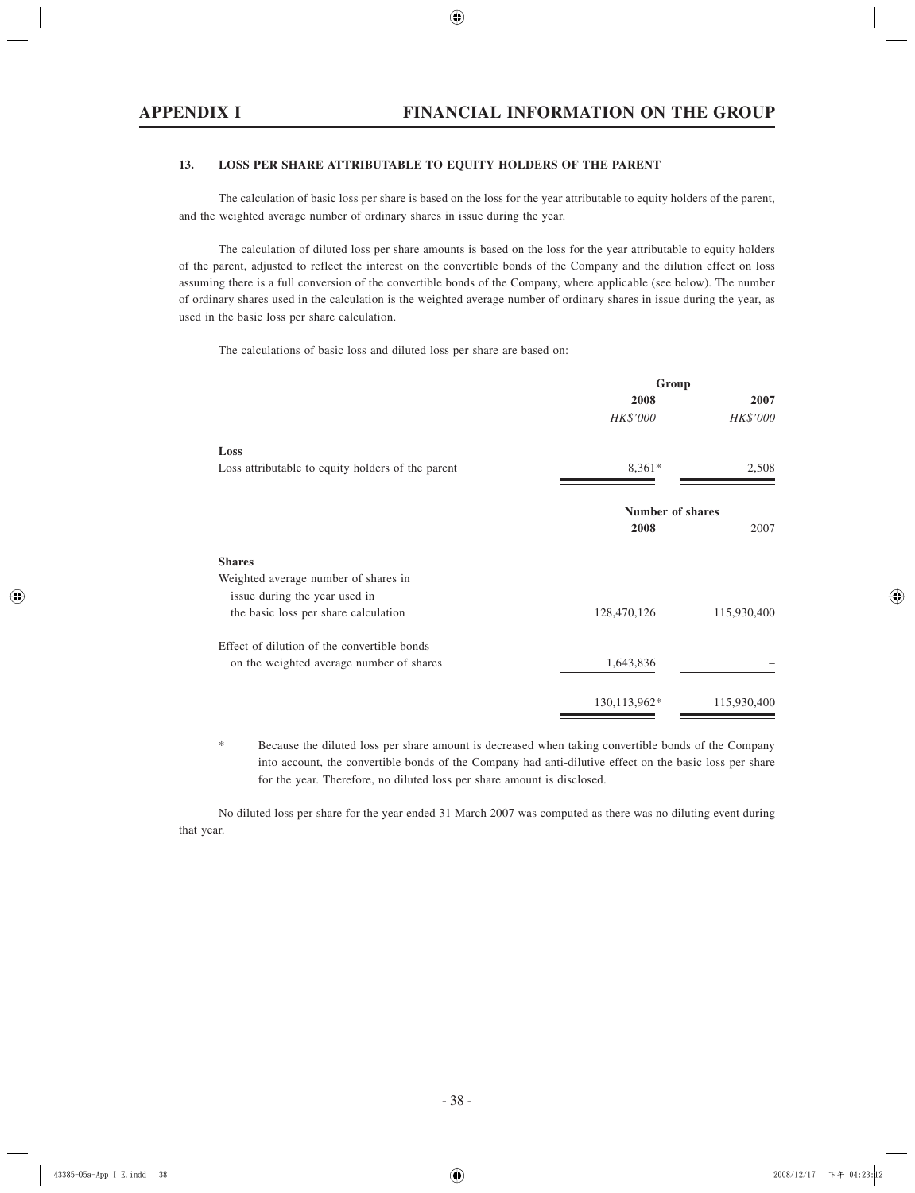### 13. LOSS PER SHARE ATTRIBUTABLE TO EQUITY HOLDERS OF THE PARENT

The calculation of basic loss per share is based on the loss for the year attributable to equity holders of the parent, and the weighted average number of ordinary shares in issue during the year.

The calculation of diluted loss per share amounts is based on the loss for the year attributable to equity holders of the parent, adjusted to reflect the interest on the convertible bonds of the Company and the dilution effect on loss assuming there is a full conversion of the convertible bonds of the Company, where applicable (see below). The number of ordinary shares used in the calculation is the weighted average number of ordinary shares in issue during the year, as used in the basic loss per share calculation.

The calculations of basic loss and diluted loss per share are based on:

| | Group | |
|---|---|---|
| | **2008** | **2007** |
| | *HK$'000* | *HK$'000* |
| **Loss** | | |
| Loss attributable to equity holders of the parent | 8,361* | 2,508 |

| | Number of shares | |
|---|---|---|
| | **2008** | 2007 |
| **Shares** | | |
| Weighted average number of shares in issue during the year used in the basic loss per share calculation | 128,470,126 | 115,930,400 |
| Effect of dilution of the convertible bonds on the weighted average number of shares | 1,643,836 | – |
| | 130,113,962* | 115,930,400 |

\* Because the diluted loss per share amount is decreased when taking convertible bonds of the Company into account, the convertible bonds of the Company had anti-dilutive effect on the basic loss per share for the year. Therefore, no diluted loss per share amount is disclosed.

No diluted loss per share for the year ended 31 March 2007 was computed as there was no diluting event during that year.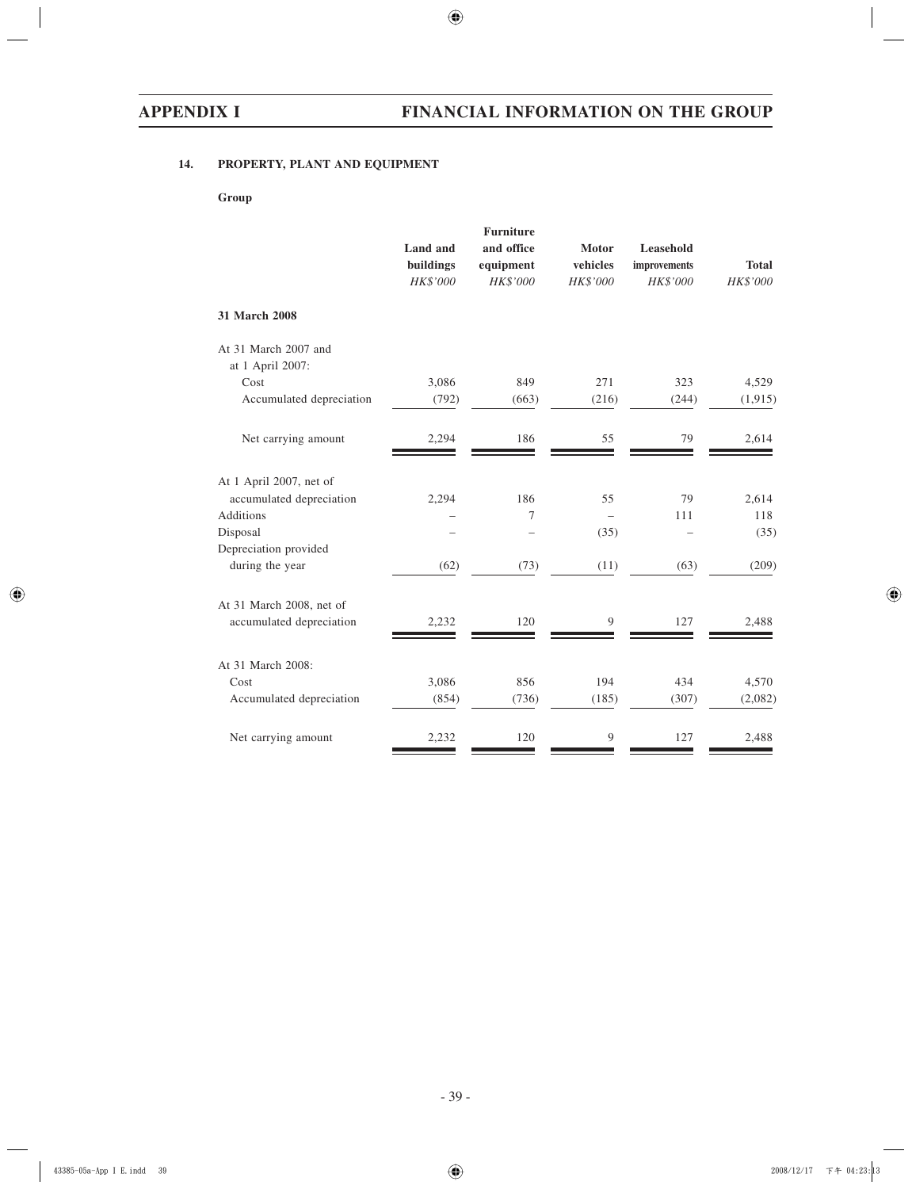## 14. PROPERTY, PLANT AND EQUIPMENT

**Group**

| | Land and buildings HK$'000 | Furniture and office equipment HK$'000 | Motor vehicles HK$'000 | Leasehold improvements HK$'000 | Total HK$'000 |
|---|---|---|---|---|---|
| **31 March 2008** | | | | | |
| At 31 March 2007 and at 1 April 2007: | | | | | |
| Cost | 3,086 | 849 | 271 | 323 | 4,529 |
| Accumulated depreciation | (792) | (663) | (216) | (244) | (1,915) |
| Net carrying amount | 2,294 | 186 | 55 | 79 | 2,614 |
| At 1 April 2007, net of accumulated depreciation | 2,294 | 186 | 55 | 79 | 2,614 |
| Additions | – | 7 | – | 111 | 118 |
| Disposal | – | – | (35) | – | (35) |
| Depreciation provided during the year | (62) | (73) | (11) | (63) | (209) |
| At 31 March 2008, net of accumulated depreciation | 2,232 | 120 | 9 | 127 | 2,488 |
| At 31 March 2008: | | | | | |
| Cost | 3,086 | 856 | 194 | 434 | 4,570 |
| Accumulated depreciation | (854) | (736) | (185) | (307) | (2,082) |
| Net carrying amount | 2,232 | 120 | 9 | 127 | 2,488 |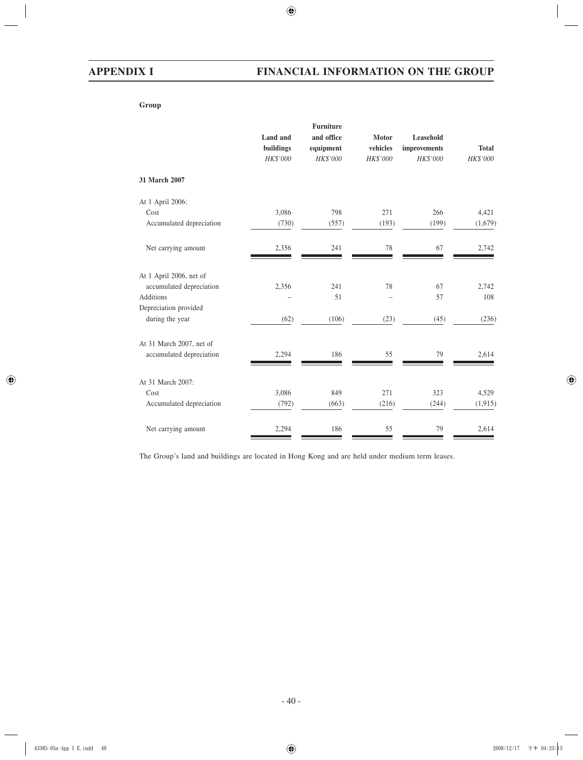**Group**

| | Land and buildings *HK$'000* | Furniture and office equipment *HK$'000* | Motor vehicles *HK$'000* | Leasehold improvements *HK$'000* | Total *HK$'000* |
|---|---|---|---|---|---|
| **31 March 2007** | | | | | |
| At 1 April 2006: | | | | | |
| Cost | 3,086 | 798 | 271 | 266 | 4,421 |
| Accumulated depreciation | (730) | (557) | (193) | (199) | (1,679) |
| Net carrying amount | 2,356 | 241 | 78 | 67 | 2,742 |
| At 1 April 2006, net of accumulated depreciation | 2,356 | 241 | 78 | 67 | 2,742 |
| Additions | – | 51 | – | 57 | 108 |
| Depreciation provided during the year | (62) | (106) | (23) | (45) | (236) |
| At 31 March 2007, net of accumulated depreciation | 2,294 | 186 | 55 | 79 | 2,614 |
| At 31 March 2007: | | | | | |
| Cost | 3,086 | 849 | 271 | 323 | 4,529 |
| Accumulated depreciation | (792) | (663) | (216) | (244) | (1,915) |
| Net carrying amount | 2,294 | 186 | 55 | 79 | 2,614 |

The Group's land and buildings are located in Hong Kong and are held under medium term leases.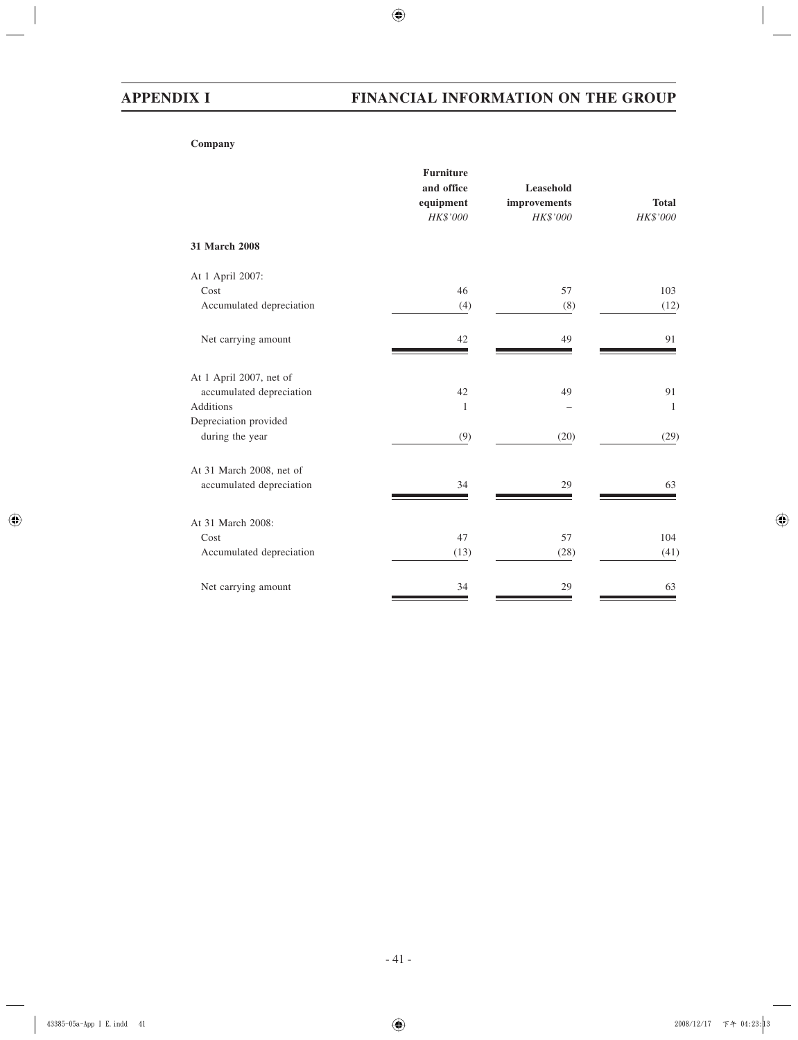**Company**

| | Furniture and office equipment<br>*HK$'000* | Leasehold improvements<br>*HK$'000* | Total<br>*HK$'000* |
|---|---|---|---|
| **31 March 2008** | | | |
| At 1 April 2007: | | | |
| Cost | 46 | 57 | 103 |
| Accumulated depreciation | (4) | (8) | (12) |
| Net carrying amount | 42 | 49 | 91 |
| At 1 April 2007, net of accumulated depreciation | 42 | 49 | 91 |
| Additions | 1 | – | 1 |
| Depreciation provided during the year | (9) | (20) | (29) |
| At 31 March 2008, net of accumulated depreciation | 34 | 29 | 63 |
| At 31 March 2008: | | | |
| Cost | 47 | 57 | 104 |
| Accumulated depreciation | (13) | (28) | (41) |
| Net carrying amount | 34 | 29 | 63 |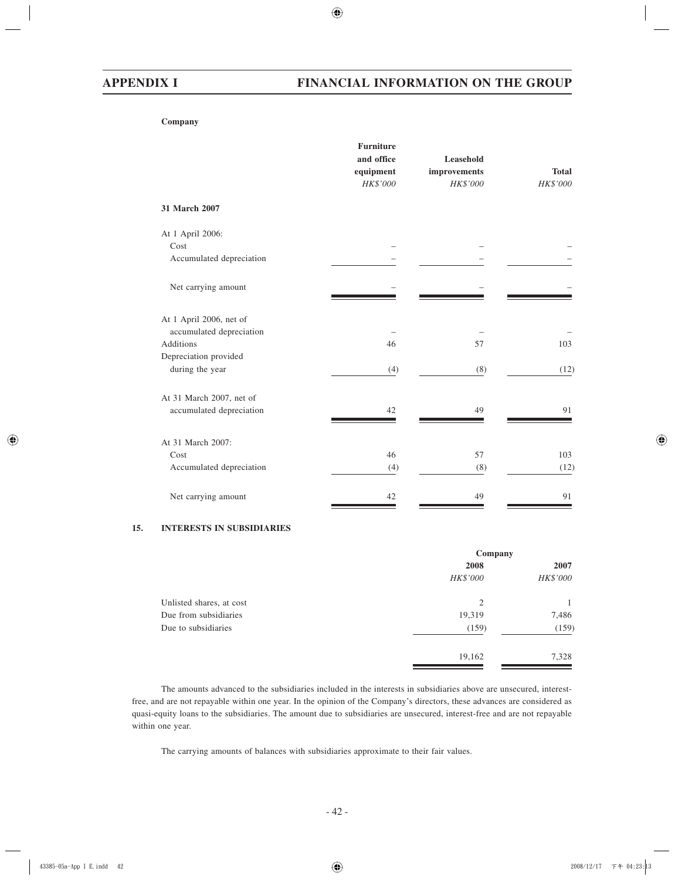**Company**

| | Furniture and office equipment | Leasehold improvements | Total |
|---|---|---|---|
| | *HK$'000* | *HK$'000* | *HK$'000* |
| **31 March 2007** | | | |
| At 1 April 2006: | | | |
| Cost | – | – | – |
| Accumulated depreciation | – | – | – |
| Net carrying amount | – | – | – |
| At 1 April 2006, net of accumulated depreciation | – | – | – |
| Additions | 46 | 57 | 103 |
| Depreciation provided during the year | (4) | (8) | (12) |
| At 31 March 2007, net of accumulated depreciation | 42 | 49 | 91 |
| At 31 March 2007: | | | |
| Cost | 46 | 57 | 103 |
| Accumulated depreciation | (4) | (8) | (12) |
| Net carrying amount | 42 | 49 | 91 |

## 15. INTERESTS IN SUBSIDIARIES

| | Company | |
|---|---|---|
| | 2008 | 2007 |
| | *HK$'000* | *HK$'000* |
| Unlisted shares, at cost | 2 | 1 |
| Due from subsidiaries | 19,319 | 7,486 |
| Due to subsidiaries | (159) | (159) |
| | 19,162 | 7,328 |

The amounts advanced to the subsidiaries included in the interests in subsidiaries above are unsecured, interest-free, and are not repayable within one year. In the opinion of the Company's directors, these advances are considered as quasi-equity loans to the subsidiaries. The amount due to subsidiaries are unsecured, interest-free and are not repayable within one year.

The carrying amounts of balances with subsidiaries approximate to their fair values.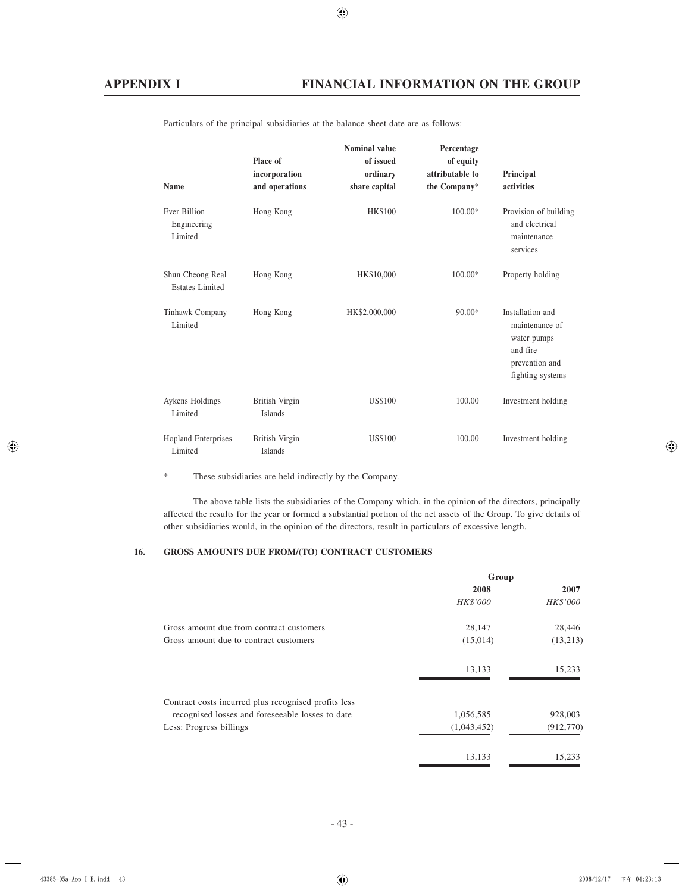Particulars of the principal subsidiaries at the balance sheet date are as follows:

| Name | Place of incorporation and operations | Nominal value of issued ordinary share capital | Percentage of equity attributable to the Company* | Principal activities |
|---|---|---|---|---|
| Ever Billion Engineering Limited | Hong Kong | HK$100 | 100.00* | Provision of building and electrical maintenance services |
| Shun Cheong Real Estates Limited | Hong Kong | HK$10,000 | 100.00* | Property holding |
| Tinhawk Company Limited | Hong Kong | HK$2,000,000 | 90.00* | Installation and maintenance of water pumps and fire prevention and fighting systems |
| Aykens Holdings Limited | British Virgin Islands | US$100 | 100.00 | Investment holding |
| Hopland Enterprises Limited | British Virgin Islands | US$100 | 100.00 | Investment holding |

\* These subsidiaries are held indirectly by the Company.

The above table lists the subsidiaries of the Company which, in the opinion of the directors, principally affected the results for the year or formed a substantial portion of the net assets of the Group. To give details of other subsidiaries would, in the opinion of the directors, result in particulars of excessive length.

## 16. GROSS AMOUNTS DUE FROM/(TO) CONTRACT CUSTOMERS

| | Group | |
|---|---|---|
| | 2008 | 2007 |
| | *HK$'000* | *HK$'000* |
| Gross amount due from contract customers | 28,147 | 28,446 |
| Gross amount due to contract customers | (15,014) | (13,213) |
| | 13,133 | 15,233 |
| Contract costs incurred plus recognised profits less recognised losses and foreseeable losses to date | 1,056,585 | 928,003 |
| Less: Progress billings | (1,043,452) | (912,770) |
| | 13,133 | 15,233 |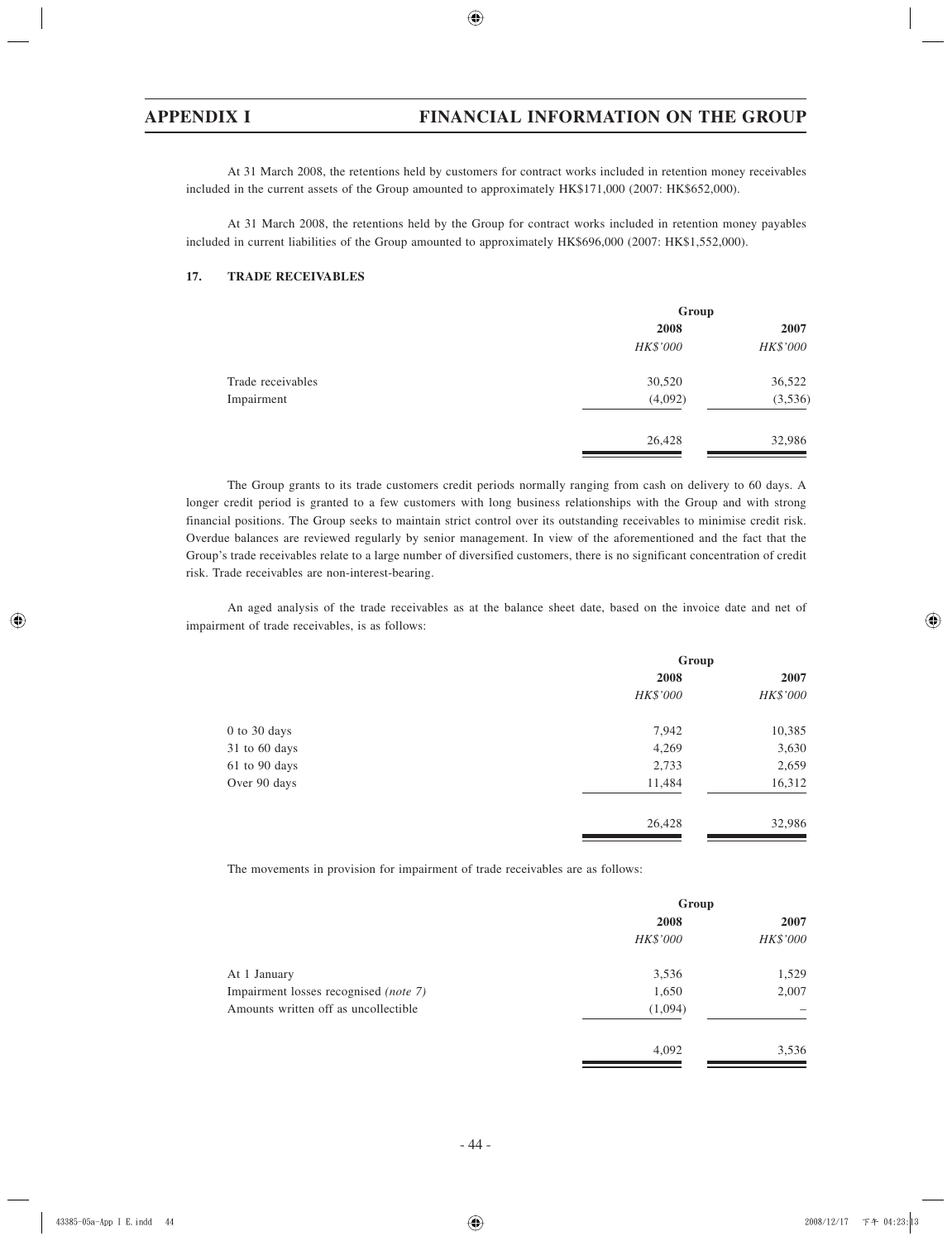At 31 March 2008, the retentions held by customers for contract works included in retention money receivables included in the current assets of the Group amounted to approximately HK$171,000 (2007: HK$652,000).

At 31 March 2008, the retentions held by the Group for contract works included in retention money payables included in current liabilities of the Group amounted to approximately HK$696,000 (2007: HK$1,552,000).

### 17. TRADE RECEIVABLES

| | Group | |
|---|---|---|
| | **2008** | **2007** |
| | *HK$'000* | *HK$'000* |
| Trade receivables | 30,520 | 36,522 |
| Impairment | (4,092) | (3,536) |
| | 26,428 | 32,986 |

The Group grants to its trade customers credit periods normally ranging from cash on delivery to 60 days. A longer credit period is granted to a few customers with long business relationships with the Group and with strong financial positions. The Group seeks to maintain strict control over its outstanding receivables to minimise credit risk. Overdue balances are reviewed regularly by senior management. In view of the aforementioned and the fact that the Group's trade receivables relate to a large number of diversified customers, there is no significant concentration of credit risk. Trade receivables are non-interest-bearing.

An aged analysis of the trade receivables as at the balance sheet date, based on the invoice date and net of impairment of trade receivables, is as follows:

| | Group | |
|---|---|---|
| | **2008** | **2007** |
| | *HK$'000* | *HK$'000* |
| 0 to 30 days | 7,942 | 10,385 |
| 31 to 60 days | 4,269 | 3,630 |
| 61 to 90 days | 2,733 | 2,659 |
| Over 90 days | 11,484 | 16,312 |
| | 26,428 | 32,986 |

The movements in provision for impairment of trade receivables are as follows:

| | Group | |
|---|---|---|
| | **2008** | **2007** |
| | *HK$'000* | *HK$'000* |
| At 1 January | 3,536 | 1,529 |
| Impairment losses recognised *(note 7)* | 1,650 | 2,007 |
| Amounts written off as uncollectible | (1,094) | – |
| | 4,092 | 3,536 |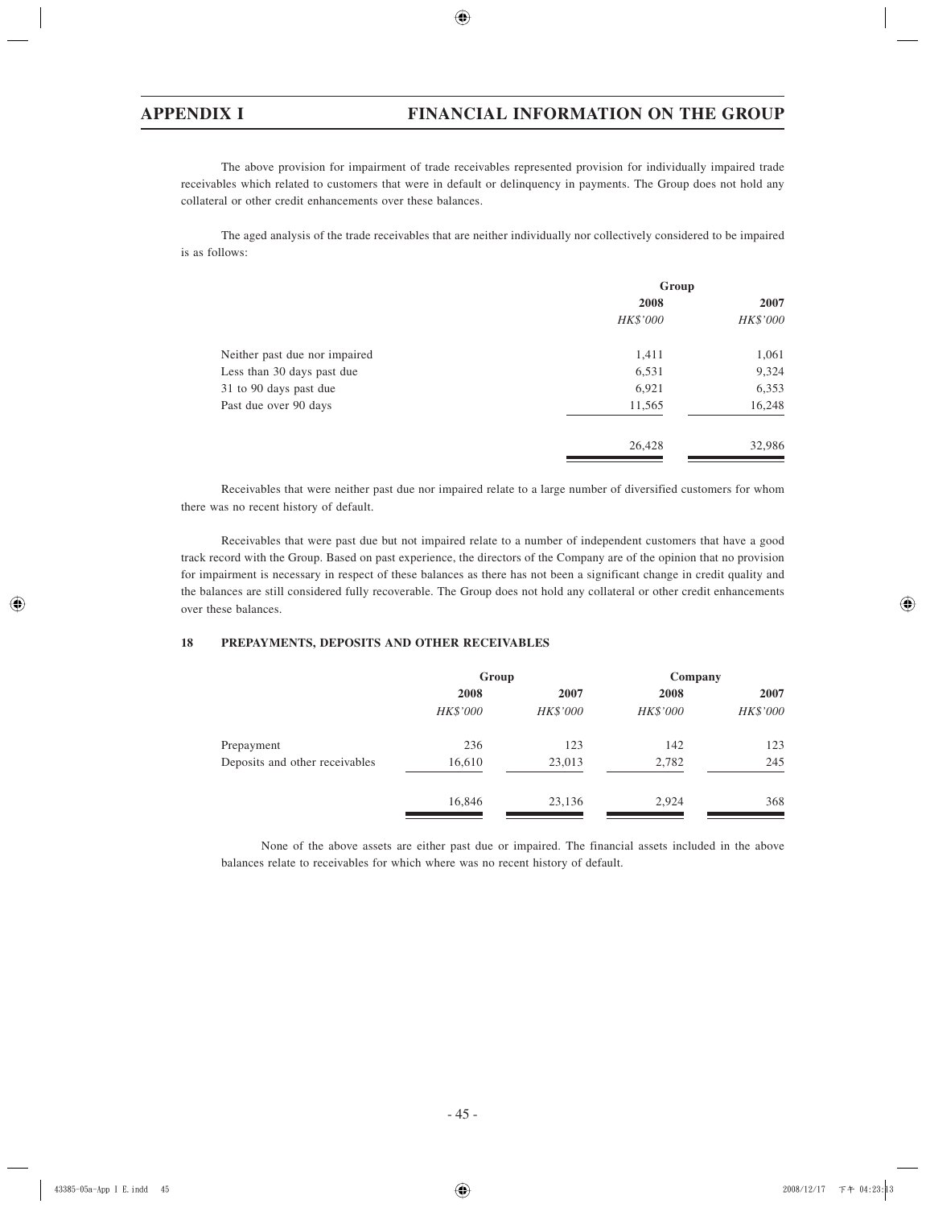The above provision for impairment of trade receivables represented provision for individually impaired trade receivables which related to customers that were in default or delinquency in payments. The Group does not hold any collateral or other credit enhancements over these balances.

The aged analysis of the trade receivables that are neither individually nor collectively considered to be impaired is as follows:

| | Group | |
|---|---|---|
| | **2008** | **2007** |
| | *HK$'000* | *HK$'000* |
| Neither past due nor impaired | 1,411 | 1,061 |
| Less than 30 days past due | 6,531 | 9,324 |
| 31 to 90 days past due | 6,921 | 6,353 |
| Past due over 90 days | 11,565 | 16,248 |
| | 26,428 | 32,986 |

Receivables that were neither past due nor impaired relate to a large number of diversified customers for whom there was no recent history of default.

Receivables that were past due but not impaired relate to a number of independent customers that have a good track record with the Group. Based on past experience, the directors of the Company are of the opinion that no provision for impairment is necessary in respect of these balances as there has not been a significant change in credit quality and the balances are still considered fully recoverable. The Group does not hold any collateral or other credit enhancements over these balances.

## 18 PREPAYMENTS, DEPOSITS AND OTHER RECEIVABLES

| | Group | | Company | |
|---|---|---|---|---|
| | **2008** | **2007** | **2008** | **2007** |
| | *HK$'000* | *HK$'000* | *HK$'000* | *HK$'000* |
| Prepayment | 236 | 123 | 142 | 123 |
| Deposits and other receivables | 16,610 | 23,013 | 2,782 | 245 |
| | 16,846 | 23,136 | 2,924 | 368 |

None of the above assets are either past due or impaired. The financial assets included in the above balances relate to receivables for which where was no recent history of default.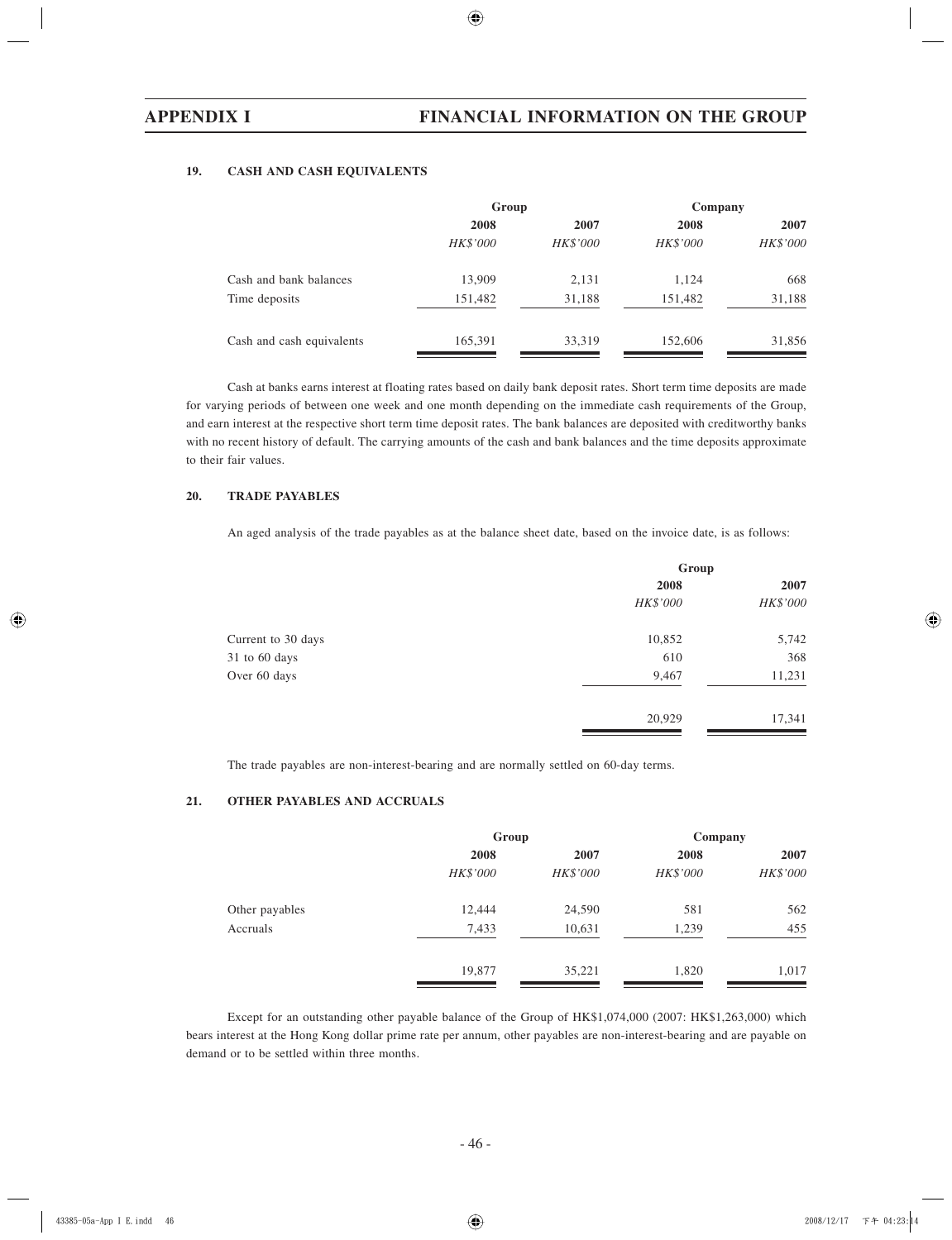### 19. CASH AND CASH EQUIVALENTS

| | Group | | Company | |
|---|---|---|---|---|
| | 2008 | 2007 | 2008 | 2007 |
| | *HK$'000* | *HK$'000* | *HK$'000* | *HK$'000* |
| Cash and bank balances | 13,909 | 2,131 | 1,124 | 668 |
| Time deposits | 151,482 | 31,188 | 151,482 | 31,188 |
| Cash and cash equivalents | 165,391 | 33,319 | 152,606 | 31,856 |

Cash at banks earns interest at floating rates based on daily bank deposit rates. Short term time deposits are made for varying periods of between one week and one month depending on the immediate cash requirements of the Group, and earn interest at the respective short term time deposit rates. The bank balances are deposited with creditworthy banks with no recent history of default. The carrying amounts of the cash and bank balances and the time deposits approximate to their fair values.

### 20. TRADE PAYABLES

An aged analysis of the trade payables as at the balance sheet date, based on the invoice date, is as follows:

| | Group | |
|---|---|---|
| | 2008 | 2007 |
| | *HK$'000* | *HK$'000* |
| Current to 30 days | 10,852 | 5,742 |
| 31 to 60 days | 610 | 368 |
| Over 60 days | 9,467 | 11,231 |
| | 20,929 | 17,341 |

The trade payables are non-interest-bearing and are normally settled on 60-day terms.

### 21. OTHER PAYABLES AND ACCRUALS

| | Group | | Company | |
|---|---|---|---|---|
| | 2008 | 2007 | 2008 | 2007 |
| | *HK$'000* | *HK$'000* | *HK$'000* | *HK$'000* |
| Other payables | 12,444 | 24,590 | 581 | 562 |
| Accruals | 7,433 | 10,631 | 1,239 | 455 |
| | 19,877 | 35,221 | 1,820 | 1,017 |

Except for an outstanding other payable balance of the Group of HK$1,074,000 (2007: HK$1,263,000) which bears interest at the Hong Kong dollar prime rate per annum, other payables are non-interest-bearing and are payable on demand or to be settled within three months.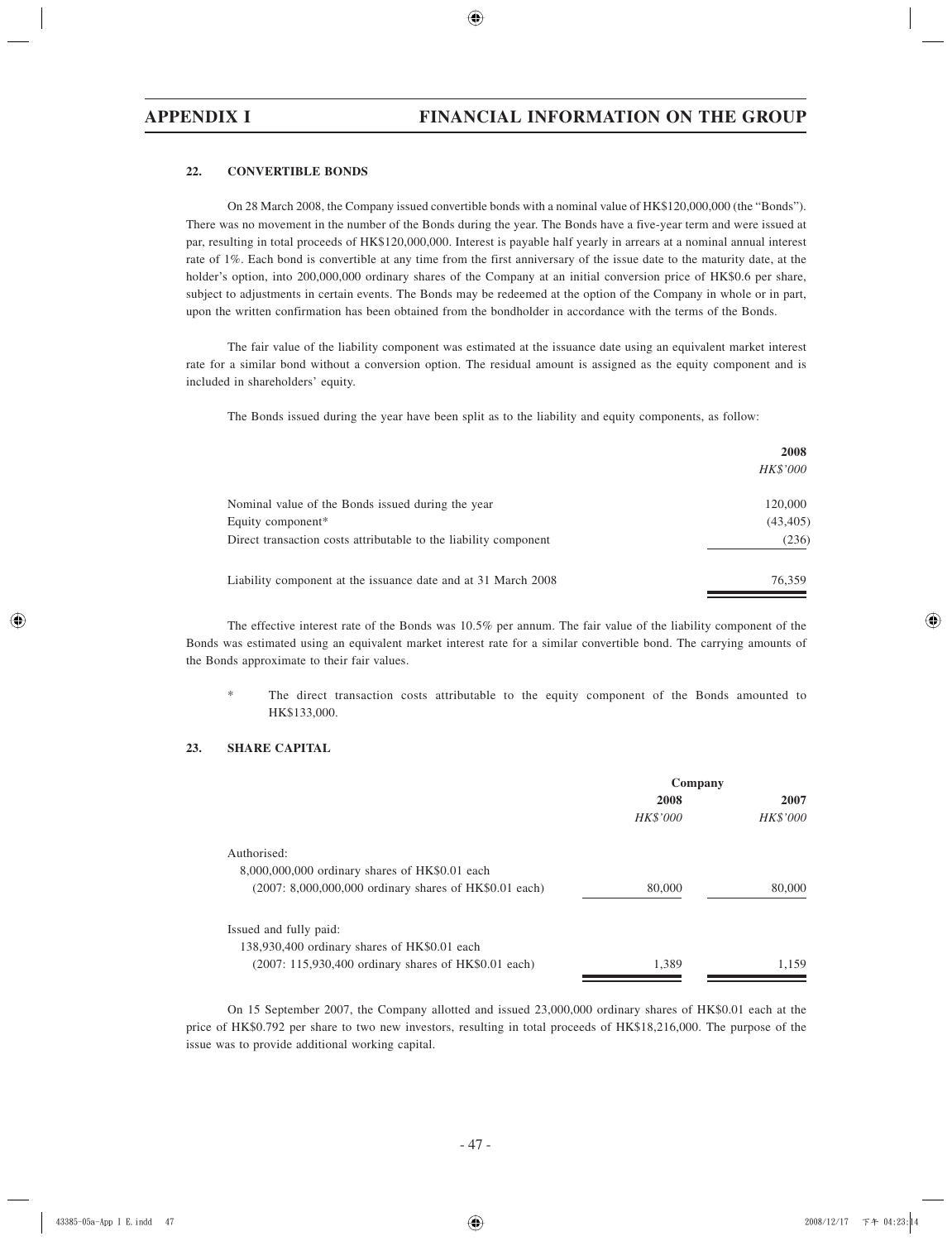### 22. CONVERTIBLE BONDS

On 28 March 2008, the Company issued convertible bonds with a nominal value of HK$120,000,000 (the "Bonds"). There was no movement in the number of the Bonds during the year. The Bonds have a five-year term and were issued at par, resulting in total proceeds of HK$120,000,000. Interest is payable half yearly in arrears at a nominal annual interest rate of 1%. Each bond is convertible at any time from the first anniversary of the issue date to the maturity date, at the holder's option, into 200,000,000 ordinary shares of the Company at an initial conversion price of HK$0.6 per share, subject to adjustments in certain events. The Bonds may be redeemed at the option of the Company in whole or in part, upon the written confirmation has been obtained from the bondholder in accordance with the terms of the Bonds.

The fair value of the liability component was estimated at the issuance date using an equivalent market interest rate for a similar bond without a conversion option. The residual amount is assigned as the equity component and is included in shareholders' equity.

The Bonds issued during the year have been split as to the liability and equity components, as follow:

| | **2008** |
|---|---|
| | *HK$'000* |
| Nominal value of the Bonds issued during the year | 120,000 |
| Equity component* | (43,405) |
| Direct transaction costs attributable to the liability component | (236) |
| Liability component at the issuance date and at 31 March 2008 | 76,359 |

The effective interest rate of the Bonds was 10.5% per annum. The fair value of the liability component of the Bonds was estimated using an equivalent market interest rate for a similar convertible bond. The carrying amounts of the Bonds approximate to their fair values.

\* The direct transaction costs attributable to the equity component of the Bonds amounted to HK$133,000.

### 23. SHARE CAPITAL

| | **Company** | |
|---|---|---|
| | **2008** | **2007** |
| | *HK$'000* | *HK$'000* |
| Authorised: | | |
| 8,000,000,000 ordinary shares of HK$0.01 each (2007: 8,000,000,000 ordinary shares of HK$0.01 each) | 80,000 | 80,000 |
| Issued and fully paid: | | |
| 138,930,400 ordinary shares of HK$0.01 each (2007: 115,930,400 ordinary shares of HK$0.01 each) | 1,389 | 1,159 |

On 15 September 2007, the Company allotted and issued 23,000,000 ordinary shares of HK$0.01 each at the price of HK$0.792 per share to two new investors, resulting in total proceeds of HK$18,216,000. The purpose of the issue was to provide additional working capital.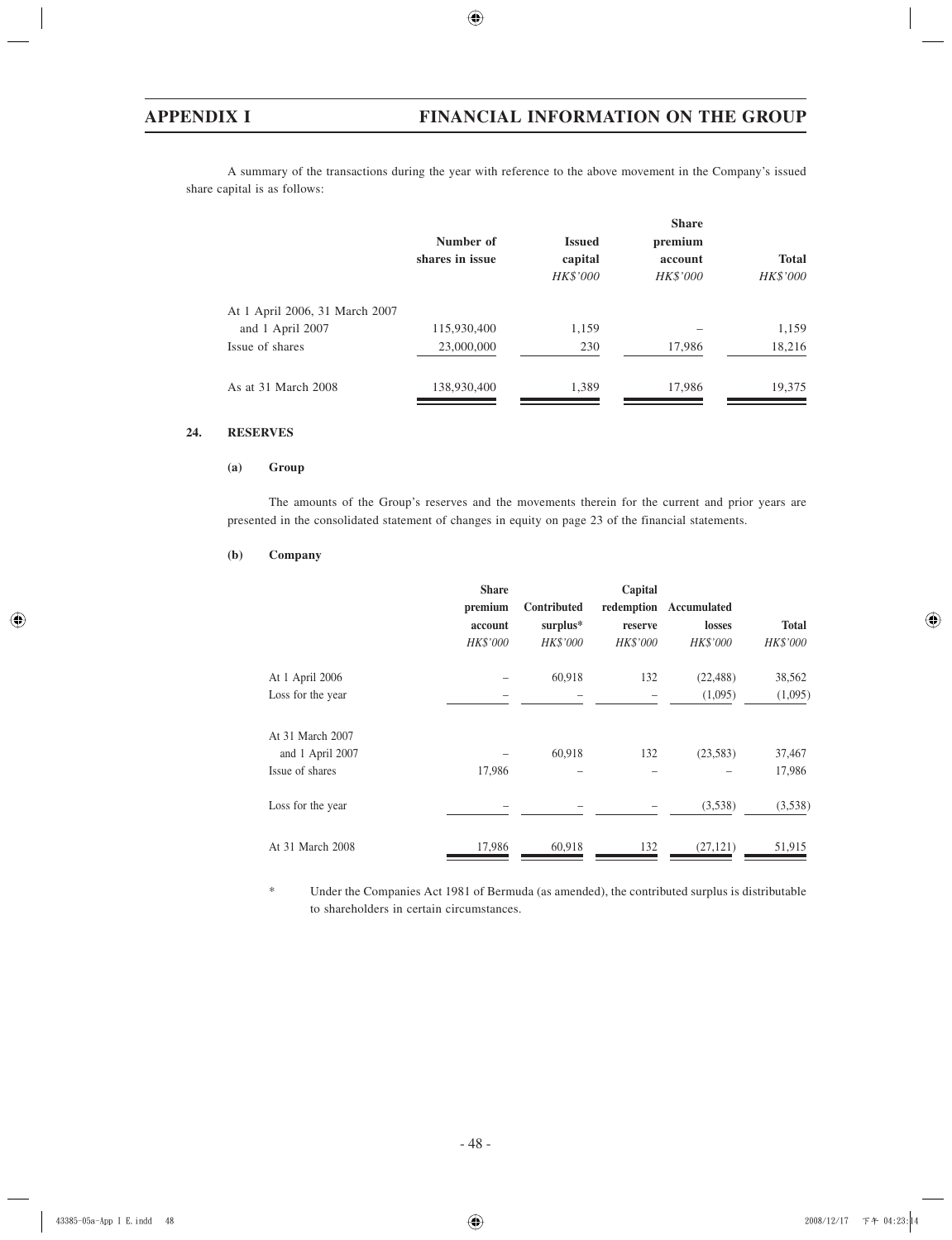A summary of the transactions during the year with reference to the above movement in the Company's issued share capital is as follows:

| | Number of shares in issue | Issued capital *HK$'000* | Share premium account *HK$'000* | Total *HK$'000* |
|---|---|---|---|---|
| At 1 April 2006, 31 March 2007 and 1 April 2007 | 115,930,400 | 1,159 | – | 1,159 |
| Issue of shares | 23,000,000 | 230 | 17,986 | 18,216 |
| As at 31 March 2008 | 138,930,400 | 1,389 | 17,986 | 19,375 |

**24. RESERVES**

**(a) Group**

The amounts of the Group's reserves and the movements therein for the current and prior years are presented in the consolidated statement of changes in equity on page 23 of the financial statements.

**(b) Company**

| | Share premium account *HK$'000* | Contributed surplus* *HK$'000* | Capital redemption reserve *HK$'000* | Accumulated losses *HK$'000* | Total *HK$'000* |
|---|---|---|---|---|---|
| At 1 April 2006 | – | 60,918 | 132 | (22,488) | 38,562 |
| Loss for the year | – | – | – | (1,095) | (1,095) |
| At 31 March 2007 and 1 April 2007 | – | 60,918 | 132 | (23,583) | 37,467 |
| Issue of shares | 17,986 | – | – | – | 17,986 |
| Loss for the year | – | – | – | (3,538) | (3,538) |
| At 31 March 2008 | 17,986 | 60,918 | 132 | (27,121) | 51,915 |

\* Under the Companies Act 1981 of Bermuda (as amended), the contributed surplus is distributable to shareholders in certain circumstances.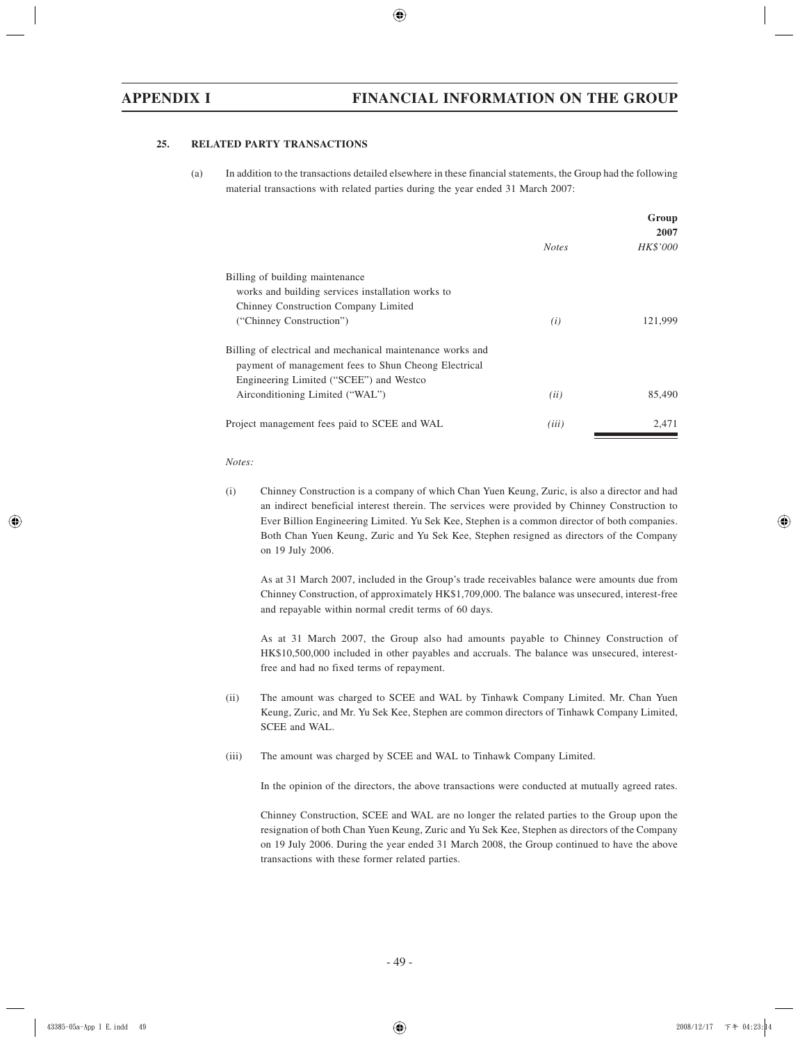## 25. RELATED PARTY TRANSACTIONS

(a) In addition to the transactions detailed elsewhere in these financial statements, the Group had the following material transactions with related parties during the year ended 31 March 2007:

| | *Notes* | **Group 2007** *HK$'000* |
|---|---|---|
| Billing of building maintenance works and building services installation works to Chinney Construction Company Limited ("Chinney Construction") | *(i)* | 121,999 |
| Billing of electrical and mechanical maintenance works and payment of management fees to Shun Cheong Electrical Engineering Limited ("SCEE") and Westco Airconditioning Limited ("WAL") | *(ii)* | 85,490 |
| Project management fees paid to SCEE and WAL | *(iii)* | 2,471 |

*Notes:*

(i) Chinney Construction is a company of which Chan Yuen Keung, Zuric, is also a director and had an indirect beneficial interest therein. The services were provided by Chinney Construction to Ever Billion Engineering Limited. Yu Sek Kee, Stephen is a common director of both companies. Both Chan Yuen Keung, Zuric and Yu Sek Kee, Stephen resigned as directors of the Company on 19 July 2006.

As at 31 March 2007, included in the Group's trade receivables balance were amounts due from Chinney Construction, of approximately HK$1,709,000. The balance was unsecured, interest-free and repayable within normal credit terms of 60 days.

As at 31 March 2007, the Group also had amounts payable to Chinney Construction of HK$10,500,000 included in other payables and accruals. The balance was unsecured, interest-free and had no fixed terms of repayment.

(ii) The amount was charged to SCEE and WAL by Tinhawk Company Limited. Mr. Chan Yuen Keung, Zuric, and Mr. Yu Sek Kee, Stephen are common directors of Tinhawk Company Limited, SCEE and WAL.

(iii) The amount was charged by SCEE and WAL to Tinhawk Company Limited.

In the opinion of the directors, the above transactions were conducted at mutually agreed rates.

Chinney Construction, SCEE and WAL are no longer the related parties to the Group upon the resignation of both Chan Yuen Keung, Zuric and Yu Sek Kee, Stephen as directors of the Company on 19 July 2006. During the year ended 31 March 2008, the Group continued to have the above transactions with these former related parties.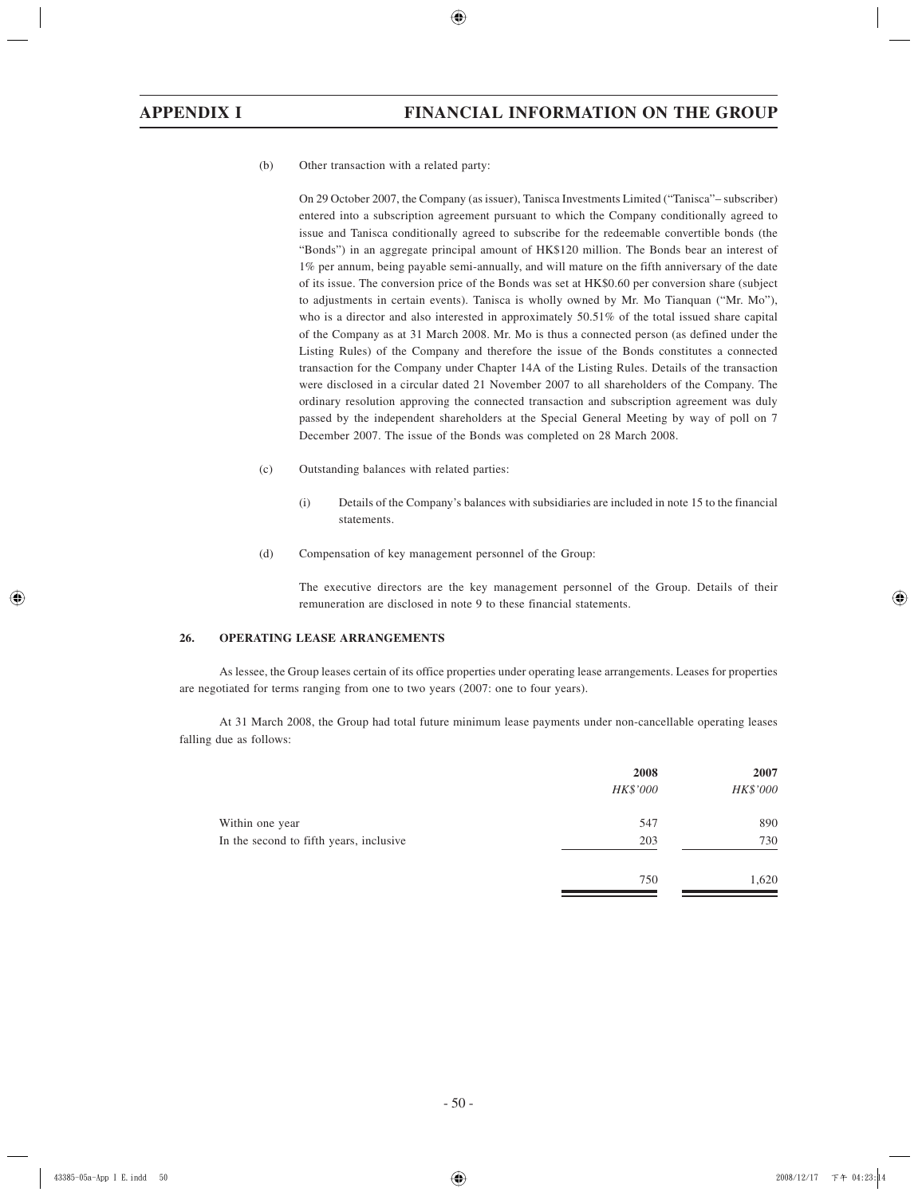(b) Other transaction with a related party:

On 29 October 2007, the Company (as issuer), Tanisca Investments Limited ("Tanisca"– subscriber) entered into a subscription agreement pursuant to which the Company conditionally agreed to issue and Tanisca conditionally agreed to subscribe for the redeemable convertible bonds (the "Bonds") in an aggregate principal amount of HK$120 million. The Bonds bear an interest of 1% per annum, being payable semi-annually, and will mature on the fifth anniversary of the date of its issue. The conversion price of the Bonds was set at HK$0.60 per conversion share (subject to adjustments in certain events). Tanisca is wholly owned by Mr. Mo Tianquan ("Mr. Mo"), who is a director and also interested in approximately 50.51% of the total issued share capital of the Company as at 31 March 2008. Mr. Mo is thus a connected person (as defined under the Listing Rules) of the Company and therefore the issue of the Bonds constitutes a connected transaction for the Company under Chapter 14A of the Listing Rules. Details of the transaction were disclosed in a circular dated 21 November 2007 to all shareholders of the Company. The ordinary resolution approving the connected transaction and subscription agreement was duly passed by the independent shareholders at the Special General Meeting by way of poll on 7 December 2007. The issue of the Bonds was completed on 28 March 2008.

(c) Outstanding balances with related parties:

(i) Details of the Company's balances with subsidiaries are included in note 15 to the financial statements.

(d) Compensation of key management personnel of the Group:

The executive directors are the key management personnel of the Group. Details of their remuneration are disclosed in note 9 to these financial statements.

## 26. OPERATING LEASE ARRANGEMENTS

As lessee, the Group leases certain of its office properties under operating lease arrangements. Leases for properties are negotiated for terms ranging from one to two years (2007: one to four years).

At 31 March 2008, the Group had total future minimum lease payments under non-cancellable operating leases falling due as follows:

| | 2008 | 2007 |
|---|---|---|
| | *HK$'000* | *HK$'000* |
| Within one year | 547 | 890 |
| In the second to fifth years, inclusive | 203 | 730 |
| | 750 | 1,620 |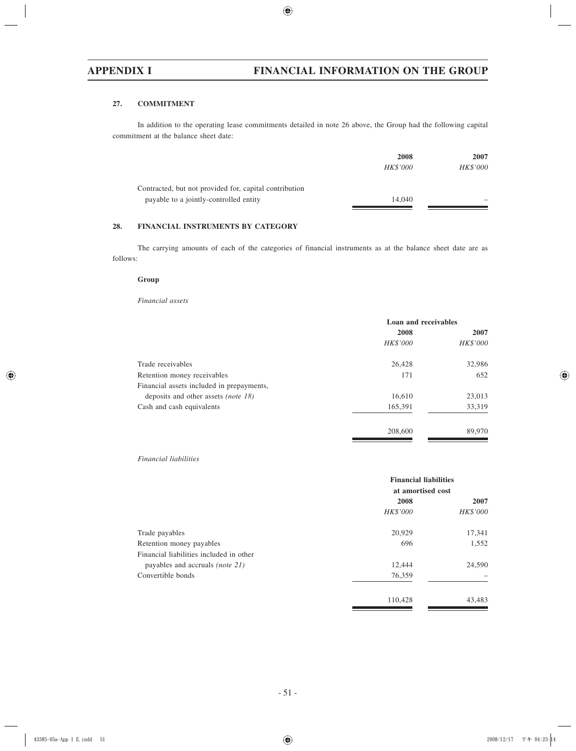## 27. COMMITMENT

In addition to the operating lease commitments detailed in note 26 above, the Group had the following capital commitment at the balance sheet date:

| | 2008 | 2007 |
|---|---|---|
| | *HK$'000* | *HK$'000* |
| Contracted, but not provided for, capital contribution payable to a jointly-controlled entity | 14,040 | – |

## 28. FINANCIAL INSTRUMENTS BY CATEGORY

The carrying amounts of each of the categories of financial instruments as at the balance sheet date are as follows:

**Group**

*Financial assets*

| | Loan and receivables | |
|---|---|---|
| | 2008 | 2007 |
| | *HK$'000* | *HK$'000* |
| Trade receivables | 26,428 | 32,986 |
| Retention money receivables | 171 | 652 |
| Financial assets included in prepayments, deposits and other assets *(note 18)* | 16,610 | 23,013 |
| Cash and cash equivalents | 165,391 | 33,319 |
| | 208,600 | 89,970 |

*Financial liabilities*

| | Financial liabilities at amortised cost | |
|---|---|---|
| | 2008 | 2007 |
| | *HK$'000* | *HK$'000* |
| Trade payables | 20,929 | 17,341 |
| Retention money payables | 696 | 1,552 |
| Financial liabilities included in other payables and accruals *(note 21)* | 12,444 | 24,590 |
| Convertible bonds | 76,359 | – |
| | 110,428 | 43,483 |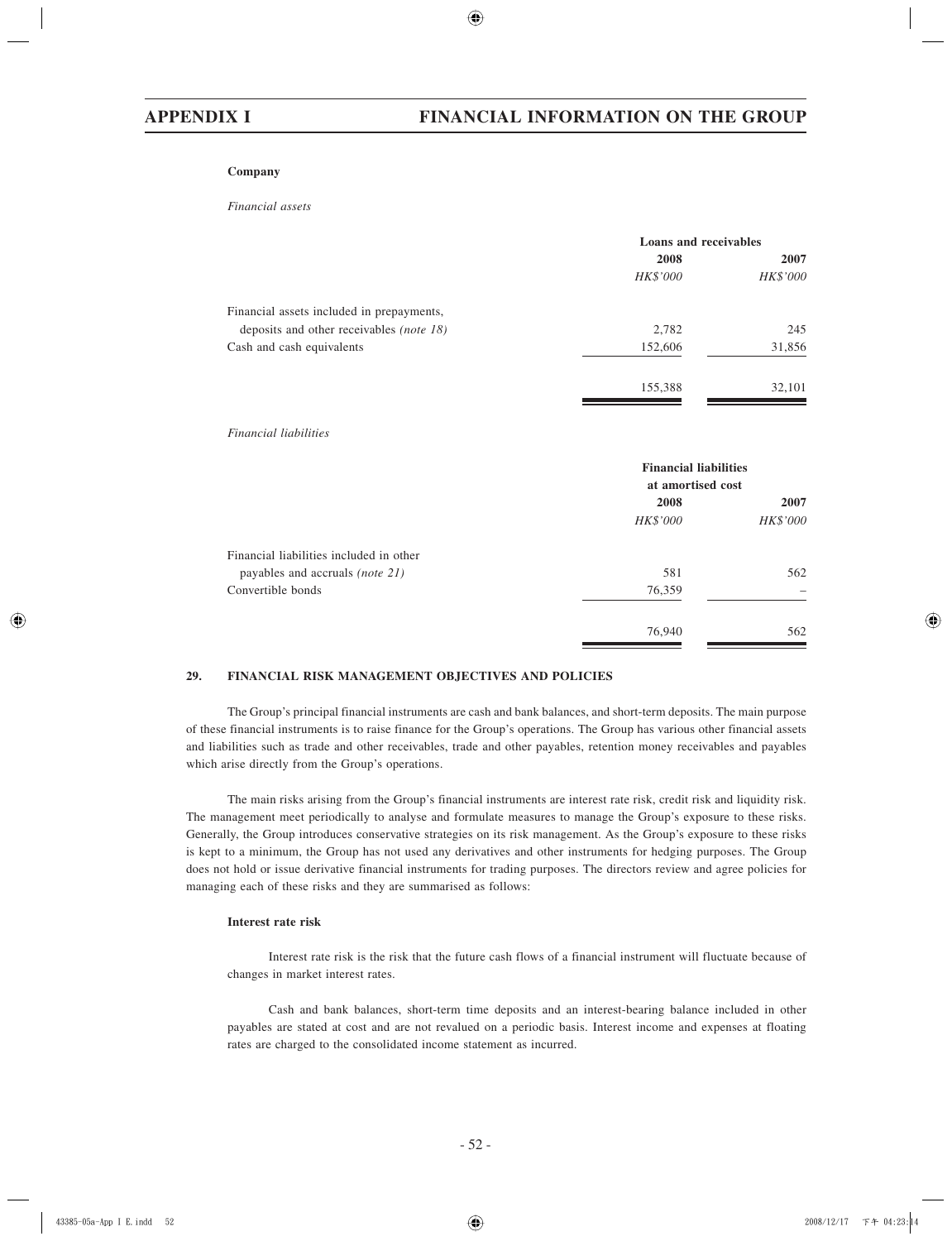**Company**

*Financial assets*

| | Loans and receivables | |
|---|---|---|
| | 2008 | 2007 |
| | *HK$'000* | *HK$'000* |
| Financial assets included in prepayments, deposits and other receivables *(note 18)* | 2,782 | 245 |
| Cash and cash equivalents | 152,606 | 31,856 |
| | 155,388 | 32,101 |

*Financial liabilities*

| | Financial liabilities at amortised cost | |
|---|---|---|
| | 2008 | 2007 |
| | *HK$'000* | *HK$'000* |
| Financial liabilities included in other payables and accruals *(note 21)* | 581 | 562 |
| Convertible bonds | 76,359 | – |
| | 76,940 | 562 |

## 29. FINANCIAL RISK MANAGEMENT OBJECTIVES AND POLICIES

The Group's principal financial instruments are cash and bank balances, and short-term deposits. The main purpose of these financial instruments is to raise finance for the Group's operations. The Group has various other financial assets and liabilities such as trade and other receivables, trade and other payables, retention money receivables and payables which arise directly from the Group's operations.

The main risks arising from the Group's financial instruments are interest rate risk, credit risk and liquidity risk. The management meet periodically to analyse and formulate measures to manage the Group's exposure to these risks. Generally, the Group introduces conservative strategies on its risk management. As the Group's exposure to these risks is kept to a minimum, the Group has not used any derivatives and other instruments for hedging purposes. The Group does not hold or issue derivative financial instruments for trading purposes. The directors review and agree policies for managing each of these risks and they are summarised as follows:

**Interest rate risk**

Interest rate risk is the risk that the future cash flows of a financial instrument will fluctuate because of changes in market interest rates.

Cash and bank balances, short-term time deposits and an interest-bearing balance included in other payables are stated at cost and are not revalued on a periodic basis. Interest income and expenses at floating rates are charged to the consolidated income statement as incurred.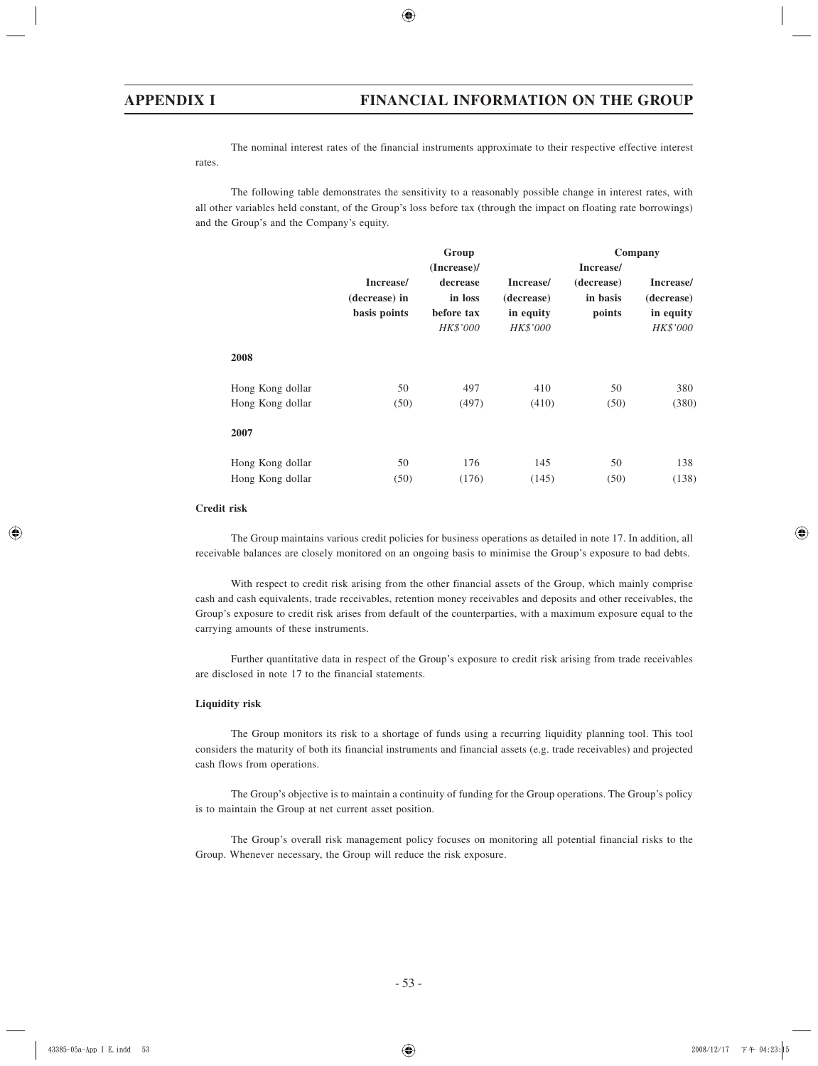The nominal interest rates of the financial instruments approximate to their respective effective interest rates.

The following table demonstrates the sensitivity to a reasonably possible change in interest rates, with all other variables held constant, of the Group's loss before tax (through the impact on floating rate borrowings) and the Group's and the Company's equity.

| | Group | | | Company | |
|---|---|---|---|---|---|
| | Increase/ (decrease) in basis points | (Increase)/ decrease in loss before tax *HK$'000* | Increase/ (decrease) in equity *HK$'000* | Increase/ (decrease) in basis points | Increase/ (decrease) in equity *HK$'000* |
| **2008** | | | | | |
| Hong Kong dollar | 50 | 497 | 410 | 50 | 380 |
| Hong Kong dollar | (50) | (497) | (410) | (50) | (380) |
| **2007** | | | | | |
| Hong Kong dollar | 50 | 176 | 145 | 50 | 138 |
| Hong Kong dollar | (50) | (176) | (145) | (50) | (138) |

**Credit risk**

The Group maintains various credit policies for business operations as detailed in note 17. In addition, all receivable balances are closely monitored on an ongoing basis to minimise the Group's exposure to bad debts.

With respect to credit risk arising from the other financial assets of the Group, which mainly comprise cash and cash equivalents, trade receivables, retention money receivables and deposits and other receivables, the Group's exposure to credit risk arises from default of the counterparties, with a maximum exposure equal to the carrying amounts of these instruments.

Further quantitative data in respect of the Group's exposure to credit risk arising from trade receivables are disclosed in note 17 to the financial statements.

**Liquidity risk**

The Group monitors its risk to a shortage of funds using a recurring liquidity planning tool. This tool considers the maturity of both its financial instruments and financial assets (e.g. trade receivables) and projected cash flows from operations.

The Group's objective is to maintain a continuity of funding for the Group operations. The Group's policy is to maintain the Group at net current asset position.

The Group's overall risk management policy focuses on monitoring all potential financial risks to the Group. Whenever necessary, the Group will reduce the risk exposure.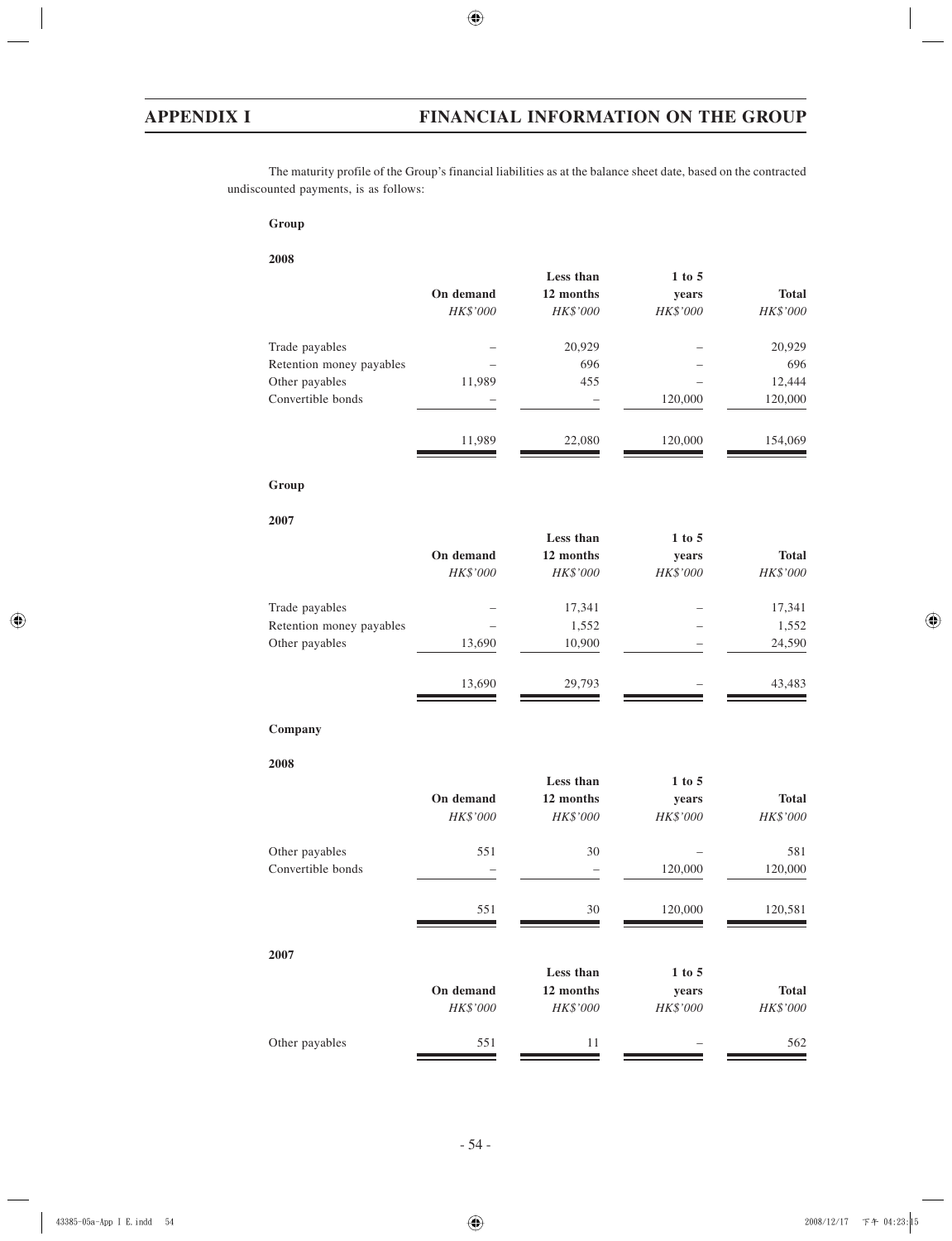The maturity profile of the Group's financial liabilities as at the balance sheet date, based on the contracted undiscounted payments, is as follows:

**Group**

**2008**

| | On demand | Less than 12 months | 1 to 5 years | Total |
|---|---|---|---|---|
| | *HK$'000* | *HK$'000* | *HK$'000* | *HK$'000* |
| Trade payables | – | 20,929 | – | 20,929 |
| Retention money payables | – | 696 | – | 696 |
| Other payables | 11,989 | 455 | – | 12,444 |
| Convertible bonds | – | – | 120,000 | 120,000 |
| | 11,989 | 22,080 | 120,000 | 154,069 |

**Group**

**2007**

| | On demand | Less than 12 months | 1 to 5 years | Total |
|---|---|---|---|---|
| | *HK$'000* | *HK$'000* | *HK$'000* | *HK$'000* |
| Trade payables | – | 17,341 | – | 17,341 |
| Retention money payables | – | 1,552 | – | 1,552 |
| Other payables | 13,690 | 10,900 | – | 24,590 |
| | 13,690 | 29,793 | – | 43,483 |

**Company**

**2008**

| | On demand | Less than 12 months | 1 to 5 years | Total |
|---|---|---|---|---|
| | *HK$'000* | *HK$'000* | *HK$'000* | *HK$'000* |
| Other payables | 551 | 30 | – | 581 |
| Convertible bonds | – | – | 120,000 | 120,000 |
| | 551 | 30 | 120,000 | 120,581 |

**2007**

| | On demand | Less than 12 months | 1 to 5 years | Total |
|---|---|---|---|---|
| | *HK$'000* | *HK$'000* | *HK$'000* | *HK$'000* |
| Other payables | 551 | 11 | – | 562 |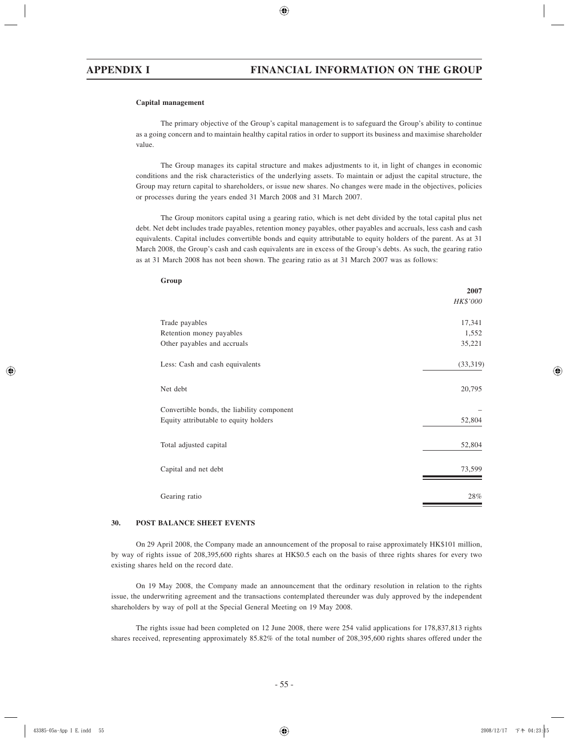**Capital management**

The primary objective of the Group's capital management is to safeguard the Group's ability to continue as a going concern and to maintain healthy capital ratios in order to support its business and maximise shareholder value.

The Group manages its capital structure and makes adjustments to it, in light of changes in economic conditions and the risk characteristics of the underlying assets. To maintain or adjust the capital structure, the Group may return capital to shareholders, or issue new shares. No changes were made in the objectives, policies or processes during the years ended 31 March 2008 and 31 March 2007.

The Group monitors capital using a gearing ratio, which is net debt divided by the total capital plus net debt. Net debt includes trade payables, retention money payables, other payables and accruals, less cash and cash equivalents. Capital includes convertible bonds and equity attributable to equity holders of the parent. As at 31 March 2008, the Group's cash and cash equivalents are in excess of the Group's debts. As such, the gearing ratio as at 31 March 2008 has not been shown. The gearing ratio as at 31 March 2007 was as follows:

**Group**

| | 2007 |
|---|---|
| | *HK$'000* |
| Trade payables | 17,341 |
| Retention money payables | 1,552 |
| Other payables and accruals | 35,221 |
| Less: Cash and cash equivalents | (33,319) |
| Net debt | 20,795 |
| Convertible bonds, the liability component | – |
| Equity attributable to equity holders | 52,804 |
| Total adjusted capital | 52,804 |
| Capital and net debt | 73,599 |
| Gearing ratio | 28% |

## 30. POST BALANCE SHEET EVENTS

On 29 April 2008, the Company made an announcement of the proposal to raise approximately HK$101 million, by way of rights issue of 208,395,600 rights shares at HK$0.5 each on the basis of three rights shares for every two existing shares held on the record date.

On 19 May 2008, the Company made an announcement that the ordinary resolution in relation to the rights issue, the underwriting agreement and the transactions contemplated thereunder was duly approved by the independent shareholders by way of poll at the Special General Meeting on 19 May 2008.

The rights issue had been completed on 12 June 2008, there were 254 valid applications for 178,837,813 rights shares received, representing approximately 85.82% of the total number of 208,395,600 rights shares offered under the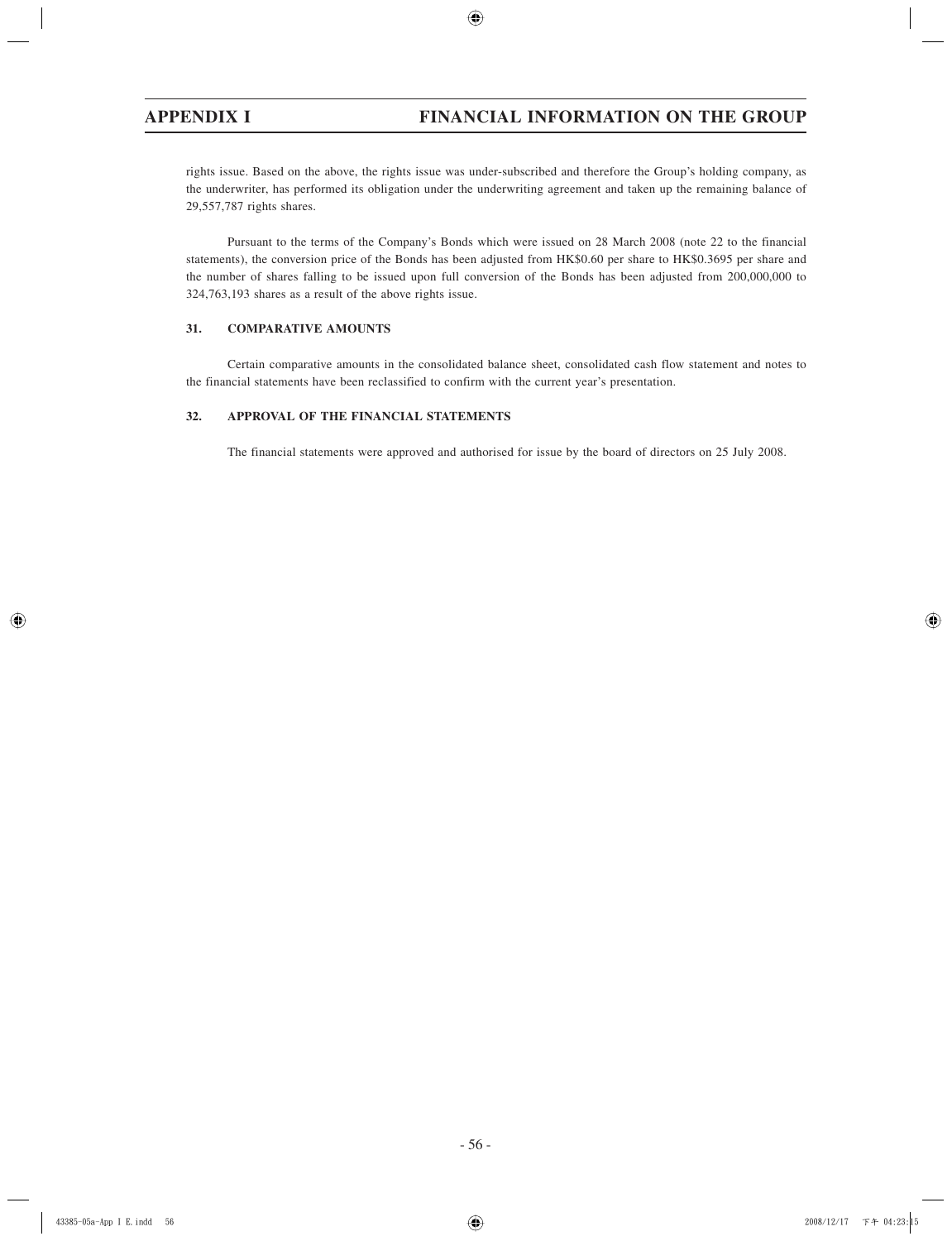rights issue. Based on the above, the rights issue was under-subscribed and therefore the Group's holding company, as the underwriter, has performed its obligation under the underwriting agreement and taken up the remaining balance of 29,557,787 rights shares.

Pursuant to the terms of the Company's Bonds which were issued on 28 March 2008 (note 22 to the financial statements), the conversion price of the Bonds has been adjusted from HK$0.60 per share to HK$0.3695 per share and the number of shares falling to be issued upon full conversion of the Bonds has been adjusted from 200,000,000 to 324,763,193 shares as a result of the above rights issue.

### 31. COMPARATIVE AMOUNTS

Certain comparative amounts in the consolidated balance sheet, consolidated cash flow statement and notes to the financial statements have been reclassified to confirm with the current year's presentation.

### 32. APPROVAL OF THE FINANCIAL STATEMENTS

The financial statements were approved and authorised for issue by the board of directors on 25 July 2008.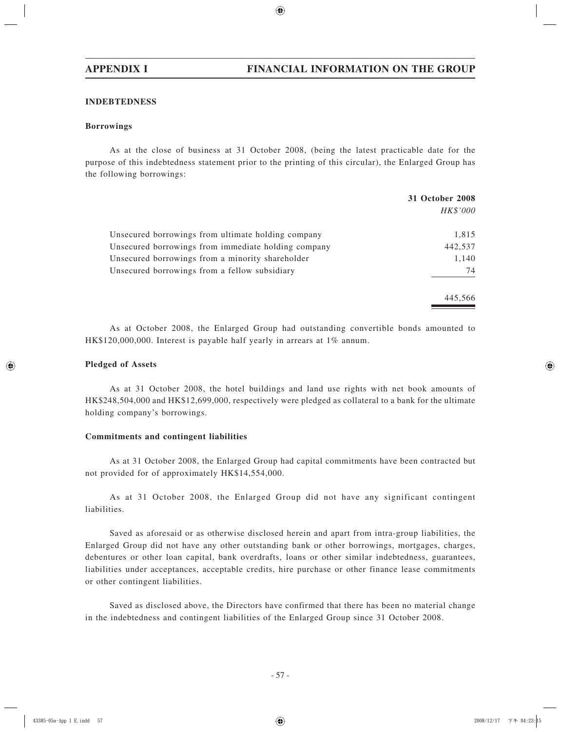## INDEBTEDNESS

### Borrowings

As at the close of business at 31 October 2008, (being the latest practicable date for the purpose of this indebtedness statement prior to the printing of this circular), the Enlarged Group has the following borrowings:

| | 31 October 2008 |
|---|---|
| | *HK$'000* |
| Unsecured borrowings from ultimate holding company | 1,815 |
| Unsecured borrowings from immediate holding company | 442,537 |
| Unsecured borrowings from a minority shareholder | 1,140 |
| Unsecured borrowings from a fellow subsidiary | 74 |
| | 445,566 |

As at October 2008, the Enlarged Group had outstanding convertible bonds amounted to HK$120,000,000. Interest is payable half yearly in arrears at 1% annum.

### Pledged of Assets

As at 31 October 2008, the hotel buildings and land use rights with net book amounts of HK$248,504,000 and HK$12,699,000, respectively were pledged as collateral to a bank for the ultimate holding company's borrowings.

### Commitments and contingent liabilities

As at 31 October 2008, the Enlarged Group had capital commitments have been contracted but not provided for of approximately HK$14,554,000.

As at 31 October 2008, the Enlarged Group did not have any significant contingent liabilities.

Saved as aforesaid or as otherwise disclosed herein and apart from intra-group liabilities, the Enlarged Group did not have any other outstanding bank or other borrowings, mortgages, charges, debentures or other loan capital, bank overdrafts, loans or other similar indebtedness, guarantees, liabilities under acceptances, acceptable credits, hire purchase or other finance lease commitments or other contingent liabilities.

Saved as disclosed above, the Directors have confirmed that there has been no material change in the indebtedness and contingent liabilities of the Enlarged Group since 31 October 2008.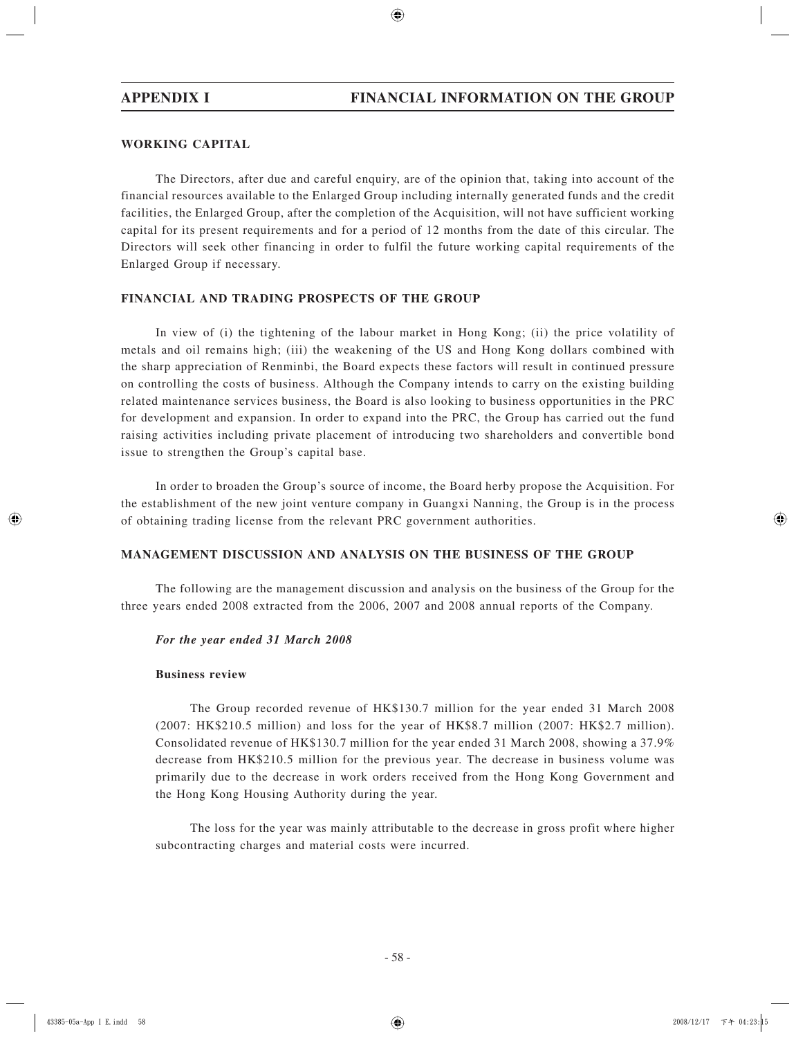## WORKING CAPITAL

The Directors, after due and careful enquiry, are of the opinion that, taking into account of the financial resources available to the Enlarged Group including internally generated funds and the credit facilities, the Enlarged Group, after the completion of the Acquisition, will not have sufficient working capital for its present requirements and for a period of 12 months from the date of this circular. The Directors will seek other financing in order to fulfil the future working capital requirements of the Enlarged Group if necessary.

## FINANCIAL AND TRADING PROSPECTS OF THE GROUP

In view of (i) the tightening of the labour market in Hong Kong; (ii) the price volatility of metals and oil remains high; (iii) the weakening of the US and Hong Kong dollars combined with the sharp appreciation of Renminbi, the Board expects these factors will result in continued pressure on controlling the costs of business. Although the Company intends to carry on the existing building related maintenance services business, the Board is also looking to business opportunities in the PRC for development and expansion. In order to expand into the PRC, the Group has carried out the fund raising activities including private placement of introducing two shareholders and convertible bond issue to strengthen the Group's capital base.

In order to broaden the Group's source of income, the Board herby propose the Acquisition. For the establishment of the new joint venture company in Guangxi Nanning, the Group is in the process of obtaining trading license from the relevant PRC government authorities.

## MANAGEMENT DISCUSSION AND ANALYSIS ON THE BUSINESS OF THE GROUP

The following are the management discussion and analysis on the business of the Group for the three years ended 2008 extracted from the 2006, 2007 and 2008 annual reports of the Company.

### *For the year ended 31 March 2008*

**Business review**

The Group recorded revenue of HK$130.7 million for the year ended 31 March 2008 (2007: HK$210.5 million) and loss for the year of HK$8.7 million (2007: HK$2.7 million). Consolidated revenue of HK$130.7 million for the year ended 31 March 2008, showing a 37.9% decrease from HK$210.5 million for the previous year. The decrease in business volume was primarily due to the decrease in work orders received from the Hong Kong Government and the Hong Kong Housing Authority during the year.

The loss for the year was mainly attributable to the decrease in gross profit where higher subcontracting charges and material costs were incurred.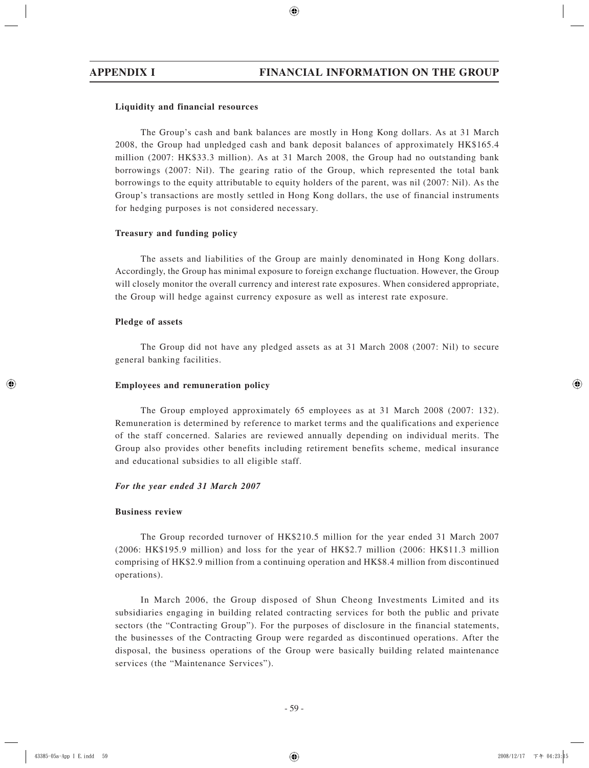#### Liquidity and financial resources

The Group's cash and bank balances are mostly in Hong Kong dollars. As at 31 March 2008, the Group had unpledged cash and bank deposit balances of approximately HK$165.4 million (2007: HK$33.3 million). As at 31 March 2008, the Group had no outstanding bank borrowings (2007: Nil). The gearing ratio of the Group, which represented the total bank borrowings to the equity attributable to equity holders of the parent, was nil (2007: Nil). As the Group's transactions are mostly settled in Hong Kong dollars, the use of financial instruments for hedging purposes is not considered necessary.

#### Treasury and funding policy

The assets and liabilities of the Group are mainly denominated in Hong Kong dollars. Accordingly, the Group has minimal exposure to foreign exchange fluctuation. However, the Group will closely monitor the overall currency and interest rate exposures. When considered appropriate, the Group will hedge against currency exposure as well as interest rate exposure.

#### Pledge of assets

The Group did not have any pledged assets as at 31 March 2008 (2007: Nil) to secure general banking facilities.

#### Employees and remuneration policy

The Group employed approximately 65 employees as at 31 March 2008 (2007: 132). Remuneration is determined by reference to market terms and the qualifications and experience of the staff concerned. Salaries are reviewed annually depending on individual merits. The Group also provides other benefits including retirement benefits scheme, medical insurance and educational subsidies to all eligible staff.

***For the year ended 31 March 2007***

#### Business review

The Group recorded turnover of HK$210.5 million for the year ended 31 March 2007 (2006: HK$195.9 million) and loss for the year of HK$2.7 million (2006: HK$11.3 million comprising of HK$2.9 million from a continuing operation and HK$8.4 million from discontinued operations).

In March 2006, the Group disposed of Shun Cheong Investments Limited and its subsidiaries engaging in building related contracting services for both the public and private sectors (the "Contracting Group"). For the purposes of disclosure in the financial statements, the businesses of the Contracting Group were regarded as discontinued operations. After the disposal, the business operations of the Group were basically building related maintenance services (the "Maintenance Services").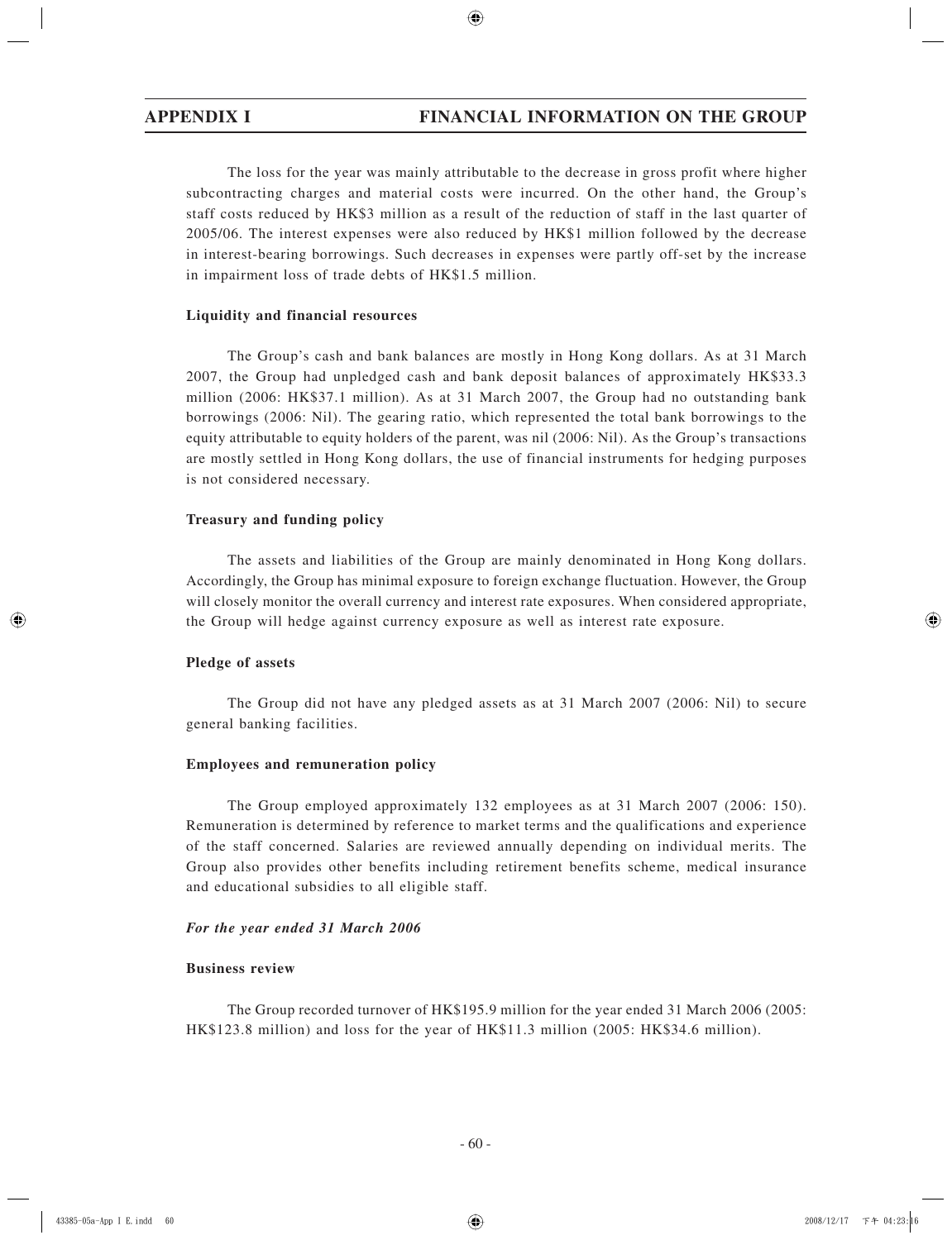The loss for the year was mainly attributable to the decrease in gross profit where higher subcontracting charges and material costs were incurred. On the other hand, the Group's staff costs reduced by HK$3 million as a result of the reduction of staff in the last quarter of 2005/06. The interest expenses were also reduced by HK$1 million followed by the decrease in interest-bearing borrowings. Such decreases in expenses were partly off-set by the increase in impairment loss of trade debts of HK$1.5 million.

**Liquidity and financial resources**

The Group's cash and bank balances are mostly in Hong Kong dollars. As at 31 March 2007, the Group had unpledged cash and bank deposit balances of approximately HK$33.3 million (2006: HK$37.1 million). As at 31 March 2007, the Group had no outstanding bank borrowings (2006: Nil). The gearing ratio, which represented the total bank borrowings to the equity attributable to equity holders of the parent, was nil (2006: Nil). As the Group's transactions are mostly settled in Hong Kong dollars, the use of financial instruments for hedging purposes is not considered necessary.

**Treasury and funding policy**

The assets and liabilities of the Group are mainly denominated in Hong Kong dollars. Accordingly, the Group has minimal exposure to foreign exchange fluctuation. However, the Group will closely monitor the overall currency and interest rate exposures. When considered appropriate, the Group will hedge against currency exposure as well as interest rate exposure.

**Pledge of assets**

The Group did not have any pledged assets as at 31 March 2007 (2006: Nil) to secure general banking facilities.

**Employees and remuneration policy**

The Group employed approximately 132 employees as at 31 March 2007 (2006: 150). Remuneration is determined by reference to market terms and the qualifications and experience of the staff concerned. Salaries are reviewed annually depending on individual merits. The Group also provides other benefits including retirement benefits scheme, medical insurance and educational subsidies to all eligible staff.

***For the year ended 31 March 2006***

**Business review**

The Group recorded turnover of HK$195.9 million for the year ended 31 March 2006 (2005: HK$123.8 million) and loss for the year of HK$11.3 million (2005: HK$34.6 million).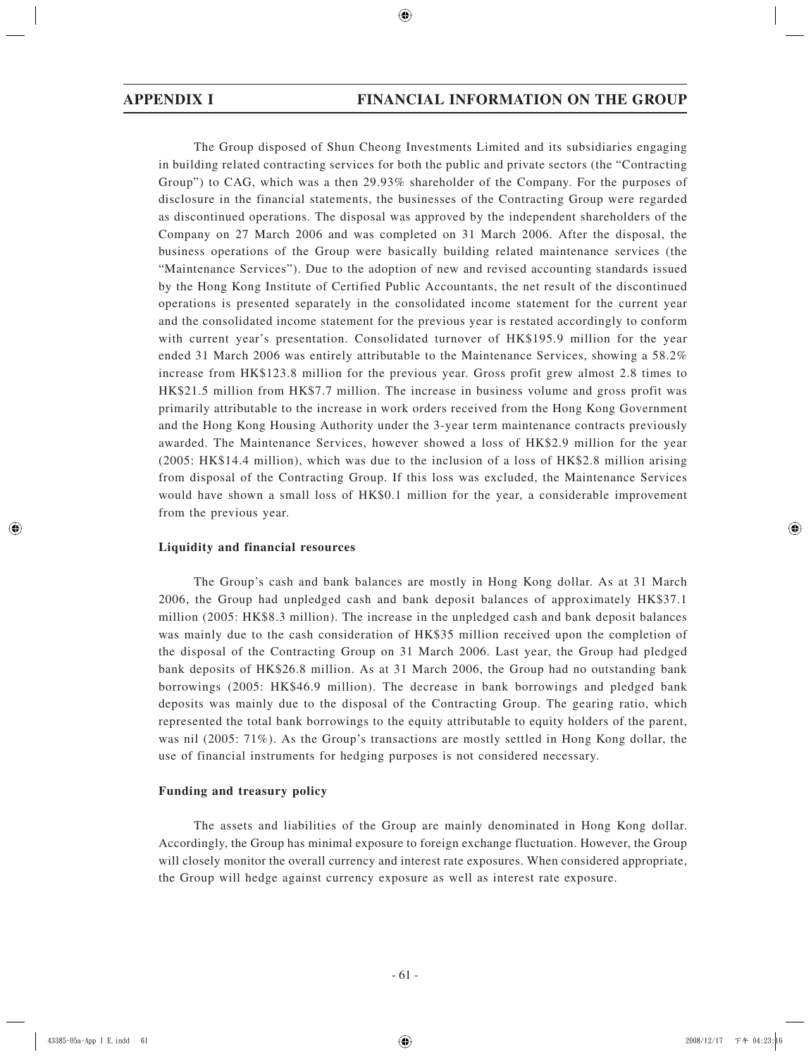The Group disposed of Shun Cheong Investments Limited and its subsidiaries engaging in building related contracting services for both the public and private sectors (the "Contracting Group") to CAG, which was a then 29.93% shareholder of the Company. For the purposes of disclosure in the financial statements, the businesses of the Contracting Group were regarded as discontinued operations. The disposal was approved by the independent shareholders of the Company on 27 March 2006 and was completed on 31 March 2006. After the disposal, the business operations of the Group were basically building related maintenance services (the "Maintenance Services"). Due to the adoption of new and revised accounting standards issued by the Hong Kong Institute of Certified Public Accountants, the net result of the discontinued operations is presented separately in the consolidated income statement for the current year and the consolidated income statement for the previous year is restated accordingly to conform with current year's presentation. Consolidated turnover of HK$195.9 million for the year ended 31 March 2006 was entirely attributable to the Maintenance Services, showing a 58.2% increase from HK$123.8 million for the previous year. Gross profit grew almost 2.8 times to HK$21.5 million from HK$7.7 million. The increase in business volume and gross profit was primarily attributable to the increase in work orders received from the Hong Kong Government and the Hong Kong Housing Authority under the 3-year term maintenance contracts previously awarded. The Maintenance Services, however showed a loss of HK$2.9 million for the year (2005: HK$14.4 million), which was due to the inclusion of a loss of HK$2.8 million arising from disposal of the Contracting Group. If this loss was excluded, the Maintenance Services would have shown a small loss of HK$0.1 million for the year, a considerable improvement from the previous year.

**Liquidity and financial resources**

The Group's cash and bank balances are mostly in Hong Kong dollar. As at 31 March 2006, the Group had unpledged cash and bank deposit balances of approximately HK$37.1 million (2005: HK$8.3 million). The increase in the unpledged cash and bank deposit balances was mainly due to the cash consideration of HK$35 million received upon the completion of the disposal of the Contracting Group on 31 March 2006. Last year, the Group had pledged bank deposits of HK$26.8 million. As at 31 March 2006, the Group had no outstanding bank borrowings (2005: HK$46.9 million). The decrease in bank borrowings and pledged bank deposits was mainly due to the disposal of the Contracting Group. The gearing ratio, which represented the total bank borrowings to the equity attributable to equity holders of the parent, was nil (2005: 71%). As the Group's transactions are mostly settled in Hong Kong dollar, the use of financial instruments for hedging purposes is not considered necessary.

**Funding and treasury policy**

The assets and liabilities of the Group are mainly denominated in Hong Kong dollar. Accordingly, the Group has minimal exposure to foreign exchange fluctuation. However, the Group will closely monitor the overall currency and interest rate exposures. When considered appropriate, the Group will hedge against currency exposure as well as interest rate exposure.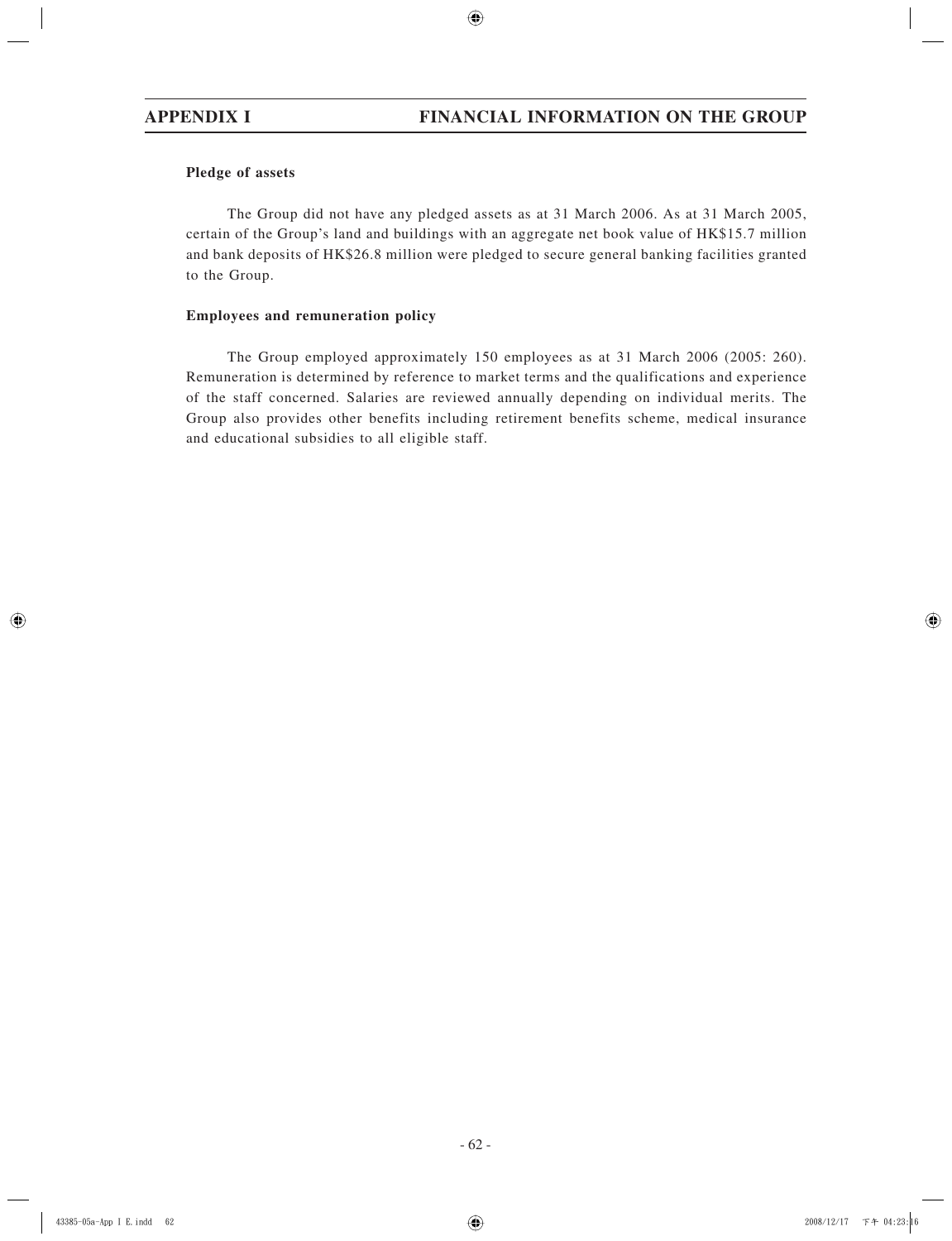**Pledge of assets**

The Group did not have any pledged assets as at 31 March 2006. As at 31 March 2005, certain of the Group's land and buildings with an aggregate net book value of HK$15.7 million and bank deposits of HK$26.8 million were pledged to secure general banking facilities granted to the Group.

**Employees and remuneration policy**

The Group employed approximately 150 employees as at 31 March 2006 (2005: 260). Remuneration is determined by reference to market terms and the qualifications and experience of the staff concerned. Salaries are reviewed annually depending on individual merits. The Group also provides other benefits including retirement benefits scheme, medical insurance and educational subsidies to all eligible staff.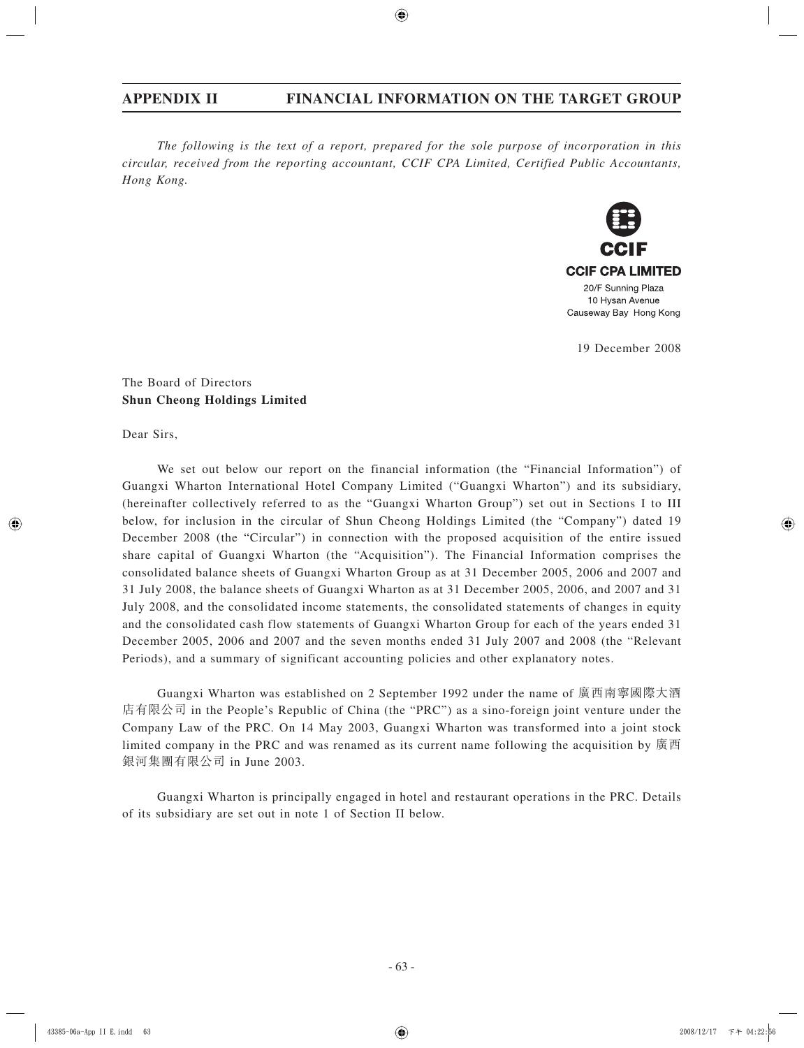# APPENDIX II FINANCIAL INFORMATION ON THE TARGET GROUP

*The following is the text of a report, prepared for the sole purpose of incorporation in this circular, received from the reporting accountant, CCIF CPA Limited, Certified Public Accountants, Hong Kong.*

**CCIF**

**CCIF CPA LIMITED**

20/F Sunning Plaza
10 Hysan Avenue
Causeway Bay Hong Kong

19 December 2008

The Board of Directors
**Shun Cheong Holdings Limited**

Dear Sirs,

We set out below our report on the financial information (the "Financial Information") of Guangxi Wharton International Hotel Company Limited ("Guangxi Wharton") and its subsidiary, (hereinafter collectively referred to as the "Guangxi Wharton Group") set out in Sections I to III below, for inclusion in the circular of Shun Cheong Holdings Limited (the "Company") dated 19 December 2008 (the "Circular") in connection with the proposed acquisition of the entire issued share capital of Guangxi Wharton (the "Acquisition"). The Financial Information comprises the consolidated balance sheets of Guangxi Wharton Group as at 31 December 2005, 2006 and 2007 and 31 July 2008, the balance sheets of Guangxi Wharton as at 31 December 2005, 2006, and 2007 and 31 July 2008, and the consolidated income statements, the consolidated statements of changes in equity and the consolidated cash flow statements of Guangxi Wharton Group for each of the years ended 31 December 2005, 2006 and 2007 and the seven months ended 31 July 2007 and 2008 (the "Relevant Periods), and a summary of significant accounting policies and other explanatory notes.

Guangxi Wharton was established on 2 September 1992 under the name of 廣西南寧國際大酒店有限公司 in the People's Republic of China (the "PRC") as a sino-foreign joint venture under the Company Law of the PRC. On 14 May 2003, Guangxi Wharton was transformed into a joint stock limited company in the PRC and was renamed as its current name following the acquisition by 廣西銀河集團有限公司 in June 2003.

Guangxi Wharton is principally engaged in hotel and restaurant operations in the PRC. Details of its subsidiary are set out in note 1 of Section II below.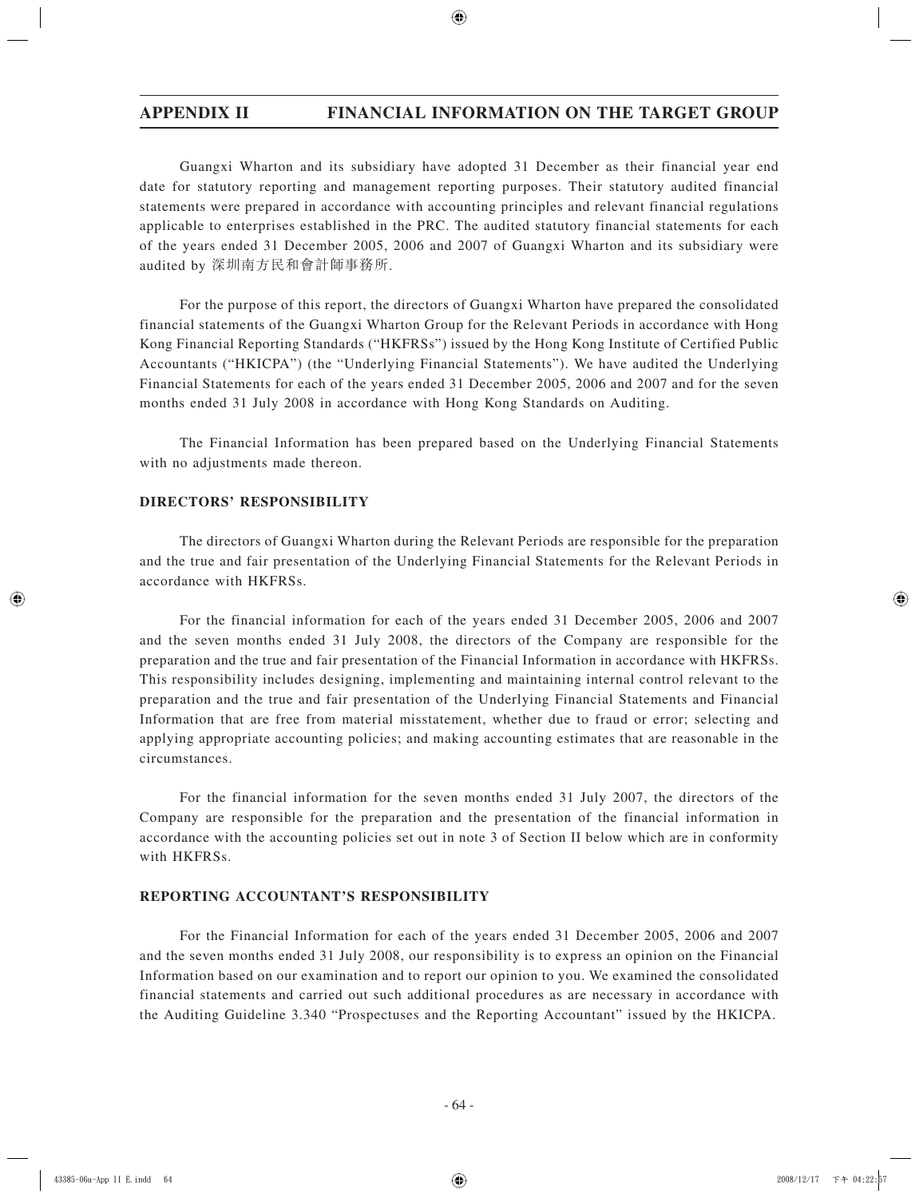Guangxi Wharton and its subsidiary have adopted 31 December as their financial year end date for statutory reporting and management reporting purposes. Their statutory audited financial statements were prepared in accordance with accounting principles and relevant financial regulations applicable to enterprises established in the PRC. The audited statutory financial statements for each of the years ended 31 December 2005, 2006 and 2007 of Guangxi Wharton and its subsidiary were audited by 深圳南方民和會計師事務所.

For the purpose of this report, the directors of Guangxi Wharton have prepared the consolidated financial statements of the Guangxi Wharton Group for the Relevant Periods in accordance with Hong Kong Financial Reporting Standards ("HKFRSs") issued by the Hong Kong Institute of Certified Public Accountants ("HKICPA") (the "Underlying Financial Statements"). We have audited the Underlying Financial Statements for each of the years ended 31 December 2005, 2006 and 2007 and for the seven months ended 31 July 2008 in accordance with Hong Kong Standards on Auditing.

The Financial Information has been prepared based on the Underlying Financial Statements with no adjustments made thereon.

### DIRECTORS' RESPONSIBILITY

The directors of Guangxi Wharton during the Relevant Periods are responsible for the preparation and the true and fair presentation of the Underlying Financial Statements for the Relevant Periods in accordance with HKFRSs.

For the financial information for each of the years ended 31 December 2005, 2006 and 2007 and the seven months ended 31 July 2008, the directors of the Company are responsible for the preparation and the true and fair presentation of the Financial Information in accordance with HKFRSs. This responsibility includes designing, implementing and maintaining internal control relevant to the preparation and the true and fair presentation of the Underlying Financial Statements and Financial Information that are free from material misstatement, whether due to fraud or error; selecting and applying appropriate accounting policies; and making accounting estimates that are reasonable in the circumstances.

For the financial information for the seven months ended 31 July 2007, the directors of the Company are responsible for the preparation and the presentation of the financial information in accordance with the accounting policies set out in note 3 of Section II below which are in conformity with HKFRSs.

### REPORTING ACCOUNTANT'S RESPONSIBILITY

For the Financial Information for each of the years ended 31 December 2005, 2006 and 2007 and the seven months ended 31 July 2008, our responsibility is to express an opinion on the Financial Information based on our examination and to report our opinion to you. We examined the consolidated financial statements and carried out such additional procedures as are necessary in accordance with the Auditing Guideline 3.340 "Prospectuses and the Reporting Accountant" issued by the HKICPA.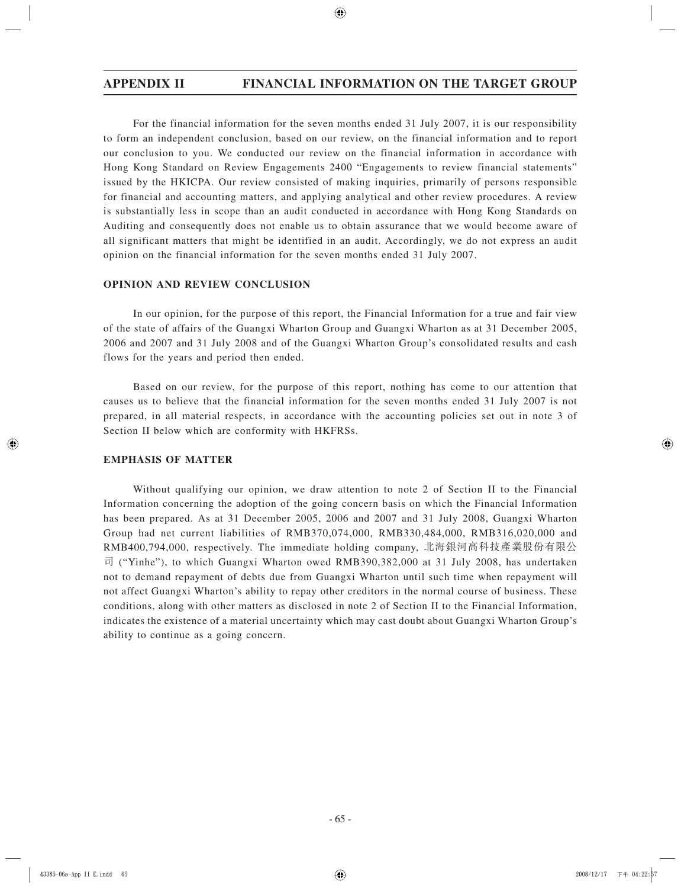For the financial information for the seven months ended 31 July 2007, it is our responsibility to form an independent conclusion, based on our review, on the financial information and to report our conclusion to you. We conducted our review on the financial information in accordance with Hong Kong Standard on Review Engagements 2400 "Engagements to review financial statements" issued by the HKICPA. Our review consisted of making inquiries, primarily of persons responsible for financial and accounting matters, and applying analytical and other review procedures. A review is substantially less in scope than an audit conducted in accordance with Hong Kong Standards on Auditing and consequently does not enable us to obtain assurance that we would become aware of all significant matters that might be identified in an audit. Accordingly, we do not express an audit opinion on the financial information for the seven months ended 31 July 2007.

## OPINION AND REVIEW CONCLUSION

In our opinion, for the purpose of this report, the Financial Information for a true and fair view of the state of affairs of the Guangxi Wharton Group and Guangxi Wharton as at 31 December 2005, 2006 and 2007 and 31 July 2008 and of the Guangxi Wharton Group's consolidated results and cash flows for the years and period then ended.

Based on our review, for the purpose of this report, nothing has come to our attention that causes us to believe that the financial information for the seven months ended 31 July 2007 is not prepared, in all material respects, in accordance with the accounting policies set out in note 3 of Section II below which are conformity with HKFRSs.

## EMPHASIS OF MATTER

Without qualifying our opinion, we draw attention to note 2 of Section II to the Financial Information concerning the adoption of the going concern basis on which the Financial Information has been prepared. As at 31 December 2005, 2006 and 2007 and 31 July 2008, Guangxi Wharton Group had net current liabilities of RMB370,074,000, RMB330,484,000, RMB316,020,000 and RMB400,794,000, respectively. The immediate holding company, 北海銀河高科技產業股份有限公司 ("Yinhe"), to which Guangxi Wharton owed RMB390,382,000 at 31 July 2008, has undertaken not to demand repayment of debts due from Guangxi Wharton until such time when repayment will not affect Guangxi Wharton's ability to repay other creditors in the normal course of business. These conditions, along with other matters as disclosed in note 2 of Section II to the Financial Information, indicates the existence of a material uncertainty which may cast doubt about Guangxi Wharton Group's ability to continue as a going concern.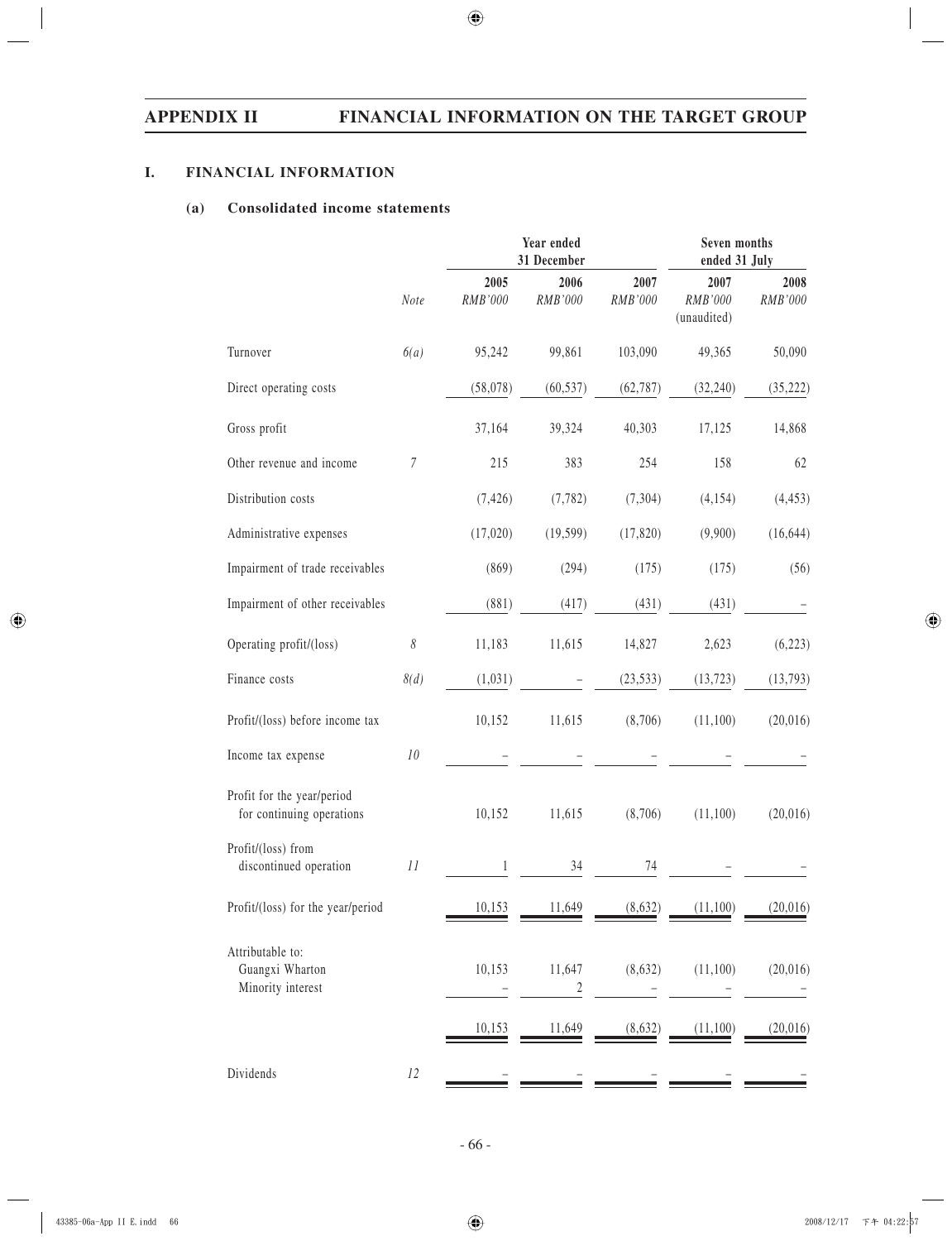## I. FINANCIAL INFORMATION

### (a) Consolidated income statements

| | Note | Year ended 31 December | | | Seven months ended 31 July | |
|---|---|---|---|---|---|---|
| | | 2005 | 2006 | 2007 | 2007 | 2008 |
| | | *RMB'000* | *RMB'000* | *RMB'000* | *RMB'000* (unaudited) | *RMB'000* |
| Turnover | *6(a)* | 95,242 | 99,861 | 103,090 | 49,365 | 50,090 |
| Direct operating costs | | (58,078) | (60,537) | (62,787) | (32,240) | (35,222) |
| Gross profit | | 37,164 | 39,324 | 40,303 | 17,125 | 14,868 |
| Other revenue and income | *7* | 215 | 383 | 254 | 158 | 62 |
| Distribution costs | | (7,426) | (7,782) | (7,304) | (4,154) | (4,453) |
| Administrative expenses | | (17,020) | (19,599) | (17,820) | (9,900) | (16,644) |
| Impairment of trade receivables | | (869) | (294) | (175) | (175) | (56) |
| Impairment of other receivables | | (881) | (417) | (431) | (431) | – |
| Operating profit/(loss) | *8* | 11,183 | 11,615 | 14,827 | 2,623 | (6,223) |
| Finance costs | *8(d)* | (1,031) | – | (23,533) | (13,723) | (13,793) |
| Profit/(loss) before income tax | | 10,152 | 11,615 | (8,706) | (11,100) | (20,016) |
| Income tax expense | *10* | – | – | – | – | – |
| Profit for the year/period for continuing operations | | 10,152 | 11,615 | (8,706) | (11,100) | (20,016) |
| Profit/(loss) from discontinued operation | *11* | 1 | 34 | 74 | – | – |
| Profit/(loss) for the year/period | | 10,153 | 11,649 | (8,632) | (11,100) | (20,016) |
| Attributable to: | | | | | | |
| Guangxi Wharton | | 10,153 | 11,647 | (8,632) | (11,100) | (20,016) |
| Minority interest | | – | 2 | – | – | – |
| | | 10,153 | 11,649 | (8,632) | (11,100) | (20,016) |
| Dividends | *12* | – | – | – | – | – |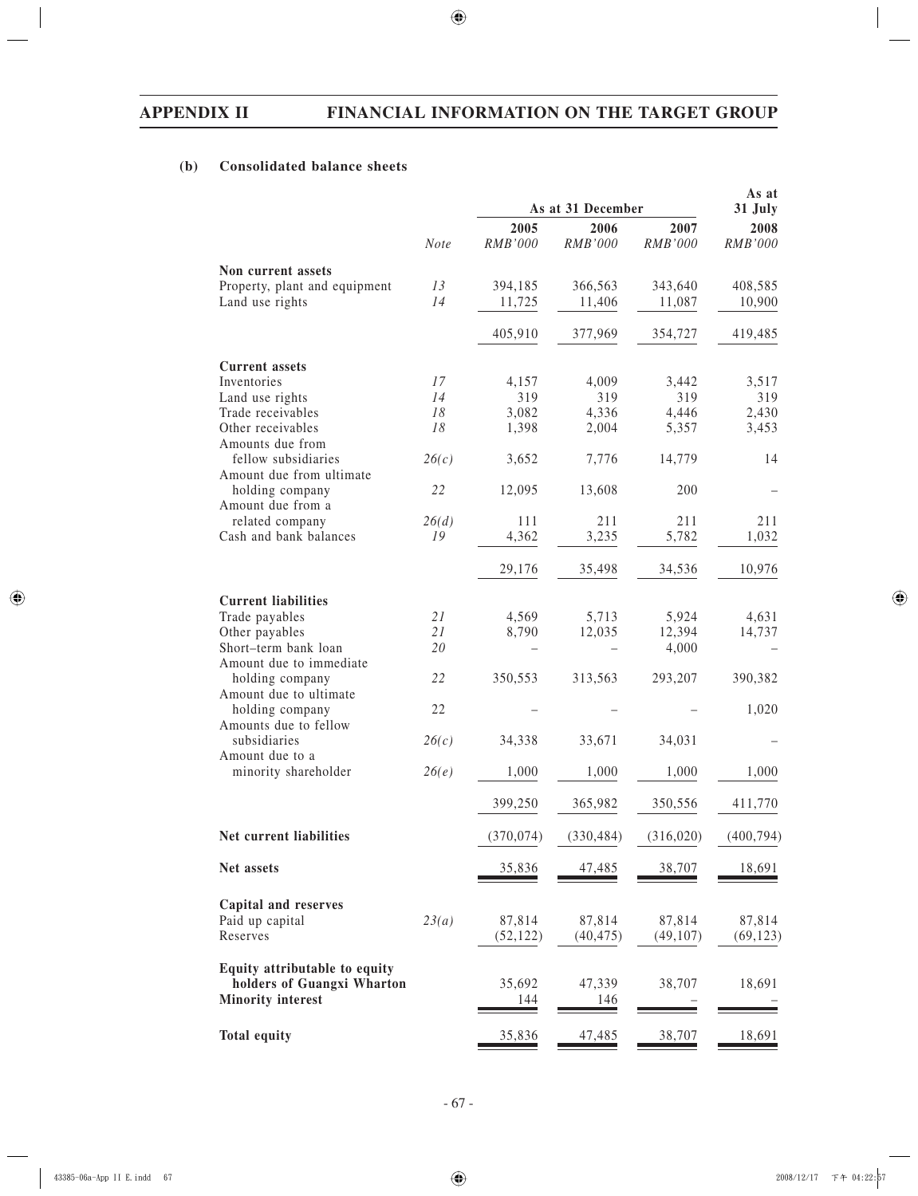## (b) Consolidated balance sheets

| | Note | As at 31 December | | | As at 31 July |
|---|---|---|---|---|---|
| | | 2005 | 2006 | 2007 | 2008 |
| | | *RMB'000* | *RMB'000* | *RMB'000* | *RMB'000* |
| **Non current assets** | | | | | |
| Property, plant and equipment | *13* | 394,185 | 366,563 | 343,640 | 408,585 |
| Land use rights | *14* | 11,725 | 11,406 | 11,087 | 10,900 |
| | | 405,910 | 377,969 | 354,727 | 419,485 |
| **Current assets** | | | | | |
| Inventories | *17* | 4,157 | 4,009 | 3,442 | 3,517 |
| Land use rights | *14* | 319 | 319 | 319 | 319 |
| Trade receivables | *18* | 3,082 | 4,336 | 4,446 | 2,430 |
| Other receivables | *18* | 1,398 | 2,004 | 5,357 | 3,453 |
| Amounts due from fellow subsidiaries | *26(c)* | 3,652 | 7,776 | 14,779 | 14 |
| Amount due from ultimate holding company | *22* | 12,095 | 13,608 | 200 | – |
| Amount due from a related company | *26(d)* | 111 | 211 | 211 | 211 |
| Cash and bank balances | *19* | 4,362 | 3,235 | 5,782 | 1,032 |
| | | 29,176 | 35,498 | 34,536 | 10,976 |
| **Current liabilities** | | | | | |
| Trade payables | *21* | 4,569 | 5,713 | 5,924 | 4,631 |
| Other payables | *21* | 8,790 | 12,035 | 12,394 | 14,737 |
| Short–term bank loan | *20* | – | – | 4,000 | – |
| Amount due to immediate holding company | *22* | 350,553 | 313,563 | 293,207 | 390,382 |
| Amount due to ultimate holding company | 22 | – | – | – | 1,020 |
| Amounts due to fellow subsidiaries | *26(c)* | 34,338 | 33,671 | 34,031 | – |
| Amount due to a minority shareholder | *26(e)* | 1,000 | 1,000 | 1,000 | 1,000 |
| | | 399,250 | 365,982 | 350,556 | 411,770 |
| **Net current liabilities** | | (370,074) | (330,484) | (316,020) | (400,794) |
| **Net assets** | | 35,836 | 47,485 | 38,707 | 18,691 |
| **Capital and reserves** | | | | | |
| Paid up capital | *23(a)* | 87,814 | 87,814 | 87,814 | 87,814 |
| Reserves | | (52,122) | (40,475) | (49,107) | (69,123) |
| **Equity attributable to equity holders of Guangxi Wharton** | | 35,692 | 47,339 | 38,707 | 18,691 |
| **Minority interest** | | 144 | 146 | – | – |
| **Total equity** | | 35,836 | 47,485 | 38,707 | 18,691 |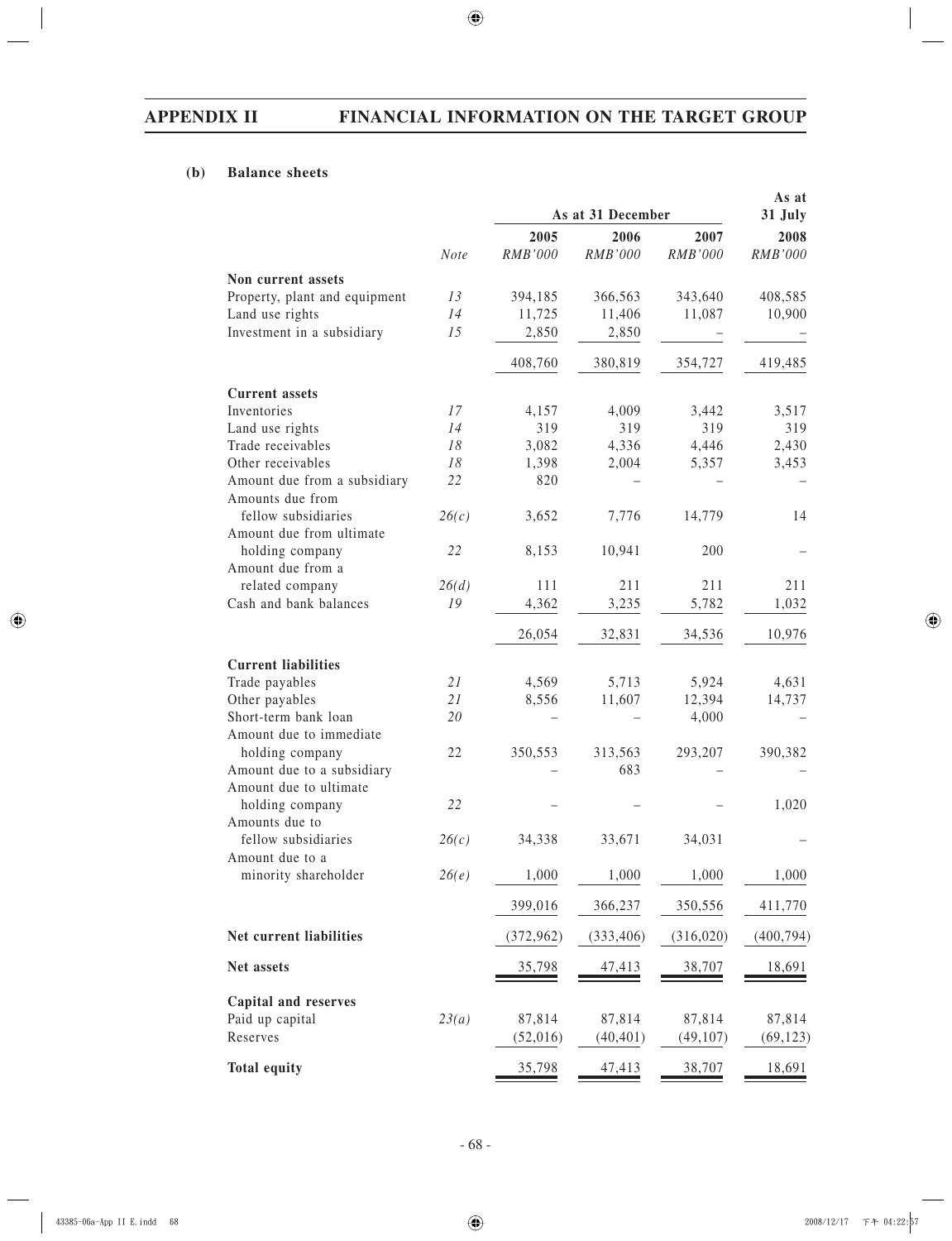### (b) Balance sheets

| | Note | As at 31 December | | | As at 31 July |
|---|---|---|---|---|---|
| | | 2005 | 2006 | 2007 | 2008 |
| | | *RMB'000* | *RMB'000* | *RMB'000* | *RMB'000* |
| **Non current assets** | | | | | |
| Property, plant and equipment | *13* | 394,185 | 366,563 | 343,640 | 408,585 |
| Land use rights | *14* | 11,725 | 11,406 | 11,087 | 10,900 |
| Investment in a subsidiary | *15* | 2,850 | 2,850 | – | – |
| | | 408,760 | 380,819 | 354,727 | 419,485 |
| **Current assets** | | | | | |
| Inventories | *17* | 4,157 | 4,009 | 3,442 | 3,517 |
| Land use rights | *14* | 319 | 319 | 319 | 319 |
| Trade receivables | *18* | 3,082 | 4,336 | 4,446 | 2,430 |
| Other receivables | *18* | 1,398 | 2,004 | 5,357 | 3,453 |
| Amount due from a subsidiary | *22* | 820 | – | – | – |
| Amounts due from fellow subsidiaries | *26(c)* | 3,652 | 7,776 | 14,779 | 14 |
| Amount due from ultimate holding company | *22* | 8,153 | 10,941 | 200 | – |
| Amount due from a related company | *26(d)* | 111 | 211 | 211 | 211 |
| Cash and bank balances | *19* | 4,362 | 3,235 | 5,782 | 1,032 |
| | | 26,054 | 32,831 | 34,536 | 10,976 |
| **Current liabilities** | | | | | |
| Trade payables | *21* | 4,569 | 5,713 | 5,924 | 4,631 |
| Other payables | *21* | 8,556 | 11,607 | 12,394 | 14,737 |
| Short-term bank loan | *20* | – | – | 4,000 | – |
| Amount due to immediate holding company | 22 | 350,553 | 313,563 | 293,207 | 390,382 |
| Amount due to a subsidiary | | – | 683 | – | – |
| Amount due to ultimate holding company | *22* | – | – | – | 1,020 |
| Amounts due to fellow subsidiaries | *26(c)* | 34,338 | 33,671 | 34,031 | – |
| Amount due to a minority shareholder | *26(e)* | 1,000 | 1,000 | 1,000 | 1,000 |
| | | 399,016 | 366,237 | 350,556 | 411,770 |
| **Net current liabilities** | | (372,962) | (333,406) | (316,020) | (400,794) |
| **Net assets** | | 35,798 | 47,413 | 38,707 | 18,691 |
| **Capital and reserves** | | | | | |
| Paid up capital | *23(a)* | 87,814 | 87,814 | 87,814 | 87,814 |
| Reserves | | (52,016) | (40,401) | (49,107) | (69,123) |
| **Total equity** | | 35,798 | 47,413 | 38,707 | 18,691 |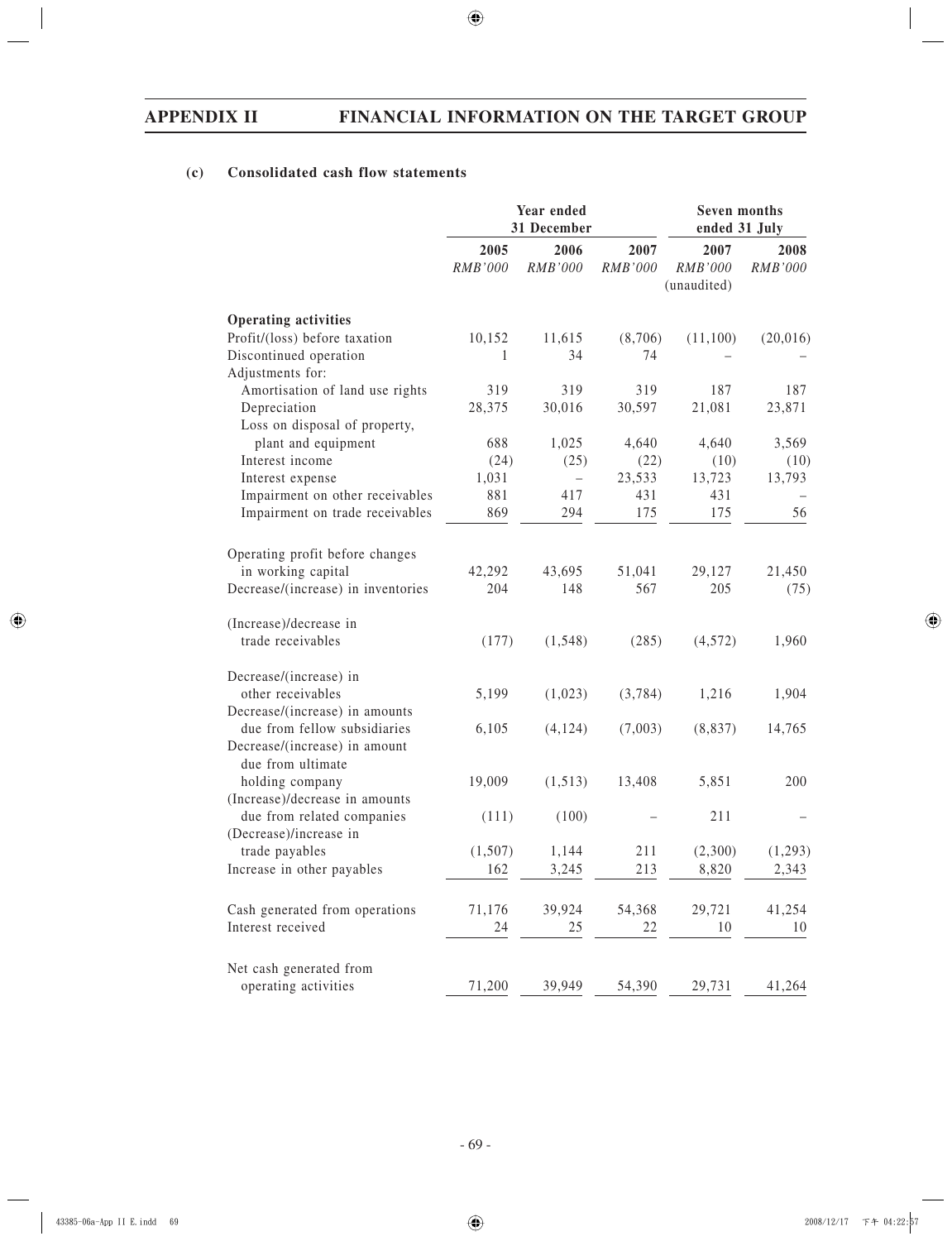# APPENDIX II FINANCIAL INFORMATION ON THE TARGET GROUP

### (c) Consolidated cash flow statements

| | Year ended 31 December | | | Seven months ended 31 July | |
|---|---|---|---|---|---|
| | 2005 | 2006 | 2007 | 2007 | 2008 |
| | *RMB'000* | *RMB'000* | *RMB'000* | *RMB'000* (unaudited) | *RMB'000* |
| **Operating activities** | | | | | |
| Profit/(loss) before taxation | 10,152 | 11,615 | (8,706) | (11,100) | (20,016) |
| Discontinued operation | 1 | 34 | 74 | – | – |
| Adjustments for: | | | | | |
| Amortisation of land use rights | 319 | 319 | 319 | 187 | 187 |
| Depreciation | 28,375 | 30,016 | 30,597 | 21,081 | 23,871 |
| Loss on disposal of property, plant and equipment | 688 | 1,025 | 4,640 | 4,640 | 3,569 |
| Interest income | (24) | (25) | (22) | (10) | (10) |
| Interest expense | 1,031 | – | 23,533 | 13,723 | 13,793 |
| Impairment on other receivables | 881 | 417 | 431 | 431 | – |
| Impairment on trade receivables | 869 | 294 | 175 | 175 | 56 |
| Operating profit before changes in working capital | 42,292 | 43,695 | 51,041 | 29,127 | 21,450 |
| Decrease/(increase) in inventories | 204 | 148 | 567 | 205 | (75) |
| (Increase)/decrease in trade receivables | (177) | (1,548) | (285) | (4,572) | 1,960 |
| Decrease/(increase) in other receivables | 5,199 | (1,023) | (3,784) | 1,216 | 1,904 |
| Decrease/(increase) in amounts due from fellow subsidiaries | 6,105 | (4,124) | (7,003) | (8,837) | 14,765 |
| Decrease/(increase) in amount due from ultimate holding company | 19,009 | (1,513) | 13,408 | 5,851 | 200 |
| (Increase)/decrease in amounts due from related companies | (111) | (100) | – | 211 | – |
| (Decrease)/increase in trade payables | (1,507) | 1,144 | 211 | (2,300) | (1,293) |
| Increase in other payables | 162 | 3,245 | 213 | 8,820 | 2,343 |
| Cash generated from operations | 71,176 | 39,924 | 54,368 | 29,721 | 41,254 |
| Interest received | 24 | 25 | 22 | 10 | 10 |
| Net cash generated from operating activities | 71,200 | 39,949 | 54,390 | 29,731 | 41,264 |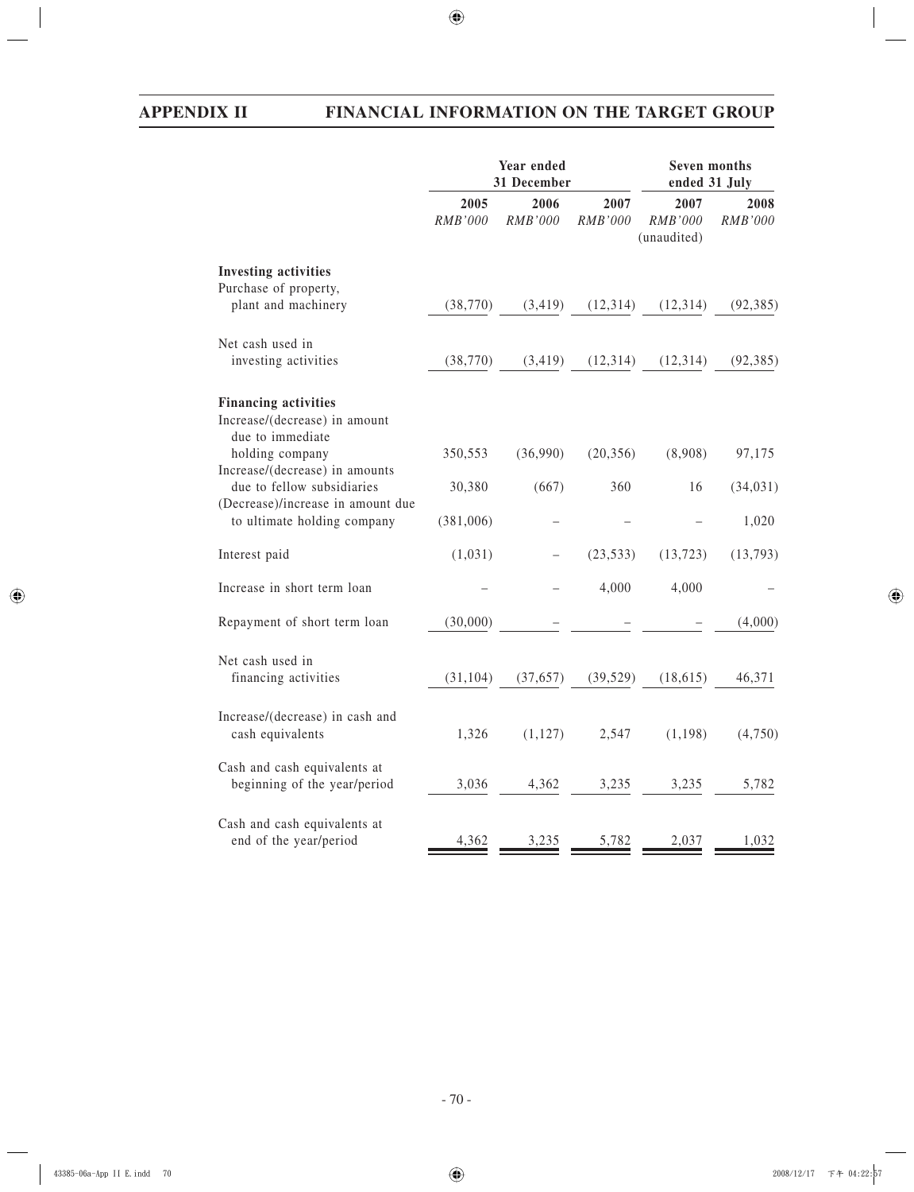| | Year ended 31 December | | | Seven months ended 31 July | |
|---|---|---|---|---|---|
| | 2005 | 2006 | 2007 | 2007 | 2008 |
| | *RMB'000* | *RMB'000* | *RMB'000* | *RMB'000* (unaudited) | *RMB'000* |
| **Investing activities** | | | | | |
| Purchase of property, plant and machinery | (38,770) | (3,419) | (12,314) | (12,314) | (92,385) |
| Net cash used in investing activities | (38,770) | (3,419) | (12,314) | (12,314) | (92,385) |
| **Financing activities** | | | | | |
| Increase/(decrease) in amount due to immediate holding company | 350,553 | (36,990) | (20,356) | (8,908) | 97,175 |
| Increase/(decrease) in amounts due to fellow subsidiaries | 30,380 | (667) | 360 | 16 | (34,031) |
| (Decrease)/increase in amount due to ultimate holding company | (381,006) | – | – | – | 1,020 |
| Interest paid | (1,031) | – | (23,533) | (13,723) | (13,793) |
| Increase in short term loan | – | – | 4,000 | 4,000 | – |
| Repayment of short term loan | (30,000) | – | – | – | (4,000) |
| Net cash used in financing activities | (31,104) | (37,657) | (39,529) | (18,615) | 46,371 |
| Increase/(decrease) in cash and cash equivalents | 1,326 | (1,127) | 2,547 | (1,198) | (4,750) |
| Cash and cash equivalents at beginning of the year/period | 3,036 | 4,362 | 3,235 | 3,235 | 5,782 |
| Cash and cash equivalents at end of the year/period | 4,362 | 3,235 | 5,782 | 2,037 | 1,032 |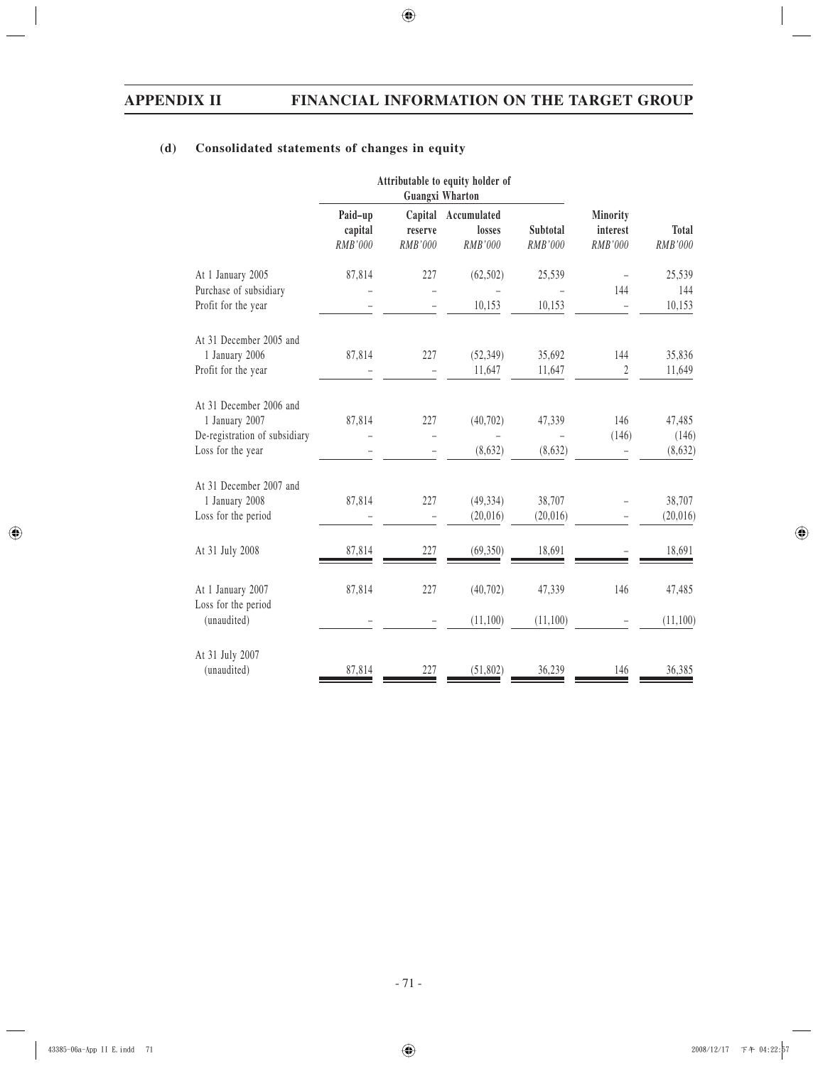### (d) Consolidated statements of changes in equity

| | Attributable to equity holder of Guangxi Wharton | | | | | |
|---|---|---|---|---|---|---|
| | Paid-up capital | Capital reserve | Accumulated losses | Subtotal | Minority interest | Total |
| | *RMB'000* | *RMB'000* | *RMB'000* | *RMB'000* | *RMB'000* | *RMB'000* |
| At 1 January 2005 | 87,814 | 227 | (62,502) | 25,539 | – | 25,539 |
| Purchase of subsidiary | – | – | – | – | 144 | 144 |
| Profit for the year | – | – | 10,153 | 10,153 | – | 10,153 |
| At 31 December 2005 and 1 January 2006 | 87,814 | 227 | (52,349) | 35,692 | 144 | 35,836 |
| Profit for the year | – | – | 11,647 | 11,647 | 2 | 11,649 |
| At 31 December 2006 and 1 January 2007 | 87,814 | 227 | (40,702) | 47,339 | 146 | 47,485 |
| De-registration of subsidiary | – | – | – | – | (146) | (146) |
| Loss for the year | – | – | (8,632) | (8,632) | – | (8,632) |
| At 31 December 2007 and 1 January 2008 | 87,814 | 227 | (49,334) | 38,707 | – | 38,707 |
| Loss for the period | – | – | (20,016) | (20,016) | – | (20,016) |
| At 31 July 2008 | 87,814 | 227 | (69,350) | 18,691 | – | 18,691 |
| At 1 January 2007 | 87,814 | 227 | (40,702) | 47,339 | 146 | 47,485 |
| Loss for the period (unaudited) | – | – | (11,100) | (11,100) | – | (11,100) |
| At 31 July 2007 (unaudited) | 87,814 | 227 | (51,802) | 36,239 | 146 | 36,385 |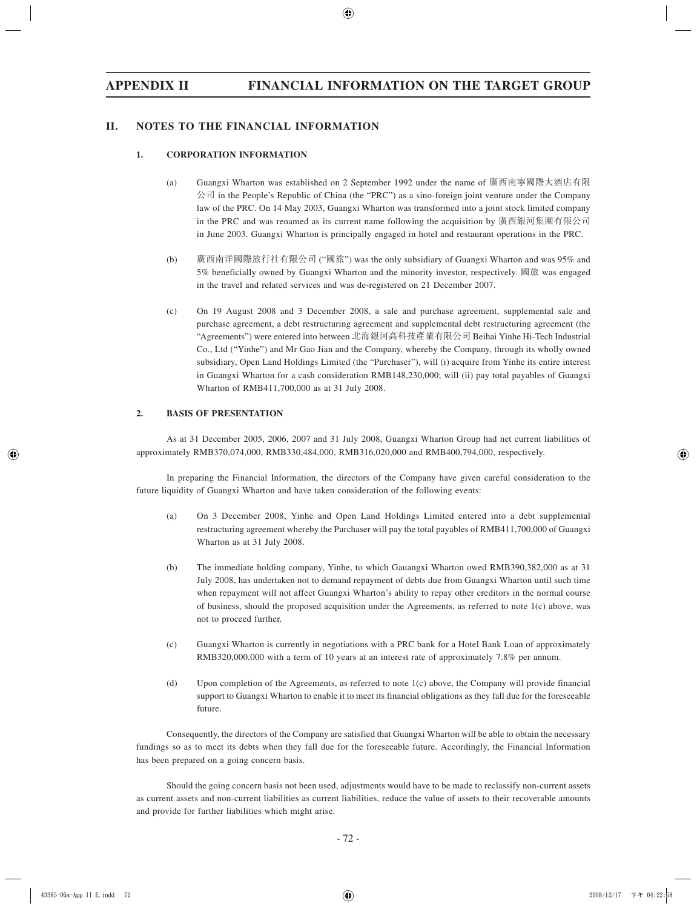## II. NOTES TO THE FINANCIAL INFORMATION

### 1. CORPORATION INFORMATION

(a) Guangxi Wharton was established on 2 September 1992 under the name of 廣西南寧國際大酒店有限公司 in the People's Republic of China (the "PRC") as a sino-foreign joint venture under the Company law of the PRC. On 14 May 2003, Guangxi Wharton was transformed into a joint stock limited company in the PRC and was renamed as its current name following the acquisition by 廣西銀河集團有限公司 in June 2003. Guangxi Wharton is principally engaged in hotel and restaurant operations in the PRC.

(b) 廣西南洋國際旅行社有限公司 ("國旅") was the only subsidiary of Guangxi Wharton and was 95% and 5% beneficially owned by Guangxi Wharton and the minority investor, respectively. 國旅 was engaged in the travel and related services and was de-registered on 21 December 2007.

(c) On 19 August 2008 and 3 December 2008, a sale and purchase agreement, supplemental sale and purchase agreement, a debt restructuring agreement and supplemental debt restructuring agreement (the "Agreements") were entered into between 北海銀河高科技產業有限公司 Beihai Yinhe Hi-Tech Industrial Co., Ltd ("Yinhe") and Mr Gao Jian and the Company, whereby the Company, through its wholly owned subsidiary, Open Land Holdings Limited (the "Purchaser"), will (i) acquire from Yinhe its entire interest in Guangxi Wharton for a cash consideration RMB148,230,000; will (ii) pay total payables of Guangxi Wharton of RMB411,700,000 as at 31 July 2008.

### 2. BASIS OF PRESENTATION

As at 31 December 2005, 2006, 2007 and 31 July 2008, Guangxi Wharton Group had net current liabilities of approximately RMB370,074,000, RMB330,484,000, RMB316,020,000 and RMB400,794,000, respectively.

In preparing the Financial Information, the directors of the Company have given careful consideration to the future liquidity of Guangxi Wharton and have taken consideration of the following events:

(a) On 3 December 2008, Yinhe and Open Land Holdings Limited entered into a debt supplemental restructuring agreement whereby the Purchaser will pay the total payables of RMB411,700,000 of Guangxi Wharton as at 31 July 2008.

(b) The immediate holding company, Yinhe, to which Gauangxi Wharton owed RMB390,382,000 as at 31 July 2008, has undertaken not to demand repayment of debts due from Guangxi Wharton until such time when repayment will not affect Guangxi Wharton's ability to repay other creditors in the normal course of business, should the proposed acquisition under the Agreements, as referred to note 1(c) above, was not to proceed further.

(c) Guangxi Wharton is currently in negotiations with a PRC bank for a Hotel Bank Loan of approximately RMB320,000,000 with a term of 10 years at an interest rate of approximately 7.8% per annum.

(d) Upon completion of the Agreements, as referred to note 1(c) above, the Company will provide financial support to Guangxi Wharton to enable it to meet its financial obligations as they fall due for the foreseeable future.

Consequently, the directors of the Company are satisfied that Guangxi Wharton will be able to obtain the necessary fundings so as to meet its debts when they fall due for the foreseeable future. Accordingly, the Financial Information has been prepared on a going concern basis.

Should the going concern basis not been used, adjustments would have to be made to reclassify non-current assets as current assets and non-current liabilities as current liabilities, reduce the value of assets to their recoverable amounts and provide for further liabilities which might arise.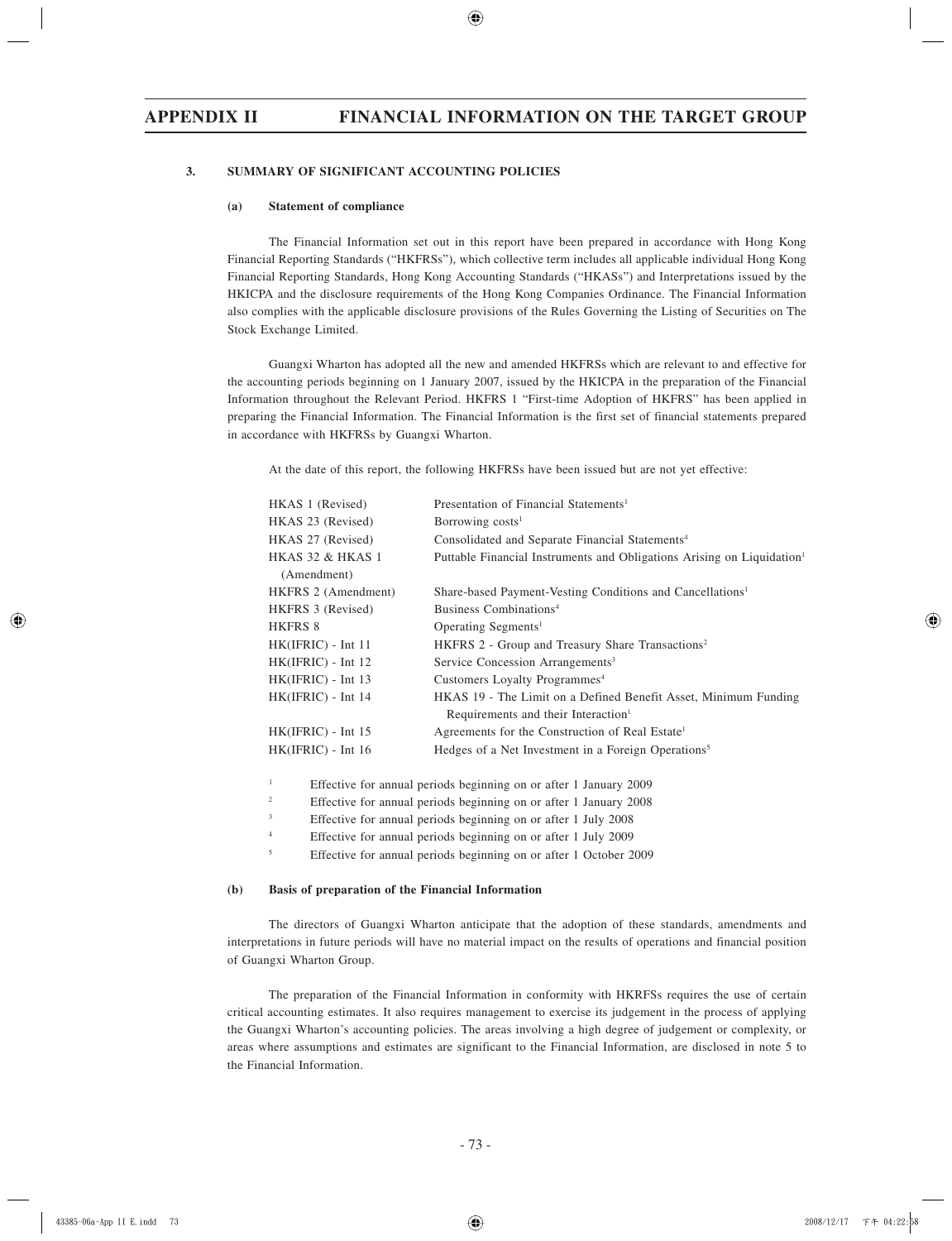### 3. SUMMARY OF SIGNIFICANT ACCOUNTING POLICIES

#### (a) Statement of compliance

The Financial Information set out in this report have been prepared in accordance with Hong Kong Financial Reporting Standards ("HKFRSs"), which collective term includes all applicable individual Hong Kong Financial Reporting Standards, Hong Kong Accounting Standards ("HKASs") and Interpretations issued by the HKICPA and the disclosure requirements of the Hong Kong Companies Ordinance. The Financial Information also complies with the applicable disclosure provisions of the Rules Governing the Listing of Securities on The Stock Exchange Limited.

Guangxi Wharton has adopted all the new and amended HKFRSs which are relevant to and effective for the accounting periods beginning on 1 January 2007, issued by the HKICPA in the preparation of the Financial Information throughout the Relevant Period. HKFRS 1 "First-time Adoption of HKFRS" has been applied in preparing the Financial Information. The Financial Information is the first set of financial statements prepared in accordance with HKFRSs by Guangxi Wharton.

At the date of this report, the following HKFRSs have been issued but are not yet effective:

| | |
|---|---|
| HKAS 1 (Revised) | Presentation of Financial Statements[1] |
| HKAS 23 (Revised) | Borrowing costs[1] |
| HKAS 27 (Revised) | Consolidated and Separate Financial Statements[4] |
| HKAS 32 & HKAS 1 (Amendment) | Puttable Financial Instruments and Obligations Arising on Liquidation[1] |
| HKFRS 2 (Amendment) | Share-based Payment-Vesting Conditions and Cancellations[1] |
| HKFRS 3 (Revised) | Business Combinations[4] |
| HKFRS 8 | Operating Segments[1] |
| HK(IFRIC) - Int 11 | HKFRS 2 - Group and Treasury Share Transactions[2] |
| HK(IFRIC) - Int 12 | Service Concession Arrangements[3] |
| HK(IFRIC) - Int 13 | Customers Loyalty Programmes[4] |
| HK(IFRIC) - Int 14 | HKAS 19 - The Limit on a Defined Benefit Asset, Minimum Funding Requirements and their Interaction[1] |
| HK(IFRIC) - Int 15 | Agreements for the Construction of Real Estate[1] |
| HK(IFRIC) - Int 16 | Hedges of a Net Investment in a Foreign Operations[5] |

[1] Effective for annual periods beginning on or after 1 January 2009

[2] Effective for annual periods beginning on or after 1 January 2008

[3] Effective for annual periods beginning on or after 1 July 2008

[4] Effective for annual periods beginning on or after 1 July 2009

[5] Effective for annual periods beginning on or after 1 October 2009

#### (b) Basis of preparation of the Financial Information

The directors of Guangxi Wharton anticipate that the adoption of these standards, amendments and interpretations in future periods will have no material impact on the results of operations and financial position of Guangxi Wharton Group.

The preparation of the Financial Information in conformity with HKRFSs requires the use of certain critical accounting estimates. It also requires management to exercise its judgement in the process of applying the Guangxi Wharton's accounting policies. The areas involving a high degree of judgement or complexity, or areas where assumptions and estimates are significant to the Financial Information, are disclosed in note 5 to the Financial Information.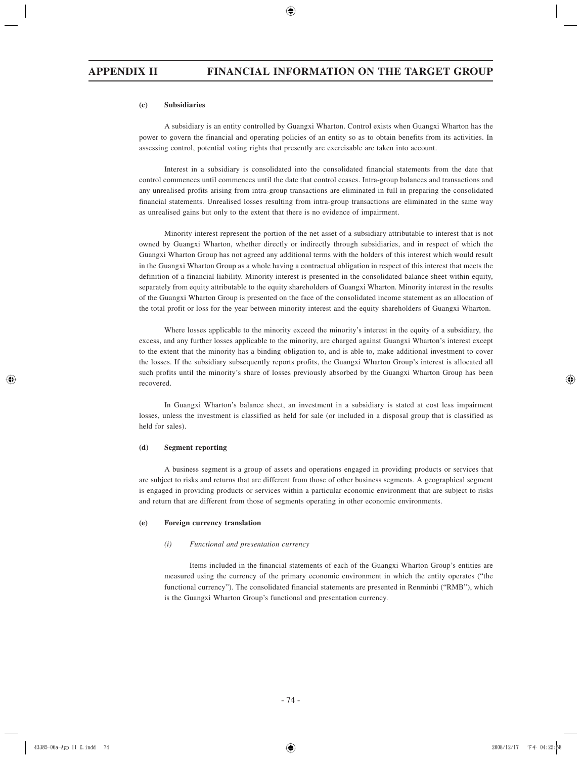#### (c) Subsidiaries

A subsidiary is an entity controlled by Guangxi Wharton. Control exists when Guangxi Wharton has the power to govern the financial and operating policies of an entity so as to obtain benefits from its activities. In assessing control, potential voting rights that presently are exercisable are taken into account.

Interest in a subsidiary is consolidated into the consolidated financial statements from the date that control commences until commences until the date that control ceases. Intra-group balances and transactions and any unrealised profits arising from intra-group transactions are eliminated in full in preparing the consolidated financial statements. Unrealised losses resulting from intra-group transactions are eliminated in the same way as unrealised gains but only to the extent that there is no evidence of impairment.

Minority interest represent the portion of the net asset of a subsidiary attributable to interest that is not owned by Guangxi Wharton, whether directly or indirectly through subsidiaries, and in respect of which the Guangxi Wharton Group has not agreed any additional terms with the holders of this interest which would result in the Guangxi Wharton Group as a whole having a contractual obligation in respect of this interest that meets the definition of a financial liability. Minority interest is presented in the consolidated balance sheet within equity, separately from equity attributable to the equity shareholders of Guangxi Wharton. Minority interest in the results of the Guangxi Wharton Group is presented on the face of the consolidated income statement as an allocation of the total profit or loss for the year between minority interest and the equity shareholders of Guangxi Wharton.

Where losses applicable to the minority exceed the minority's interest in the equity of a subsidiary, the excess, and any further losses applicable to the minority, are charged against Guangxi Wharton's interest except to the extent that the minority has a binding obligation to, and is able to, make additional investment to cover the losses. If the subsidiary subsequently reports profits, the Guangxi Wharton Group's interest is allocated all such profits until the minority's share of losses previously absorbed by the Guangxi Wharton Group has been recovered.

In Guangxi Wharton's balance sheet, an investment in a subsidiary is stated at cost less impairment losses, unless the investment is classified as held for sale (or included in a disposal group that is classified as held for sales).

#### (d) Segment reporting

A business segment is a group of assets and operations engaged in providing products or services that are subject to risks and returns that are different from those of other business segments. A geographical segment is engaged in providing products or services within a particular economic environment that are subject to risks and return that are different from those of segments operating in other economic environments.

#### (e) Foreign currency translation

*(i) Functional and presentation currency*

Items included in the financial statements of each of the Guangxi Wharton Group's entities are measured using the currency of the primary economic environment in which the entity operates ("the functional currency"). The consolidated financial statements are presented in Renminbi ("RMB"), which is the Guangxi Wharton Group's functional and presentation currency.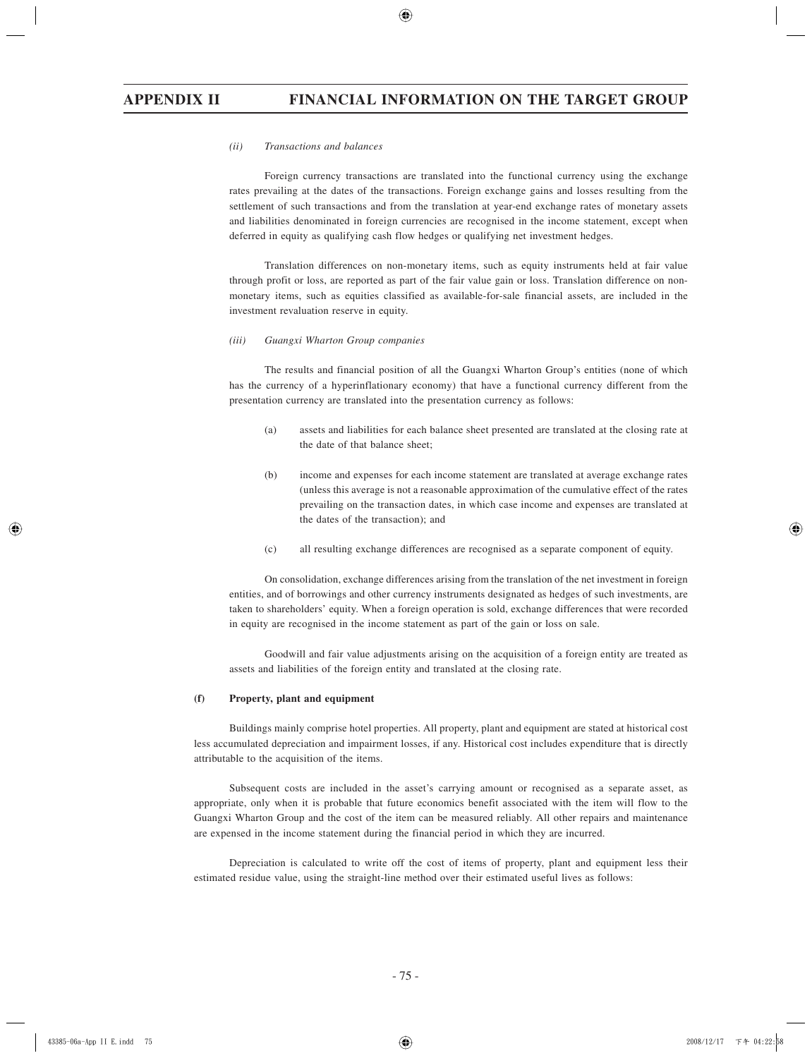*(ii) Transactions and balances*

Foreign currency transactions are translated into the functional currency using the exchange rates prevailing at the dates of the transactions. Foreign exchange gains and losses resulting from the settlement of such transactions and from the translation at year-end exchange rates of monetary assets and liabilities denominated in foreign currencies are recognised in the income statement, except when deferred in equity as qualifying cash flow hedges or qualifying net investment hedges.

Translation differences on non-monetary items, such as equity instruments held at fair value through profit or loss, are reported as part of the fair value gain or loss. Translation difference on non-monetary items, such as equities classified as available-for-sale financial assets, are included in the investment revaluation reserve in equity.

*(iii) Guangxi Wharton Group companies*

The results and financial position of all the Guangxi Wharton Group's entities (none of which has the currency of a hyperinflationary economy) that have a functional currency different from the presentation currency are translated into the presentation currency as follows:

(a) assets and liabilities for each balance sheet presented are translated at the closing rate at the date of that balance sheet;

(b) income and expenses for each income statement are translated at average exchange rates (unless this average is not a reasonable approximation of the cumulative effect of the rates prevailing on the transaction dates, in which case income and expenses are translated at the dates of the transaction); and

(c) all resulting exchange differences are recognised as a separate component of equity.

On consolidation, exchange differences arising from the translation of the net investment in foreign entities, and of borrowings and other currency instruments designated as hedges of such investments, are taken to shareholders' equity. When a foreign operation is sold, exchange differences that were recorded in equity are recognised in the income statement as part of the gain or loss on sale.

Goodwill and fair value adjustments arising on the acquisition of a foreign entity are treated as assets and liabilities of the foreign entity and translated at the closing rate.

**(f) Property, plant and equipment**

Buildings mainly comprise hotel properties. All property, plant and equipment are stated at historical cost less accumulated depreciation and impairment losses, if any. Historical cost includes expenditure that is directly attributable to the acquisition of the items.

Subsequent costs are included in the asset's carrying amount or recognised as a separate asset, as appropriate, only when it is probable that future economics benefit associated with the item will flow to the Guangxi Wharton Group and the cost of the item can be measured reliably. All other repairs and maintenance are expensed in the income statement during the financial period in which they are incurred.

Depreciation is calculated to write off the cost of items of property, plant and equipment less their estimated residue value, using the straight-line method over their estimated useful lives as follows: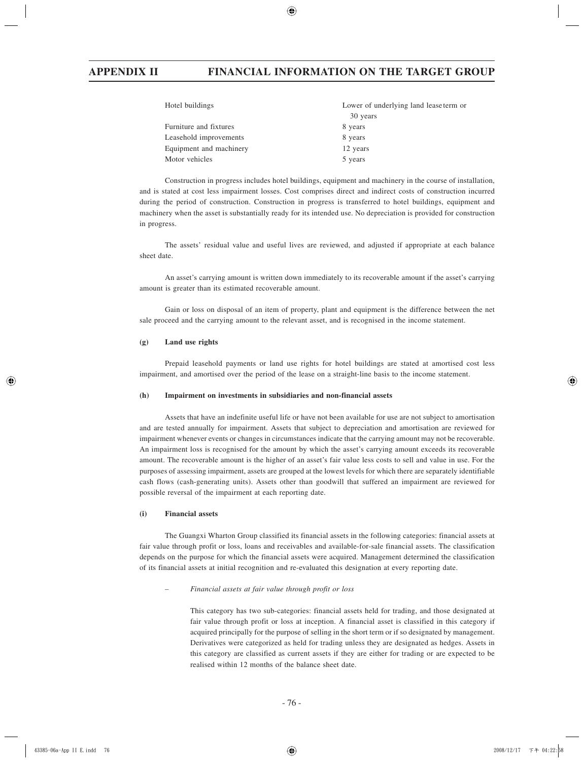| | |
|---|---|
| Hotel buildings | Lower of underlying land lease term or 30 years |
| Furniture and fixtures | 8 years |
| Leasehold improvements | 8 years |
| Equipment and machinery | 12 years |
| Motor vehicles | 5 years |

Construction in progress includes hotel buildings, equipment and machinery in the course of installation, and is stated at cost less impairment losses. Cost comprises direct and indirect costs of construction incurred during the period of construction. Construction in progress is transferred to hotel buildings, equipment and machinery when the asset is substantially ready for its intended use. No depreciation is provided for construction in progress.

The assets' residual value and useful lives are reviewed, and adjusted if appropriate at each balance sheet date.

An asset's carrying amount is written down immediately to its recoverable amount if the asset's carrying amount is greater than its estimated recoverable amount.

Gain or loss on disposal of an item of property, plant and equipment is the difference between the net sale proceed and the carrying amount to the relevant asset, and is recognised in the income statement.

**(g) Land use rights**

Prepaid leasehold payments or land use rights for hotel buildings are stated at amortised cost less impairment, and amortised over the period of the lease on a straight-line basis to the income statement.

**(h) Impairment on investments in subsidiaries and non-financial assets**

Assets that have an indefinite useful life or have not been available for use are not subject to amortisation and are tested annually for impairment. Assets that subject to depreciation and amortisation are reviewed for impairment whenever events or changes in circumstances indicate that the carrying amount may not be recoverable. An impairment loss is recognised for the amount by which the asset's carrying amount exceeds its recoverable amount. The recoverable amount is the higher of an asset's fair value less costs to sell and value in use. For the purposes of assessing impairment, assets are grouped at the lowest levels for which there are separately identifiable cash flows (cash-generating units). Assets other than goodwill that suffered an impairment are reviewed for possible reversal of the impairment at each reporting date.

**(i) Financial assets**

The Guangxi Wharton Group classified its financial assets in the following categories: financial assets at fair value through profit or loss, loans and receivables and available-for-sale financial assets. The classification depends on the purpose for which the financial assets were acquired. Management determined the classification of its financial assets at initial recognition and re-evaluated this designation at every reporting date.

– *Financial assets at fair value through profit or loss*

This category has two sub-categories: financial assets held for trading, and those designated at fair value through profit or loss at inception. A financial asset is classified in this category if acquired principally for the purpose of selling in the short term or if so designated by management. Derivatives were categorized as held for trading unless they are designated as hedges. Assets in this category are classified as current assets if they are either for trading or are expected to be realised within 12 months of the balance sheet date.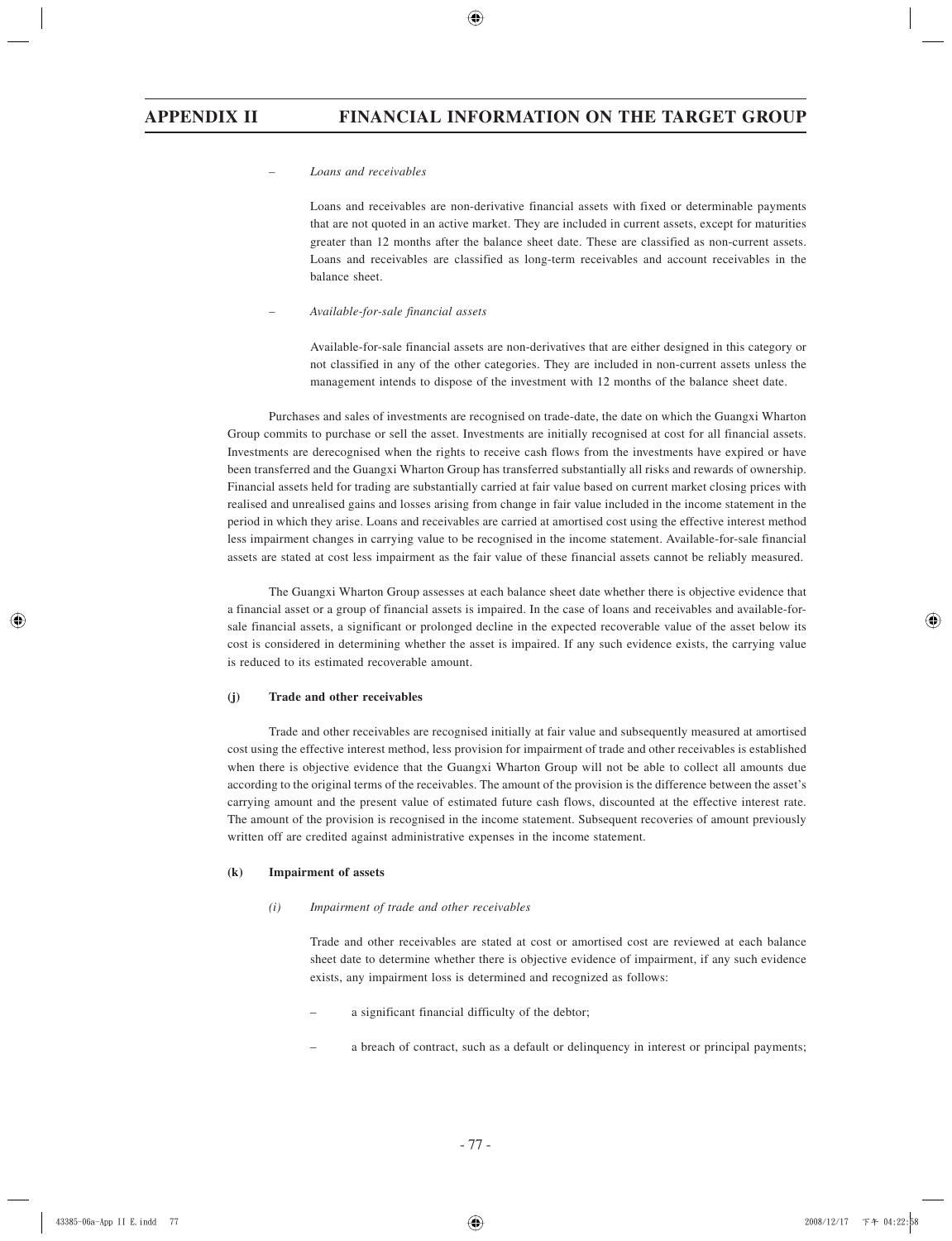– *Loans and receivables*

Loans and receivables are non-derivative financial assets with fixed or determinable payments that are not quoted in an active market. They are included in current assets, except for maturities greater than 12 months after the balance sheet date. These are classified as non-current assets. Loans and receivables are classified as long-term receivables and account receivables in the balance sheet.

– *Available-for-sale financial assets*

Available-for-sale financial assets are non-derivatives that are either designed in this category or not classified in any of the other categories. They are included in non-current assets unless the management intends to dispose of the investment with 12 months of the balance sheet date.

Purchases and sales of investments are recognised on trade-date, the date on which the Guangxi Wharton Group commits to purchase or sell the asset. Investments are initially recognised at cost for all financial assets. Investments are derecognised when the rights to receive cash flows from the investments have expired or have been transferred and the Guangxi Wharton Group has transferred substantially all risks and rewards of ownership. Financial assets held for trading are substantially carried at fair value based on current market closing prices with realised and unrealised gains and losses arising from change in fair value included in the income statement in the period in which they arise. Loans and receivables are carried at amortised cost using the effective interest method less impairment changes in carrying value to be recognised in the income statement. Available-for-sale financial assets are stated at cost less impairment as the fair value of these financial assets cannot be reliably measured.

The Guangxi Wharton Group assesses at each balance sheet date whether there is objective evidence that a financial asset or a group of financial assets is impaired. In the case of loans and receivables and available-for-sale financial assets, a significant or prolonged decline in the expected recoverable value of the asset below its cost is considered in determining whether the asset is impaired. If any such evidence exists, the carrying value is reduced to its estimated recoverable amount.

**(j) Trade and other receivables**

Trade and other receivables are recognised initially at fair value and subsequently measured at amortised cost using the effective interest method, less provision for impairment of trade and other receivables is established when there is objective evidence that the Guangxi Wharton Group will not be able to collect all amounts due according to the original terms of the receivables. The amount of the provision is the difference between the asset's carrying amount and the present value of estimated future cash flows, discounted at the effective interest rate. The amount of the provision is recognised in the income statement. Subsequent recoveries of amount previously written off are credited against administrative expenses in the income statement.

**(k) Impairment of assets**

*(i) Impairment of trade and other receivables*

Trade and other receivables are stated at cost or amortised cost are reviewed at each balance sheet date to determine whether there is objective evidence of impairment, if any such evidence exists, any impairment loss is determined and recognized as follows:

– a significant financial difficulty of the debtor;

– a breach of contract, such as a default or delinquency in interest or principal payments;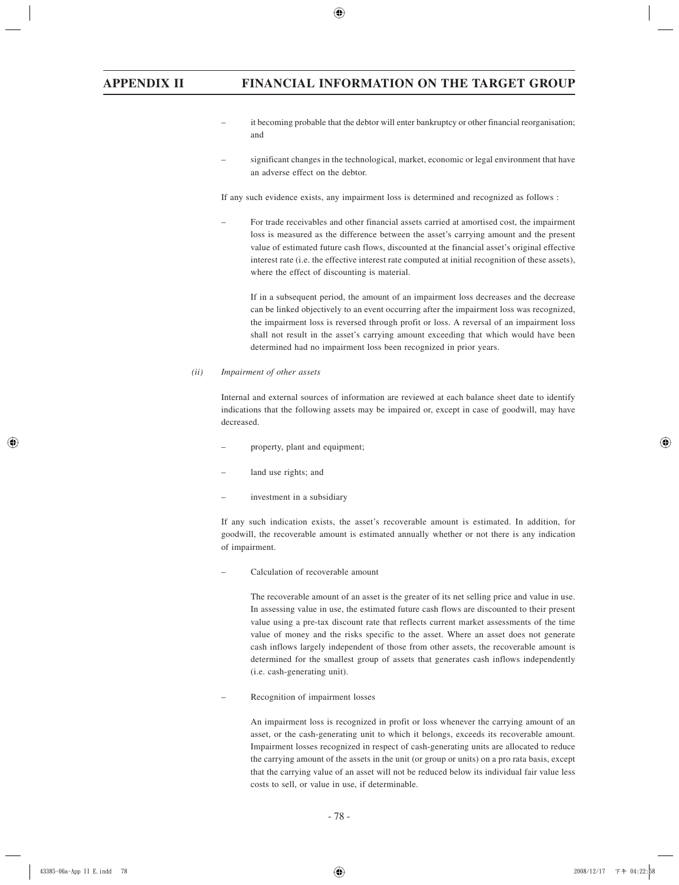- it becoming probable that the debtor will enter bankruptcy or other financial reorganisation; and

- significant changes in the technological, market, economic or legal environment that have an adverse effect on the debtor.

If any such evidence exists, any impairment loss is determined and recognized as follows :

- For trade receivables and other financial assets carried at amortised cost, the impairment loss is measured as the difference between the asset's carrying amount and the present value of estimated future cash flows, discounted at the financial asset's original effective interest rate (i.e. the effective interest rate computed at initial recognition of these assets), where the effect of discounting is material.

  If in a subsequent period, the amount of an impairment loss decreases and the decrease can be linked objectively to an event occurring after the impairment loss was recognized, the impairment loss is reversed through profit or loss. A reversal of an impairment loss shall not result in the asset's carrying amount exceeding that which would have been determined had no impairment loss been recognized in prior years.

*(ii) Impairment of other assets*

Internal and external sources of information are reviewed at each balance sheet date to identify indications that the following assets may be impaired or, except in case of goodwill, may have decreased.

- property, plant and equipment;

- land use rights; and

- investment in a subsidiary

If any such indication exists, the asset's recoverable amount is estimated. In addition, for goodwill, the recoverable amount is estimated annually whether or not there is any indication of impairment.

- Calculation of recoverable amount

  The recoverable amount of an asset is the greater of its net selling price and value in use. In assessing value in use, the estimated future cash flows are discounted to their present value using a pre-tax discount rate that reflects current market assessments of the time value of money and the risks specific to the asset. Where an asset does not generate cash inflows largely independent of those from other assets, the recoverable amount is determined for the smallest group of assets that generates cash inflows independently (i.e. cash-generating unit).

- Recognition of impairment losses

  An impairment loss is recognized in profit or loss whenever the carrying amount of an asset, or the cash-generating unit to which it belongs, exceeds its recoverable amount. Impairment losses recognized in respect of cash-generating units are allocated to reduce the carrying amount of the assets in the unit (or group or units) on a pro rata basis, except that the carrying value of an asset will not be reduced below its individual fair value less costs to sell, or value in use, if determinable.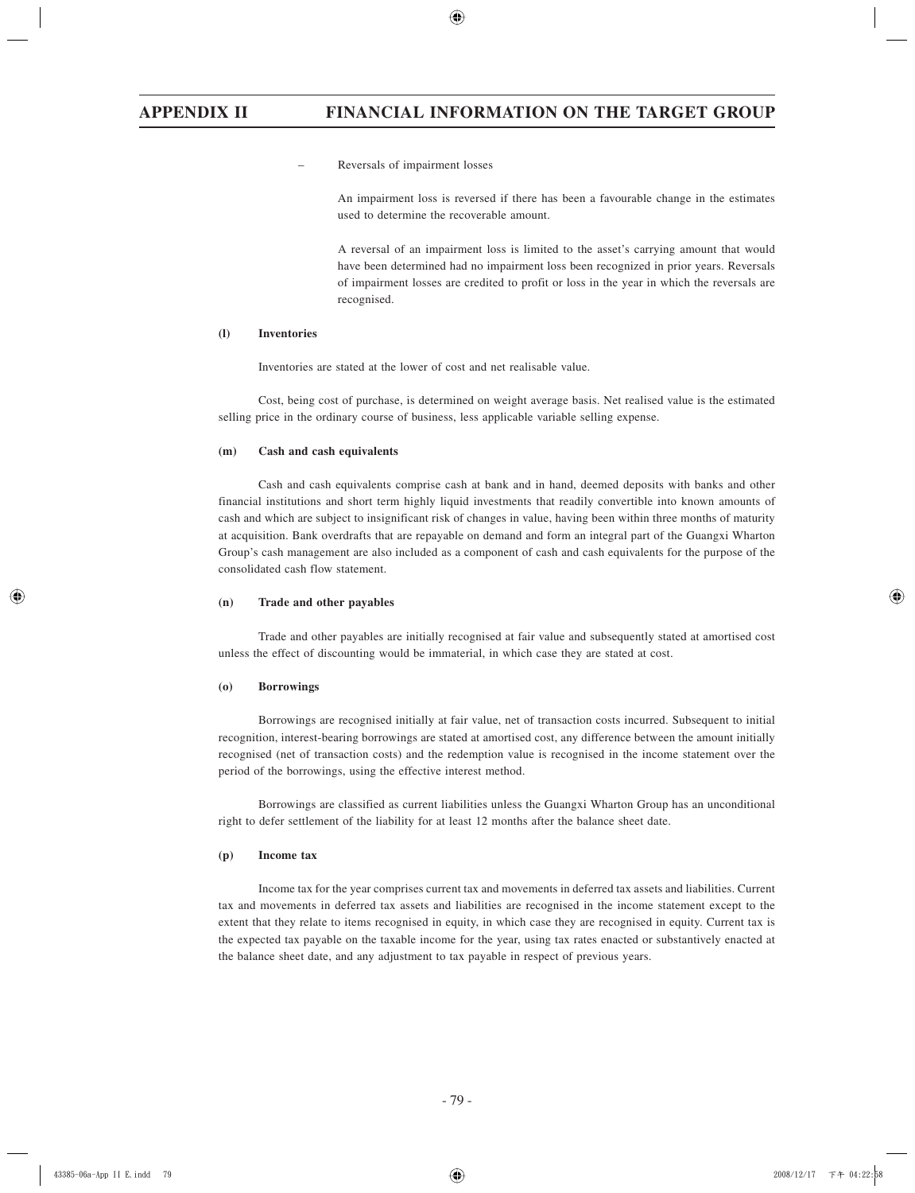– Reversals of impairment losses

An impairment loss is reversed if there has been a favourable change in the estimates used to determine the recoverable amount.

A reversal of an impairment loss is limited to the asset's carrying amount that would have been determined had no impairment loss been recognized in prior years. Reversals of impairment losses are credited to profit or loss in the year in which the reversals are recognised.

**(l) Inventories**

Inventories are stated at the lower of cost and net realisable value.

Cost, being cost of purchase, is determined on weight average basis. Net realised value is the estimated selling price in the ordinary course of business, less applicable variable selling expense.

**(m) Cash and cash equivalents**

Cash and cash equivalents comprise cash at bank and in hand, deemed deposits with banks and other financial institutions and short term highly liquid investments that readily convertible into known amounts of cash and which are subject to insignificant risk of changes in value, having been within three months of maturity at acquisition. Bank overdrafts that are repayable on demand and form an integral part of the Guangxi Wharton Group's cash management are also included as a component of cash and cash equivalents for the purpose of the consolidated cash flow statement.

**(n) Trade and other payables**

Trade and other payables are initially recognised at fair value and subsequently stated at amortised cost unless the effect of discounting would be immaterial, in which case they are stated at cost.

**(o) Borrowings**

Borrowings are recognised initially at fair value, net of transaction costs incurred. Subsequent to initial recognition, interest-bearing borrowings are stated at amortised cost, any difference between the amount initially recognised (net of transaction costs) and the redemption value is recognised in the income statement over the period of the borrowings, using the effective interest method.

Borrowings are classified as current liabilities unless the Guangxi Wharton Group has an unconditional right to defer settlement of the liability for at least 12 months after the balance sheet date.

**(p) Income tax**

Income tax for the year comprises current tax and movements in deferred tax assets and liabilities. Current tax and movements in deferred tax assets and liabilities are recognised in the income statement except to the extent that they relate to items recognised in equity, in which case they are recognised in equity. Current tax is the expected tax payable on the taxable income for the year, using tax rates enacted or substantively enacted at the balance sheet date, and any adjustment to tax payable in respect of previous years.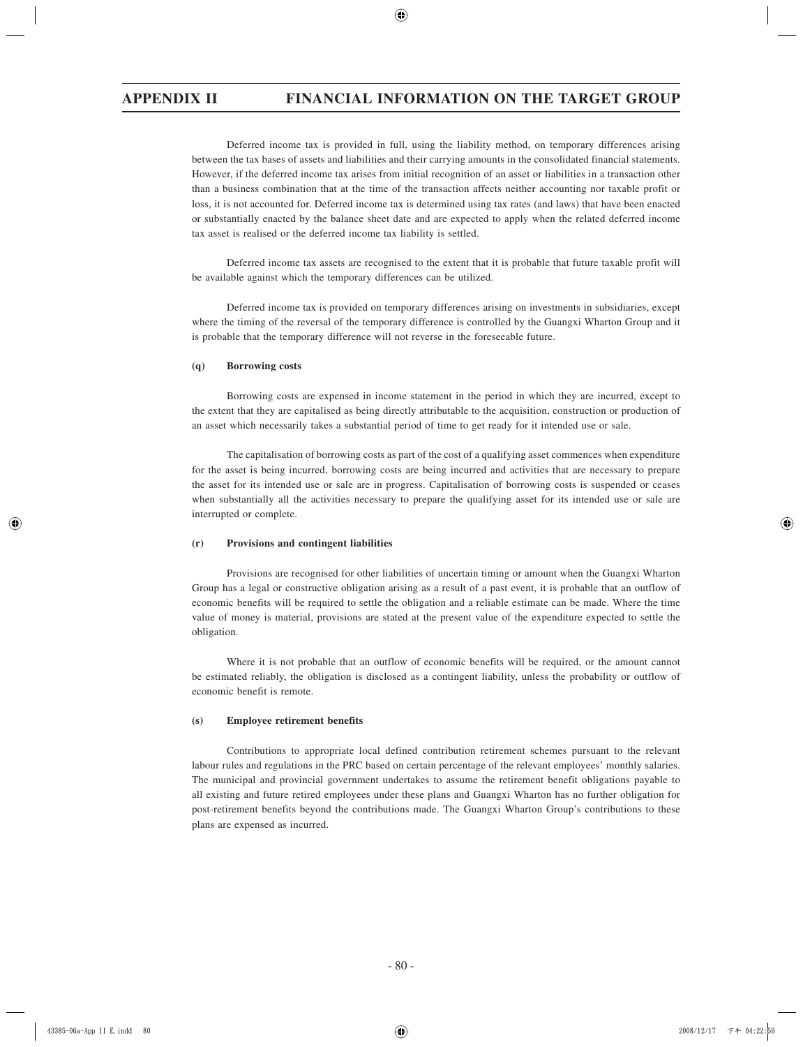Deferred income tax is provided in full, using the liability method, on temporary differences arising between the tax bases of assets and liabilities and their carrying amounts in the consolidated financial statements. However, if the deferred income tax arises from initial recognition of an asset or liabilities in a transaction other than a business combination that at the time of the transaction affects neither accounting nor taxable profit or loss, it is not accounted for. Deferred income tax is determined using tax rates (and laws) that have been enacted or substantially enacted by the balance sheet date and are expected to apply when the related deferred income tax asset is realised or the deferred income tax liability is settled.

Deferred income tax assets are recognised to the extent that it is probable that future taxable profit will be available against which the temporary differences can be utilized.

Deferred income tax is provided on temporary differences arising on investments in subsidiaries, except where the timing of the reversal of the temporary difference is controlled by the Guangxi Wharton Group and it is probable that the temporary difference will not reverse in the foreseeable future.

**(q) Borrowing costs**

Borrowing costs are expensed in income statement in the period in which they are incurred, except to the extent that they are capitalised as being directly attributable to the acquisition, construction or production of an asset which necessarily takes a substantial period of time to get ready for it intended use or sale.

The capitalisation of borrowing costs as part of the cost of a qualifying asset commences when expenditure for the asset is being incurred, borrowing costs are being incurred and activities that are necessary to prepare the asset for its intended use or sale are in progress. Capitalisation of borrowing costs is suspended or ceases when substantially all the activities necessary to prepare the qualifying asset for its intended use or sale are interrupted or complete.

**(r) Provisions and contingent liabilities**

Provisions are recognised for other liabilities of uncertain timing or amount when the Guangxi Wharton Group has a legal or constructive obligation arising as a result of a past event, it is probable that an outflow of economic benefits will be required to settle the obligation and a reliable estimate can be made. Where the time value of money is material, provisions are stated at the present value of the expenditure expected to settle the obligation.

Where it is not probable that an outflow of economic benefits will be required, or the amount cannot be estimated reliably, the obligation is disclosed as a contingent liability, unless the probability or outflow of economic benefit is remote.

**(s) Employee retirement benefits**

Contributions to appropriate local defined contribution retirement schemes pursuant to the relevant labour rules and regulations in the PRC based on certain percentage of the relevant employees' monthly salaries. The municipal and provincial government undertakes to assume the retirement benefit obligations payable to all existing and future retired employees under these plans and Guangxi Wharton has no further obligation for post-retirement benefits beyond the contributions made. The Guangxi Wharton Group's contributions to these plans are expensed as incurred.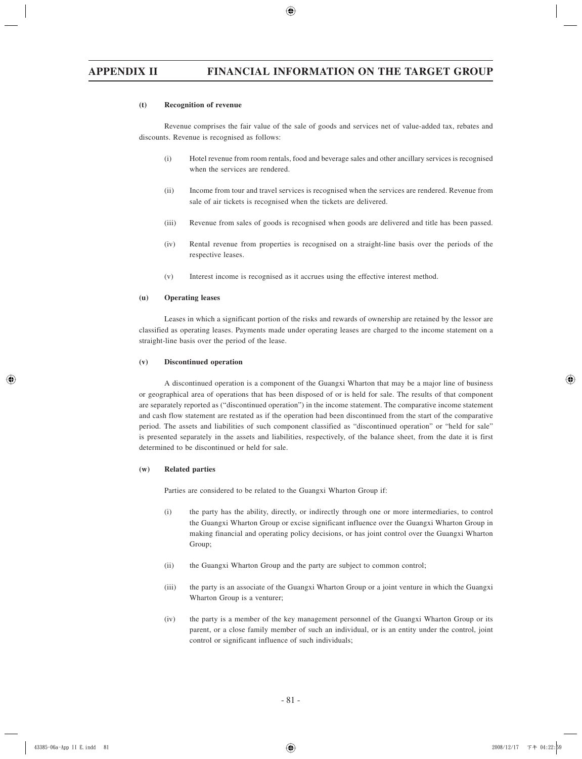#### (t) Recognition of revenue

Revenue comprises the fair value of the sale of goods and services net of value-added tax, rebates and discounts. Revenue is recognised as follows:

(i) Hotel revenue from room rentals, food and beverage sales and other ancillary services is recognised when the services are rendered.

(ii) Income from tour and travel services is recognised when the services are rendered. Revenue from sale of air tickets is recognised when the tickets are delivered.

(iii) Revenue from sales of goods is recognised when goods are delivered and title has been passed.

(iv) Rental revenue from properties is recognised on a straight-line basis over the periods of the respective leases.

(v) Interest income is recognised as it accrues using the effective interest method.

#### (u) Operating leases

Leases in which a significant portion of the risks and rewards of ownership are retained by the lessor are classified as operating leases. Payments made under operating leases are charged to the income statement on a straight-line basis over the period of the lease.

#### (v) Discontinued operation

A discontinued operation is a component of the Guangxi Wharton that may be a major line of business or geographical area of operations that has been disposed of or is held for sale. The results of that component are separately reported as ("discontinued operation") in the income statement. The comparative income statement and cash flow statement are restated as if the operation had been discontinued from the start of the comparative period. The assets and liabilities of such component classified as "discontinued operation" or "held for sale" is presented separately in the assets and liabilities, respectively, of the balance sheet, from the date it is first determined to be discontinued or held for sale.

#### (w) Related parties

Parties are considered to be related to the Guangxi Wharton Group if:

(i) the party has the ability, directly, or indirectly through one or more intermediaries, to control the Guangxi Wharton Group or excise significant influence over the Guangxi Wharton Group in making financial and operating policy decisions, or has joint control over the Guangxi Wharton Group;

(ii) the Guangxi Wharton Group and the party are subject to common control;

(iii) the party is an associate of the Guangxi Wharton Group or a joint venture in which the Guangxi Wharton Group is a venturer;

(iv) the party is a member of the key management personnel of the Guangxi Wharton Group or its parent, or a close family member of such an individual, or is an entity under the control, joint control or significant influence of such individuals;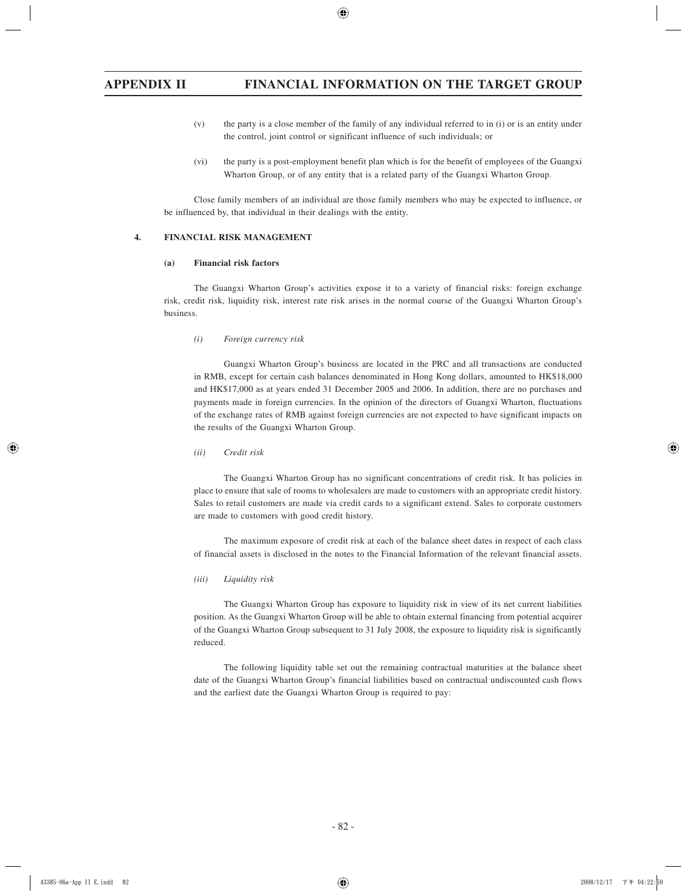(v) the party is a close member of the family of any individual referred to in (i) or is an entity under the control, joint control or significant influence of such individuals; or

(vi) the party is a post-employment benefit plan which is for the benefit of employees of the Guangxi Wharton Group, or of any entity that is a related party of the Guangxi Wharton Group.

Close family members of an individual are those family members who may be expected to influence, or be influenced by, that individual in their dealings with the entity.

## 4. FINANCIAL RISK MANAGEMENT

### (a) Financial risk factors

The Guangxi Wharton Group's activities expose it to a variety of financial risks: foreign exchange risk, credit risk, liquidity risk, interest rate risk arises in the normal course of the Guangxi Wharton Group's business.

*(i) Foreign currency risk*

Guangxi Wharton Group's business are located in the PRC and all transactions are conducted in RMB, except for certain cash balances denominated in Hong Kong dollars, amounted to HK$18,000 and HK$17,000 as at years ended 31 December 2005 and 2006. In addition, there are no purchases and payments made in foreign currencies. In the opinion of the directors of Guangxi Wharton, fluctuations of the exchange rates of RMB against foreign currencies are not expected to have significant impacts on the results of the Guangxi Wharton Group.

*(ii) Credit risk*

The Guangxi Wharton Group has no significant concentrations of credit risk. It has policies in place to ensure that sale of rooms to wholesalers are made to customers with an appropriate credit history. Sales to retail customers are made via credit cards to a significant extend. Sales to corporate customers are made to customers with good credit history.

The maximum exposure of credit risk at each of the balance sheet dates in respect of each class of financial assets is disclosed in the notes to the Financial Information of the relevant financial assets.

*(iii) Liquidity risk*

The Guangxi Wharton Group has exposure to liquidity risk in view of its net current liabilities position. As the Guangxi Wharton Group will be able to obtain external financing from potential acquirer of the Guangxi Wharton Group subsequent to 31 July 2008, the exposure to liquidity risk is significantly reduced.

The following liquidity table set out the remaining contractual maturities at the balance sheet date of the Guangxi Wharton Group's financial liabilities based on contractual undiscounted cash flows and the earliest date the Guangxi Wharton Group is required to pay: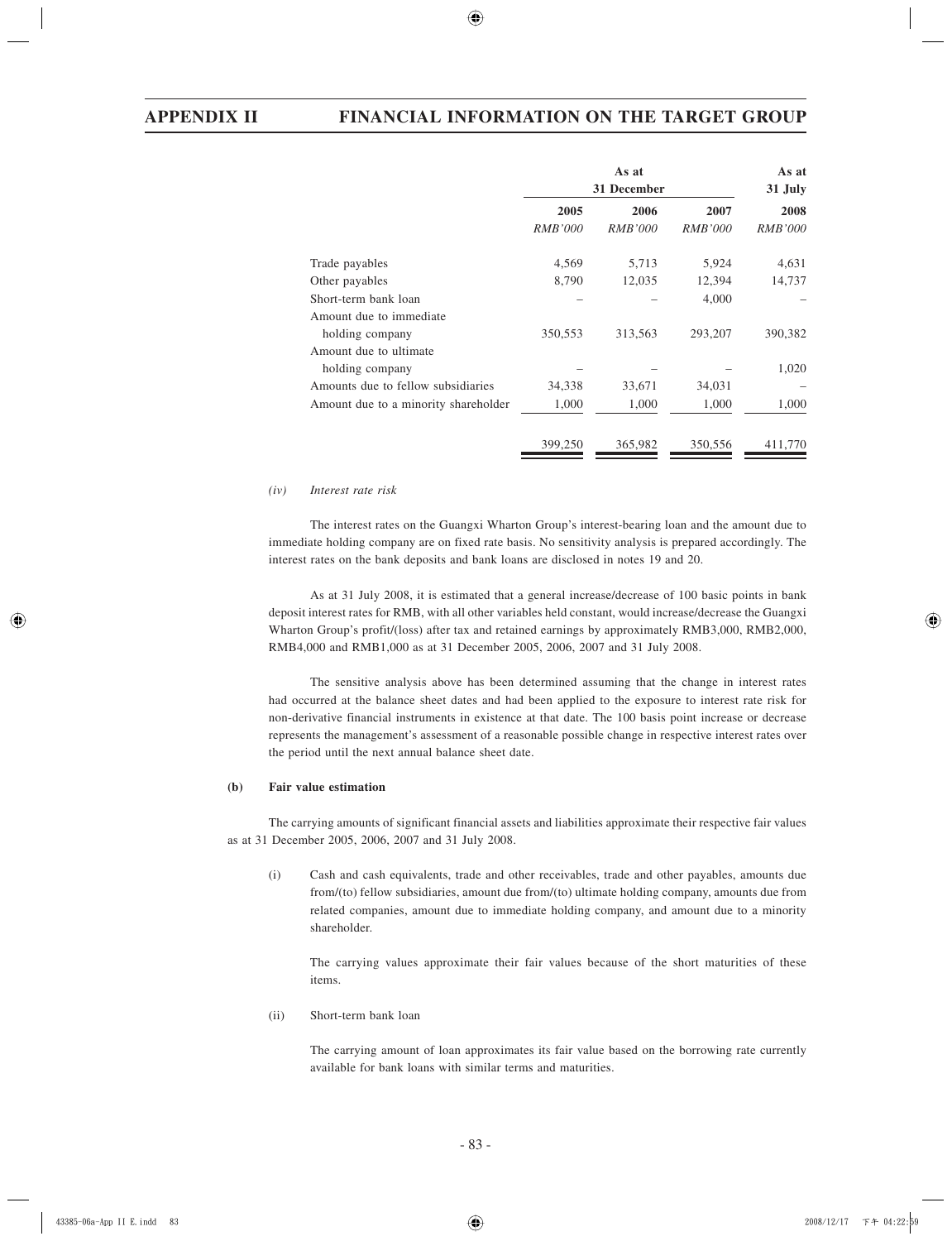| | As at 31 December | | | As at 31 July |
|---|---|---|---|---|
| | 2005 | 2006 | 2007 | 2008 |
| | *RMB'000* | *RMB'000* | *RMB'000* | *RMB'000* |
| Trade payables | 4,569 | 5,713 | 5,924 | 4,631 |
| Other payables | 8,790 | 12,035 | 12,394 | 14,737 |
| Short-term bank loan | – | – | 4,000 | – |
| Amount due to immediate holding company | 350,553 | 313,563 | 293,207 | 390,382 |
| Amount due to ultimate holding company | – | – | – | 1,020 |
| Amounts due to fellow subsidiaries | 34,338 | 33,671 | 34,031 | – |
| Amount due to a minority shareholder | 1,000 | 1,000 | 1,000 | 1,000 |
| | 399,250 | 365,982 | 350,556 | 411,770 |

*(iv) Interest rate risk*

The interest rates on the Guangxi Wharton Group's interest-bearing loan and the amount due to immediate holding company are on fixed rate basis. No sensitivity analysis is prepared accordingly. The interest rates on the bank deposits and bank loans are disclosed in notes 19 and 20.

As at 31 July 2008, it is estimated that a general increase/decrease of 100 basic points in bank deposit interest rates for RMB, with all other variables held constant, would increase/decrease the Guangxi Wharton Group's profit/(loss) after tax and retained earnings by approximately RMB3,000, RMB2,000, RMB4,000 and RMB1,000 as at 31 December 2005, 2006, 2007 and 31 July 2008.

The sensitive analysis above has been determined assuming that the change in interest rates had occurred at the balance sheet dates and had been applied to the exposure to interest rate risk for non-derivative financial instruments in existence at that date. The 100 basis point increase or decrease represents the management's assessment of a reasonable possible change in respective interest rates over the period until the next annual balance sheet date.

**(b) Fair value estimation**

The carrying amounts of significant financial assets and liabilities approximate their respective fair values as at 31 December 2005, 2006, 2007 and 31 July 2008.

(i) Cash and cash equivalents, trade and other receivables, trade and other payables, amounts due from/(to) fellow subsidiaries, amount due from/(to) ultimate holding company, amounts due from related companies, amount due to immediate holding company, and amount due to a minority shareholder.

The carrying values approximate their fair values because of the short maturities of these items.

(ii) Short-term bank loan

The carrying amount of loan approximates its fair value based on the borrowing rate currently available for bank loans with similar terms and maturities.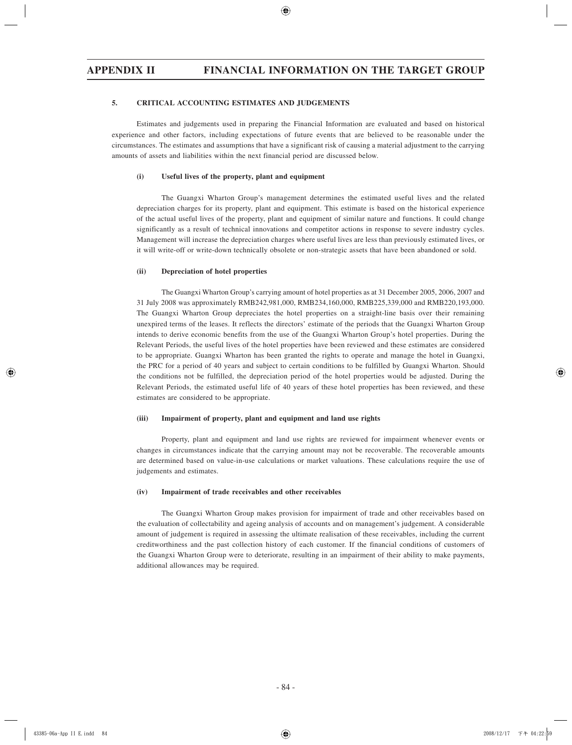## 5. CRITICAL ACCOUNTING ESTIMATES AND JUDGEMENTS

Estimates and judgements used in preparing the Financial Information are evaluated and based on historical experience and other factors, including expectations of future events that are believed to be reasonable under the circumstances. The estimates and assumptions that have a significant risk of causing a material adjustment to the carrying amounts of assets and liabilities within the next financial period are discussed below.

### (i) Useful lives of the property, plant and equipment

The Guangxi Wharton Group's management determines the estimated useful lives and the related depreciation charges for its property, plant and equipment. This estimate is based on the historical experience of the actual useful lives of the property, plant and equipment of similar nature and functions. It could change significantly as a result of technical innovations and competitor actions in response to severe industry cycles. Management will increase the depreciation charges where useful lives are less than previously estimated lives, or it will write-off or write-down technically obsolete or non-strategic assets that have been abandoned or sold.

### (ii) Depreciation of hotel properties

The Guangxi Wharton Group's carrying amount of hotel properties as at 31 December 2005, 2006, 2007 and 31 July 2008 was approximately RMB242,981,000, RMB234,160,000, RMB225,339,000 and RMB220,193,000. The Guangxi Wharton Group depreciates the hotel properties on a straight-line basis over their remaining unexpired terms of the leases. It reflects the directors' estimate of the periods that the Guangxi Wharton Group intends to derive economic benefits from the use of the Guangxi Wharton Group's hotel properties. During the Relevant Periods, the useful lives of the hotel properties have been reviewed and these estimates are considered to be appropriate. Guangxi Wharton has been granted the rights to operate and manage the hotel in Guangxi, the PRC for a period of 40 years and subject to certain conditions to be fulfilled by Guangxi Wharton. Should the conditions not be fulfilled, the depreciation period of the hotel properties would be adjusted. During the Relevant Periods, the estimated useful life of 40 years of these hotel properties has been reviewed, and these estimates are considered to be appropriate.

### (iii) Impairment of property, plant and equipment and land use rights

Property, plant and equipment and land use rights are reviewed for impairment whenever events or changes in circumstances indicate that the carrying amount may not be recoverable. The recoverable amounts are determined based on value-in-use calculations or market valuations. These calculations require the use of judgements and estimates.

### (iv) Impairment of trade receivables and other receivables

The Guangxi Wharton Group makes provision for impairment of trade and other receivables based on the evaluation of collectability and ageing analysis of accounts and on management's judgement. A considerable amount of judgement is required in assessing the ultimate realisation of these receivables, including the current creditworthiness and the past collection history of each customer. If the financial conditions of customers of the Guangxi Wharton Group were to deteriorate, resulting in an impairment of their ability to make payments, additional allowances may be required.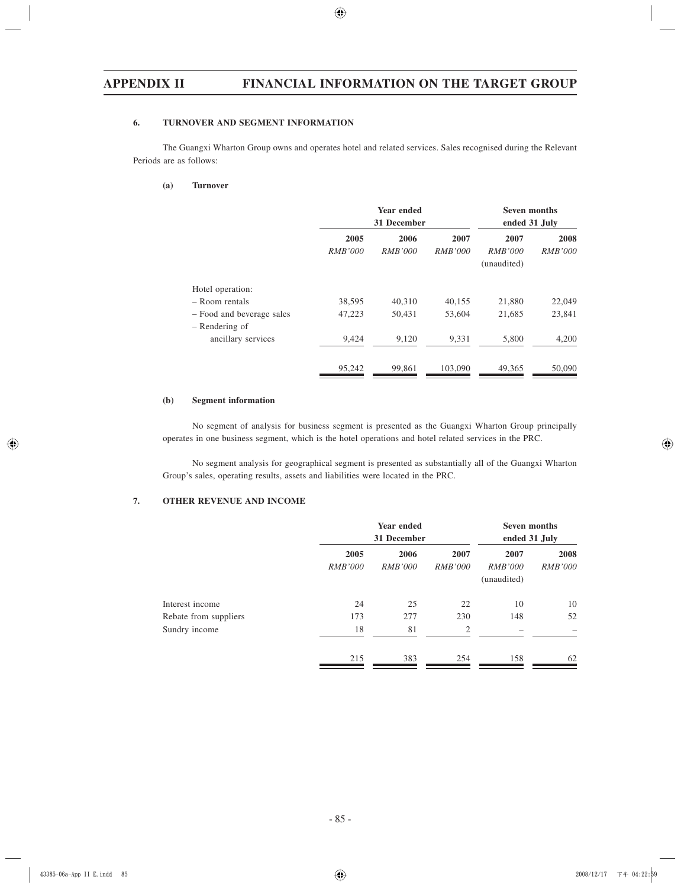## 6. TURNOVER AND SEGMENT INFORMATION

The Guangxi Wharton Group owns and operates hotel and related services. Sales recognised during the Relevant Periods are as follows:

### (a) Turnover

| | Year ended 31 December | | | Seven months ended 31 July | |
|---|---|---|---|---|---|
| | 2005 | 2006 | 2007 | 2007 | 2008 |
| | *RMB'000* | *RMB'000* | *RMB'000* | *RMB'000* (unaudited) | *RMB'000* |
| Hotel operation: | | | | | |
| – Room rentals | 38,595 | 40,310 | 40,155 | 21,880 | 22,049 |
| – Food and beverage sales | 47,223 | 50,431 | 53,604 | 21,685 | 23,841 |
| – Rendering of ancillary services | 9,424 | 9,120 | 9,331 | 5,800 | 4,200 |
| | 95,242 | 99,861 | 103,090 | 49,365 | 50,090 |

### (b) Segment information

No segment of analysis for business segment is presented as the Guangxi Wharton Group principally operates in one business segment, which is the hotel operations and hotel related services in the PRC.

No segment analysis for geographical segment is presented as substantially all of the Guangxi Wharton Group's sales, operating results, assets and liabilities were located in the PRC.

## 7. OTHER REVENUE AND INCOME

| | Year ended 31 December | | | Seven months ended 31 July | |
|---|---|---|---|---|---|
| | 2005 | 2006 | 2007 | 2007 | 2008 |
| | *RMB'000* | *RMB'000* | *RMB'000* | *RMB'000* (unaudited) | *RMB'000* |
| Interest income | 24 | 25 | 22 | 10 | 10 |
| Rebate from suppliers | 173 | 277 | 230 | 148 | 52 |
| Sundry income | 18 | 81 | 2 | – | – |
| | 215 | 383 | 254 | 158 | 62 |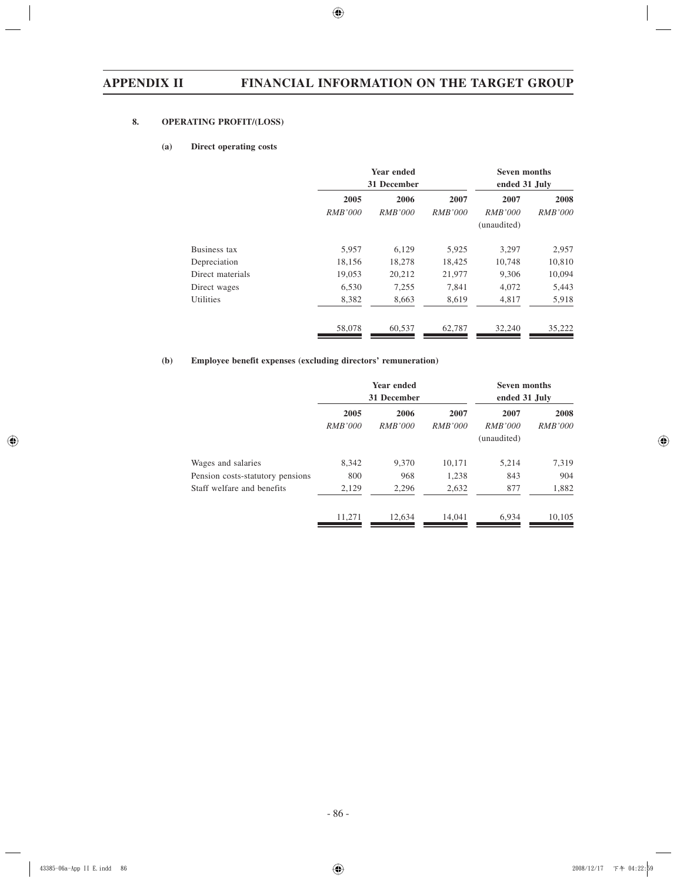## 8. OPERATING PROFIT/(LOSS)

### (a) Direct operating costs

| | Year ended 31 December | | | Seven months ended 31 July | |
|---|---|---|---|---|---|
| | 2005 | 2006 | 2007 | 2007 | 2008 |
| | *RMB'000* | *RMB'000* | *RMB'000* | *RMB'000* (unaudited) | *RMB'000* |
| Business tax | 5,957 | 6,129 | 5,925 | 3,297 | 2,957 |
| Depreciation | 18,156 | 18,278 | 18,425 | 10,748 | 10,810 |
| Direct materials | 19,053 | 20,212 | 21,977 | 9,306 | 10,094 |
| Direct wages | 6,530 | 7,255 | 7,841 | 4,072 | 5,443 |
| Utilities | 8,382 | 8,663 | 8,619 | 4,817 | 5,918 |
| | 58,078 | 60,537 | 62,787 | 32,240 | 35,222 |

### (b) Employee benefit expenses (excluding directors' remuneration)

| | Year ended 31 December | | | Seven months ended 31 July | |
|---|---|---|---|---|---|
| | 2005 | 2006 | 2007 | 2007 | 2008 |
| | *RMB'000* | *RMB'000* | *RMB'000* | *RMB'000* (unaudited) | *RMB'000* |
| Wages and salaries | 8,342 | 9,370 | 10,171 | 5,214 | 7,319 |
| Pension costs-statutory pensions | 800 | 968 | 1,238 | 843 | 904 |
| Staff welfare and benefits | 2,129 | 2,296 | 2,632 | 877 | 1,882 |
| | 11,271 | 12,634 | 14,041 | 6,934 | 10,105 |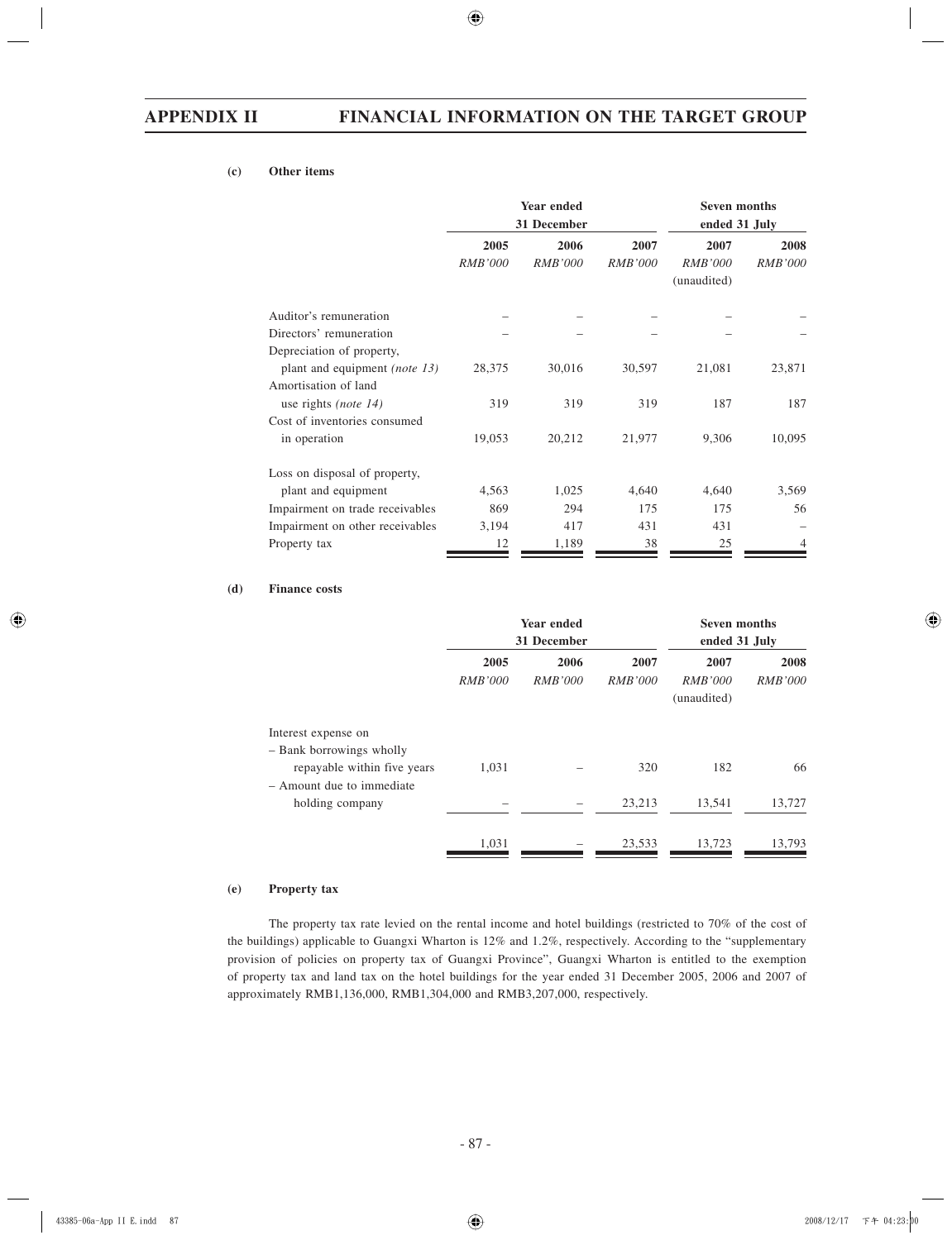**(c) Other items**

| | Year ended 31 December | | | Seven months ended 31 July | |
|---|---|---|---|---|---|
| | 2005 | 2006 | 2007 | 2007 | 2008 |
| | *RMB'000* | *RMB'000* | *RMB'000* | *RMB'000* (unaudited) | *RMB'000* |
| Auditor's remuneration | – | – | – | – | – |
| Directors' remuneration | – | – | – | – | – |
| Depreciation of property, plant and equipment *(note 13)* | 28,375 | 30,016 | 30,597 | 21,081 | 23,871 |
| Amortisation of land use rights *(note 14)* | 319 | 319 | 319 | 187 | 187 |
| Cost of inventories consumed in operation | 19,053 | 20,212 | 21,977 | 9,306 | 10,095 |
| Loss on disposal of property, plant and equipment | 4,563 | 1,025 | 4,640 | 4,640 | 3,569 |
| Impairment on trade receivables | 869 | 294 | 175 | 175 | 56 |
| Impairment on other receivables | 3,194 | 417 | 431 | 431 | – |
| Property tax | 12 | 1,189 | 38 | 25 | 4 |

**(d) Finance costs**

| | Year ended 31 December | | | Seven months ended 31 July | |
|---|---|---|---|---|---|
| | 2005 | 2006 | 2007 | 2007 | 2008 |
| | *RMB'000* | *RMB'000* | *RMB'000* | *RMB'000* (unaudited) | *RMB'000* |
| Interest expense on | | | | | |
| – Bank borrowings wholly repayable within five years | 1,031 | – | 320 | 182 | 66 |
| – Amount due to immediate holding company | – | – | 23,213 | 13,541 | 13,727 |
| | 1,031 | – | 23,533 | 13,723 | 13,793 |

**(e) Property tax**

The property tax rate levied on the rental income and hotel buildings (restricted to 70% of the cost of the buildings) applicable to Guangxi Wharton is 12% and 1.2%, respectively. According to the "supplementary provision of policies on property tax of Guangxi Province", Guangxi Wharton is entitled to the exemption of property tax and land tax on the hotel buildings for the year ended 31 December 2005, 2006 and 2007 of approximately RMB1,136,000, RMB1,304,000 and RMB3,207,000, respectively.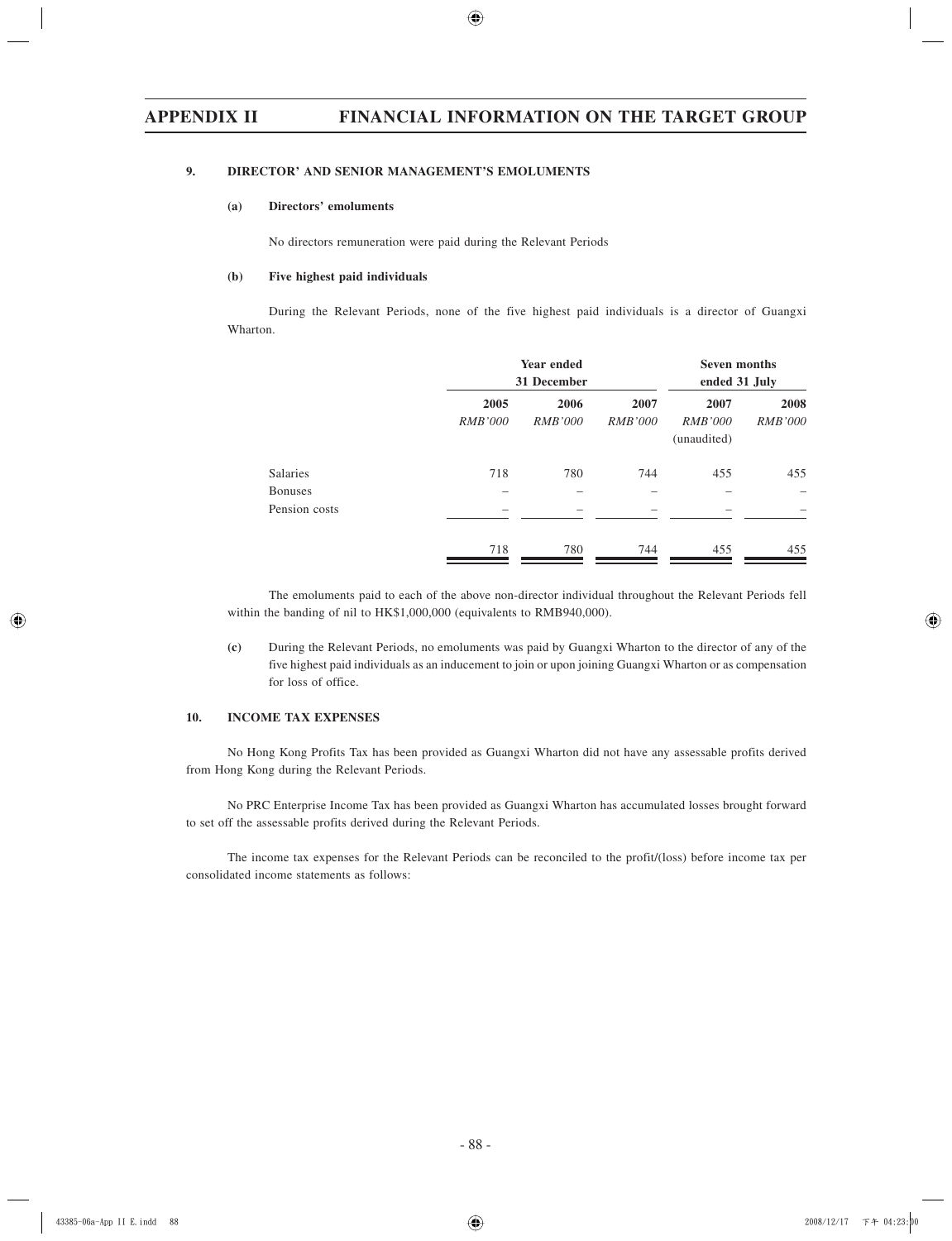### 9. DIRECTOR' AND SENIOR MANAGEMENT'S EMOLUMENTS

#### (a) Directors' emoluments

No directors remuneration were paid during the Relevant Periods

#### (b) Five highest paid individuals

During the Relevant Periods, none of the five highest paid individuals is a director of Guangxi Wharton.

| | Year ended 31 December | | | Seven months ended 31 July | |
|---|---|---|---|---|---|
| | 2005 | 2006 | 2007 | 2007 | 2008 |
| | *RMB'000* | *RMB'000* | *RMB'000* | *RMB'000* (unaudited) | *RMB'000* |
| Salaries | 718 | 780 | 744 | 455 | 455 |
| Bonuses | – | – | – | – | – |
| Pension costs | – | – | – | – | – |
| | 718 | 780 | 744 | 455 | 455 |

The emoluments paid to each of the above non-director individual throughout the Relevant Periods fell within the banding of nil to HK$1,000,000 (equivalents to RMB940,000).

**(c)** During the Relevant Periods, no emoluments was paid by Guangxi Wharton to the director of any of the five highest paid individuals as an inducement to join or upon joining Guangxi Wharton or as compensation for loss of office.

### 10. INCOME TAX EXPENSES

No Hong Kong Profits Tax has been provided as Guangxi Wharton did not have any assessable profits derived from Hong Kong during the Relevant Periods.

No PRC Enterprise Income Tax has been provided as Guangxi Wharton has accumulated losses brought forward to set off the assessable profits derived during the Relevant Periods.

The income tax expenses for the Relevant Periods can be reconciled to the profit/(loss) before income tax per consolidated income statements as follows: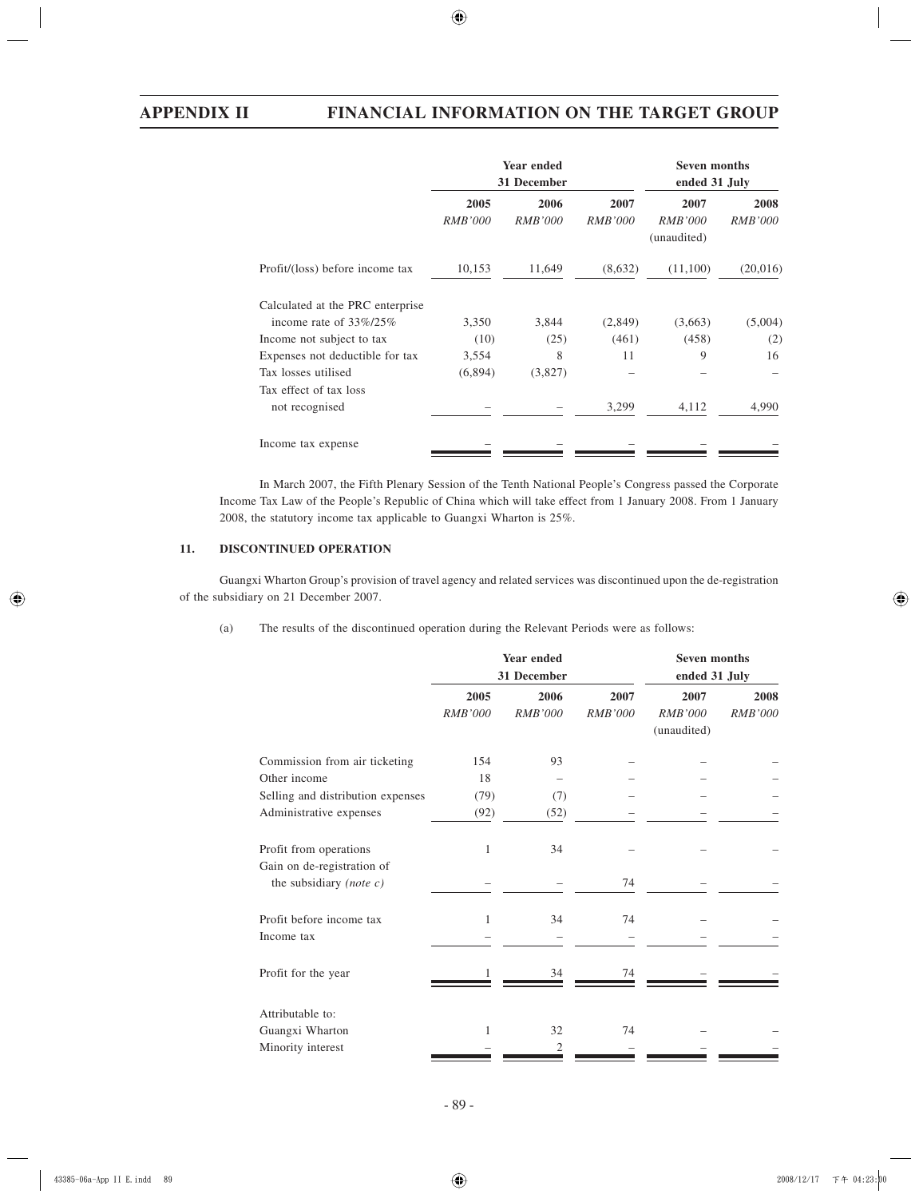| | Year ended 31 December | | | Seven months ended 31 July | |
|---|---|---|---|---|---|
| | 2005 | 2006 | 2007 | 2007 | 2008 |
| | *RMB'000* | *RMB'000* | *RMB'000* | *RMB'000* (unaudited) | *RMB'000* |
| Profit/(loss) before income tax | 10,153 | 11,649 | (8,632) | (11,100) | (20,016) |
| Calculated at the PRC enterprise income rate of 33%/25% | 3,350 | 3,844 | (2,849) | (3,663) | (5,004) |
| Income not subject to tax | (10) | (25) | (461) | (458) | (2) |
| Expenses not deductible for tax | 3,554 | 8 | 11 | 9 | 16 |
| Tax losses utilised | (6,894) | (3,827) | – | – | – |
| Tax effect of tax loss not recognised | – | – | 3,299 | 4,112 | 4,990 |
| Income tax expense | – | – | – | – | – |

In March 2007, the Fifth Plenary Session of the Tenth National People's Congress passed the Corporate Income Tax Law of the People's Republic of China which will take effect from 1 January 2008. From 1 January 2008, the statutory income tax applicable to Guangxi Wharton is 25%.

## 11. DISCONTINUED OPERATION

Guangxi Wharton Group's provision of travel agency and related services was discontinued upon the de-registration of the subsidiary on 21 December 2007.

(a) The results of the discontinued operation during the Relevant Periods were as follows:

| | Year ended 31 December | | | Seven months ended 31 July | |
|---|---|---|---|---|---|
| | 2005 | 2006 | 2007 | 2007 | 2008 |
| | *RMB'000* | *RMB'000* | *RMB'000* | *RMB'000* (unaudited) | *RMB'000* |
| Commission from air ticketing | 154 | 93 | – | – | – |
| Other income | 18 | – | – | – | – |
| Selling and distribution expenses | (79) | (7) | – | – | – |
| Administrative expenses | (92) | (52) | – | – | – |
| Profit from operations | 1 | 34 | – | – | – |
| Gain on de-registration of the subsidiary *(note c)* | – | – | 74 | – | – |
| Profit before income tax | 1 | 34 | 74 | – | – |
| Income tax | – | – | – | – | – |
| Profit for the year | 1 | 34 | 74 | – | – |
| Attributable to: | | | | | |
| Guangxi Wharton | 1 | 32 | 74 | – | – |
| Minority interest | – | 2 | – | – | – |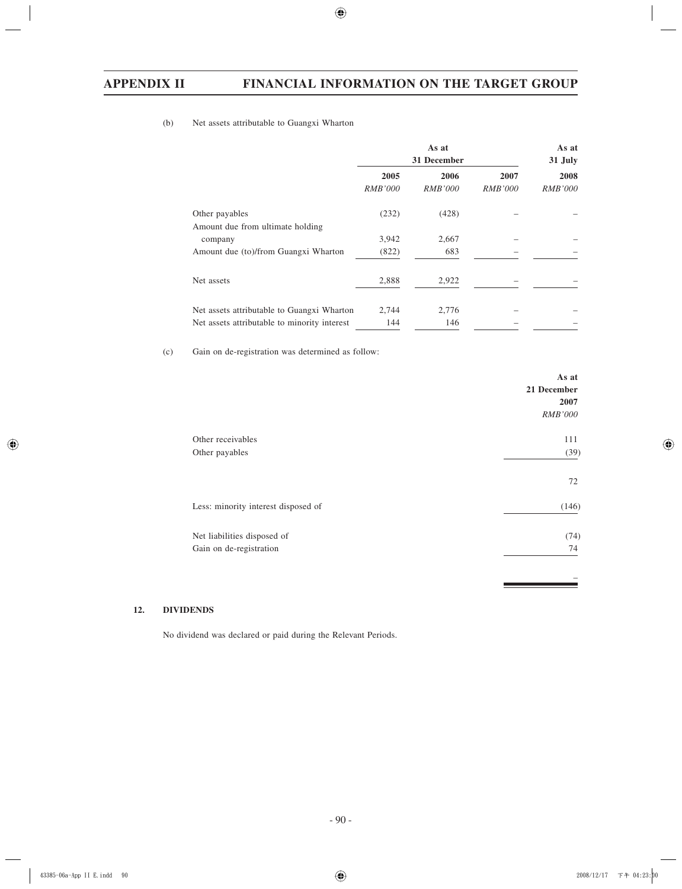(b) Net assets attributable to Guangxi Wharton

| | As at 31 December | | | As at 31 July |
|---|---|---|---|---|
| | 2005 | 2006 | 2007 | 2008 |
| | *RMB'000* | *RMB'000* | *RMB'000* | *RMB'000* |
| Other payables | (232) | (428) | – | – |
| Amount due from ultimate holding company | 3,942 | 2,667 | – | – |
| Amount due (to)/from Guangxi Wharton | (822) | 683 | – | – |
| Net assets | 2,888 | 2,922 | – | – |
| Net assets attributable to Guangxi Wharton | 2,744 | 2,776 | – | – |
| Net assets attributable to minority interest | 144 | 146 | – | – |

(c) Gain on de-registration was determined as follow:

| | As at 21 December 2007 |
|---|---|
| | *RMB'000* |
| Other receivables | 111 |
| Other payables | (39) |
| | 72 |
| Less: minority interest disposed of | (146) |
| Net liabilities disposed of | (74) |
| Gain on de-registration | 74 |
| | – |

## 12. DIVIDENDS

No dividend was declared or paid during the Relevant Periods.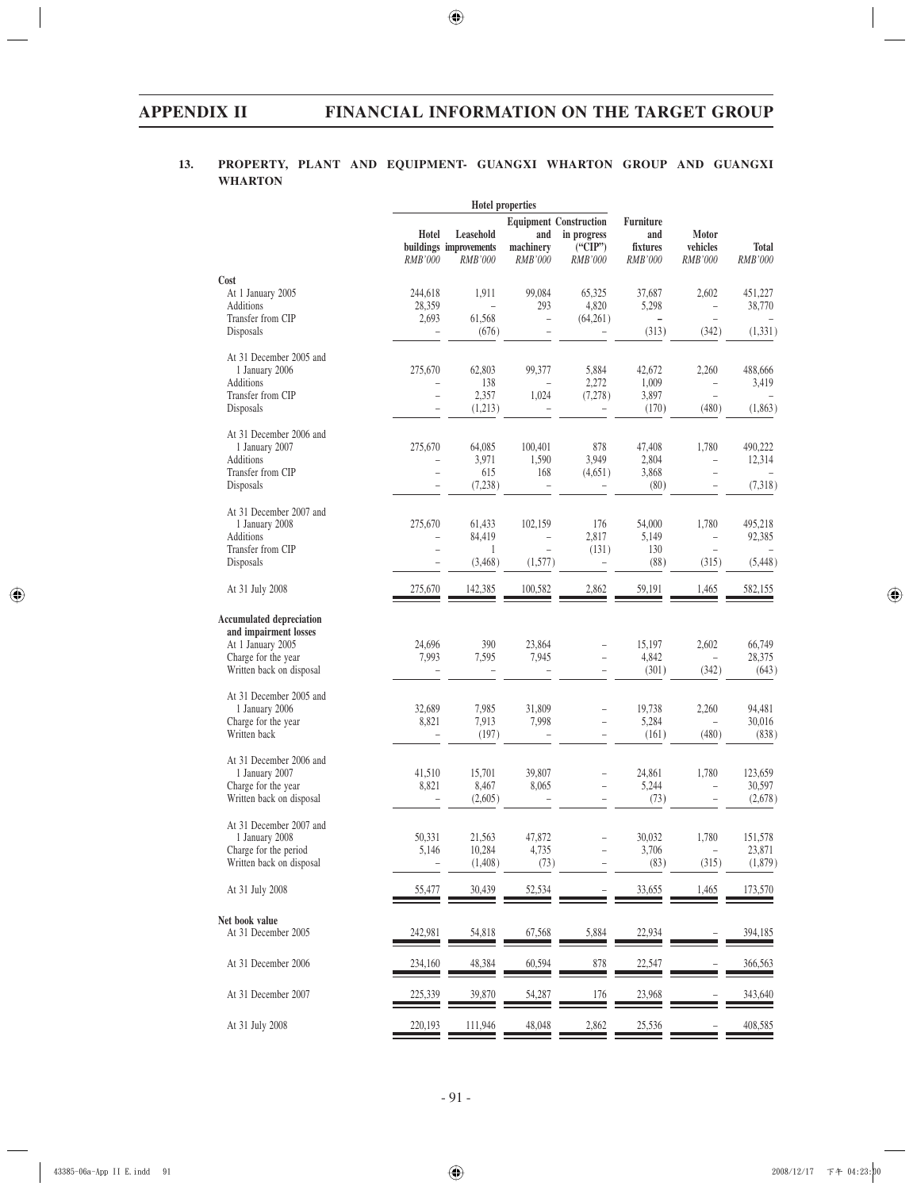## 13. PROPERTY, PLANT AND EQUIPMENT- GUANGXI WHARTON GROUP AND GUANGXI WHARTON

| | Hotel properties | | | | | | |
|---|---|---|---|---|---|---|---|
| | Hotel buildings | Leasehold improvements | Equipment and machinery | Construction in progress ("CIP") | Furniture and fixtures | Motor vehicles | Total |
| | *RMB'000* | *RMB'000* | *RMB'000* | *RMB'000* | *RMB'000* | *RMB'000* | *RMB'000* |
| **Cost** | | | | | | | |
| At 1 January 2005 | 244,618 | 1,911 | 99,084 | 65,325 | 37,687 | 2,602 | 451,227 |
| Additions | 28,359 | – | 293 | 4,820 | 5,298 | – | 38,770 |
| Transfer from CIP | 2,693 | 61,568 | – | (64,261) | – | – | – |
| Disposals | – | (676) | – | – | (313) | (342) | (1,331) |
| At 31 December 2005 and 1 January 2006 | 275,670 | 62,803 | 99,377 | 5,884 | 42,672 | 2,260 | 488,666 |
| Additions | – | 138 | – | 2,272 | 1,009 | – | 3,419 |
| Transfer from CIP | – | 2,357 | 1,024 | (7,278) | 3,897 | – | – |
| Disposals | – | (1,213) | – | – | (170) | (480) | (1,863) |
| At 31 December 2006 and 1 January 2007 | 275,670 | 64,085 | 100,401 | 878 | 47,408 | 1,780 | 490,222 |
| Additions | – | 3,971 | 1,590 | 3,949 | 2,804 | – | 12,314 |
| Transfer from CIP | – | 615 | 168 | (4,651) | 3,868 | – | – |
| Disposals | – | (7,238) | – | – | (80) | – | (7,318) |
| At 31 December 2007 and 1 January 2008 | 275,670 | 61,433 | 102,159 | 176 | 54,000 | 1,780 | 495,218 |
| Additions | – | 84,419 | – | 2,817 | 5,149 | – | 92,385 |
| Transfer from CIP | – | 1 | – | (131) | 130 | – | – |
| Disposals | – | (3,468) | (1,577) | – | (88) | (315) | (5,448) |
| At 31 July 2008 | 275,670 | 142,385 | 100,582 | 2,862 | 59,191 | 1,465 | 582,155 |
| **Accumulated depreciation and impairment losses** | | | | | | | |
| At 1 January 2005 | 24,696 | 390 | 23,864 | – | 15,197 | 2,602 | 66,749 |
| Charge for the year | 7,993 | 7,595 | 7,945 | – | 4,842 | – | 28,375 |
| Written back on disposal | – | – | – | – | (301) | (342) | (643) |
| At 31 December 2005 and 1 January 2006 | 32,689 | 7,985 | 31,809 | – | 19,738 | 2,260 | 94,481 |
| Charge for the year | 8,821 | 7,913 | 7,998 | – | 5,284 | – | 30,016 |
| Written back | – | (197) | – | – | (161) | (480) | (838) |
| At 31 December 2006 and 1 January 2007 | 41,510 | 15,701 | 39,807 | – | 24,861 | 1,780 | 123,659 |
| Charge for the year | 8,821 | 8,467 | 8,065 | – | 5,244 | – | 30,597 |
| Written back on disposal | – | (2,605) | – | – | (73) | – | (2,678) |
| At 31 December 2007 and 1 January 2008 | 50,331 | 21,563 | 47,872 | – | 30,032 | 1,780 | 151,578 |
| Charge for the period | 5,146 | 10,284 | 4,735 | – | 3,706 | – | 23,871 |
| Written back on disposal | – | (1,408) | (73) | – | (83) | (315) | (1,879) |
| At 31 July 2008 | 55,477 | 30,439 | 52,534 | – | 33,655 | 1,465 | 173,570 |
| **Net book value** | | | | | | | |
| At 31 December 2005 | 242,981 | 54,818 | 67,568 | 5,884 | 22,934 | – | 394,185 |
| At 31 December 2006 | 234,160 | 48,384 | 60,594 | 878 | 22,547 | – | 366,563 |
| At 31 December 2007 | 225,339 | 39,870 | 54,287 | 176 | 23,968 | – | 343,640 |
| At 31 July 2008 | 220,193 | 111,946 | 48,048 | 2,862 | 25,536 | – | 408,585 |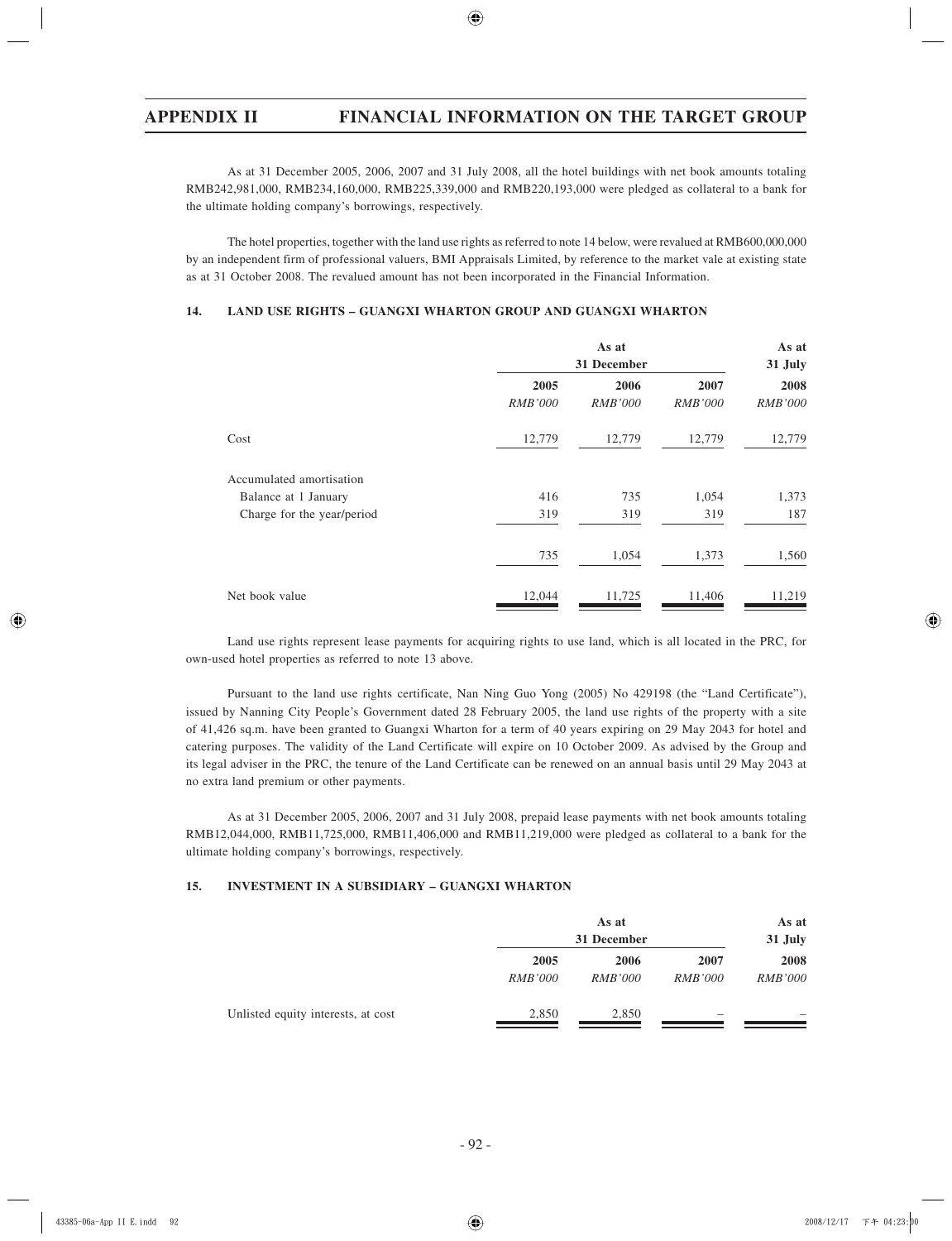As at 31 December 2005, 2006, 2007 and 31 July 2008, all the hotel buildings with net book amounts totaling RMB242,981,000, RMB234,160,000, RMB225,339,000 and RMB220,193,000 were pledged as collateral to a bank for the ultimate holding company's borrowings, respectively.

The hotel properties, together with the land use rights as referred to note 14 below, were revalued at RMB600,000,000 by an independent firm of professional valuers, BMI Appraisals Limited, by reference to the market vale at existing state as at 31 October 2008. The revalued amount has not been incorporated in the Financial Information.

## 14. LAND USE RIGHTS – GUANGXI WHARTON GROUP AND GUANGXI WHARTON

| | As at 31 December | | | As at 31 July |
|---|---|---|---|---|
| | 2005 | 2006 | 2007 | 2008 |
| | *RMB'000* | *RMB'000* | *RMB'000* | *RMB'000* |
| Cost | 12,779 | 12,779 | 12,779 | 12,779 |
| Accumulated amortisation | | | | |
| Balance at 1 January | 416 | 735 | 1,054 | 1,373 |
| Charge for the year/period | 319 | 319 | 319 | 187 |
| | 735 | 1,054 | 1,373 | 1,560 |
| Net book value | 12,044 | 11,725 | 11,406 | 11,219 |

Land use rights represent lease payments for acquiring rights to use land, which is all located in the PRC, for own-used hotel properties as referred to note 13 above.

Pursuant to the land use rights certificate, Nan Ning Guo Yong (2005) No 429198 (the "Land Certificate"), issued by Nanning City People's Government dated 28 February 2005, the land use rights of the property with a site of 41,426 sq.m. have been granted to Guangxi Wharton for a term of 40 years expiring on 29 May 2043 for hotel and catering purposes. The validity of the Land Certificate will expire on 10 October 2009. As advised by the Group and its legal adviser in the PRC, the tenure of the Land Certificate can be renewed on an annual basis until 29 May 2043 at no extra land premium or other payments.

As at 31 December 2005, 2006, 2007 and 31 July 2008, prepaid lease payments with net book amounts totaling RMB12,044,000, RMB11,725,000, RMB11,406,000 and RMB11,219,000 were pledged as collateral to a bank for the ultimate holding company's borrowings, respectively.

## 15. INVESTMENT IN A SUBSIDIARY – GUANGXI WHARTON

| | As at 31 December | | | As at 31 July |
|---|---|---|---|---|
| | 2005 | 2006 | 2007 | 2008 |
| | *RMB'000* | *RMB'000* | *RMB'000* | *RMB'000* |
| Unlisted equity interests, at cost | 2,850 | 2,850 | – | – |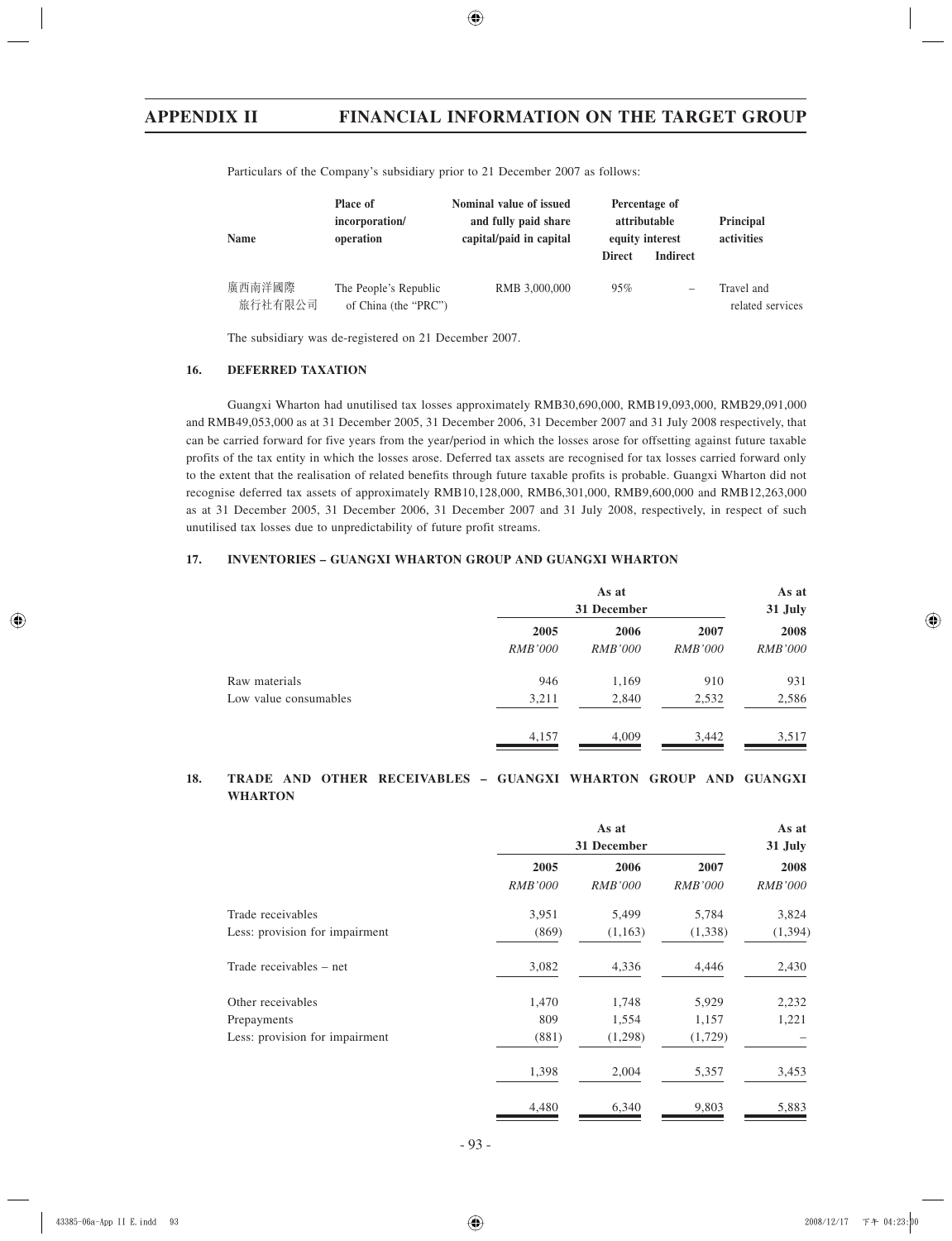Particulars of the Company's subsidiary prior to 21 December 2007 as follows:

| Name | Place of incorporation/ operation | Nominal value of issued and fully paid share capital/paid in capital | Percentage of attributable equity interest | | Principal activities |
|---|---|---|---|---|---|
| | | | Direct | Indirect | |
| 廣西南洋國際旅行社有限公司 | The People's Republic of China (the "PRC") | RMB 3,000,000 | 95% | – | Travel and related services |

The subsidiary was de-registered on 21 December 2007.

### 16. DEFERRED TAXATION

Guangxi Wharton had unutilised tax losses approximately RMB30,690,000, RMB19,093,000, RMB29,091,000 and RMB49,053,000 as at 31 December 2005, 31 December 2006, 31 December 2007 and 31 July 2008 respectively, that can be carried forward for five years from the year/period in which the losses arose for offsetting against future taxable profits of the tax entity in which the losses arose. Deferred tax assets are recognised for tax losses carried forward only to the extent that the realisation of related benefits through future taxable profits is probable. Guangxi Wharton did not recognise deferred tax assets of approximately RMB10,128,000, RMB6,301,000, RMB9,600,000 and RMB12,263,000 as at 31 December 2005, 31 December 2006, 31 December 2007 and 31 July 2008, respectively, in respect of such unutilised tax losses due to unpredictability of future profit streams.

### 17. INVENTORIES – GUANGXI WHARTON GROUP AND GUANGXI WHARTON

| | As at 31 December | | | As at 31 July |
|---|---|---|---|---|
| | 2005 | 2006 | 2007 | 2008 |
| | *RMB'000* | *RMB'000* | *RMB'000* | *RMB'000* |
| Raw materials | 946 | 1,169 | 910 | 931 |
| Low value consumables | 3,211 | 2,840 | 2,532 | 2,586 |
| | 4,157 | 4,009 | 3,442 | 3,517 |

### 18. TRADE AND OTHER RECEIVABLES – GUANGXI WHARTON GROUP AND GUANGXI WHARTON

| | As at 31 December | | | As at 31 July |
|---|---|---|---|---|
| | 2005 | 2006 | 2007 | 2008 |
| | *RMB'000* | *RMB'000* | *RMB'000* | *RMB'000* |
| Trade receivables | 3,951 | 5,499 | 5,784 | 3,824 |
| Less: provision for impairment | (869) | (1,163) | (1,338) | (1,394) |
| Trade receivables – net | 3,082 | 4,336 | 4,446 | 2,430 |
| Other receivables | 1,470 | 1,748 | 5,929 | 2,232 |
| Prepayments | 809 | 1,554 | 1,157 | 1,221 |
| Less: provision for impairment | (881) | (1,298) | (1,729) | – |
| | 1,398 | 2,004 | 5,357 | 3,453 |
| | 4,480 | 6,340 | 9,803 | 5,883 |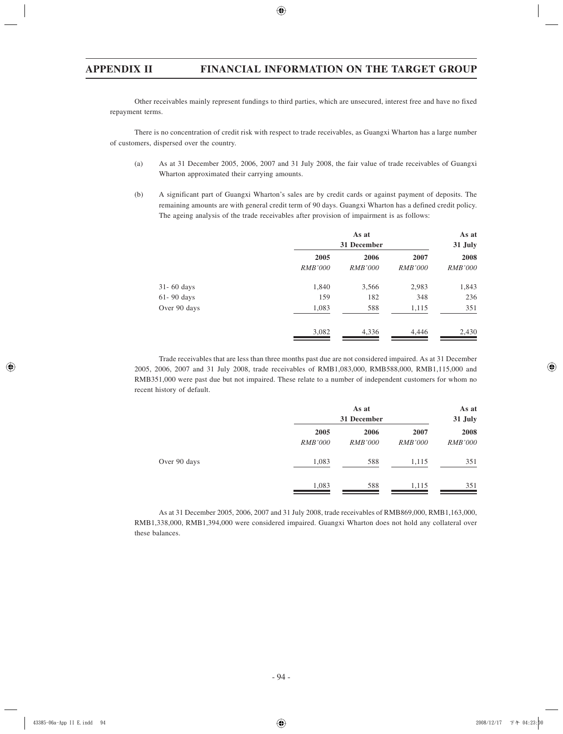Other receivables mainly represent fundings to third parties, which are unsecured, interest free and have no fixed repayment terms.

There is no concentration of credit risk with respect to trade receivables, as Guangxi Wharton has a large number of customers, dispersed over the country.

(a) As at 31 December 2005, 2006, 2007 and 31 July 2008, the fair value of trade receivables of Guangxi Wharton approximated their carrying amounts.

(b) A significant part of Guangxi Wharton's sales are by credit cards or against payment of deposits. The remaining amounts are with general credit term of 90 days. Guangxi Wharton has a defined credit policy. The ageing analysis of the trade receivables after provision of impairment is as follows:

| | As at 31 December | | | As at 31 July |
|---|---|---|---|---|
| | 2005 | 2006 | 2007 | 2008 |
| | *RMB'000* | *RMB'000* | *RMB'000* | *RMB'000* |
| 31- 60 days | 1,840 | 3,566 | 2,983 | 1,843 |
| 61- 90 days | 159 | 182 | 348 | 236 |
| Over 90 days | 1,083 | 588 | 1,115 | 351 |
| | 3,082 | 4,336 | 4,446 | 2,430 |

Trade receivables that are less than three months past due are not considered impaired. As at 31 December 2005, 2006, 2007 and 31 July 2008, trade receivables of RMB1,083,000, RMB588,000, RMB1,115,000 and RMB351,000 were past due but not impaired. These relate to a number of independent customers for whom no recent history of default.

| | As at 31 December | | | As at 31 July |
|---|---|---|---|---|
| | 2005 | 2006 | 2007 | 2008 |
| | *RMB'000* | *RMB'000* | *RMB'000* | *RMB'000* |
| Over 90 days | 1,083 | 588 | 1,115 | 351 |
| | 1,083 | 588 | 1,115 | 351 |

As at 31 December 2005, 2006, 2007 and 31 July 2008, trade receivables of RMB869,000, RMB1,163,000, RMB1,338,000, RMB1,394,000 were considered impaired. Guangxi Wharton does not hold any collateral over these balances.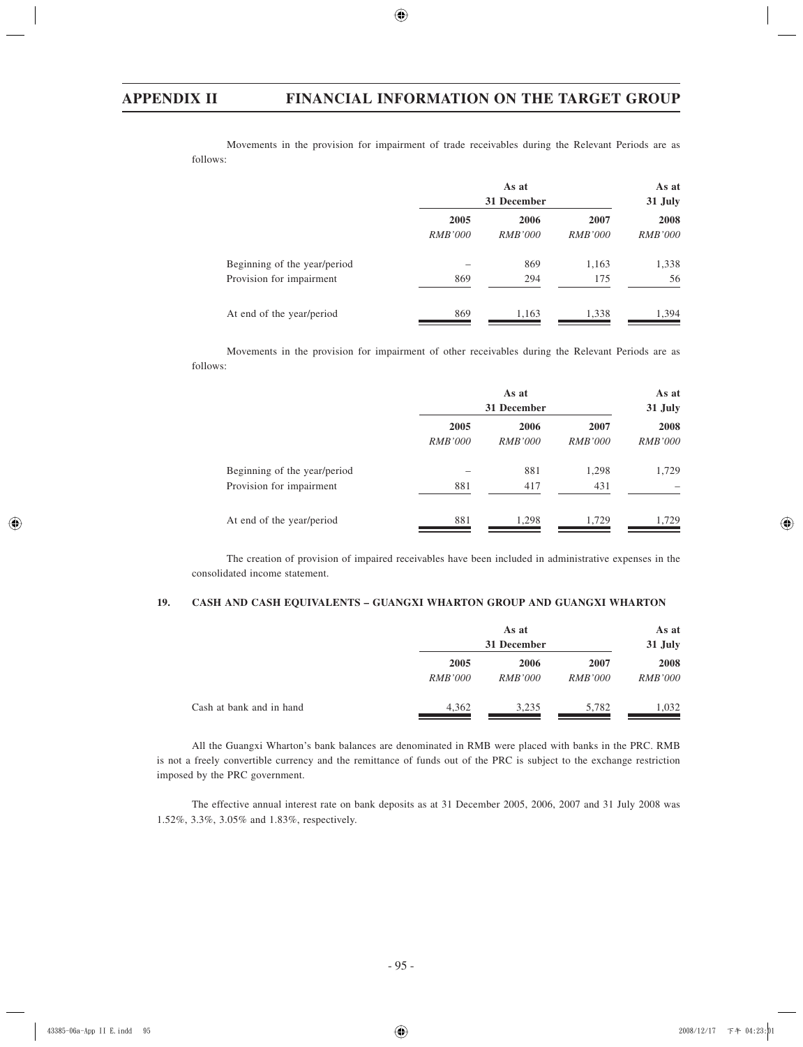Movements in the provision for impairment of trade receivables during the Relevant Periods are as follows:

| | As at 31 December | | | As at 31 July |
|---|---|---|---|---|
| | 2005 | 2006 | 2007 | 2008 |
| | *RMB'000* | *RMB'000* | *RMB'000* | *RMB'000* |
| Beginning of the year/period | – | 869 | 1,163 | 1,338 |
| Provision for impairment | 869 | 294 | 175 | 56 |
| At end of the year/period | 869 | 1,163 | 1,338 | 1,394 |

Movements in the provision for impairment of other receivables during the Relevant Periods are as follows:

| | As at 31 December | | | As at 31 July |
|---|---|---|---|---|
| | 2005 | 2006 | 2007 | 2008 |
| | *RMB'000* | *RMB'000* | *RMB'000* | *RMB'000* |
| Beginning of the year/period | – | 881 | 1,298 | 1,729 |
| Provision for impairment | 881 | 417 | 431 | – |
| At end of the year/period | 881 | 1,298 | 1,729 | 1,729 |

The creation of provision of impaired receivables have been included in administrative expenses in the consolidated income statement.

**19. CASH AND CASH EQUIVALENTS – GUANGXI WHARTON GROUP AND GUANGXI WHARTON**

| | As at 31 December | | | As at 31 July |
|---|---|---|---|---|
| | 2005 | 2006 | 2007 | 2008 |
| | *RMB'000* | *RMB'000* | *RMB'000* | *RMB'000* |
| Cash at bank and in hand | 4,362 | 3,235 | 5,782 | 1,032 |

All the Guangxi Wharton's bank balances are denominated in RMB were placed with banks in the PRC. RMB is not a freely convertible currency and the remittance of funds out of the PRC is subject to the exchange restriction imposed by the PRC government.

The effective annual interest rate on bank deposits as at 31 December 2005, 2006, 2007 and 31 July 2008 was 1.52%, 3.3%, 3.05% and 1.83%, respectively.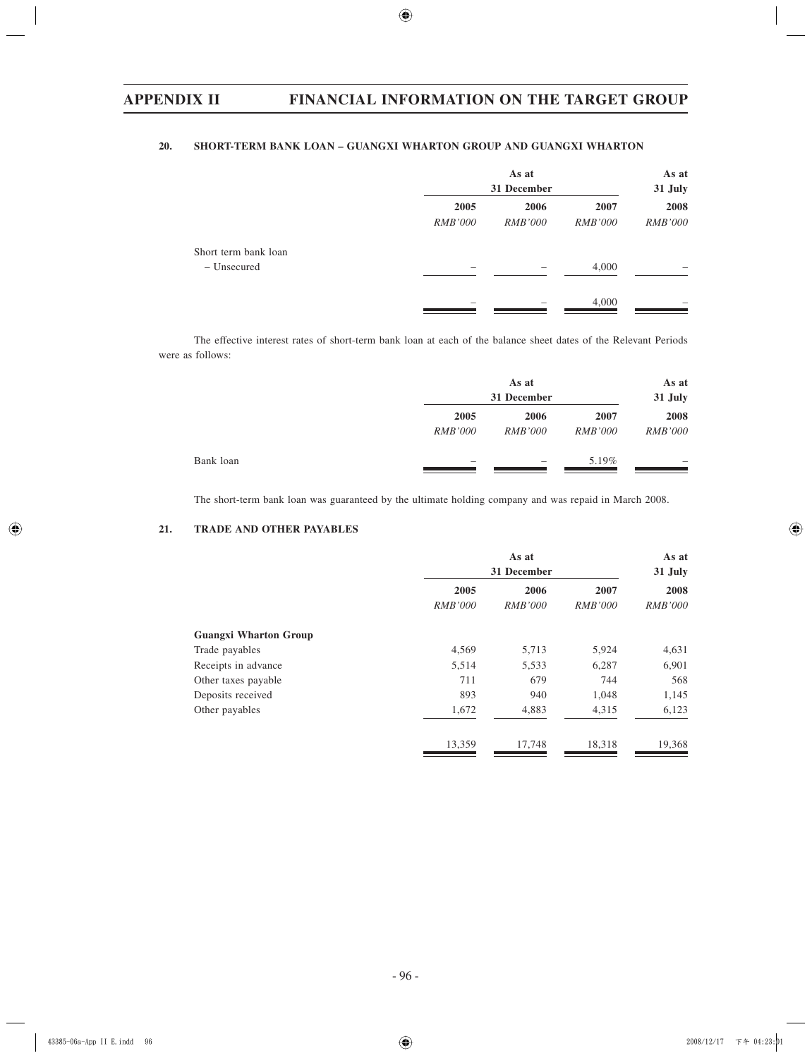#### 20. SHORT-TERM BANK LOAN – GUANGXI WHARTON GROUP AND GUANGXI WHARTON

| | As at 31 December | | | As at 31 July |
|---|---|---|---|---|
| | 2005 | 2006 | 2007 | 2008 |
| | *RMB'000* | *RMB'000* | *RMB'000* | *RMB'000* |
| Short term bank loan | | | | |
| – Unsecured | – | – | 4,000 | – |
| | – | – | 4,000 | – |

The effective interest rates of short-term bank loan at each of the balance sheet dates of the Relevant Periods were as follows:

| | As at 31 December | | | As at 31 July |
|---|---|---|---|---|
| | 2005 | 2006 | 2007 | 2008 |
| | *RMB'000* | *RMB'000* | *RMB'000* | *RMB'000* |
| Bank loan | – | – | 5.19% | – |

The short-term bank loan was guaranteed by the ultimate holding company and was repaid in March 2008.

#### 21. TRADE AND OTHER PAYABLES

| | As at 31 December | | | As at 31 July |
|---|---|---|---|---|
| | 2005 | 2006 | 2007 | 2008 |
| | *RMB'000* | *RMB'000* | *RMB'000* | *RMB'000* |
| **Guangxi Wharton Group** | | | | |
| Trade payables | 4,569 | 5,713 | 5,924 | 4,631 |
| Receipts in advance | 5,514 | 5,533 | 6,287 | 6,901 |
| Other taxes payable | 711 | 679 | 744 | 568 |
| Deposits received | 893 | 940 | 1,048 | 1,145 |
| Other payables | 1,672 | 4,883 | 4,315 | 6,123 |
| | 13,359 | 17,748 | 18,318 | 19,368 |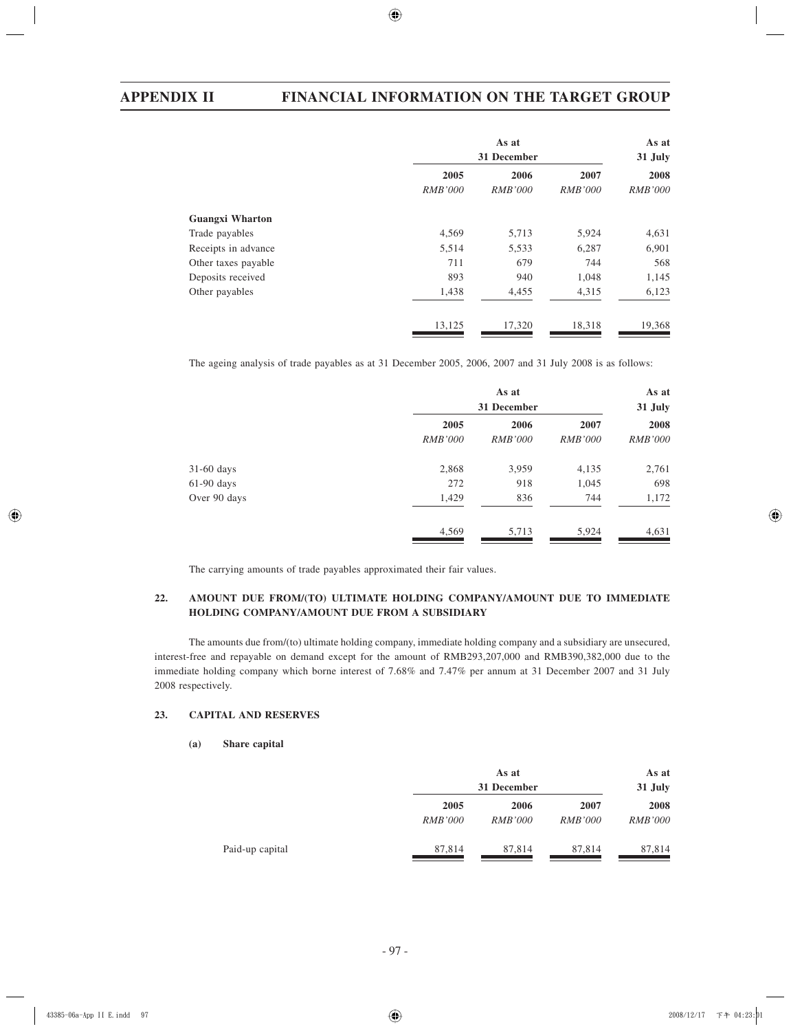| | As at 31 December | | | As at 31 July |
|---|---|---|---|---|
| | 2005 | 2006 | 2007 | 2008 |
| | *RMB'000* | *RMB'000* | *RMB'000* | *RMB'000* |
| **Guangxi Wharton** | | | | |
| Trade payables | 4,569 | 5,713 | 5,924 | 4,631 |
| Receipts in advance | 5,514 | 5,533 | 6,287 | 6,901 |
| Other taxes payable | 711 | 679 | 744 | 568 |
| Deposits received | 893 | 940 | 1,048 | 1,145 |
| Other payables | 1,438 | 4,455 | 4,315 | 6,123 |
| | 13,125 | 17,320 | 18,318 | 19,368 |

The ageing analysis of trade payables as at 31 December 2005, 2006, 2007 and 31 July 2008 is as follows:

| | As at 31 December | | | As at 31 July |
|---|---|---|---|---|
| | 2005 | 2006 | 2007 | 2008 |
| | *RMB'000* | *RMB'000* | *RMB'000* | *RMB'000* |
| 31-60 days | 2,868 | 3,959 | 4,135 | 2,761 |
| 61-90 days | 272 | 918 | 1,045 | 698 |
| Over 90 days | 1,429 | 836 | 744 | 1,172 |
| | 4,569 | 5,713 | 5,924 | 4,631 |

The carrying amounts of trade payables approximated their fair values.

## 22. AMOUNT DUE FROM/(TO) ULTIMATE HOLDING COMPANY/AMOUNT DUE TO IMMEDIATE HOLDING COMPANY/AMOUNT DUE FROM A SUBSIDIARY

The amounts due from/(to) ultimate holding company, immediate holding company and a subsidiary are unsecured, interest-free and repayable on demand except for the amount of RMB293,207,000 and RMB390,382,000 due to the immediate holding company which borne interest of 7.68% and 7.47% per annum at 31 December 2007 and 31 July 2008 respectively.

## 23. CAPITAL AND RESERVES

### (a) Share capital

| | As at 31 December | | | As at 31 July |
|---|---|---|---|---|
| | 2005 | 2006 | 2007 | 2008 |
| | *RMB'000* | *RMB'000* | *RMB'000* | *RMB'000* |
| Paid-up capital | 87,814 | 87,814 | 87,814 | 87,814 |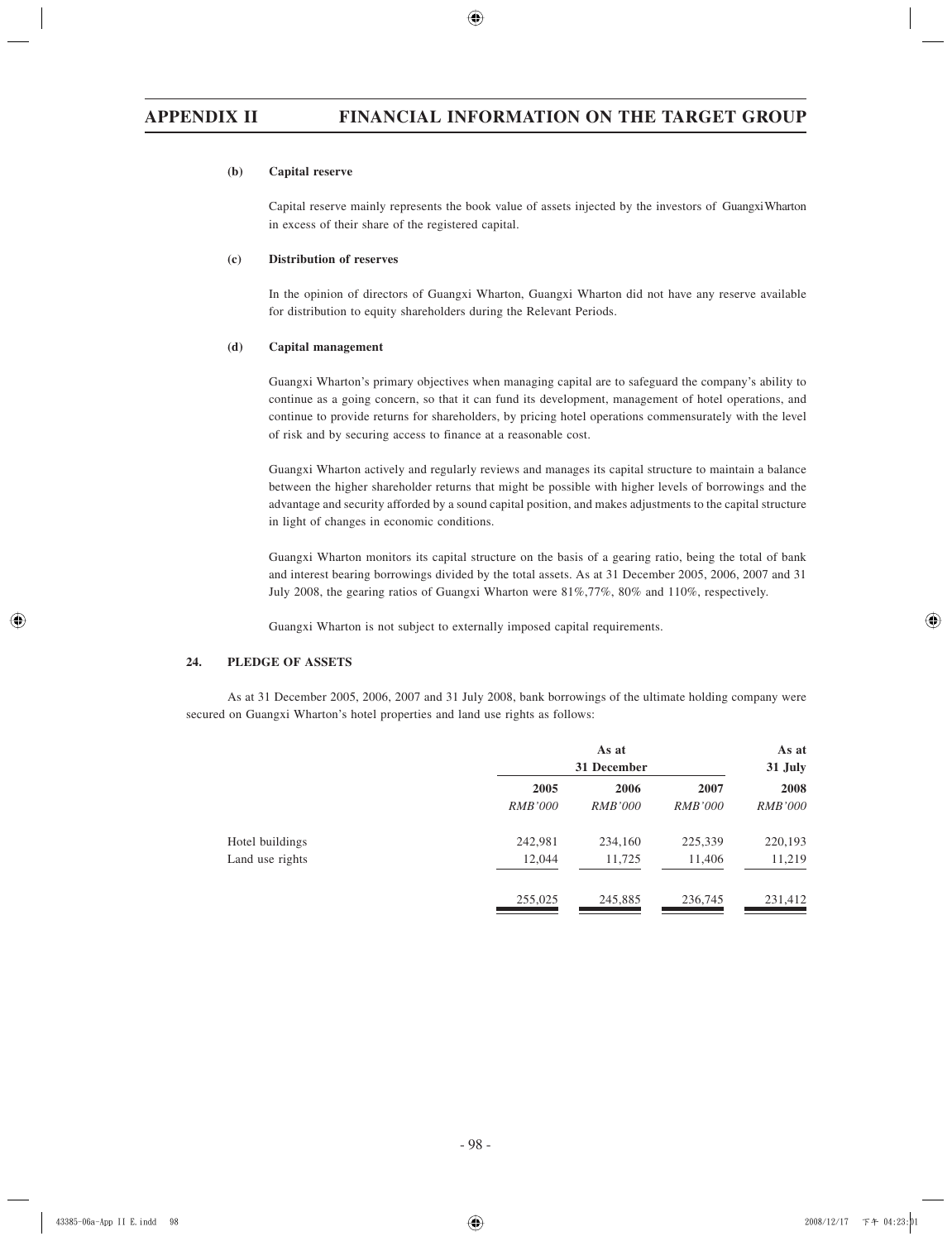**(b) Capital reserve**

Capital reserve mainly represents the book value of assets injected by the investors of Guangxi Wharton in excess of their share of the registered capital.

**(c) Distribution of reserves**

In the opinion of directors of Guangxi Wharton, Guangxi Wharton did not have any reserve available for distribution to equity shareholders during the Relevant Periods.

**(d) Capital management**

Guangxi Wharton's primary objectives when managing capital are to safeguard the company's ability to continue as a going concern, so that it can fund its development, management of hotel operations, and continue to provide returns for shareholders, by pricing hotel operations commensurately with the level of risk and by securing access to finance at a reasonable cost.

Guangxi Wharton actively and regularly reviews and manages its capital structure to maintain a balance between the higher shareholder returns that might be possible with higher levels of borrowings and the advantage and security afforded by a sound capital position, and makes adjustments to the capital structure in light of changes in economic conditions.

Guangxi Wharton monitors its capital structure on the basis of a gearing ratio, being the total of bank and interest bearing borrowings divided by the total assets. As at 31 December 2005, 2006, 2007 and 31 July 2008, the gearing ratios of Guangxi Wharton were 81%,77%, 80% and 110%, respectively.

Guangxi Wharton is not subject to externally imposed capital requirements.

## 24. PLEDGE OF ASSETS

As at 31 December 2005, 2006, 2007 and 31 July 2008, bank borrowings of the ultimate holding company were secured on Guangxi Wharton's hotel properties and land use rights as follows:

| | As at 31 December | | | As at 31 July |
|---|---|---|---|---|
| | 2005 | 2006 | 2007 | 2008 |
| | *RMB'000* | *RMB'000* | *RMB'000* | *RMB'000* |
| Hotel buildings | 242,981 | 234,160 | 225,339 | 220,193 |
| Land use rights | 12,044 | 11,725 | 11,406 | 11,219 |
| | 255,025 | 245,885 | 236,745 | 231,412 |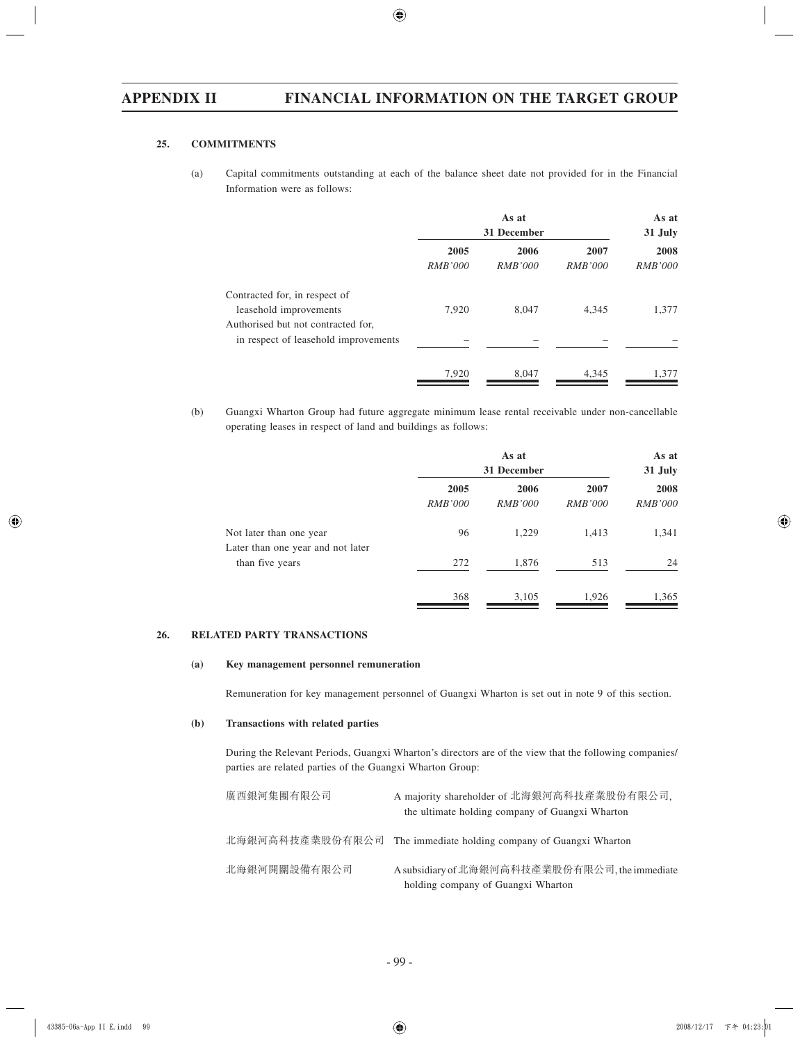## 25. COMMITMENTS

(a) Capital commitments outstanding at each of the balance sheet date not provided for in the Financial Information were as follows:

| | As at 31 December | | | As at 31 July |
|---|---|---|---|---|
| | 2005 | 2006 | 2007 | 2008 |
| | *RMB'000* | *RMB'000* | *RMB'000* | *RMB'000* |
| Contracted for, in respect of leasehold improvements | 7,920 | 8,047 | 4,345 | 1,377 |
| Authorised but not contracted for, in respect of leasehold improvements | – | – | – | – |
| | 7,920 | 8,047 | 4,345 | 1,377 |

(b) Guangxi Wharton Group had future aggregate minimum lease rental receivable under non-cancellable operating leases in respect of land and buildings as follows:

| | As at 31 December | | | As at 31 July |
|---|---|---|---|---|
| | 2005 | 2006 | 2007 | 2008 |
| | *RMB'000* | *RMB'000* | *RMB'000* | *RMB'000* |
| Not later than one year | 96 | 1,229 | 1,413 | 1,341 |
| Later than one year and not later than five years | 272 | 1,876 | 513 | 24 |
| | 368 | 3,105 | 1,926 | 1,365 |

## 26. RELATED PARTY TRANSACTIONS

### (a) Key management personnel remuneration

Remuneration for key management personnel of Guangxi Wharton is set out in note 9 of this section.

### (b) Transactions with related parties

During the Relevant Periods, Guangxi Wharton's directors are of the view that the following companies/ parties are related parties of the Guangxi Wharton Group:

| | |
|---|---|
| 廣西銀河集團有限公司 | A majority shareholder of 北海銀河高科技產業股份有限公司, the ultimate holding company of Guangxi Wharton |
| 北海銀河高科技產業股份有限公司 | The immediate holding company of Guangxi Wharton |
| 北海銀河開關設備有限公司 | A subsidiary of 北海銀河高科技產業股份有限公司, the immediate holding company of Guangxi Wharton |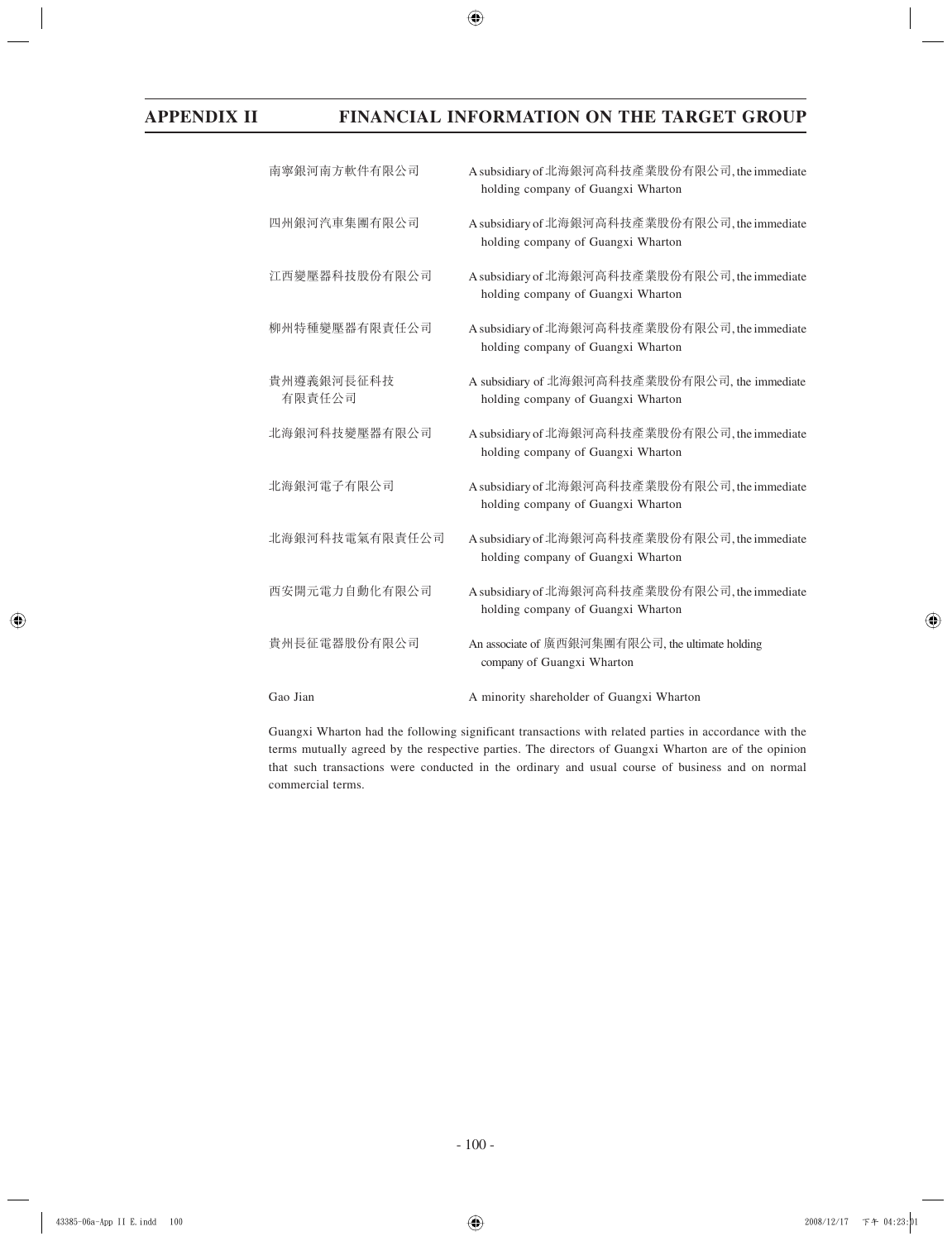| | |
|---|---|
| 南寧銀河南方軟件有限公司 | A subsidiary of 北海銀河高科技產業股份有限公司, the immediate holding company of Guangxi Wharton |
| 四州銀河汽車集團有限公司 | A subsidiary of 北海銀河高科技產業股份有限公司, the immediate holding company of Guangxi Wharton |
| 江西變壓器科技股份有限公司 | A subsidiary of 北海銀河高科技產業股份有限公司, the immediate holding company of Guangxi Wharton |
| 柳州特種變壓器有限責任公司 | A subsidiary of 北海銀河高科技產業股份有限公司, the immediate holding company of Guangxi Wharton |
| 貴州遵義銀河長征科技有限責任公司 | A subsidiary of 北海銀河高科技產業股份有限公司, the immediate holding company of Guangxi Wharton |
| 北海銀河科技變壓器有限公司 | A subsidiary of 北海銀河高科技產業股份有限公司, the immediate holding company of Guangxi Wharton |
| 北海銀河電子有限公司 | A subsidiary of 北海銀河高科技產業股份有限公司, the immediate holding company of Guangxi Wharton |
| 北海銀河科技電氣有限責任公司 | A subsidiary of 北海銀河高科技產業股份有限公司, the immediate holding company of Guangxi Wharton |
| 西安開元電力自動化有限公司 | A subsidiary of 北海銀河高科技產業股份有限公司, the immediate holding company of Guangxi Wharton |
| 貴州長征電器股份有限公司 | An associate of 廣西銀河集團有限公司, the ultimate holding company of Guangxi Wharton |
| Gao Jian | A minority shareholder of Guangxi Wharton |

Guangxi Wharton had the following significant transactions with related parties in accordance with the terms mutually agreed by the respective parties. The directors of Guangxi Wharton are of the opinion that such transactions were conducted in the ordinary and usual course of business and on normal commercial terms.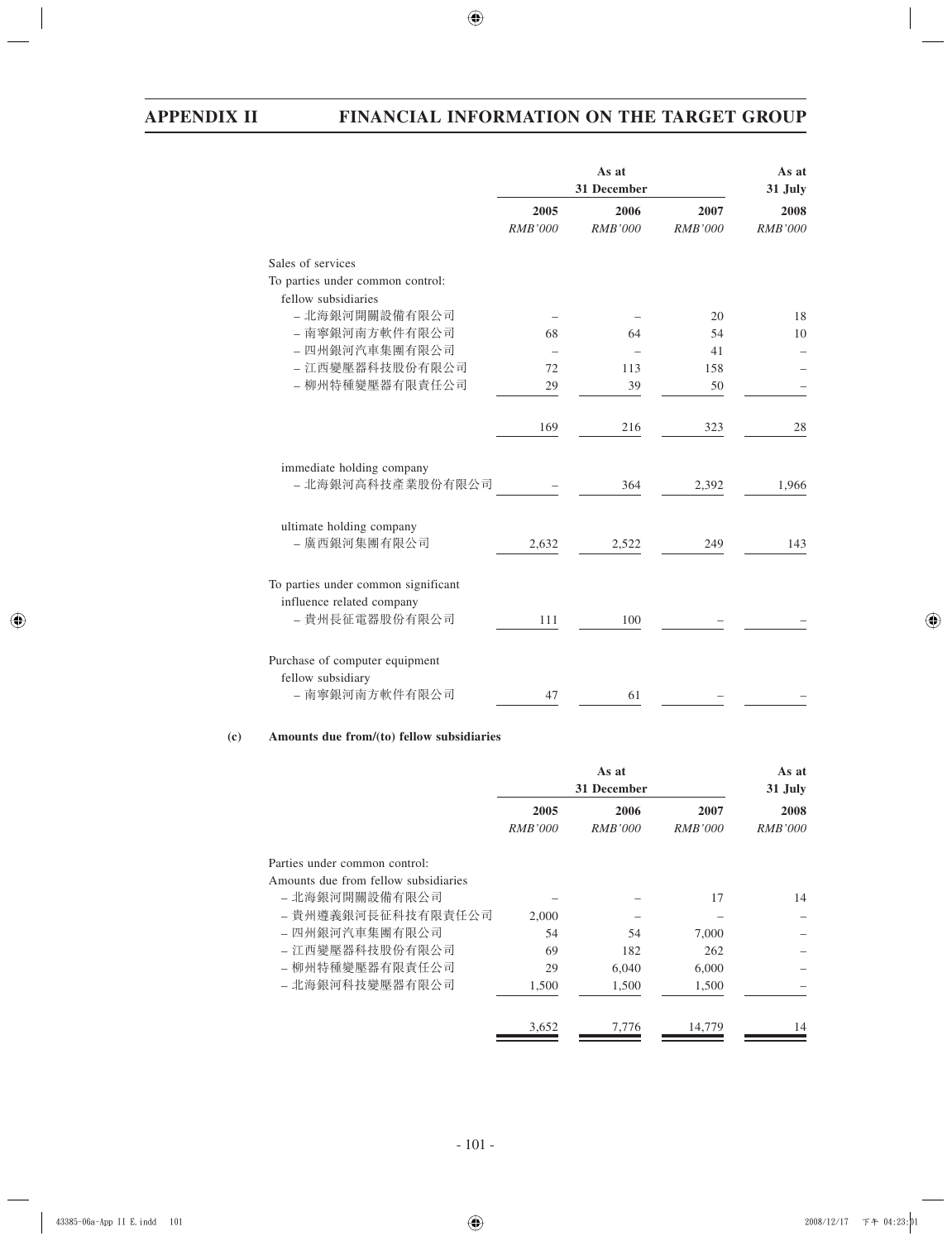| | As at 31 December | | | As at 31 July |
|---|---|---|---|---|
| | 2005 | 2006 | 2007 | 2008 |
| | *RMB'000* | *RMB'000* | *RMB'000* | *RMB'000* |
| Sales of services | | | | |
| To parties under common control: | | | | |
| fellow subsidiaries | | | | |
| – 北海銀河開關設備有限公司 | – | – | 20 | 18 |
| – 南寧銀河南方軟件有限公司 | 68 | 64 | 54 | 10 |
| – 四州銀河汽車集團有限公司 | – | – | 41 | – |
| – 江西變壓器科技股份有限公司 | 72 | 113 | 158 | – |
| – 柳州特種變壓器有限責任公司 | 29 | 39 | 50 | – |
| | 169 | 216 | 323 | 28 |
| immediate holding company | | | | |
| – 北海銀河高科技產業股份有限公司 | – | 364 | 2,392 | 1,966 |
| ultimate holding company | | | | |
| – 廣西銀河集團有限公司 | 2,632 | 2,522 | 249 | 143 |
| To parties under common significant influence related company | | | | |
| – 貴州長征電器股份有限公司 | 111 | 100 | – | – |
| Purchase of computer equipment | | | | |
| fellow subsidiary | | | | |
| – 南寧銀河南方軟件有限公司 | 47 | 61 | – | – |

**(c) Amounts due from/(to) fellow subsidiaries**

| | As at 31 December | | | As at 31 July |
|---|---|---|---|---|
| | 2005 | 2006 | 2007 | 2008 |
| | *RMB'000* | *RMB'000* | *RMB'000* | *RMB'000* |
| Parties under common control: | | | | |
| Amounts due from fellow subsidiaries | | | | |
| – 北海銀河開關設備有限公司 | – | – | 17 | 14 |
| – 貴州遵義銀河長征科技有限責任公司 | 2,000 | – | – | – |
| – 四州銀河汽車集團有限公司 | 54 | 54 | 7,000 | – |
| – 江西變壓器科技股份有限公司 | 69 | 182 | 262 | – |
| – 柳州特種變壓器有限責任公司 | 29 | 6,040 | 6,000 | – |
| – 北海銀河科技變壓器有限公司 | 1,500 | 1,500 | 1,500 | – |
| | 3,652 | 7,776 | 14,779 | 14 |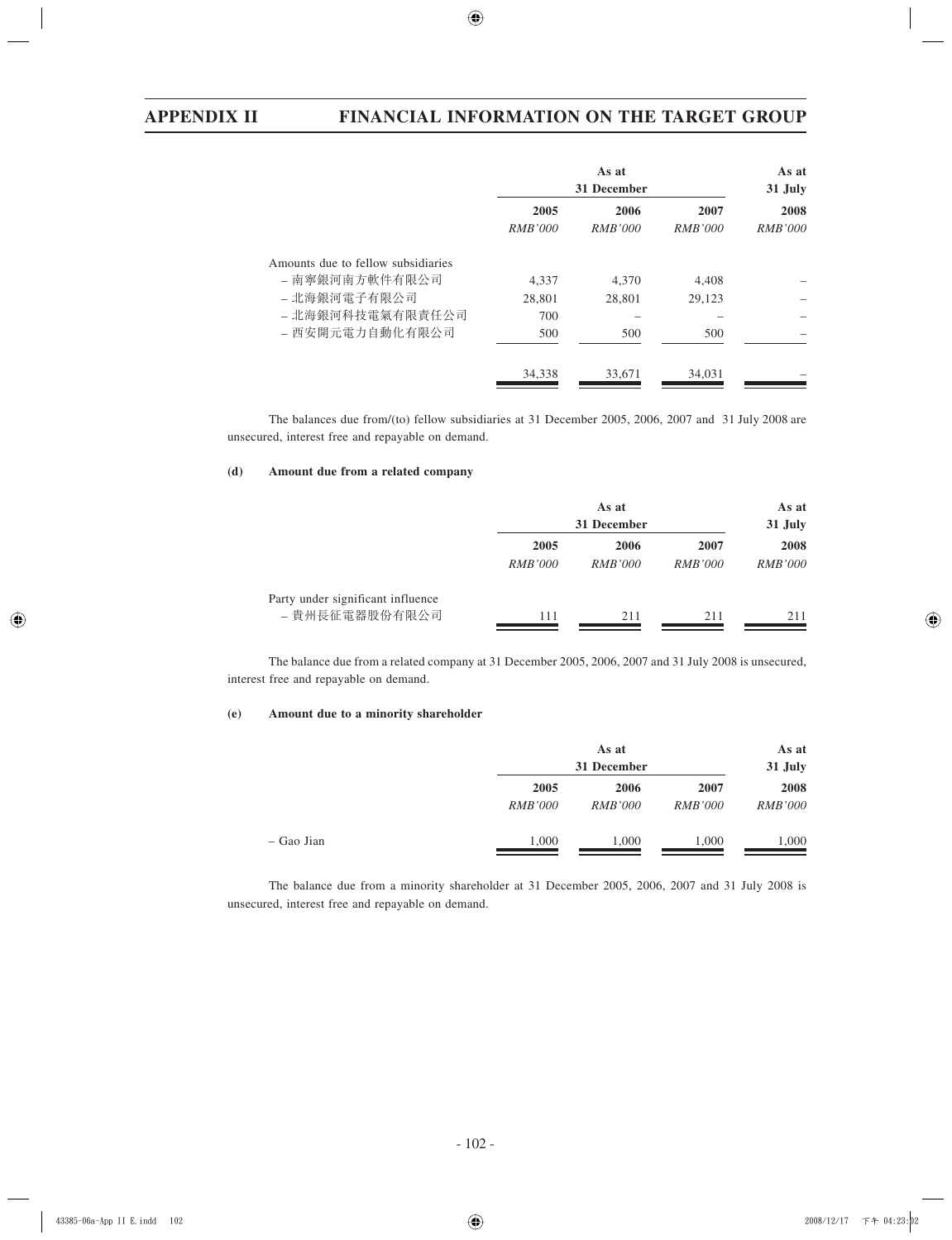| | As at 31 December | | | As at 31 July |
|---|---|---|---|---|
| | 2005 | 2006 | 2007 | 2008 |
| | *RMB'000* | *RMB'000* | *RMB'000* | *RMB'000* |
| Amounts due to fellow subsidiaries | | | | |
| – 南寧銀河南方軟件有限公司 | 4,337 | 4,370 | 4,408 | – |
| – 北海銀河電子有限公司 | 28,801 | 28,801 | 29,123 | – |
| – 北海銀河科技電氣有限責任公司 | 700 | – | – | – |
| – 西安開元電力自動化有限公司 | 500 | 500 | 500 | – |
| | 34,338 | 33,671 | 34,031 | – |

The balances due from/(to) fellow subsidiaries at 31 December 2005, 2006, 2007 and 31 July 2008 are unsecured, interest free and repayable on demand.

#### (d) Amount due from a related company

| | As at 31 December | | | As at 31 July |
|---|---|---|---|---|
| | 2005 | 2006 | 2007 | 2008 |
| | *RMB'000* | *RMB'000* | *RMB'000* | *RMB'000* |
| Party under significant influence | | | | |
| – 貴州長征電器股份有限公司 | 111 | 211 | 211 | 211 |

The balance due from a related company at 31 December 2005, 2006, 2007 and 31 July 2008 is unsecured, interest free and repayable on demand.

#### (e) Amount due to a minority shareholder

| | As at 31 December | | | As at 31 July |
|---|---|---|---|---|
| | 2005 | 2006 | 2007 | 2008 |
| | *RMB'000* | *RMB'000* | *RMB'000* | *RMB'000* |
| – Gao Jian | 1,000 | 1,000 | 1,000 | 1,000 |

The balance due from a minority shareholder at 31 December 2005, 2006, 2007 and 31 July 2008 is unsecured, interest free and repayable on demand.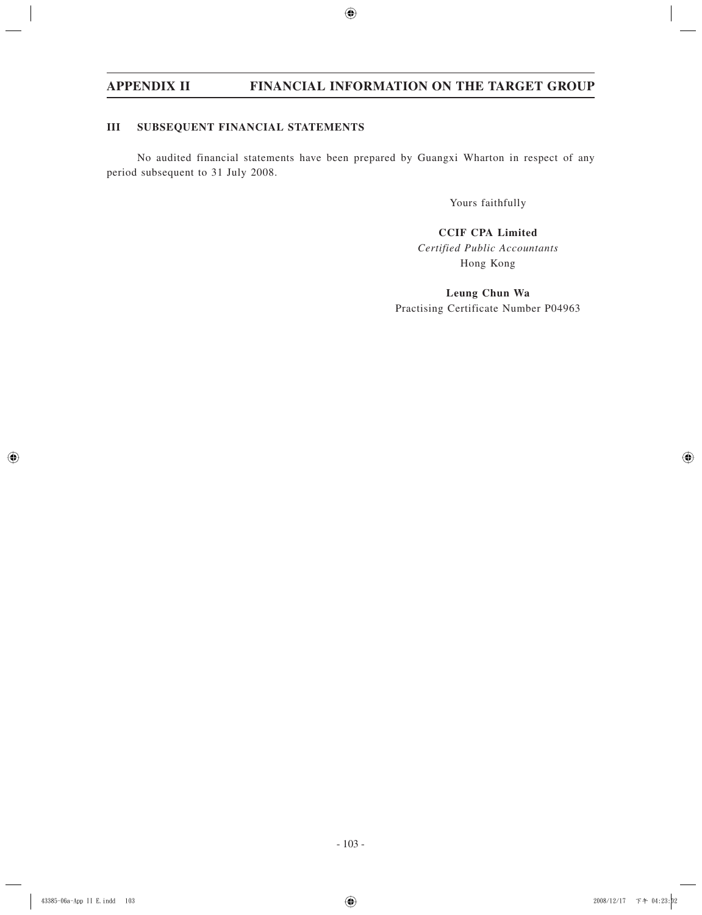### III SUBSEQUENT FINANCIAL STATEMENTS

No audited financial statements have been prepared by Guangxi Wharton in respect of any period subsequent to 31 July 2008.

Yours faithfully

**CCIF CPA Limited**
*Certified Public Accountants*
Hong Kong

**Leung Chun Wa**
Practising Certificate Number P04963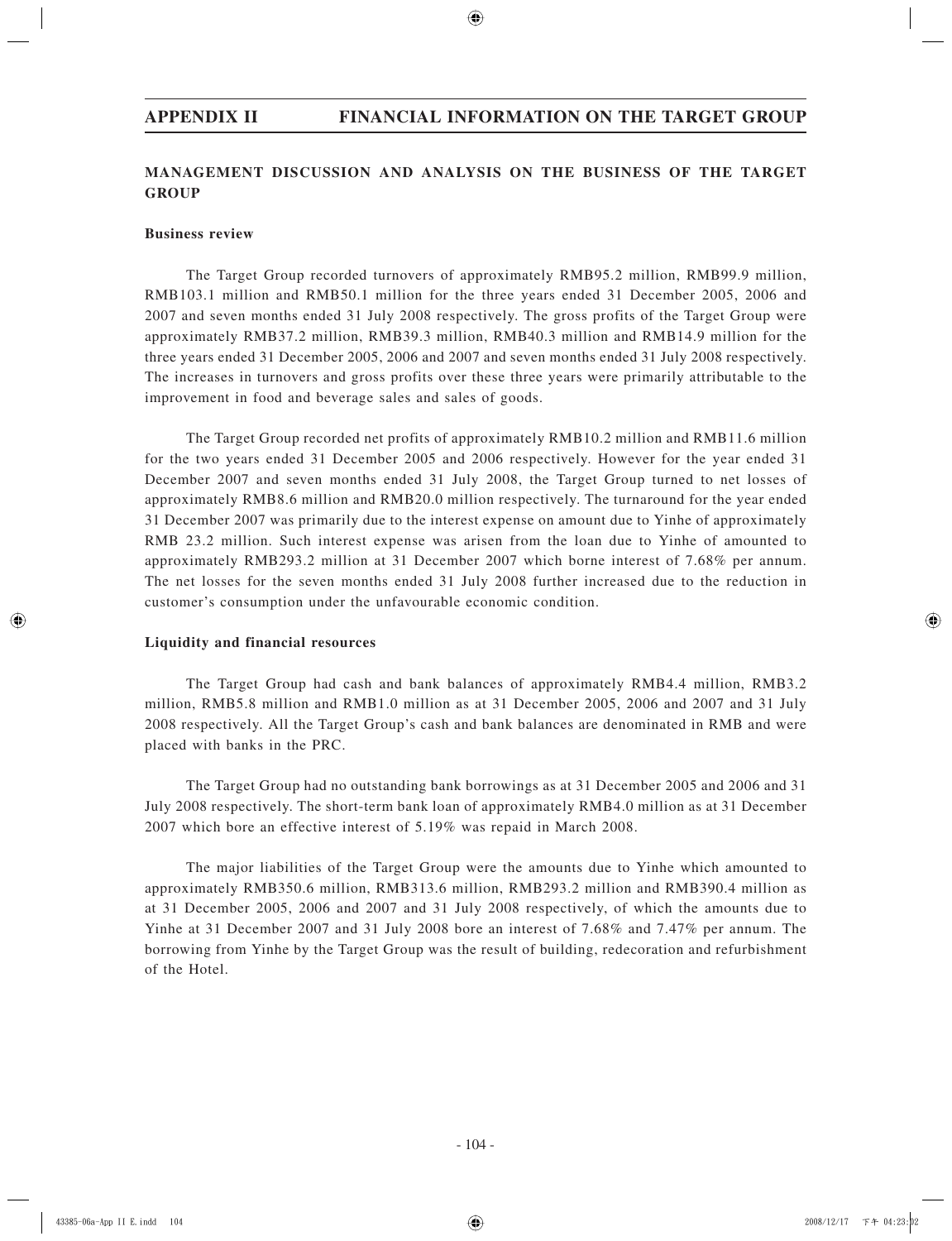## MANAGEMENT DISCUSSION AND ANALYSIS ON THE BUSINESS OF THE TARGET GROUP

### Business review

The Target Group recorded turnovers of approximately RMB95.2 million, RMB99.9 million, RMB103.1 million and RMB50.1 million for the three years ended 31 December 2005, 2006 and 2007 and seven months ended 31 July 2008 respectively. The gross profits of the Target Group were approximately RMB37.2 million, RMB39.3 million, RMB40.3 million and RMB14.9 million for the three years ended 31 December 2005, 2006 and 2007 and seven months ended 31 July 2008 respectively. The increases in turnovers and gross profits over these three years were primarily attributable to the improvement in food and beverage sales and sales of goods.

The Target Group recorded net profits of approximately RMB10.2 million and RMB11.6 million for the two years ended 31 December 2005 and 2006 respectively. However for the year ended 31 December 2007 and seven months ended 31 July 2008, the Target Group turned to net losses of approximately RMB8.6 million and RMB20.0 million respectively. The turnaround for the year ended 31 December 2007 was primarily due to the interest expense on amount due to Yinhe of approximately RMB 23.2 million. Such interest expense was arisen from the loan due to Yinhe of amounted to approximately RMB293.2 million at 31 December 2007 which borne interest of 7.68% per annum. The net losses for the seven months ended 31 July 2008 further increased due to the reduction in customer's consumption under the unfavourable economic condition.

### Liquidity and financial resources

The Target Group had cash and bank balances of approximately RMB4.4 million, RMB3.2 million, RMB5.8 million and RMB1.0 million as at 31 December 2005, 2006 and 2007 and 31 July 2008 respectively. All the Target Group's cash and bank balances are denominated in RMB and were placed with banks in the PRC.

The Target Group had no outstanding bank borrowings as at 31 December 2005 and 2006 and 31 July 2008 respectively. The short-term bank loan of approximately RMB4.0 million as at 31 December 2007 which bore an effective interest of 5.19% was repaid in March 2008.

The major liabilities of the Target Group were the amounts due to Yinhe which amounted to approximately RMB350.6 million, RMB313.6 million, RMB293.2 million and RMB390.4 million as at 31 December 2005, 2006 and 2007 and 31 July 2008 respectively, of which the amounts due to Yinhe at 31 December 2007 and 31 July 2008 bore an interest of 7.68% and 7.47% per annum. The borrowing from Yinhe by the Target Group was the result of building, redecoration and refurbishment of the Hotel.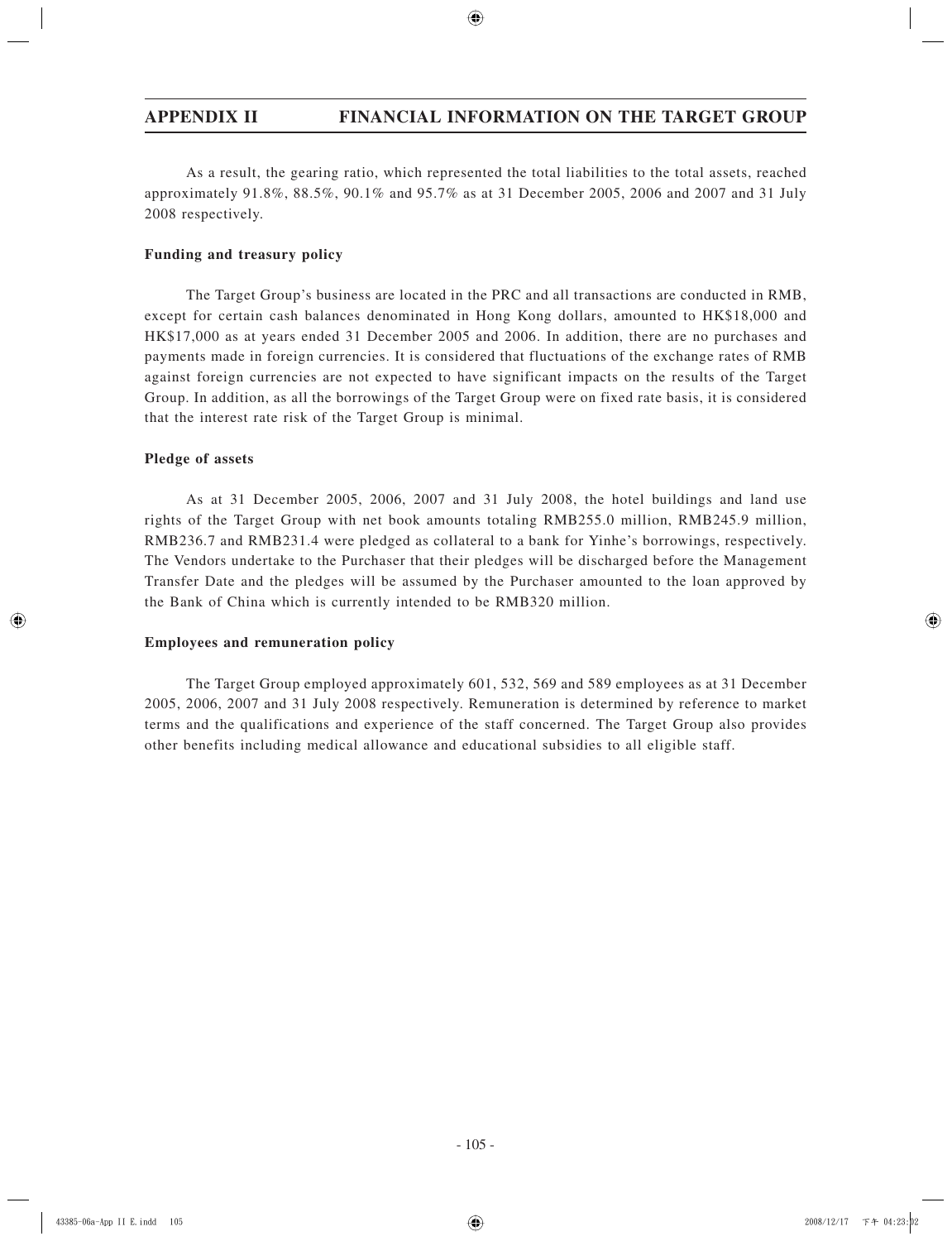As a result, the gearing ratio, which represented the total liabilities to the total assets, reached approximately 91.8%, 88.5%, 90.1% and 95.7% as at 31 December 2005, 2006 and 2007 and 31 July 2008 respectively.

**Funding and treasury policy**

The Target Group's business are located in the PRC and all transactions are conducted in RMB, except for certain cash balances denominated in Hong Kong dollars, amounted to HK$18,000 and HK$17,000 as at years ended 31 December 2005 and 2006. In addition, there are no purchases and payments made in foreign currencies. It is considered that fluctuations of the exchange rates of RMB against foreign currencies are not expected to have significant impacts on the results of the Target Group. In addition, as all the borrowings of the Target Group were on fixed rate basis, it is considered that the interest rate risk of the Target Group is minimal.

**Pledge of assets**

As at 31 December 2005, 2006, 2007 and 31 July 2008, the hotel buildings and land use rights of the Target Group with net book amounts totaling RMB255.0 million, RMB245.9 million, RMB236.7 and RMB231.4 were pledged as collateral to a bank for Yinhe's borrowings, respectively. The Vendors undertake to the Purchaser that their pledges will be discharged before the Management Transfer Date and the pledges will be assumed by the Purchaser amounted to the loan approved by the Bank of China which is currently intended to be RMB320 million.

**Employees and remuneration policy**

The Target Group employed approximately 601, 532, 569 and 589 employees as at 31 December 2005, 2006, 2007 and 31 July 2008 respectively. Remuneration is determined by reference to market terms and the qualifications and experience of the staff concerned. The Target Group also provides other benefits including medical allowance and educational subsidies to all eligible staff.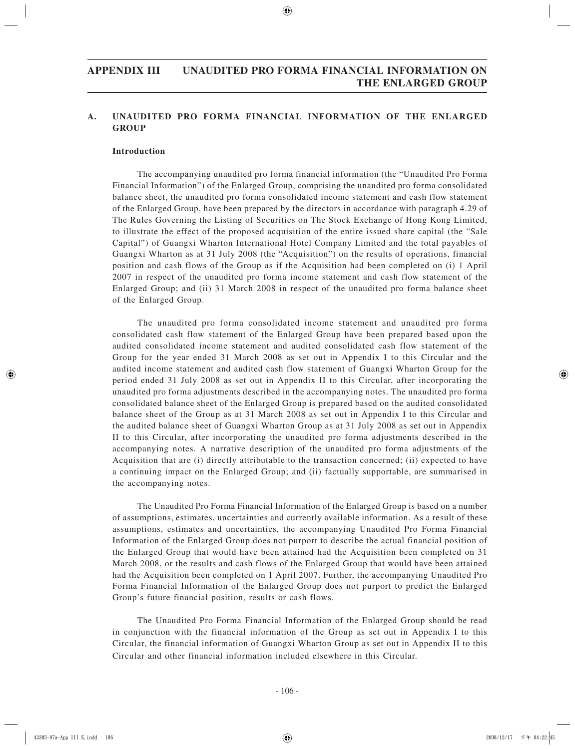## A. UNAUDITED PRO FORMA FINANCIAL INFORMATION OF THE ENLARGED GROUP

### Introduction

The accompanying unaudited pro forma financial information (the "Unaudited Pro Forma Financial Information") of the Enlarged Group, comprising the unaudited pro forma consolidated balance sheet, the unaudited pro forma consolidated income statement and cash flow statement of the Enlarged Group, have been prepared by the directors in accordance with paragraph 4.29 of The Rules Governing the Listing of Securities on The Stock Exchange of Hong Kong Limited, to illustrate the effect of the proposed acquisition of the entire issued share capital (the "Sale Capital") of Guangxi Wharton International Hotel Company Limited and the total payables of Guangxi Wharton as at 31 July 2008 (the "Acquisition") on the results of operations, financial position and cash flows of the Group as if the Acquisition had been completed on (i) 1 April 2007 in respect of the unaudited pro forma income statement and cash flow statement of the Enlarged Group; and (ii) 31 March 2008 in respect of the unaudited pro forma balance sheet of the Enlarged Group.

The unaudited pro forma consolidated income statement and unaudited pro forma consolidated cash flow statement of the Enlarged Group have been prepared based upon the audited consolidated income statement and audited consolidated cash flow statement of the Group for the year ended 31 March 2008 as set out in Appendix I to this Circular and the audited income statement and audited cash flow statement of Guangxi Wharton Group for the period ended 31 July 2008 as set out in Appendix II to this Circular, after incorporating the unaudited pro forma adjustments described in the accompanying notes. The unaudited pro forma consolidated balance sheet of the Enlarged Group is prepared based on the audited consolidated balance sheet of the Group as at 31 March 2008 as set out in Appendix I to this Circular and the audited balance sheet of Guangxi Wharton Group as at 31 July 2008 as set out in Appendix II to this Circular, after incorporating the unaudited pro forma adjustments described in the accompanying notes. A narrative description of the unaudited pro forma adjustments of the Acquisition that are (i) directly attributable to the transaction concerned; (ii) expected to have a continuing impact on the Enlarged Group; and (iii) factually supportable, are summarised in the accompanying notes.

The Unaudited Pro Forma Financial Information of the Enlarged Group is based on a number of assumptions, estimates, uncertainties and currently available information. As a result of these assumptions, estimates and uncertainties, the accompanying Unaudited Pro Forma Financial Information of the Enlarged Group does not purport to describe the actual financial position of the Enlarged Group that would have been attained had the Acquisition been completed on 31 March 2008, or the results and cash flows of the Enlarged Group that would have been attained had the Acquisition been completed on 1 April 2007. Further, the accompanying Unaudited Pro Forma Financial Information of the Enlarged Group does not purport to predict the Enlarged Group's future financial position, results or cash flows.

The Unaudited Pro Forma Financial Information of the Enlarged Group should be read in conjunction with the financial information of the Group as set out in Appendix I to this Circular, the financial information of Guangxi Wharton Group as set out in Appendix II to this Circular and other financial information included elsewhere in this Circular.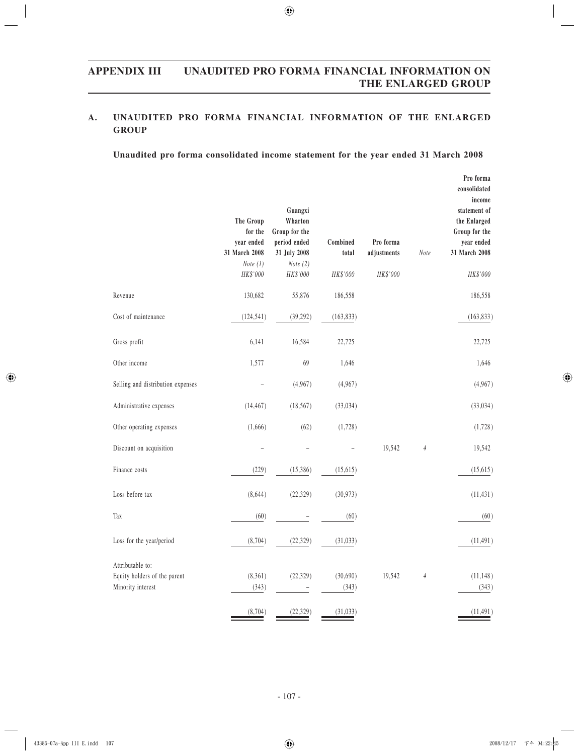# APPENDIX III UNAUDITED PRO FORMA FINANCIAL INFORMATION ON THE ENLARGED GROUP

## A. UNAUDITED PRO FORMA FINANCIAL INFORMATION OF THE ENLARGED GROUP

### Unaudited pro forma consolidated income statement for the year ended 31 March 2008

| | The Group for the year ended 31 March 2008 | Guangxi Wharton Group for the period ended 31 July 2008 | Combined total | Pro forma adjustments | Note | Pro forma consolidated income statement of the Enlarged Group for the year ended 31 March 2008 |
|---|---|---|---|---|---|---|
| | *Note (1)* | *Note (2)* | | | | |
| | *HK$'000* | *HK$'000* | *HK$'000* | *HK$'000* | | *HK$'000* |
| Revenue | 130,682 | 55,876 | 186,558 | | | 186,558 |
| Cost of maintenance | (124,541) | (39,292) | (163,833) | | | (163,833) |
| Gross profit | 6,141 | 16,584 | 22,725 | | | 22,725 |
| Other income | 1,577 | 69 | 1,646 | | | 1,646 |
| Selling and distribution expenses | – | (4,967) | (4,967) | | | (4,967) |
| Administrative expenses | (14,467) | (18,567) | (33,034) | | | (33,034) |
| Other operating expenses | (1,666) | (62) | (1,728) | | | (1,728) |
| Discount on acquisition | – | – | – | 19,542 | *4* | 19,542 |
| Finance costs | (229) | (15,386) | (15,615) | | | (15,615) |
| Loss before tax | (8,644) | (22,329) | (30,973) | | | (11,431) |
| Tax | (60) | – | (60) | | | (60) |
| Loss for the year/period | (8,704) | (22,329) | (31,033) | | | (11,491) |
| Attributable to: | | | | | | |
| Equity holders of the parent | (8,361) | (22,329) | (30,690) | 19,542 | *4* | (11,148) |
| Minority interest | (343) | – | (343) | | | (343) |
| | (8,704) | (22,329) | (31,033) | | | (11,491) |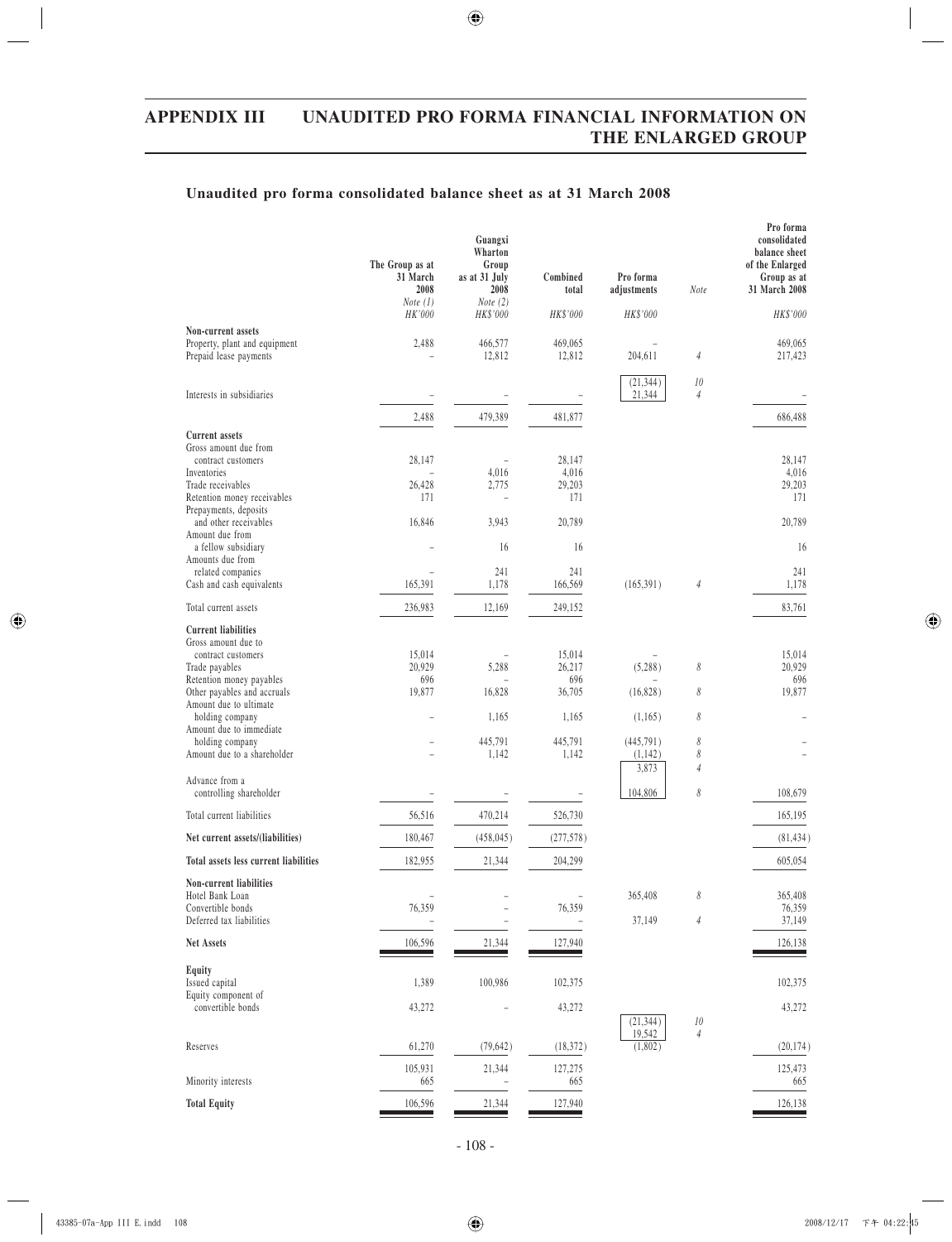# APPENDIX III UNAUDITED PRO FORMA FINANCIAL INFORMATION ON THE ENLARGED GROUP

## Unaudited pro forma consolidated balance sheet as at 31 March 2008

| | The Group as at 31 March 2008 | Guangxi Wharton Group as at 31 July 2008 | Combined total | Pro forma adjustments | Note | Pro forma consolidated balance sheet of the Enlarged Group as at 31 March 2008 |
|---|---|---|---|---|---|---|
| | Note (1) | Note (2) | | | | |
| | HK'000 | HK$'000 | HK$'000 | HK$'000 | | HK$'000 |
| **Non-current assets** | | | | | | |
| Property, plant and equipment | 2,488 | 466,577 | 469,065 | – | | 469,065 |
| Prepaid lease payments | – | 12,812 | 12,812 | 204,611 | 4 | 217,423 |
| | | | | (21,344) | 10 | |
| Interests in subsidiaries | – | – | – | 21,344 | 4 | – |
| | 2,488 | 479,389 | 481,877 | | | 686,488 |
| **Current assets** | | | | | | |
| Gross amount due from contract customers | 28,147 | – | 28,147 | | | 28,147 |
| Inventories | – | 4,016 | 4,016 | | | 4,016 |
| Trade receivables | 26,428 | 2,775 | 29,203 | | | 29,203 |
| Retention money receivables | 171 | – | 171 | | | 171 |
| Prepayments, deposits and other receivables | 16,846 | 3,943 | 20,789 | | | 20,789 |
| Amount due from a fellow subsidiary | – | 16 | 16 | | | 16 |
| Amounts due from related companies | – | 241 | 241 | | | 241 |
| Cash and cash equivalents | 165,391 | 1,178 | 166,569 | (165,391) | 4 | 1,178 |
| Total current assets | 236,983 | 12,169 | 249,152 | | | 83,761 |
| **Current liabilities** | | | | | | |
| Gross amount due to contract customers | 15,014 | – | 15,014 | – | | 15,014 |
| Trade payables | 20,929 | 5,288 | 26,217 | (5,288) | 8 | 20,929 |
| Retention money payables | 696 | – | 696 | – | | 696 |
| Other payables and accruals | 19,877 | 16,828 | 36,705 | (16,828) | 8 | 19,877 |
| Amount due to ultimate holding company | – | 1,165 | 1,165 | (1,165) | 8 | – |
| Amount due to immediate holding company | – | 445,791 | 445,791 | (445,791) | 8 | – |
| Amount due to a shareholder | – | 1,142 | 1,142 | (1,142) | 8 | – |
| | | | | 3,873 | 4 | |
| Advance from a controlling shareholder | – | – | – | 104,806 | 8 | 108,679 |
| Total current liabilities | 56,516 | 470,214 | 526,730 | | | 165,195 |
| **Net current assets/(liabilities)** | 180,467 | (458,045) | (277,578) | | | (81,434) |
| **Total assets less current liabilities** | 182,955 | 21,344 | 204,299 | | | 605,054 |
| **Non-current liabilities** | | | | | | |
| Hotel Bank Loan | – | – | – | 365,408 | 8 | 365,408 |
| Convertible bonds | 76,359 | – | 76,359 | | | 76,359 |
| Deferred tax liabilities | – | – | – | 37,149 | 4 | 37,149 |
| **Net Assets** | 106,596 | 21,344 | 127,940 | | | 126,138 |
| **Equity** | | | | | | |
| Issued capital | 1,389 | 100,986 | 102,375 | | | 102,375 |
| Equity component of convertible bonds | 43,272 | – | 43,272 | | | 43,272 |
| | | | | (21,344) | 10 | |
| | | | | 19,542 | 4 | |
| Reserves | 61,270 | (79,642) | (18,372) | (1,802) | | (20,174) |
| | 105,931 | 21,344 | 127,275 | | | 125,473 |
| Minority interests | 665 | – | 665 | | | 665 |
| **Total Equity** | 106,596 | 21,344 | 127,940 | | | 126,138 |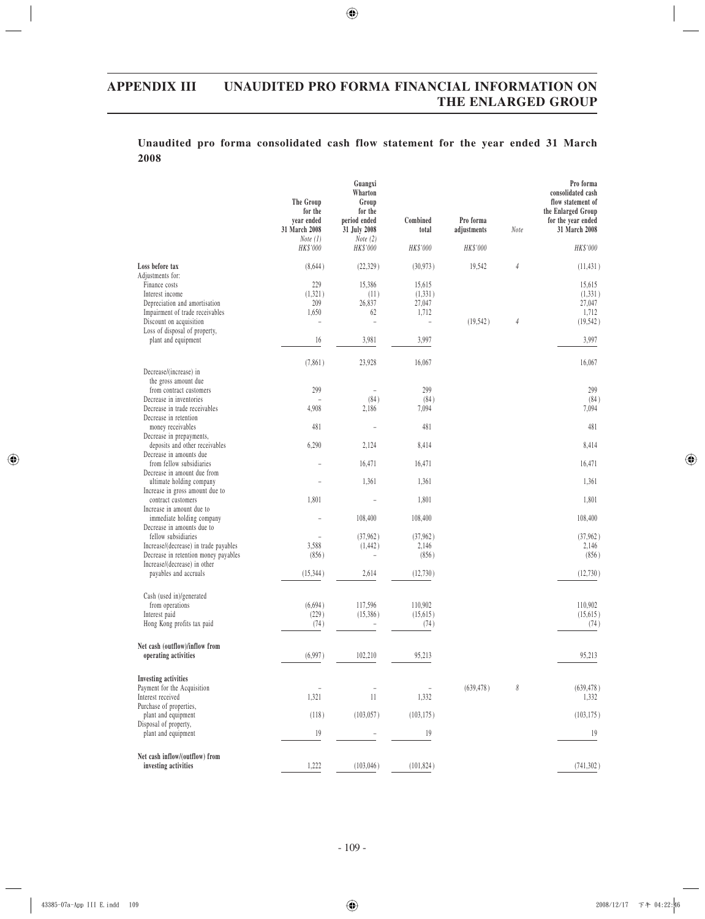## Unaudited pro forma consolidated cash flow statement for the year ended 31 March 2008

| | The Group for the year ended 31 March 2008 Note (1) HK$'000 | Guangxi Wharton Group for the period ended 31 July 2008 Note (2) HK$'000 | Combined total HK$'000 | Pro forma adjustments HK$'000 | Note | Pro forma consolidated cash flow statement of the Enlarged Group for the year ended 31 March 2008 HK$'000 |
|---|---|---|---|---|---|---|
| **Loss before tax** | (8,644) | (22,329) | (30,973) | 19,542 | 4 | (11,431) |
| Adjustments for: | | | | | | |
| Finance costs | 229 | 15,386 | 15,615 | | | 15,615 |
| Interest income | (1,321) | (11) | (1,331) | | | (1,331) |
| Depreciation and amortisation | 209 | 26,837 | 27,047 | | | 27,047 |
| Impairment of trade receivables | 1,650 | 62 | 1,712 | | | 1,712 |
| Discount on acquisition | – | – | – | (19,542) | 4 | (19,542) |
| Loss of disposal of property, plant and equipment | 16 | 3,981 | 3,997 | | | 3,997 |
| | (7,861) | 23,928 | 16,067 | | | 16,067 |
| Decrease/(increase) in the gross amount due from contract customers | 299 | – | 299 | | | 299 |
| Decrease in inventories | – | (84) | (84) | | | (84) |
| Decrease in trade receivables | 4,908 | 2,186 | 7,094 | | | 7,094 |
| Decrease in retention money receivables | 481 | – | 481 | | | 481 |
| Decrease in prepayments, deposits and other receivables | 6,290 | 2,124 | 8,414 | | | 8,414 |
| Decrease in amounts due from fellow subsidiaries | – | 16,471 | 16,471 | | | 16,471 |
| Decrease in amount due from ultimate holding company | – | 1,361 | 1,361 | | | 1,361 |
| Increase in gross amount due to contract customers | 1,801 | – | 1,801 | | | 1,801 |
| Increase in amount due to immediate holding company | – | 108,400 | 108,400 | | | 108,400 |
| Decrease in amounts due to fellow subsidiaries | – | (37,962) | (37,962) | | | (37,962) |
| Increase/(decrease) in trade payables | 3,588 | (1,442) | 2,146 | | | 2,146 |
| Decrease in retention money payables | (856) | – | (856) | | | (856) |
| Increase/(decrease) in other payables and accruals | (15,344) | 2,614 | (12,730) | | | (12,730) |
| Cash (used in)/generated from operations | (6,694) | 117,596 | 110,902 | | | 110,902 |
| Interest paid | (229) | (15,386) | (15,615) | | | (15,615) |
| Hong Kong profits tax paid | (74) | – | (74) | | | (74) |
| **Net cash (outflow)/inflow from operating activities** | (6,997) | 102,210 | 95,213 | | | 95,213 |
| **Investing activities** | | | | | | |
| Payment for the Acquisition | – | – | – | (639,478) | 8 | (639,478) |
| Interest received | 1,321 | 11 | 1,332 | | | 1,332 |
| Purchase of properties, plant and equipment | (118) | (103,057) | (103,175) | | | (103,175) |
| Disposal of property, plant and equipment | 19 | – | 19 | | | 19 |
| **Net cash inflow/(outflow) from investing activities** | 1,222 | (103,046) | (101,824) | | | (741,302) |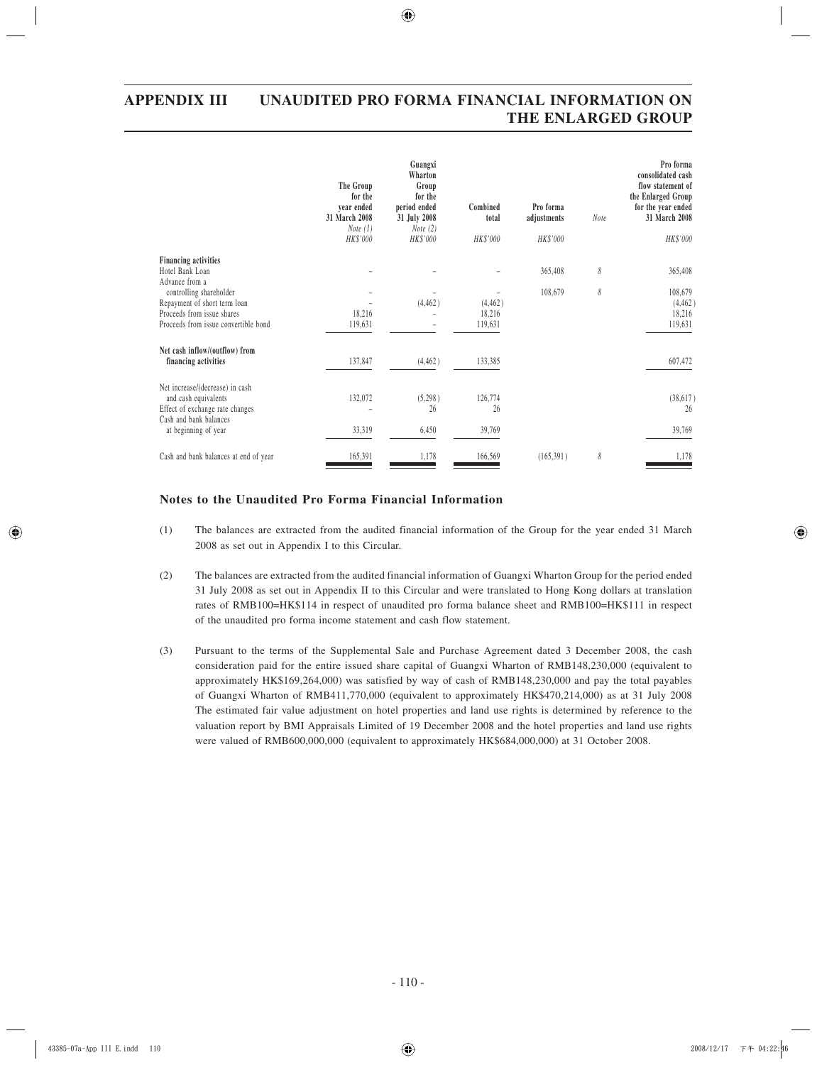| | The Group for the year ended 31 March 2008 *Note (1)* *HK$'000* | Guangxi Wharton Group for the period ended 31 July 2008 *Note (2)* *HK$'000* | Combined total *HK$'000* | Pro forma adjustments *HK$'000* | Note | Pro forma consolidated cash flow statement of the Enlarged Group for the year ended 31 March 2008 *HK$'000* |
|---|---|---|---|---|---|---|
| **Financing activities** | | | | | | |
| Hotel Bank Loan | – | – | – | 365,408 | 8 | 365,408 |
| Advance from a controlling shareholder | – | – | – | 108,679 | 8 | 108,679 |
| Repayment of short term loan | – | (4,462) | (4,462) | | | (4,462) |
| Proceeds from issue shares | 18,216 | – | 18,216 | | | 18,216 |
| Proceeds from issue convertible bond | 119,631 | – | 119,631 | | | 119,631 |
| **Net cash inflow/(outflow) from financing activities** | 137,847 | (4,462) | 133,385 | | | 607,472 |
| Net increase/(decrease) in cash and cash equivalents | 132,072 | (5,298) | 126,774 | | | (38,617) |
| Effect of exchange rate changes | – | 26 | 26 | | | 26 |
| Cash and bank balances at beginning of year | 33,319 | 6,450 | 39,769 | | | 39,769 |
| Cash and bank balances at end of year | 165,391 | 1,178 | 166,569 | (165,391) | 8 | 1,178 |

### Notes to the Unaudited Pro Forma Financial Information

(1) The balances are extracted from the audited financial information of the Group for the year ended 31 March 2008 as set out in Appendix I to this Circular.

(2) The balances are extracted from the audited financial information of Guangxi Wharton Group for the period ended 31 July 2008 as set out in Appendix II to this Circular and were translated to Hong Kong dollars at translation rates of RMB100=HK$114 in respect of unaudited pro forma balance sheet and RMB100=HK$111 in respect of the unaudited pro forma income statement and cash flow statement.

(3) Pursuant to the terms of the Supplemental Sale and Purchase Agreement dated 3 December 2008, the cash consideration paid for the entire issued share capital of Guangxi Wharton of RMB148,230,000 (equivalent to approximately HK$169,264,000) was satisfied by way of cash of RMB148,230,000 and pay the total payables of Guangxi Wharton of RMB411,770,000 (equivalent to approximately HK$470,214,000) as at 31 July 2008 The estimated fair value adjustment on hotel properties and land use rights is determined by reference to the valuation report by BMI Appraisals Limited of 19 December 2008 and the hotel properties and land use rights were valued of RMB600,000,000 (equivalent to approximately HK$684,000,000) at 31 October 2008.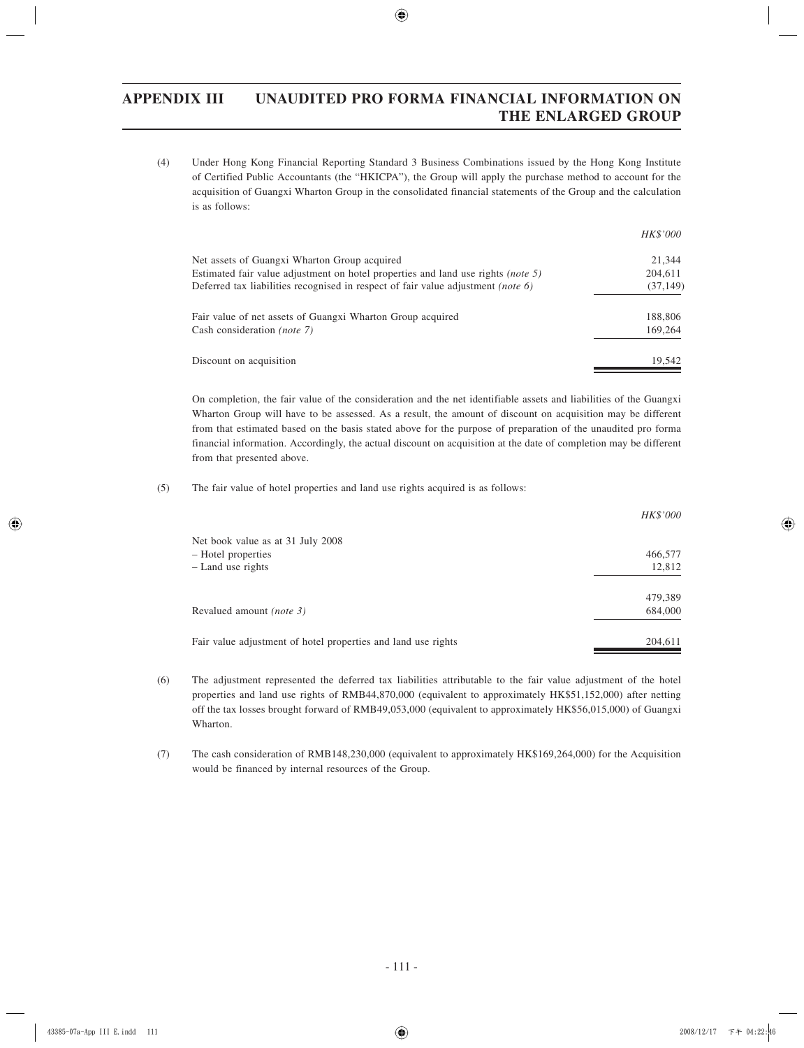(4) Under Hong Kong Financial Reporting Standard 3 Business Combinations issued by the Hong Kong Institute of Certified Public Accountants (the "HKICPA"), the Group will apply the purchase method to account for the acquisition of Guangxi Wharton Group in the consolidated financial statements of the Group and the calculation is as follows:

| | *HK$'000* |
|---|---|
| Net assets of Guangxi Wharton Group acquired | 21,344 |
| Estimated fair value adjustment on hotel properties and land use rights *(note 5)* | 204,611 |
| Deferred tax liabilities recognised in respect of fair value adjustment *(note 6)* | (37,149) |
| Fair value of net assets of Guangxi Wharton Group acquired | 188,806 |
| Cash consideration *(note 7)* | 169,264 |
| Discount on acquisition | 19,542 |

On completion, the fair value of the consideration and the net identifiable assets and liabilities of the Guangxi Wharton Group will have to be assessed. As a result, the amount of discount on acquisition may be different from that estimated based on the basis stated above for the purpose of preparation of the unaudited pro forma financial information. Accordingly, the actual discount on acquisition at the date of completion may be different from that presented above.

(5) The fair value of hotel properties and land use rights acquired is as follows:

| | *HK$'000* |
|---|---|
| Net book value as at 31 July 2008 | |
| – Hotel properties | 466,577 |
| – Land use rights | 12,812 |
| | 479,389 |
| Revalued amount *(note 3)* | 684,000 |
| Fair value adjustment of hotel properties and land use rights | 204,611 |

(6) The adjustment represented the deferred tax liabilities attributable to the fair value adjustment of the hotel properties and land use rights of RMB44,870,000 (equivalent to approximately HK$51,152,000) after netting off the tax losses brought forward of RMB49,053,000 (equivalent to approximately HK$56,015,000) of Guangxi Wharton.

(7) The cash consideration of RMB148,230,000 (equivalent to approximately HK$169,264,000) for the Acquisition would be financed by internal resources of the Group.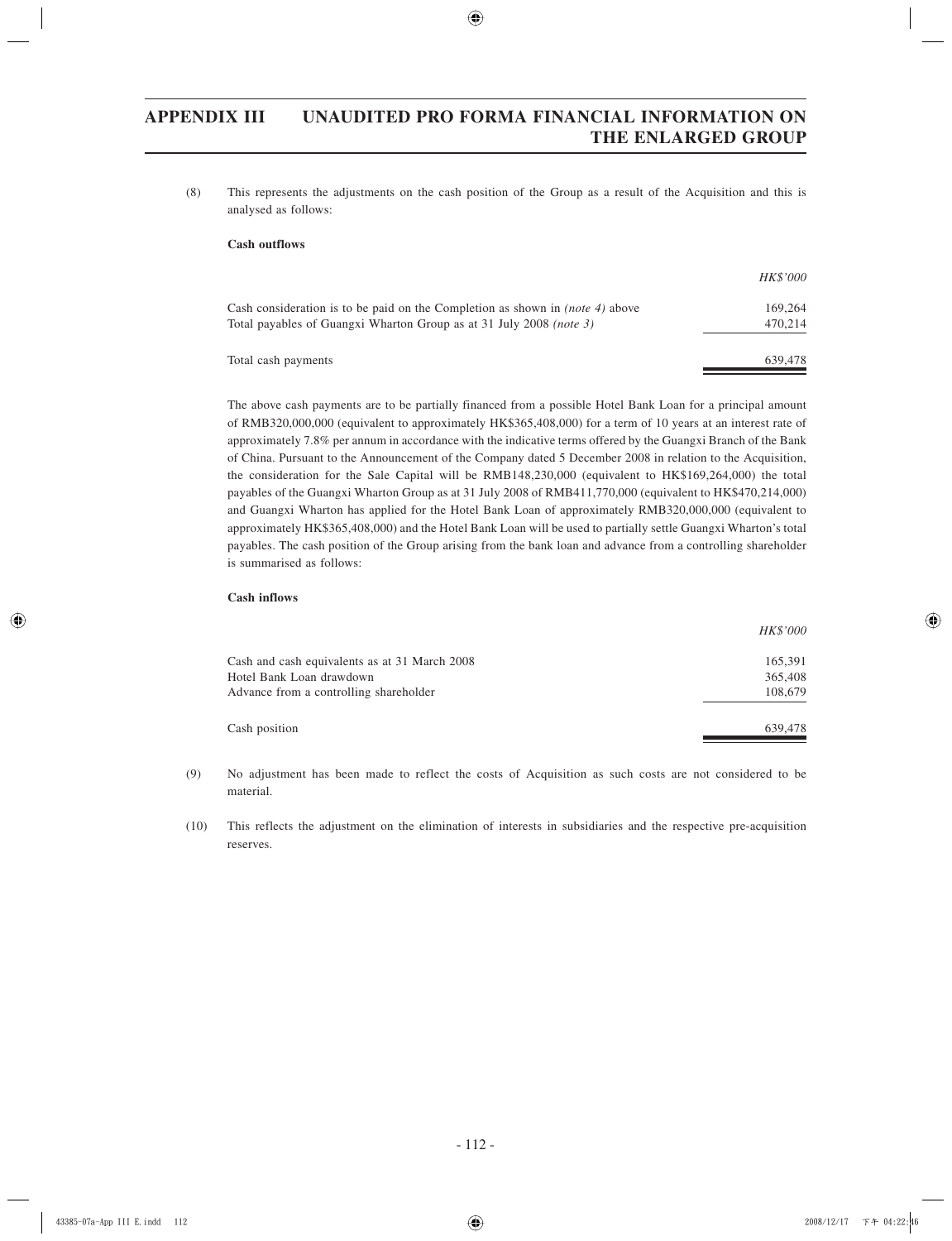(8) This represents the adjustments on the cash position of the Group as a result of the Acquisition and this is analysed as follows:

**Cash outflows**

| | *HK$'000* |
|---|---|
| Cash consideration is to be paid on the Completion as shown in *(note 4)* above | 169,264 |
| Total payables of Guangxi Wharton Group as at 31 July 2008 *(note 3)* | 470,214 |
| Total cash payments | 639,478 |

The above cash payments are to be partially financed from a possible Hotel Bank Loan for a principal amount of RMB320,000,000 (equivalent to approximately HK$365,408,000) for a term of 10 years at an interest rate of approximately 7.8% per annum in accordance with the indicative terms offered by the Guangxi Branch of the Bank of China. Pursuant to the Announcement of the Company dated 5 December 2008 in relation to the Acquisition, the consideration for the Sale Capital will be RMB148,230,000 (equivalent to HK$169,264,000) the total payables of the Guangxi Wharton Group as at 31 July 2008 of RMB411,770,000 (equivalent to HK$470,214,000) and Guangxi Wharton has applied for the Hotel Bank Loan of approximately RMB320,000,000 (equivalent to approximately HK$365,408,000) and the Hotel Bank Loan will be used to partially settle Guangxi Wharton's total payables. The cash position of the Group arising from the bank loan and advance from a controlling shareholder is summarised as follows:

**Cash inflows**

| | *HK$'000* |
|---|---|
| Cash and cash equivalents as at 31 March 2008 | 165,391 |
| Hotel Bank Loan drawdown | 365,408 |
| Advance from a controlling shareholder | 108,679 |
| Cash position | 639,478 |

(9) No adjustment has been made to reflect the costs of Acquisition as such costs are not considered to be material.

(10) This reflects the adjustment on the elimination of interests in subsidiaries and the respective pre-acquisition reserves.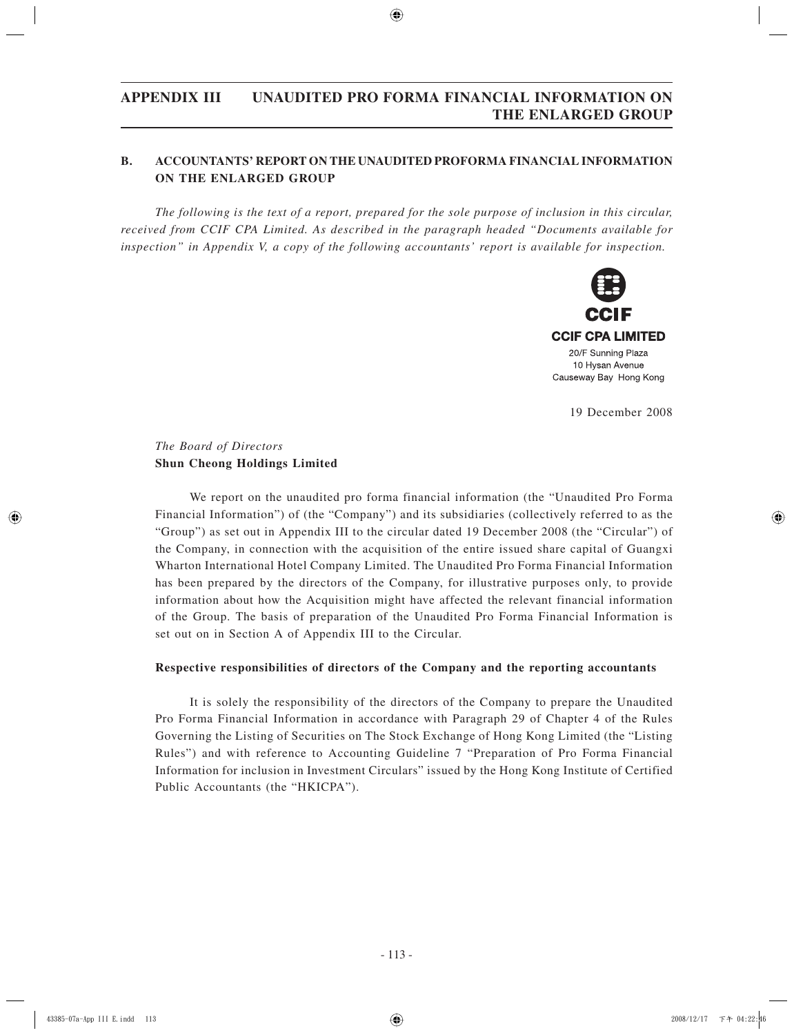## B. ACCOUNTANTS' REPORT ON THE UNAUDITED PROFORMA FINANCIAL INFORMATION ON THE ENLARGED GROUP

*The following is the text of a report, prepared for the sole purpose of inclusion in this circular, received from CCIF CPA Limited. As described in the paragraph headed "Documents available for inspection" in Appendix V, a copy of the following accountants' report is available for inspection.*

**CCIF**

**CCIF CPA LIMITED**
20/F Sunning Plaza
10 Hysan Avenue
Causeway Bay Hong Kong

19 December 2008

*The Board of Directors*
**Shun Cheong Holdings Limited**

We report on the unaudited pro forma financial information (the "Unaudited Pro Forma Financial Information") of (the "Company") and its subsidiaries (collectively referred to as the "Group") as set out in Appendix III to the circular dated 19 December 2008 (the "Circular") of the Company, in connection with the acquisition of the entire issued share capital of Guangxi Wharton International Hotel Company Limited. The Unaudited Pro Forma Financial Information has been prepared by the directors of the Company, for illustrative purposes only, to provide information about how the Acquisition might have affected the relevant financial information of the Group. The basis of preparation of the Unaudited Pro Forma Financial Information is set out on in Section A of Appendix III to the Circular.

**Respective responsibilities of directors of the Company and the reporting accountants**

It is solely the responsibility of the directors of the Company to prepare the Unaudited Pro Forma Financial Information in accordance with Paragraph 29 of Chapter 4 of the Rules Governing the Listing of Securities on The Stock Exchange of Hong Kong Limited (the "Listing Rules") and with reference to Accounting Guideline 7 "Preparation of Pro Forma Financial Information for inclusion in Investment Circulars" issued by the Hong Kong Institute of Certified Public Accountants (the "HKICPA").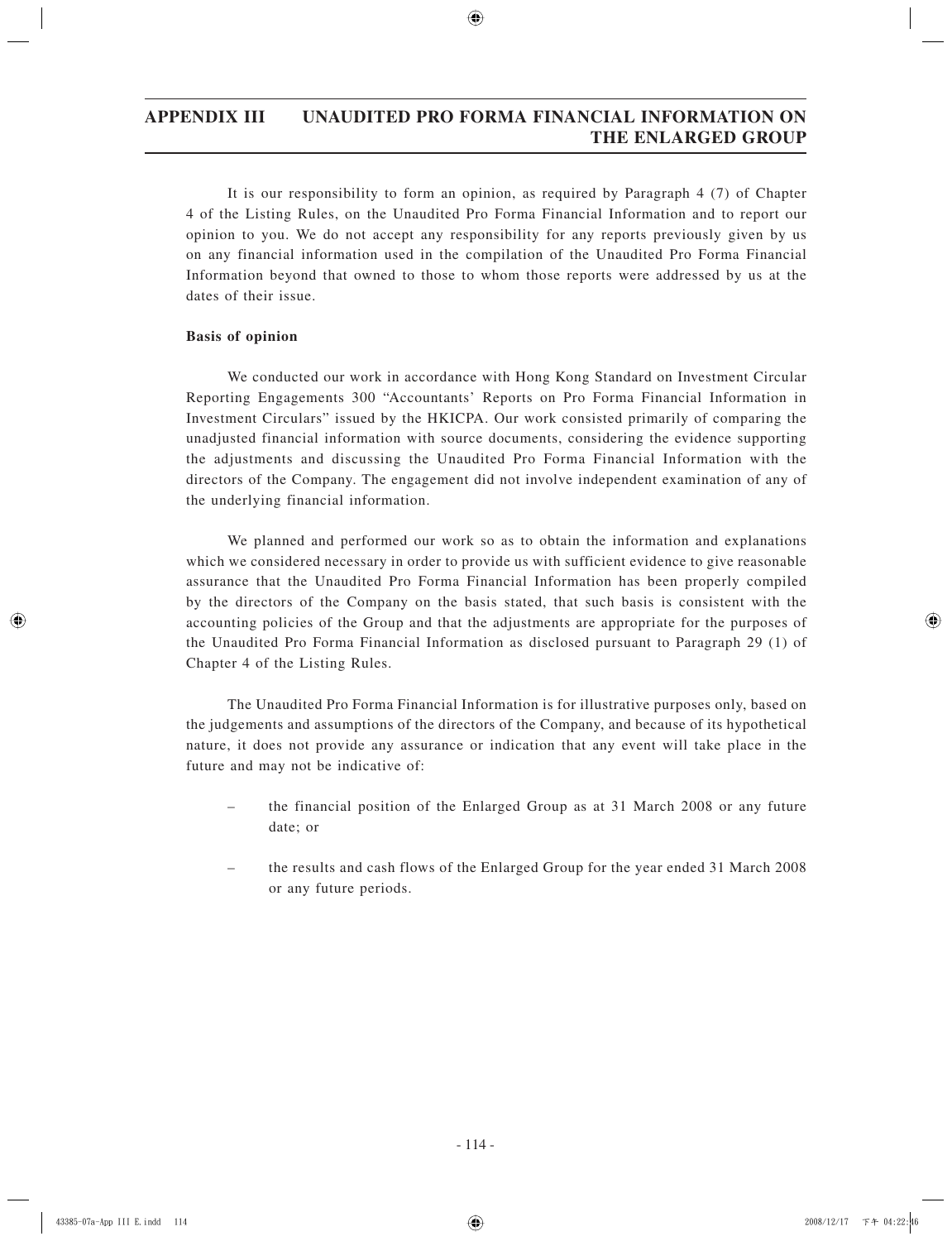It is our responsibility to form an opinion, as required by Paragraph 4 (7) of Chapter 4 of the Listing Rules, on the Unaudited Pro Forma Financial Information and to report our opinion to you. We do not accept any responsibility for any reports previously given by us on any financial information used in the compilation of the Unaudited Pro Forma Financial Information beyond that owned to those to whom those reports were addressed by us at the dates of their issue.

**Basis of opinion**

We conducted our work in accordance with Hong Kong Standard on Investment Circular Reporting Engagements 300 "Accountants' Reports on Pro Forma Financial Information in Investment Circulars" issued by the HKICPA. Our work consisted primarily of comparing the unadjusted financial information with source documents, considering the evidence supporting the adjustments and discussing the Unaudited Pro Forma Financial Information with the directors of the Company. The engagement did not involve independent examination of any of the underlying financial information.

We planned and performed our work so as to obtain the information and explanations which we considered necessary in order to provide us with sufficient evidence to give reasonable assurance that the Unaudited Pro Forma Financial Information has been properly compiled by the directors of the Company on the basis stated, that such basis is consistent with the accounting policies of the Group and that the adjustments are appropriate for the purposes of the Unaudited Pro Forma Financial Information as disclosed pursuant to Paragraph 29 (1) of Chapter 4 of the Listing Rules.

The Unaudited Pro Forma Financial Information is for illustrative purposes only, based on the judgements and assumptions of the directors of the Company, and because of its hypothetical nature, it does not provide any assurance or indication that any event will take place in the future and may not be indicative of:

- the financial position of the Enlarged Group as at 31 March 2008 or any future date; or
- the results and cash flows of the Enlarged Group for the year ended 31 March 2008 or any future periods.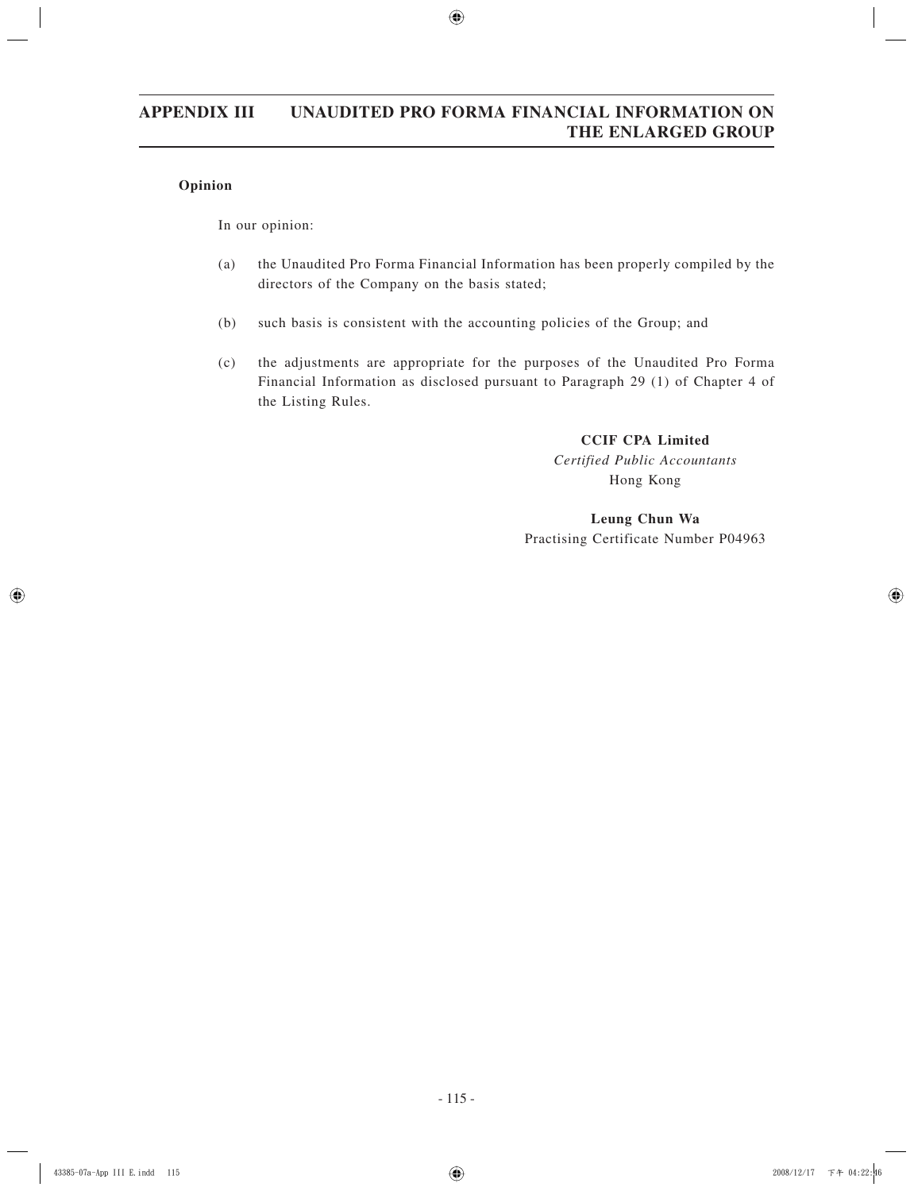**Opinion**

In our opinion:

(a) the Unaudited Pro Forma Financial Information has been properly compiled by the directors of the Company on the basis stated;

(b) such basis is consistent with the accounting policies of the Group; and

(c) the adjustments are appropriate for the purposes of the Unaudited Pro Forma Financial Information as disclosed pursuant to Paragraph 29 (1) of Chapter 4 of the Listing Rules.

**CCIF CPA Limited**
*Certified Public Accountants*
Hong Kong

**Leung Chun Wa**
Practising Certificate Number P04963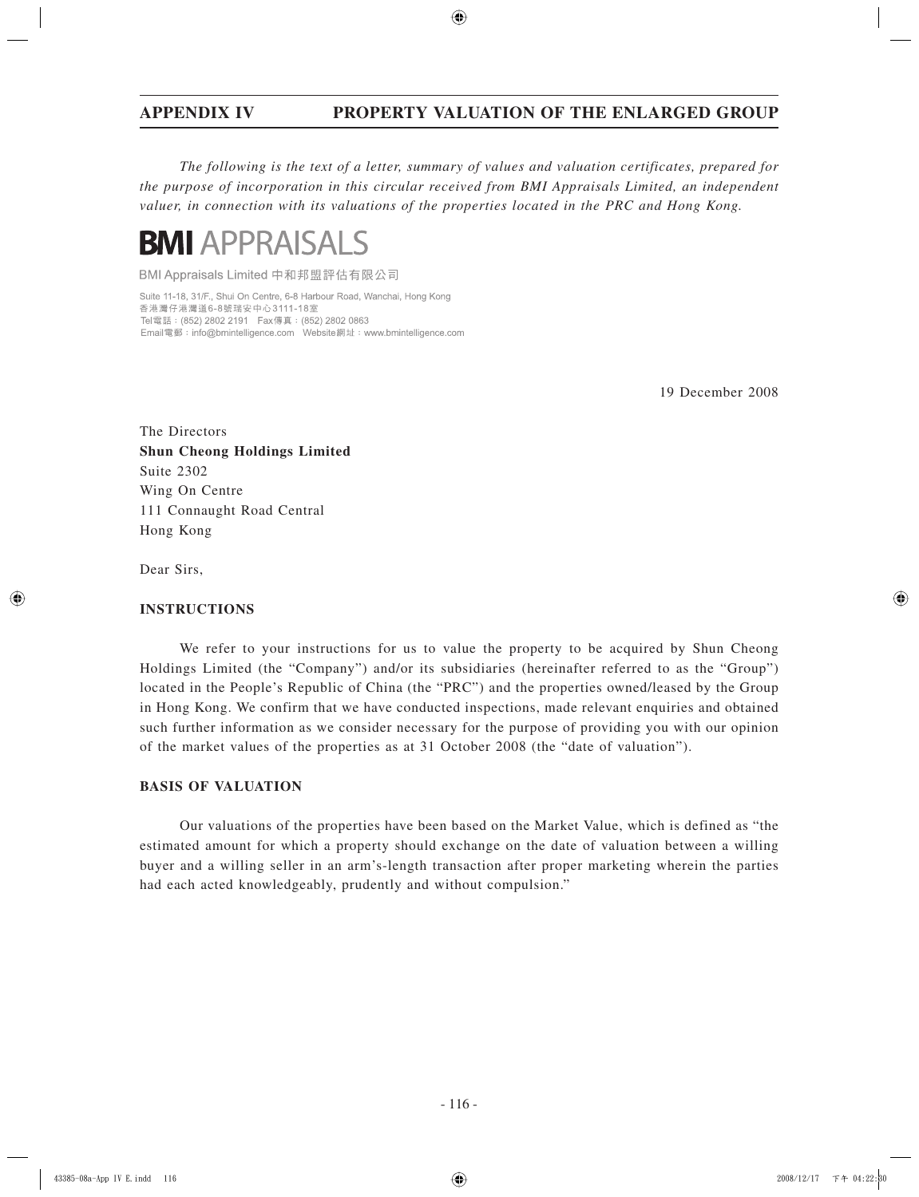## APPENDIX IV PROPERTY VALUATION OF THE ENLARGED GROUP

*The following is the text of a letter, summary of values and valuation certificates, prepared for the purpose of incorporation in this circular received from BMI Appraisals Limited, an independent valuer, in connection with its valuations of the properties located in the PRC and Hong Kong.*

**BMI** APPRAISALS

BMI Appraisals Limited 中和邦盟評估有限公司

Suite 11-18, 31/F., Shui On Centre, 6-8 Harbour Road, Wanchai, Hong Kong
香港灣仔港灣道6-8號瑞安中心3111-18室
Tel電話：(852) 2802 2191 Fax傳真：(852) 2802 0863
Email電郵：info@bmintelligence.com Website網址：www.bmintelligence.com

19 December 2008

The Directors
**Shun Cheong Holdings Limited**
Suite 2302
Wing On Centre
111 Connaught Road Central
Hong Kong

Dear Sirs,

### INSTRUCTIONS

We refer to your instructions for us to value the property to be acquired by Shun Cheong Holdings Limited (the "Company") and/or its subsidiaries (hereinafter referred to as the "Group") located in the People's Republic of China (the "PRC") and the properties owned/leased by the Group in Hong Kong. We confirm that we have conducted inspections, made relevant enquiries and obtained such further information as we consider necessary for the purpose of providing you with our opinion of the market values of the properties as at 31 October 2008 (the "date of valuation").

### BASIS OF VALUATION

Our valuations of the properties have been based on the Market Value, which is defined as "the estimated amount for which a property should exchange on the date of valuation between a willing buyer and a willing seller in an arm's-length transaction after proper marketing wherein the parties had each acted knowledgeably, prudently and without compulsion."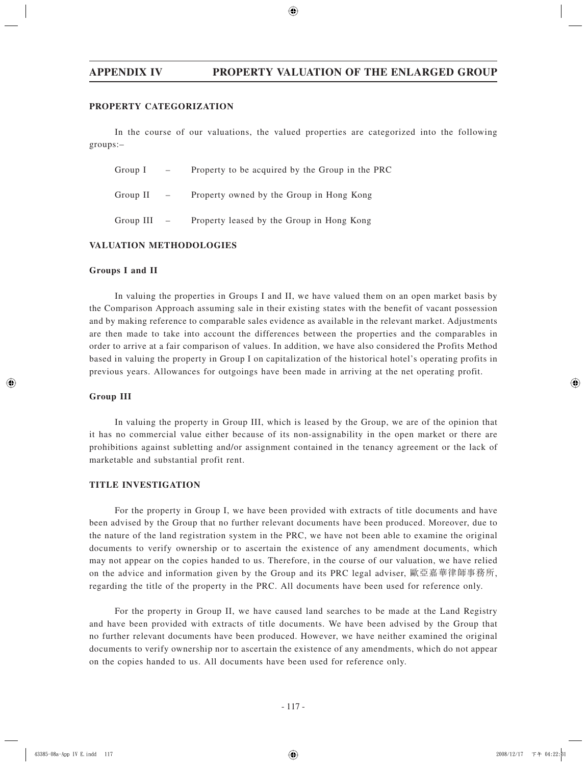## PROPERTY CATEGORIZATION

In the course of our valuations, the valued properties are categorized into the following groups:–

| | | |
|---|---|---|
| Group I | – | Property to be acquired by the Group in the PRC |
| Group II | – | Property owned by the Group in Hong Kong |
| Group III | – | Property leased by the Group in Hong Kong |

## VALUATION METHODOLOGIES

### Groups I and II

In valuing the properties in Groups I and II, we have valued them on an open market basis by the Comparison Approach assuming sale in their existing states with the benefit of vacant possession and by making reference to comparable sales evidence as available in the relevant market. Adjustments are then made to take into account the differences between the properties and the comparables in order to arrive at a fair comparison of values. In addition, we have also considered the Profits Method based in valuing the property in Group I on capitalization of the historical hotel's operating profits in previous years. Allowances for outgoings have been made in arriving at the net operating profit.

### Group III

In valuing the property in Group III, which is leased by the Group, we are of the opinion that it has no commercial value either because of its non-assignability in the open market or there are prohibitions against subletting and/or assignment contained in the tenancy agreement or the lack of marketable and substantial profit rent.

## TITLE INVESTIGATION

For the property in Group I, we have been provided with extracts of title documents and have been advised by the Group that no further relevant documents have been produced. Moreover, due to the nature of the land registration system in the PRC, we have not been able to examine the original documents to verify ownership or to ascertain the existence of any amendment documents, which may not appear on the copies handed to us. Therefore, in the course of our valuation, we have relied on the advice and information given by the Group and its PRC legal adviser, 歐亞嘉華律師事務所, regarding the title of the property in the PRC. All documents have been used for reference only.

For the property in Group II, we have caused land searches to be made at the Land Registry and have been provided with extracts of title documents. We have been advised by the Group that no further relevant documents have been produced. However, we have neither examined the original documents to verify ownership nor to ascertain the existence of any amendments, which do not appear on the copies handed to us. All documents have been used for reference only.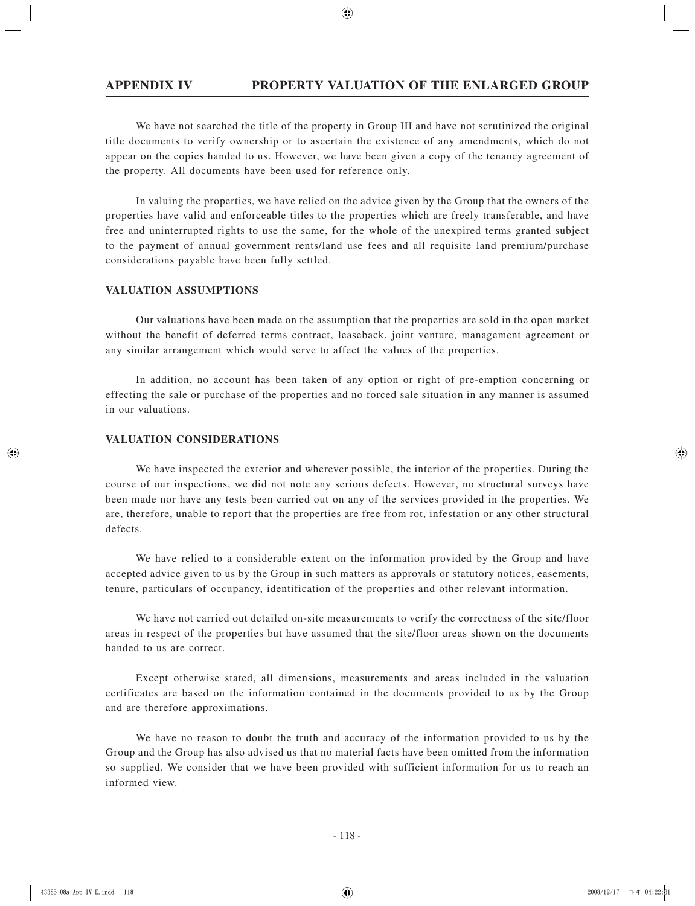We have not searched the title of the property in Group III and have not scrutinized the original title documents to verify ownership or to ascertain the existence of any amendments, which do not appear on the copies handed to us. However, we have been given a copy of the tenancy agreement of the property. All documents have been used for reference only.

In valuing the properties, we have relied on the advice given by the Group that the owners of the properties have valid and enforceable titles to the properties which are freely transferable, and have free and uninterrupted rights to use the same, for the whole of the unexpired terms granted subject to the payment of annual government rents/land use fees and all requisite land premium/purchase considerations payable have been fully settled.

## VALUATION ASSUMPTIONS

Our valuations have been made on the assumption that the properties are sold in the open market without the benefit of deferred terms contract, leaseback, joint venture, management agreement or any similar arrangement which would serve to affect the values of the properties.

In addition, no account has been taken of any option or right of pre-emption concerning or effecting the sale or purchase of the properties and no forced sale situation in any manner is assumed in our valuations.

## VALUATION CONSIDERATIONS

We have inspected the exterior and wherever possible, the interior of the properties. During the course of our inspections, we did not note any serious defects. However, no structural surveys have been made nor have any tests been carried out on any of the services provided in the properties. We are, therefore, unable to report that the properties are free from rot, infestation or any other structural defects.

We have relied to a considerable extent on the information provided by the Group and have accepted advice given to us by the Group in such matters as approvals or statutory notices, easements, tenure, particulars of occupancy, identification of the properties and other relevant information.

We have not carried out detailed on-site measurements to verify the correctness of the site/floor areas in respect of the properties but have assumed that the site/floor areas shown on the documents handed to us are correct.

Except otherwise stated, all dimensions, measurements and areas included in the valuation certificates are based on the information contained in the documents provided to us by the Group and are therefore approximations.

We have no reason to doubt the truth and accuracy of the information provided to us by the Group and the Group has also advised us that no material facts have been omitted from the information so supplied. We consider that we have been provided with sufficient information for us to reach an informed view.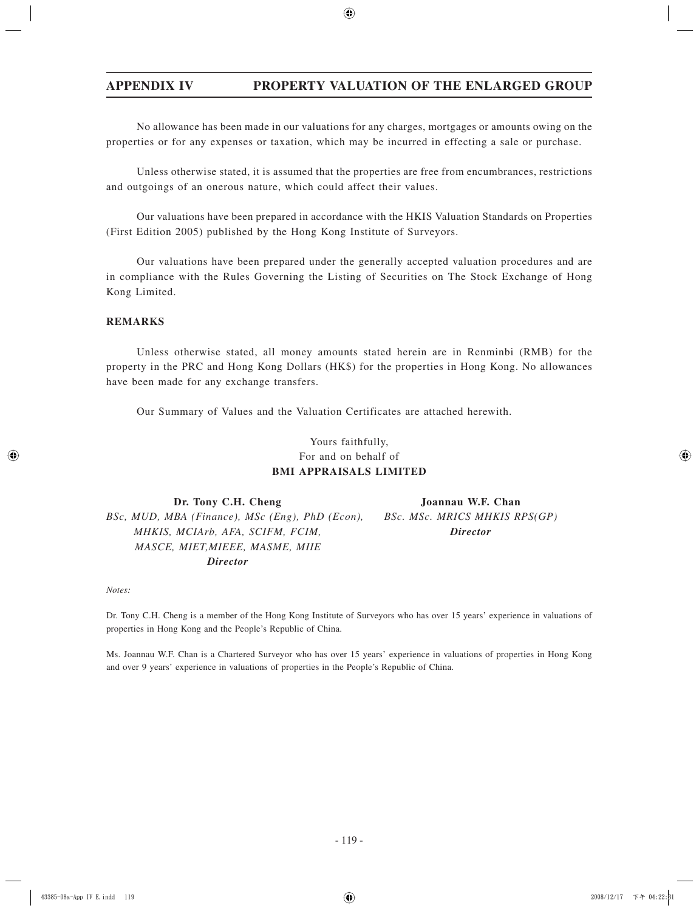No allowance has been made in our valuations for any charges, mortgages or amounts owing on the properties or for any expenses or taxation, which may be incurred in effecting a sale or purchase.

Unless otherwise stated, it is assumed that the properties are free from encumbrances, restrictions and outgoings of an onerous nature, which could affect their values.

Our valuations have been prepared in accordance with the HKIS Valuation Standards on Properties (First Edition 2005) published by the Hong Kong Institute of Surveyors.

Our valuations have been prepared under the generally accepted valuation procedures and are in compliance with the Rules Governing the Listing of Securities on The Stock Exchange of Hong Kong Limited.

**REMARKS**

Unless otherwise stated, all money amounts stated herein are in Renminbi (RMB) for the property in the PRC and Hong Kong Dollars (HK$) for the properties in Hong Kong. No allowances have been made for any exchange transfers.

Our Summary of Values and the Valuation Certificates are attached herewith.

Yours faithfully,
For and on behalf of
**BMI APPRAISALS LIMITED**

**Dr. Tony C.H. Cheng**
*BSc, MUD, MBA (Finance), MSc (Eng), PhD (Econ), MHKIS, MCIArb, AFA, SCIFM, FCIM, MASCE, MIET,MIEEE, MASME, MIIE*
***Director***

**Joannau W.F. Chan**
*BSc. MSc. MRICS MHKIS RPS(GP)*
***Director***

*Notes:*

Dr. Tony C.H. Cheng is a member of the Hong Kong Institute of Surveyors who has over 15 years' experience in valuations of properties in Hong Kong and the People's Republic of China.

Ms. Joannau W.F. Chan is a Chartered Surveyor who has over 15 years' experience in valuations of properties in Hong Kong and over 9 years' experience in valuations of properties in the People's Republic of China.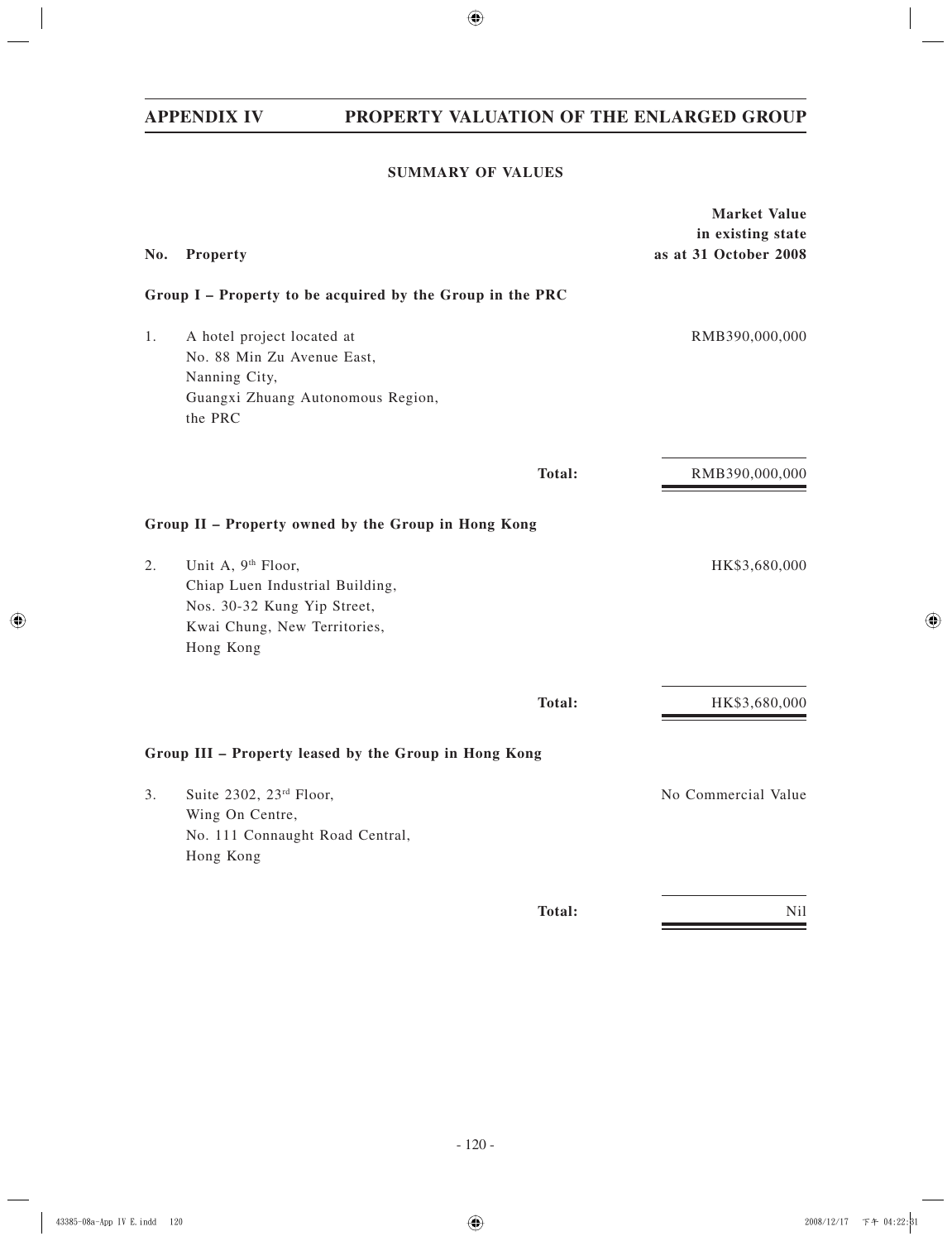## SUMMARY OF VALUES

| No. | Property | Market Value in existing state as at 31 October 2008 |
|---|---|---|
| | **Group I – Property to be acquired by the Group in the PRC** | |
| 1. | A hotel project located at No. 88 Min Zu Avenue East, Nanning City, Guangxi Zhuang Autonomous Region, the PRC | RMB390,000,000 |
| | **Total:** | RMB390,000,000 |
| | **Group II – Property owned by the Group in Hong Kong** | |
| 2. | Unit A, 9th Floor, Chiap Luen Industrial Building, Nos. 30-32 Kung Yip Street, Kwai Chung, New Territories, Hong Kong | HK$3,680,000 |
| | **Total:** | HK$3,680,000 |
| | **Group III – Property leased by the Group in Hong Kong** | |
| 3. | Suite 2302, 23rd Floor, Wing On Centre, No. 111 Connaught Road Central, Hong Kong | No Commercial Value |
| | **Total:** | Nil |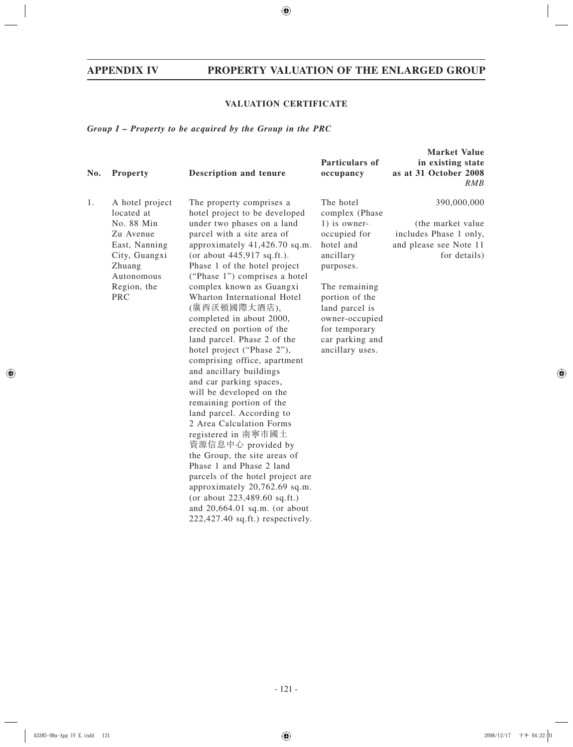## VALUATION CERTIFICATE

*Group I – Property to be acquired by the Group in the PRC*

| No. | Property | Description and tenure | Particulars of occupancy | Market Value in existing state as at 31 October 2008 *RMB* |
|---|---|---|---|---|
| 1. | A hotel project located at No. 88 Min Zu Avenue East, Nanning City, Guangxi Zhuang Autonomous Region, the PRC | The property comprises a hotel project to be developed under two phases on a land parcel with a site area of approximately 41,426.70 sq.m. (or about 445,917 sq.ft.). Phase 1 of the hotel project ("Phase 1") comprises a hotel complex known as Guangxi Wharton International Hotel (廣西沃頓國際大酒店), completed in about 2000, erected on portion of the land parcel. Phase 2 of the hotel project ("Phase 2"), comprising office, apartment and ancillary buildings and car parking spaces, will be developed on the remaining portion of the land parcel. According to 2 Area Calculation Forms registered in 南寧市國土資源信息中心 provided by the Group, the site areas of Phase 1 and Phase 2 land parcels of the hotel project are approximately 20,762.69 sq.m. (or about 223,489.60 sq.ft.) and 20,664.01 sq.m. (or about 222,427.40 sq.ft.) respectively. | The hotel complex (Phase 1) is owner-occupied for hotel and ancillary purposes.<br><br>The remaining portion of the land parcel is owner-occupied for temporary car parking and ancillary uses. | 390,000,000<br><br>(the market value includes Phase 1 only, and please see Note 11 for details) |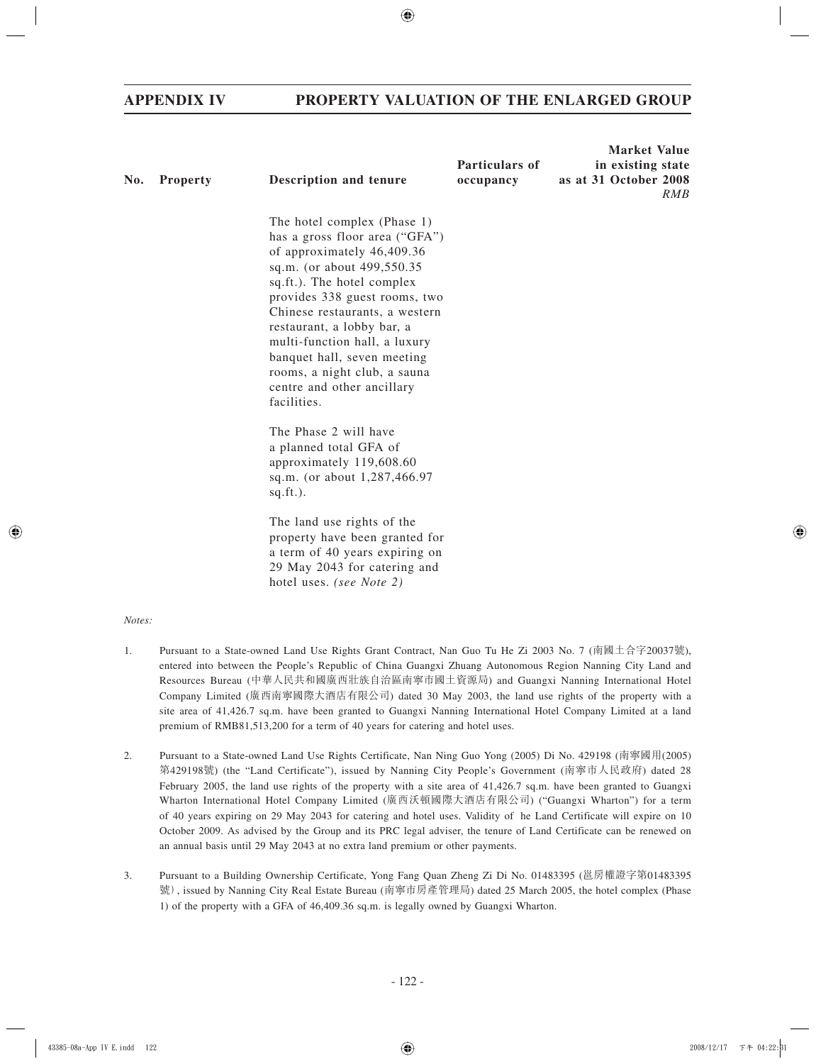## APPENDIX IV PROPERTY VALUATION OF THE ENLARGED GROUP

| No. | Property | Description and tenure | Particulars of occupancy | Market Value in existing state as at 31 October 2008 *RMB* |
|---|---|---|---|---|
| | | The hotel complex (Phase 1) has a gross floor area ("GFA") of approximately 46,409.36 sq.m. (or about 499,550.35 sq.ft.). The hotel complex provides 338 guest rooms, two Chinese restaurants, a western restaurant, a lobby bar, a multi-function hall, a luxury banquet hall, seven meeting rooms, a night club, a sauna centre and other ancillary facilities.<br><br>The Phase 2 will have a planned total GFA of approximately 119,608.60 sq.m. (or about 1,287,466.97 sq.ft.).<br><br>The land use rights of the property have been granted for a term of 40 years expiring on 29 May 2043 for catering and hotel uses. *(see Note 2)* | | |

*Notes:*

1. Pursuant to a State-owned Land Use Rights Grant Contract, Nan Guo Tu He Zi 2003 No. 7 (南國土合字20037號), entered into between the People's Republic of China Guangxi Zhuang Autonomous Region Nanning City Land and Resources Bureau (中華人民共和國廣西壯族自治區南寧市國土資源局) and Guangxi Nanning International Hotel Company Limited (廣西南寧國際大酒店有限公司) dated 30 May 2003, the land use rights of the property with a site area of 41,426.7 sq.m. have been granted to Guangxi Nanning International Hotel Company Limited at a land premium of RMB81,513,200 for a term of 40 years for catering and hotel uses.

2. Pursuant to a State-owned Land Use Rights Certificate, Nan Ning Guo Yong (2005) Di No. 429198 (南寧國用(2005)第429198號) (the "Land Certificate"), issued by Nanning City People's Government (南寧市人民政府) dated 28 February 2005, the land use rights of the property with a site area of 41,426.7 sq.m. have been granted to Guangxi Wharton International Hotel Company Limited (廣西沃頓國際大酒店有限公司) ("Guangxi Wharton") for a term of 40 years expiring on 29 May 2043 for catering and hotel uses. Validity of he Land Certificate will expire on 10 October 2009. As advised by the Group and its PRC legal adviser, the tenure of Land Certificate can be renewed on an annual basis until 29 May 2043 at no extra land premium or other payments.

3. Pursuant to a Building Ownership Certificate, Yong Fang Quan Zheng Zi Di No. 01483395 (邕房權證字第01483395號), issued by Nanning City Real Estate Bureau (南寧市房產管理局) dated 25 March 2005, the hotel complex (Phase 1) of the property with a GFA of 46,409.36 sq.m. is legally owned by Guangxi Wharton.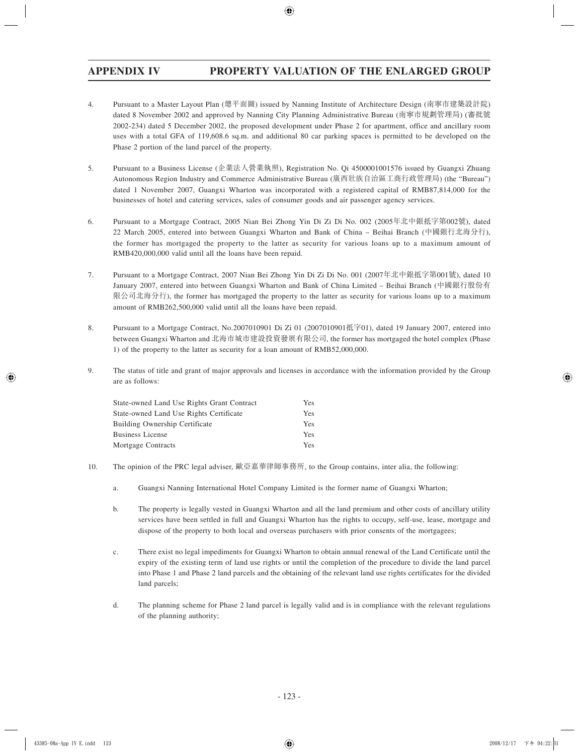4. Pursuant to a Master Layout Plan (總平面圖) issued by Nanning Institute of Architecture Design (南寧市建築設計院) dated 8 November 2002 and approved by Nanning City Planning Administrative Bureau (南寧市規劃管理局) (審批號 2002-234) dated 5 December 2002, the proposed development under Phase 2 for apartment, office and ancillary room uses with a total GFA of 119,608.6 sq.m. and additional 80 car parking spaces is permitted to be developed on the Phase 2 portion of the land parcel of the property.

5. Pursuant to a Business License (企業法人營業執照), Registration No. Qi 4500001001576 issued by Guangxi Zhuang Autonomous Region Industry and Commerce Administrative Bureau (廣西壯族自治區工商行政管理局) (the "Bureau") dated 1 November 2007, Guangxi Wharton was incorporated with a registered capital of RMB87,814,000 for the businesses of hotel and catering services, sales of consumer goods and air passenger agency services.

6. Pursuant to a Mortgage Contract, 2005 Nian Bei Zhong Yin Di Zi Di No. 002 (2005年北中銀抵字第002號), dated 22 March 2005, entered into between Guangxi Wharton and Bank of China – Beihai Branch (中國銀行北海分行), the former has mortgaged the property to the latter as security for various loans up to a maximum amount of RMB420,000,000 valid until all the loans have been repaid.

7. Pursuant to a Mortgage Contract, 2007 Nian Bei Zhong Yin Di Zi Di No. 001 (2007年北中銀抵字第001號), dated 10 January 2007, entered into between Guangxi Wharton and Bank of China Limited – Beihai Branch (中國銀行股份有限公司北海分行), the former has mortgaged the property to the latter as security for various loans up to a maximum amount of RMB262,500,000 valid until all the loans have been repaid.

8. Pursuant to a Mortgage Contract, No.2007010901 Di Zi 01 (2007010901抵字01), dated 19 January 2007, entered into between Guangxi Wharton and 北海市城市建設投資發展有限公司, the former has mortgaged the hotel complex (Phase 1) of the property to the latter as security for a loan amount of RMB52,000,000.

9. The status of title and grant of major approvals and licenses in accordance with the information provided by the Group are as follows:

| | |
|---|---|
| State-owned Land Use Rights Grant Contract | Yes |
| State-owned Land Use Rights Certificate | Yes |
| Building Ownership Certificate | Yes |
| Business License | Yes |
| Mortgage Contracts | Yes |

10. The opinion of the PRC legal adviser, 歐亞嘉華律師事務所, to the Group contains, inter alia, the following:

    a. Guangxi Nanning International Hotel Company Limited is the former name of Guangxi Wharton;

    b. The property is legally vested in Guangxi Wharton and all the land premium and other costs of ancillary utility services have been settled in full and Guangxi Wharton has the rights to occupy, self-use, lease, mortgage and dispose of the property to both local and overseas purchasers with prior consents of the mortgagees;

    c. There exist no legal impediments for Guangxi Wharton to obtain annual renewal of the Land Certificate until the expiry of the existing term of land use rights or until the completion of the procedure to divide the land parcel into Phase 1 and Phase 2 land parcels and the obtaining of the relevant land use rights certificates for the divided land parcels;

    d. The planning scheme for Phase 2 land parcel is legally valid and is in compliance with the relevant regulations of the planning authority;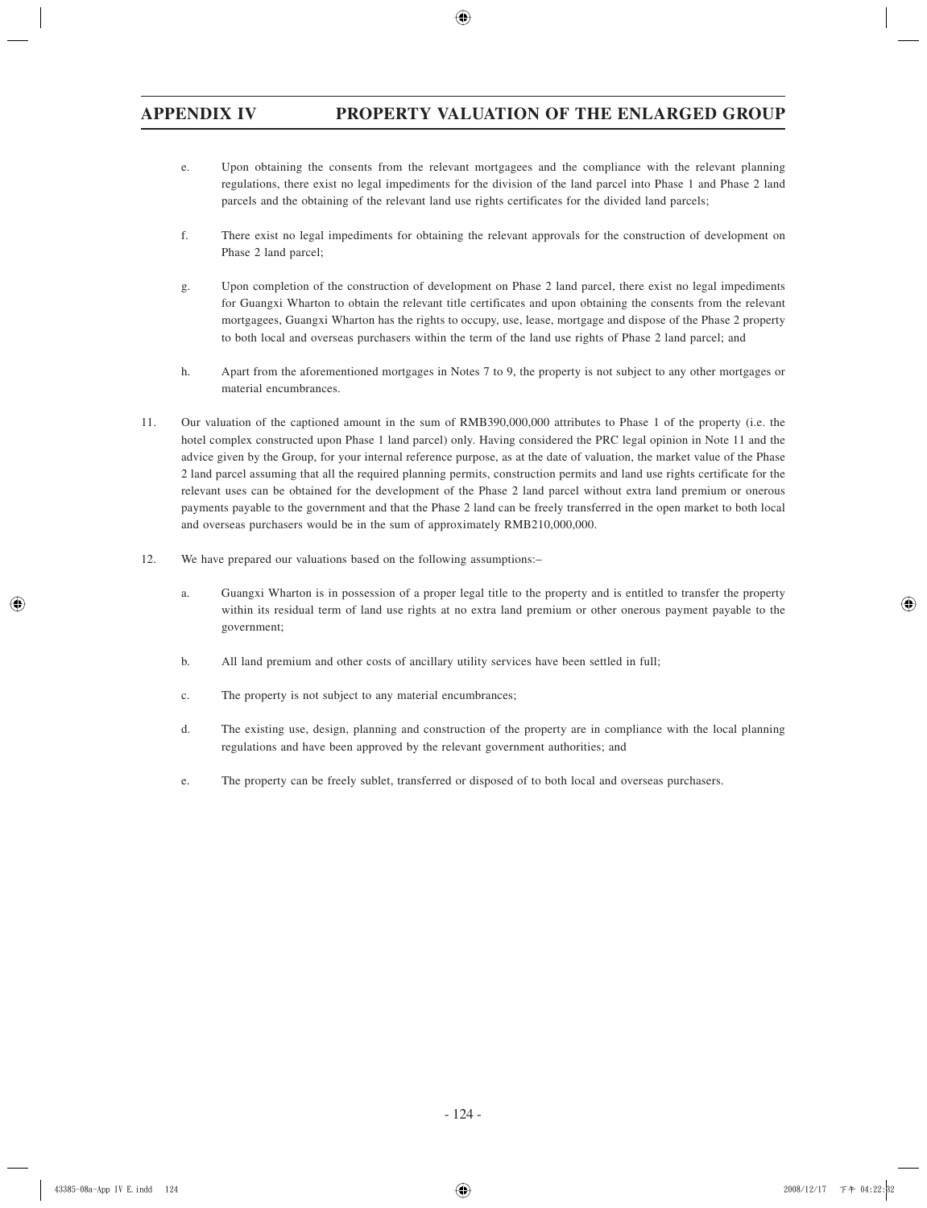e. Upon obtaining the consents from the relevant mortgagees and the compliance with the relevant planning regulations, there exist no legal impediments for the division of the land parcel into Phase 1 and Phase 2 land parcels and the obtaining of the relevant land use rights certificates for the divided land parcels;

f. There exist no legal impediments for obtaining the relevant approvals for the construction of development on Phase 2 land parcel;

g. Upon completion of the construction of development on Phase 2 land parcel, there exist no legal impediments for Guangxi Wharton to obtain the relevant title certificates and upon obtaining the consents from the relevant mortgagees, Guangxi Wharton has the rights to occupy, use, lease, mortgage and dispose of the Phase 2 property to both local and overseas purchasers within the term of the land use rights of Phase 2 land parcel; and

h. Apart from the aforementioned mortgages in Notes 7 to 9, the property is not subject to any other mortgages or material encumbrances.

11. Our valuation of the captioned amount in the sum of RMB390,000,000 attributes to Phase 1 of the property (i.e. the hotel complex constructed upon Phase 1 land parcel) only. Having considered the PRC legal opinion in Note 11 and the advice given by the Group, for your internal reference purpose, as at the date of valuation, the market value of the Phase 2 land parcel assuming that all the required planning permits, construction permits and land use rights certificate for the relevant uses can be obtained for the development of the Phase 2 land parcel without extra land premium or onerous payments payable to the government and that the Phase 2 land can be freely transferred in the open market to both local and overseas purchasers would be in the sum of approximately RMB210,000,000.

12. We have prepared our valuations based on the following assumptions:–

a. Guangxi Wharton is in possession of a proper legal title to the property and is entitled to transfer the property within its residual term of land use rights at no extra land premium or other onerous payment payable to the government;

b. All land premium and other costs of ancillary utility services have been settled in full;

c. The property is not subject to any material encumbrances;

d. The existing use, design, planning and construction of the property are in compliance with the local planning regulations and have been approved by the relevant government authorities; and

e. The property can be freely sublet, transferred or disposed of to both local and overseas purchasers.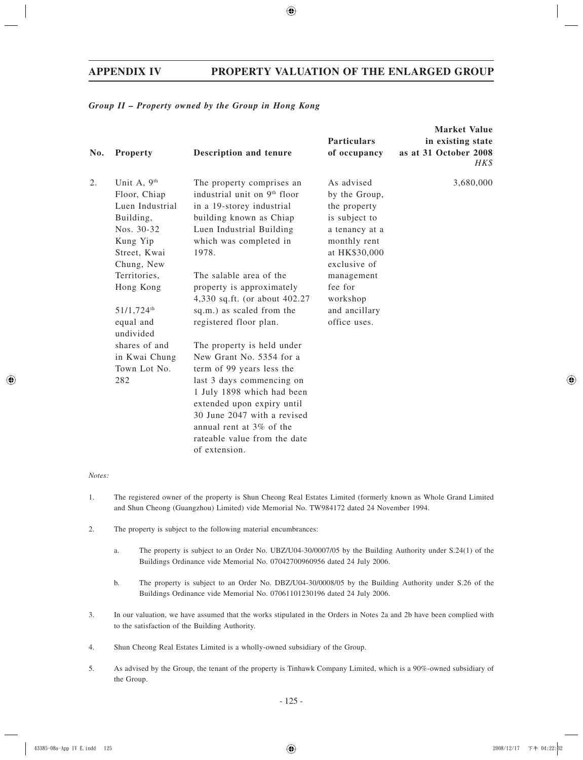## APPENDIX IV PROPERTY VALUATION OF THE ENLARGED GROUP

*Group II – Property owned by the Group in Hong Kong*

| No. | Property | Description and tenure | Particulars of occupancy | Market Value in existing state as at 31 October 2008 *HK$* |
|---|---|---|---|---|
| 2. | Unit A, 9th Floor, Chiap Luen Industrial Building, Nos. 30-32 Kung Yip Street, Kwai Chung, New Territories, Hong Kong<br><br>51/1,724th equal and undivided shares of and in Kwai Chung Town Lot No. 282 | The property comprises an industrial unit on 9th floor in a 19-storey industrial building known as Chiap Luen Industrial Building which was completed in 1978.<br><br>The salable area of the property is approximately 4,330 sq.ft. (or about 402.27 sq.m.) as scaled from the registered floor plan.<br><br>The property is held under New Grant No. 5354 for a term of 99 years less the last 3 days commencing on 1 July 1898 which had been extended upon expiry until 30 June 2047 with a revised annual rent at 3% of the rateable value from the date of extension. | As advised by the Group, the property is subject to a tenancy at a monthly rent at HK$30,000 exclusive of management fee for workshop and ancillary office uses. | 3,680,000 |

*Notes:*

1. The registered owner of the property is Shun Cheong Real Estates Limited (formerly known as Whole Grand Limited and Shun Cheong (Guangzhou) Limited) vide Memorial No. TW984172 dated 24 November 1994.

2. The property is subject to the following material encumbrances:

   a. The property is subject to an Order No. UBZ/U04-30/0007/05 by the Building Authority under S.24(1) of the Buildings Ordinance vide Memorial No. 07042700960956 dated 24 July 2006.

   b. The property is subject to an Order No. DBZ/U04-30/0008/05 by the Building Authority under S.26 of the Buildings Ordinance vide Memorial No. 07061101230196 dated 24 July 2006.

3. In our valuation, we have assumed that the works stipulated in the Orders in Notes 2a and 2b have been complied with to the satisfaction of the Building Authority.

4. Shun Cheong Real Estates Limited is a wholly-owned subsidiary of the Group.

5. As advised by the Group, the tenant of the property is Tinhawk Company Limited, which is a 90%-owned subsidiary of the Group.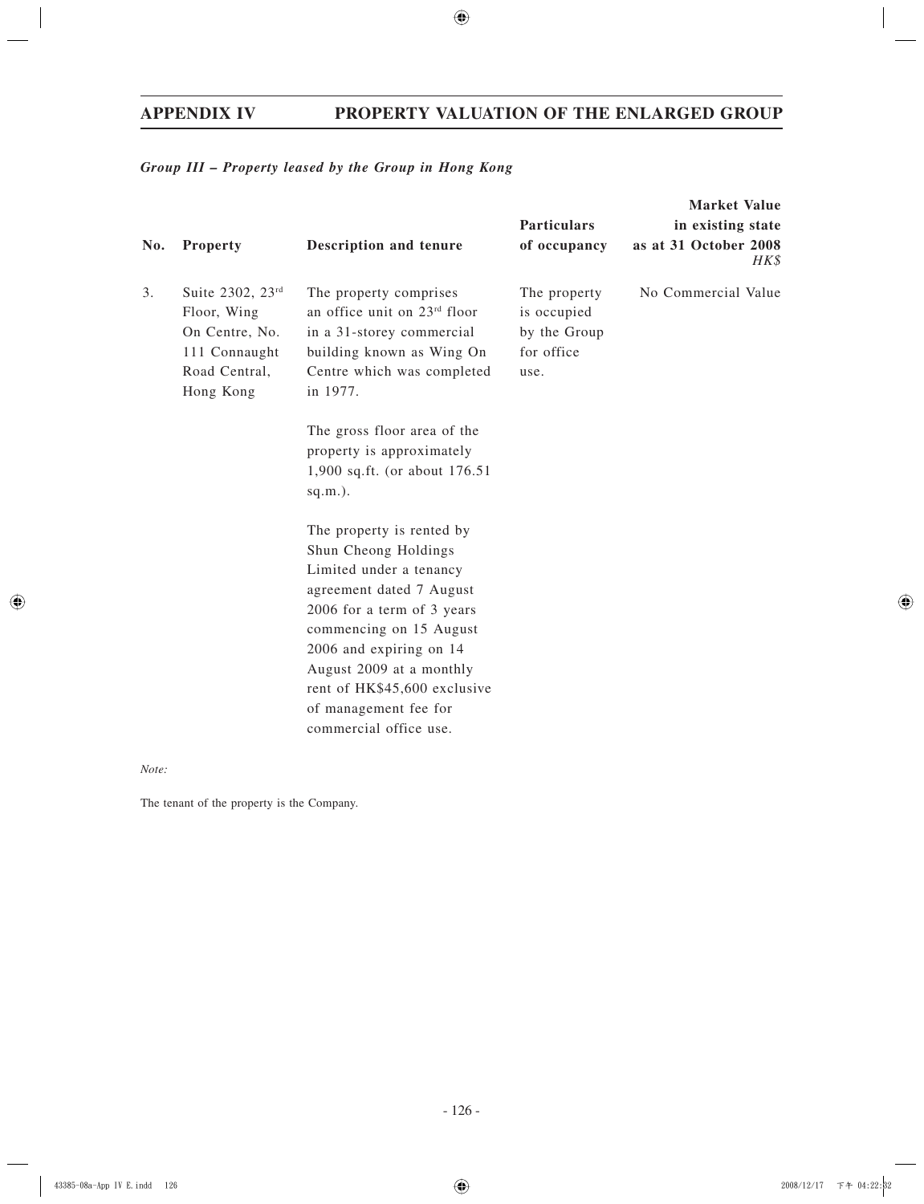*Group III – Property leased by the Group in Hong Kong*

| No. | Property | Description and tenure | Particulars of occupancy | Market Value in existing state as at 31 October 2008 *HK$* |
|---|---|---|---|---|
| 3. | Suite 2302, 23rd Floor, Wing On Centre, No. 111 Connaught Road Central, Hong Kong | The property comprises an office unit on 23rd floor in a 31-storey commercial building known as Wing On Centre which was completed in 1977.<br><br>The gross floor area of the property is approximately 1,900 sq.ft. (or about 176.51 sq.m.).<br><br>The property is rented by Shun Cheong Holdings Limited under a tenancy agreement dated 7 August 2006 for a term of 3 years commencing on 15 August 2006 and expiring on 14 August 2009 at a monthly rent of HK$45,600 exclusive of management fee for commercial office use. | The property is occupied by the Group for office use. | No Commercial Value |

*Note:*

The tenant of the property is the Company.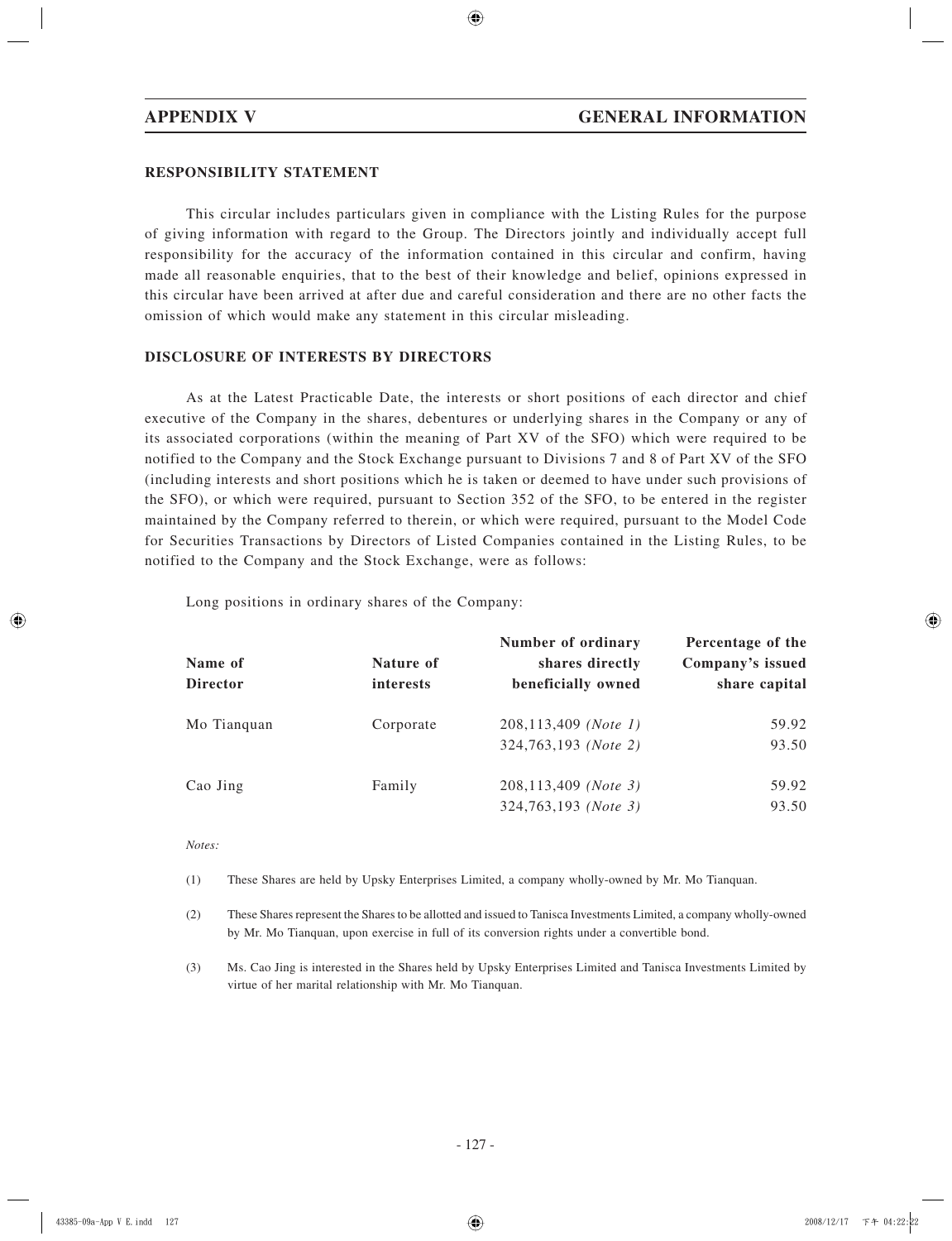## RESPONSIBILITY STATEMENT

This circular includes particulars given in compliance with the Listing Rules for the purpose of giving information with regard to the Group. The Directors jointly and individually accept full responsibility for the accuracy of the information contained in this circular and confirm, having made all reasonable enquiries, that to the best of their knowledge and belief, opinions expressed in this circular have been arrived at after due and careful consideration and there are no other facts the omission of which would make any statement in this circular misleading.

## DISCLOSURE OF INTERESTS BY DIRECTORS

As at the Latest Practicable Date, the interests or short positions of each director and chief executive of the Company in the shares, debentures or underlying shares in the Company or any of its associated corporations (within the meaning of Part XV of the SFO) which were required to be notified to the Company and the Stock Exchange pursuant to Divisions 7 and 8 of Part XV of the SFO (including interests and short positions which he is taken or deemed to have under such provisions of the SFO), or which were required, pursuant to Section 352 of the SFO, to be entered in the register maintained by the Company referred to therein, or which were required, pursuant to the Model Code for Securities Transactions by Directors of Listed Companies contained in the Listing Rules, to be notified to the Company and the Stock Exchange, were as follows:

Long positions in ordinary shares of the Company:

| Name of Director | Nature of interests | Number of ordinary shares directly beneficially owned | Percentage of the Company's issued share capital |
|---|---|---|---|
| Mo Tianquan | Corporate | 208,113,409 *(Note 1)* | 59.92 |
| | | 324,763,193 *(Note 2)* | 93.50 |
| Cao Jing | Family | 208,113,409 *(Note 3)* | 59.92 |
| | | 324,763,193 *(Note 3)* | 93.50 |

*Notes:*

(1) These Shares are held by Upsky Enterprises Limited, a company wholly-owned by Mr. Mo Tianquan.

(2) These Shares represent the Shares to be allotted and issued to Tanisca Investments Limited, a company wholly-owned by Mr. Mo Tianquan, upon exercise in full of its conversion rights under a convertible bond.

(3) Ms. Cao Jing is interested in the Shares held by Upsky Enterprises Limited and Tanisca Investments Limited by virtue of her marital relationship with Mr. Mo Tianquan.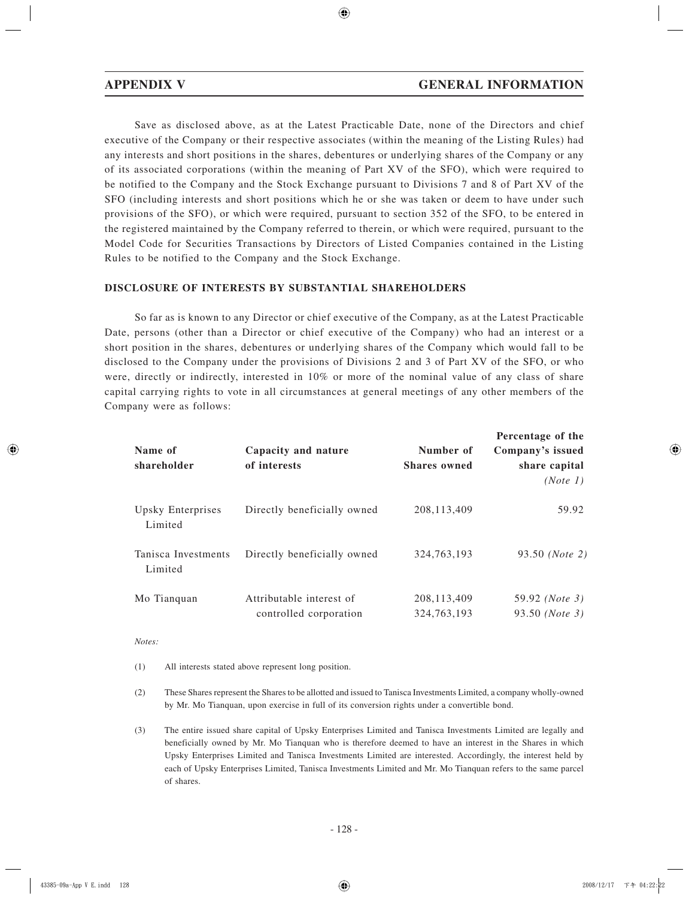Save as disclosed above, as at the Latest Practicable Date, none of the Directors and chief executive of the Company or their respective associates (within the meaning of the Listing Rules) had any interests and short positions in the shares, debentures or underlying shares of the Company or any of its associated corporations (within the meaning of Part XV of the SFO), which were required to be notified to the Company and the Stock Exchange pursuant to Divisions 7 and 8 of Part XV of the SFO (including interests and short positions which he or she was taken or deem to have under such provisions of the SFO), or which were required, pursuant to section 352 of the SFO, to be entered in the registered maintained by the Company referred to therein, or which were required, pursuant to the Model Code for Securities Transactions by Directors of Listed Companies contained in the Listing Rules to be notified to the Company and the Stock Exchange.

### DISCLOSURE OF INTERESTS BY SUBSTANTIAL SHAREHOLDERS

So far as is known to any Director or chief executive of the Company, as at the Latest Practicable Date, persons (other than a Director or chief executive of the Company) who had an interest or a short position in the shares, debentures or underlying shares of the Company which would fall to be disclosed to the Company under the provisions of Divisions 2 and 3 of Part XV of the SFO, or who were, directly or indirectly, interested in 10% or more of the nominal value of any class of share capital carrying rights to vote in all circumstances at general meetings of any other members of the Company were as follows:

| Name of shareholder | Capacity and nature of interests | Number of Shares owned | Percentage of the Company's issued share capital *(Note 1)* |
|---|---|---|---|
| Upsky Enterprises Limited | Directly beneficially owned | 208,113,409 | 59.92 |
| Tanisca Investments Limited | Directly beneficially owned | 324,763,193 | 93.50 *(Note 2)* |
| Mo Tianquan | Attributable interest of controlled corporation | 208,113,409<br>324,763,193 | 59.92 *(Note 3)*<br>93.50 *(Note 3)* |

*Notes:*

(1) All interests stated above represent long position.

(2) These Shares represent the Shares to be allotted and issued to Tanisca Investments Limited, a company wholly-owned by Mr. Mo Tianquan, upon exercise in full of its conversion rights under a convertible bond.

(3) The entire issued share capital of Upsky Enterprises Limited and Tanisca Investments Limited are legally and beneficially owned by Mr. Mo Tianquan who is therefore deemed to have an interest in the Shares in which Upsky Enterprises Limited and Tanisca Investments Limited are interested. Accordingly, the interest held by each of Upsky Enterprises Limited, Tanisca Investments Limited and Mr. Mo Tianquan refers to the same parcel of shares.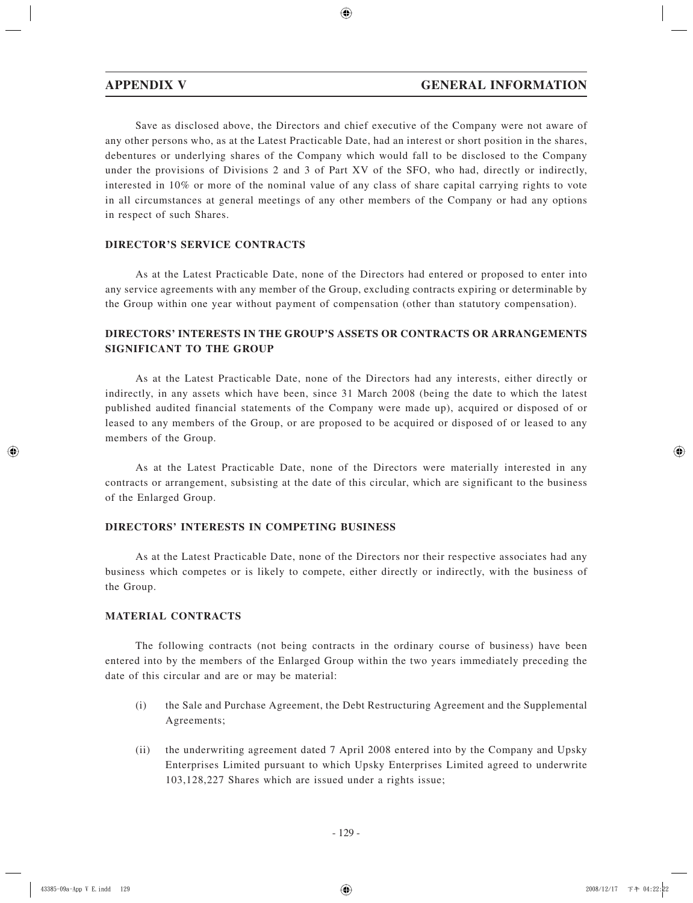Save as disclosed above, the Directors and chief executive of the Company were not aware of any other persons who, as at the Latest Practicable Date, had an interest or short position in the shares, debentures or underlying shares of the Company which would fall to be disclosed to the Company under the provisions of Divisions 2 and 3 of Part XV of the SFO, who had, directly or indirectly, interested in 10% or more of the nominal value of any class of share capital carrying rights to vote in all circumstances at general meetings of any other members of the Company or had any options in respect of such Shares.

## DIRECTOR'S SERVICE CONTRACTS

As at the Latest Practicable Date, none of the Directors had entered or proposed to enter into any service agreements with any member of the Group, excluding contracts expiring or determinable by the Group within one year without payment of compensation (other than statutory compensation).

## DIRECTORS' INTERESTS IN THE GROUP'S ASSETS OR CONTRACTS OR ARRANGEMENTS SIGNIFICANT TO THE GROUP

As at the Latest Practicable Date, none of the Directors had any interests, either directly or indirectly, in any assets which have been, since 31 March 2008 (being the date to which the latest published audited financial statements of the Company were made up), acquired or disposed of or leased to any members of the Group, or are proposed to be acquired or disposed of or leased to any members of the Group.

As at the Latest Practicable Date, none of the Directors were materially interested in any contracts or arrangement, subsisting at the date of this circular, which are significant to the business of the Enlarged Group.

## DIRECTORS' INTERESTS IN COMPETING BUSINESS

As at the Latest Practicable Date, none of the Directors nor their respective associates had any business which competes or is likely to compete, either directly or indirectly, with the business of the Group.

## MATERIAL CONTRACTS

The following contracts (not being contracts in the ordinary course of business) have been entered into by the members of the Enlarged Group within the two years immediately preceding the date of this circular and are or may be material:

(i) the Sale and Purchase Agreement, the Debt Restructuring Agreement and the Supplemental Agreements;

(ii) the underwriting agreement dated 7 April 2008 entered into by the Company and Upsky Enterprises Limited pursuant to which Upsky Enterprises Limited agreed to underwrite 103,128,227 Shares which are issued under a rights issue;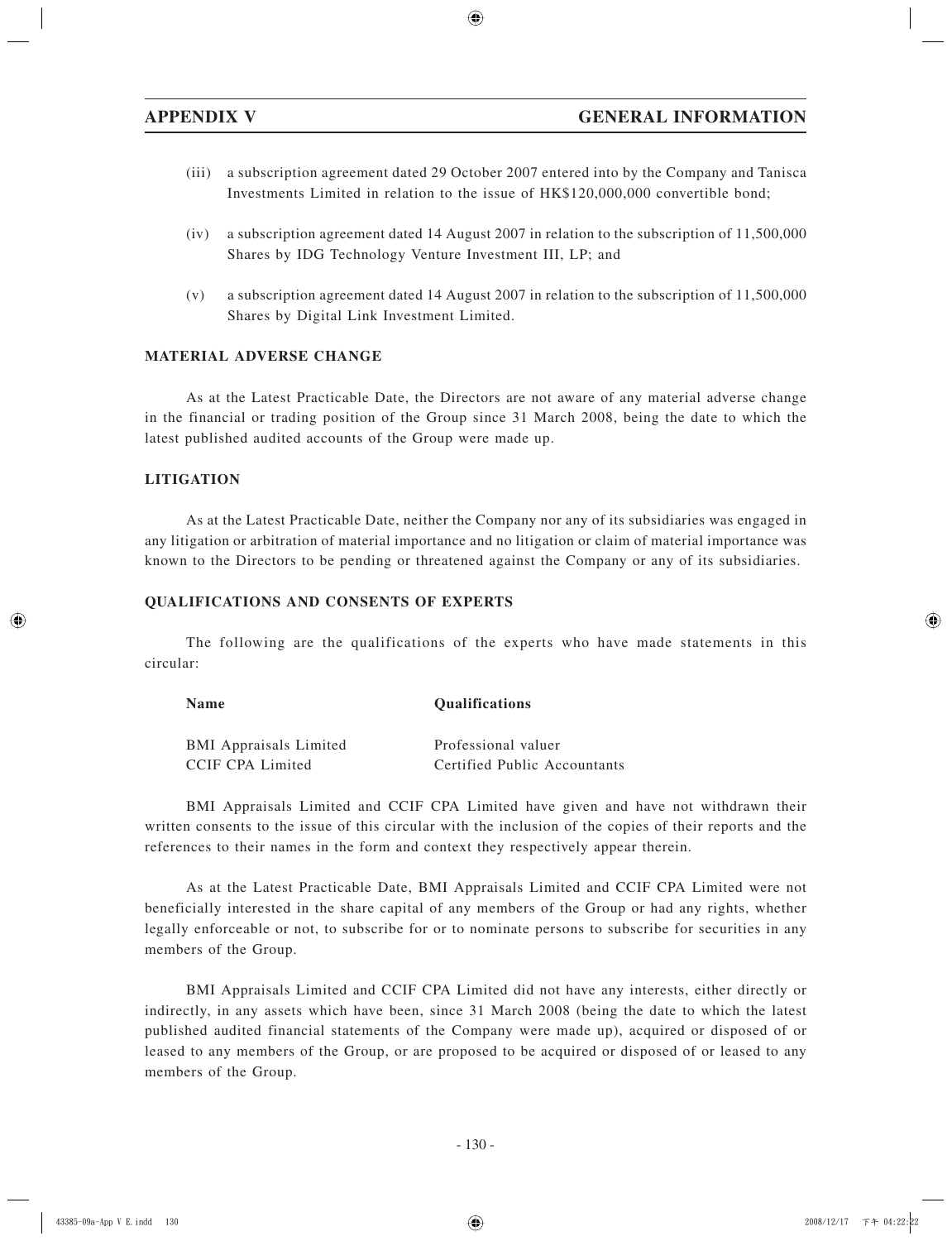(iii) a subscription agreement dated 29 October 2007 entered into by the Company and Tanisca Investments Limited in relation to the issue of HK$120,000,000 convertible bond;

(iv) a subscription agreement dated 14 August 2007 in relation to the subscription of 11,500,000 Shares by IDG Technology Venture Investment III, LP; and

(v) a subscription agreement dated 14 August 2007 in relation to the subscription of 11,500,000 Shares by Digital Link Investment Limited.

## MATERIAL ADVERSE CHANGE

As at the Latest Practicable Date, the Directors are not aware of any material adverse change in the financial or trading position of the Group since 31 March 2008, being the date to which the latest published audited accounts of the Group were made up.

## LITIGATION

As at the Latest Practicable Date, neither the Company nor any of its subsidiaries was engaged in any litigation or arbitration of material importance and no litigation or claim of material importance was known to the Directors to be pending or threatened against the Company or any of its subsidiaries.

## QUALIFICATIONS AND CONSENTS OF EXPERTS

The following are the qualifications of the experts who have made statements in this circular:

| Name | Qualifications |
|---|---|
| BMI Appraisals Limited | Professional valuer |
| CCIF CPA Limited | Certified Public Accountants |

BMI Appraisals Limited and CCIF CPA Limited have given and have not withdrawn their written consents to the issue of this circular with the inclusion of the copies of their reports and the references to their names in the form and context they respectively appear therein.

As at the Latest Practicable Date, BMI Appraisals Limited and CCIF CPA Limited were not beneficially interested in the share capital of any members of the Group or had any rights, whether legally enforceable or not, to subscribe for or to nominate persons to subscribe for securities in any members of the Group.

BMI Appraisals Limited and CCIF CPA Limited did not have any interests, either directly or indirectly, in any assets which have been, since 31 March 2008 (being the date to which the latest published audited financial statements of the Company were made up), acquired or disposed of or leased to any members of the Group, or are proposed to be acquired or disposed of or leased to any members of the Group.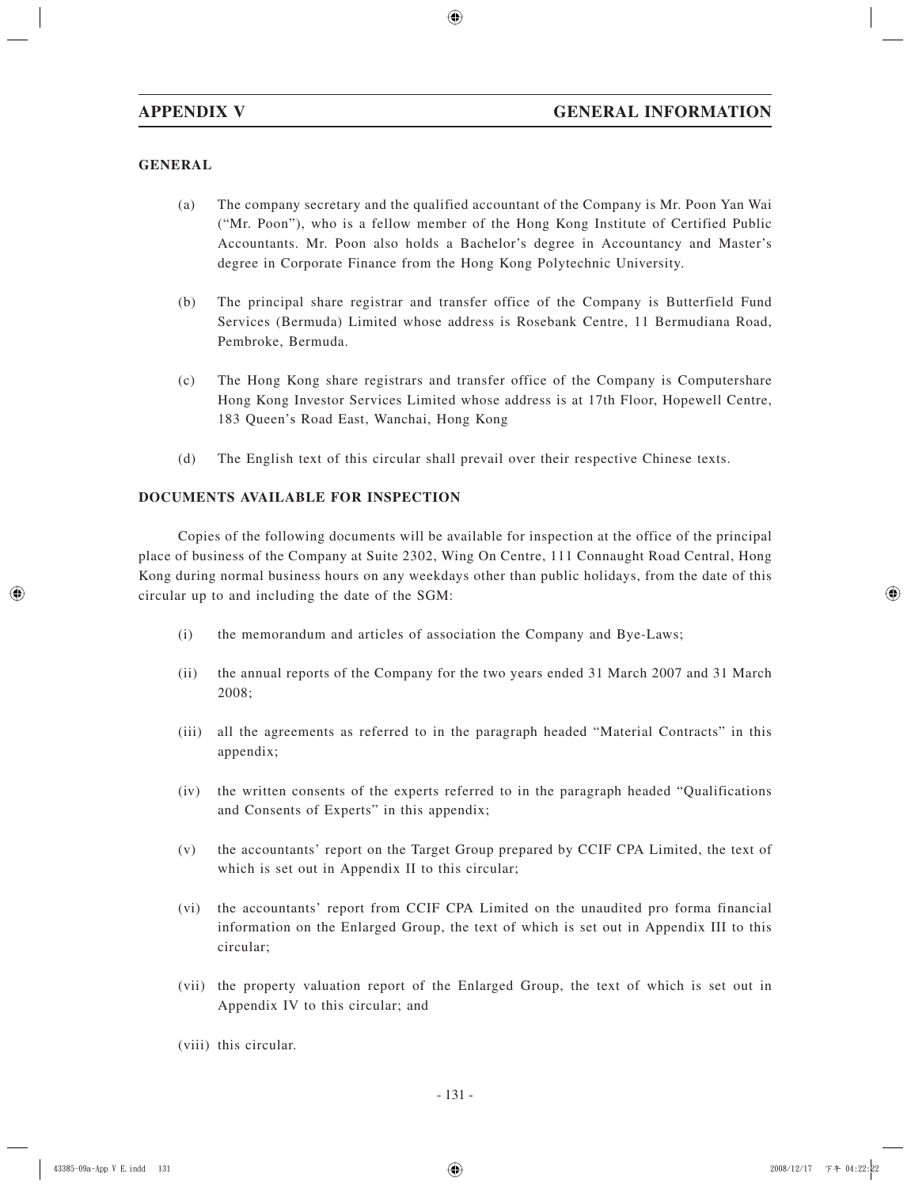## GENERAL

(a) The company secretary and the qualified accountant of the Company is Mr. Poon Yan Wai ("Mr. Poon"), who is a fellow member of the Hong Kong Institute of Certified Public Accountants. Mr. Poon also holds a Bachelor's degree in Accountancy and Master's degree in Corporate Finance from the Hong Kong Polytechnic University.

(b) The principal share registrar and transfer office of the Company is Butterfield Fund Services (Bermuda) Limited whose address is Rosebank Centre, 11 Bermudiana Road, Pembroke, Bermuda.

(c) The Hong Kong share registrars and transfer office of the Company is Computershare Hong Kong Investor Services Limited whose address is at 17th Floor, Hopewell Centre, 183 Queen's Road East, Wanchai, Hong Kong

(d) The English text of this circular shall prevail over their respective Chinese texts.

## DOCUMENTS AVAILABLE FOR INSPECTION

Copies of the following documents will be available for inspection at the office of the principal place of business of the Company at Suite 2302, Wing On Centre, 111 Connaught Road Central, Hong Kong during normal business hours on any weekdays other than public holidays, from the date of this circular up to and including the date of the SGM:

(i) the memorandum and articles of association the Company and Bye-Laws;

(ii) the annual reports of the Company for the two years ended 31 March 2007 and 31 March 2008;

(iii) all the agreements as referred to in the paragraph headed "Material Contracts" in this appendix;

(iv) the written consents of the experts referred to in the paragraph headed "Qualifications and Consents of Experts" in this appendix;

(v) the accountants' report on the Target Group prepared by CCIF CPA Limited, the text of which is set out in Appendix II to this circular;

(vi) the accountants' report from CCIF CPA Limited on the unaudited pro forma financial information on the Enlarged Group, the text of which is set out in Appendix III to this circular;

(vii) the property valuation report of the Enlarged Group, the text of which is set out in Appendix IV to this circular; and

(viii) this circular.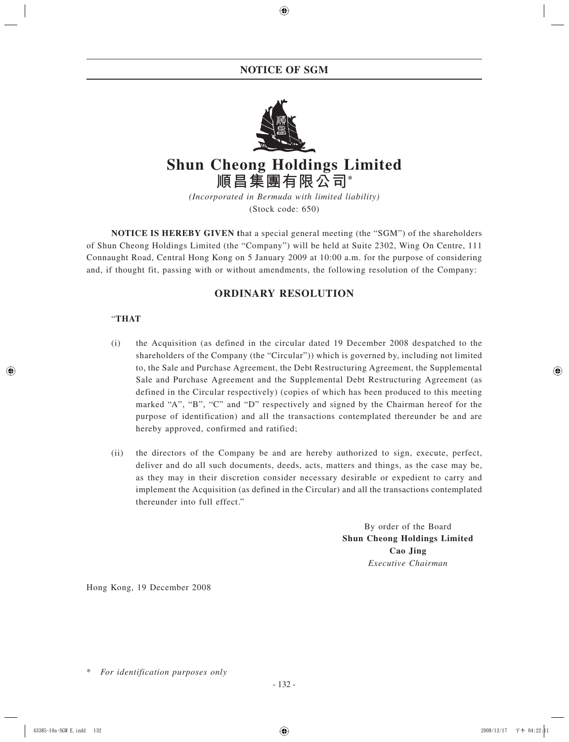# NOTICE OF SGM

# Shun Cheong Holdings Limited
# 順昌集團有限公司*

*(Incorporated in Bermuda with limited liability)*
(Stock code: 650)

**NOTICE IS HEREBY GIVEN t**hat a special general meeting (the "SGM") of the shareholders of Shun Cheong Holdings Limited (the "Company") will be held at Suite 2302, Wing On Centre, 111 Connaught Road, Central Hong Kong on 5 January 2009 at 10:00 a.m. for the purpose of considering and, if thought fit, passing with or without amendments, the following resolution of the Company:

## ORDINARY RESOLUTION

"**THAT**

(i) the Acquisition (as defined in the circular dated 19 December 2008 despatched to the shareholders of the Company (the "Circular")) which is governed by, including not limited to, the Sale and Purchase Agreement, the Debt Restructuring Agreement, the Supplemental Sale and Purchase Agreement and the Supplemental Debt Restructuring Agreement (as defined in the Circular respectively) (copies of which has been produced to this meeting marked "A", "B", "C" and "D" respectively and signed by the Chairman hereof for the purpose of identification) and all the transactions contemplated thereunder be and are hereby approved, confirmed and ratified;

(ii) the directors of the Company be and are hereby authorized to sign, execute, perfect, deliver and do all such documents, deeds, acts, matters and things, as the case may be, as they may in their discretion consider necessary desirable or expedient to carry and implement the Acquisition (as defined in the Circular) and all the transactions contemplated thereunder into full effect."

By order of the Board
**Shun Cheong Holdings Limited**
**Cao Jing**
*Executive Chairman*

Hong Kong, 19 December 2008

\* *For identification purposes only*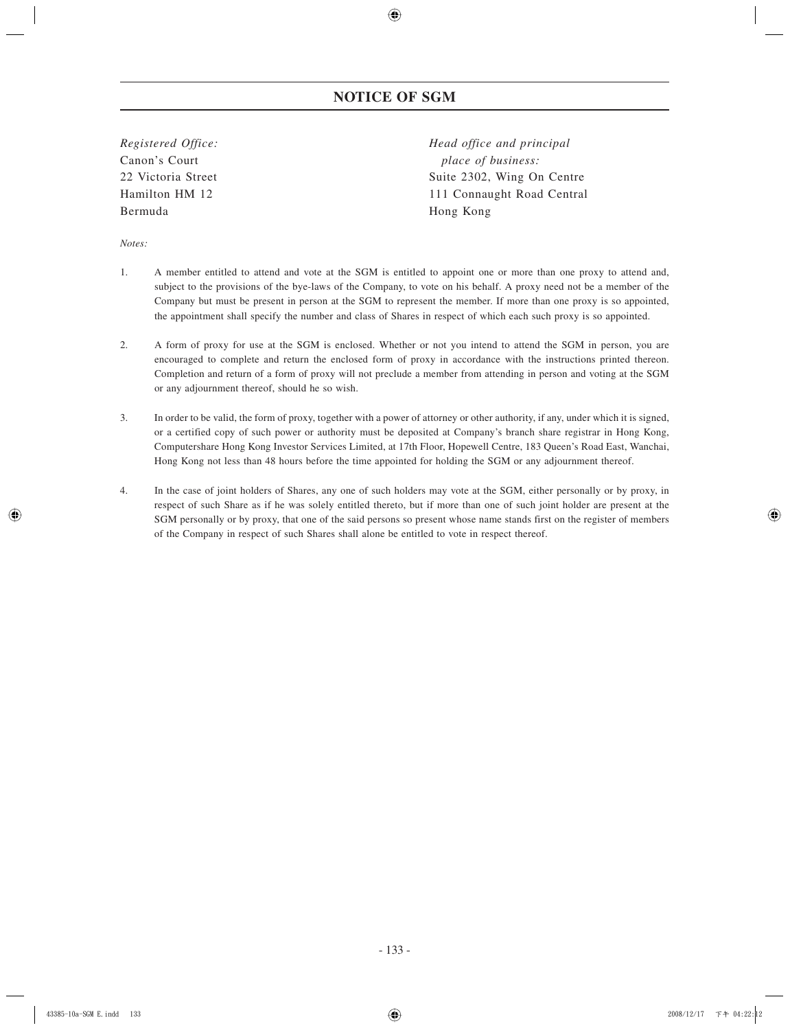## NOTICE OF SGM

*Registered Office:*
Canon's Court
22 Victoria Street
Hamilton HM 12
Bermuda

*Head office and principal place of business:*
Suite 2302, Wing On Centre
111 Connaught Road Central
Hong Kong

*Notes:*

1. A member entitled to attend and vote at the SGM is entitled to appoint one or more than one proxy to attend and, subject to the provisions of the bye-laws of the Company, to vote on his behalf. A proxy need not be a member of the Company but must be present in person at the SGM to represent the member. If more than one proxy is so appointed, the appointment shall specify the number and class of Shares in respect of which each such proxy is so appointed.

2. A form of proxy for use at the SGM is enclosed. Whether or not you intend to attend the SGM in person, you are encouraged to complete and return the enclosed form of proxy in accordance with the instructions printed thereon. Completion and return of a form of proxy will not preclude a member from attending in person and voting at the SGM or any adjournment thereof, should he so wish.

3. In order to be valid, the form of proxy, together with a power of attorney or other authority, if any, under which it is signed, or a certified copy of such power or authority must be deposited at Company's branch share registrar in Hong Kong, Computershare Hong Kong Investor Services Limited, at 17th Floor, Hopewell Centre, 183 Queen's Road East, Wanchai, Hong Kong not less than 48 hours before the time appointed for holding the SGM or any adjournment thereof.

4. In the case of joint holders of Shares, any one of such holders may vote at the SGM, either personally or by proxy, in respect of such Share as if he was solely entitled thereto, but if more than one of such joint holder are present at the SGM personally or by proxy, that one of the said persons so present whose name stands first on the register of members of the Company in respect of such Shares shall alone be entitled to vote in respect thereof.